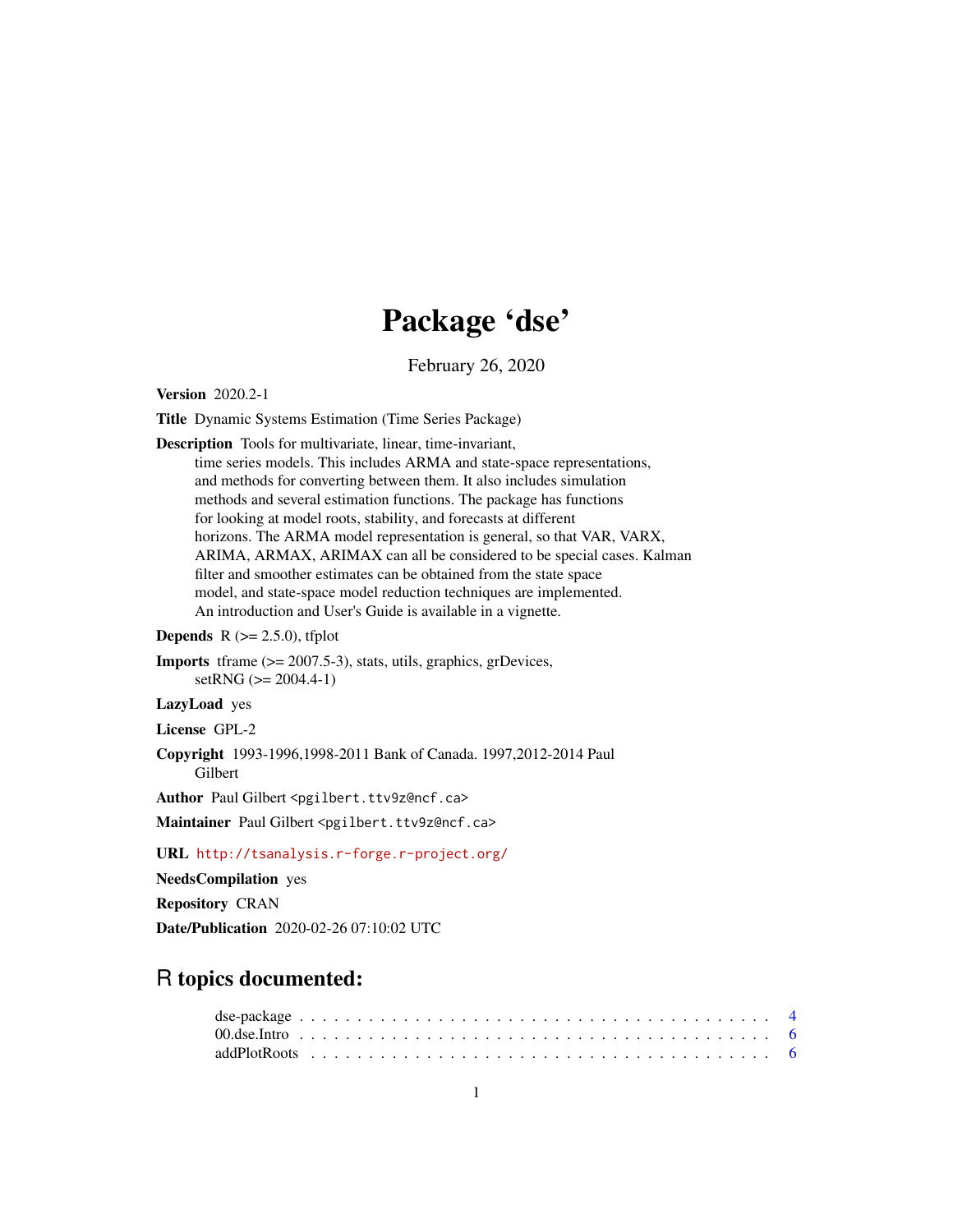# Package 'dse'

February 26, 2020

**Version** 2020.2-1

**Title** Dynamic Systems Estimation (Time Series Package)

**Description** Tools for multivariate, linear, time-invariant, time series models. This includes ARMA and state-space representations, and methods for converting between them. It also includes simulation methods and several estimation functions. The package has functions for looking at model roots, stability, and forecasts at different horizons. The ARMA model representation is general, so that VAR, VARX, ARIMA, ARMAX, ARIMAX can all be considered to be special cases. Kalman filter and smoother estimates can be obtained from the state space model, and state-space model reduction techniques are implemented. An introduction and User's Guide is available in a vignette.

**Depends** R (>= 2.5.0), tfplot

**Imports** tframe (>= 2007.5-3), stats, utils, graphics, grDevices, setRNG (>= 2004.4-1)

**LazyLoad** yes

**License** GPL-2

**Copyright** 1993-1996,1998-2011 Bank of Canada. 1997,2012-2014 Paul Gilbert

**Author** Paul Gilbert <pgilbert.ttv9z@ncf.ca>

**Maintainer** Paul Gilbert <pgilbert.ttv9z@ncf.ca>

**URL** http://tsanalysis.r-forge.r-project.org/

**NeedsCompilation** yes

**Repository** CRAN

**Date/Publication** 2020-02-26 07:10:02 UTC

## R topics documented:

dse-package . . . . . . . . . . . . . . . . . . . . . . . . . . . . . . . . . . . . . . 4
00.dse.Intro . . . . . . . . . . . . . . . . . . . . . . . . . . . . . . . . . . . . . . 6
addPlotRoots . . . . . . . . . . . . . . . . . . . . . . . . . . . . . . . . . . . . . 6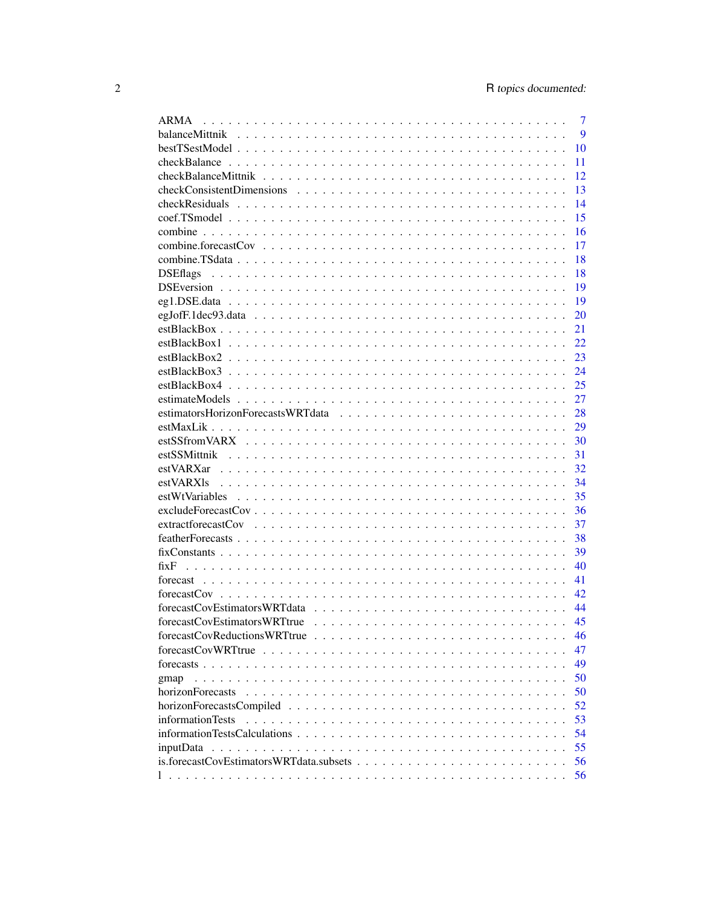ARMA . . . . . . . . . . . . . . . . . . . . . . . . . . . . . . . . . . . . . . . . . 7
balanceMittnik . . . . . . . . . . . . . . . . . . . . . . . . . . . . . . . . . . . . . 9
bestTSestModel . . . . . . . . . . . . . . . . . . . . . . . . . . . . . . . . . . . . . 10
checkBalance . . . . . . . . . . . . . . . . . . . . . . . . . . . . . . . . . . . . . . 11
checkBalanceMittnik . . . . . . . . . . . . . . . . . . . . . . . . . . . . . . . . . . 12
checkConsistentDimensions . . . . . . . . . . . . . . . . . . . . . . . . . . . . . . 13
checkResiduals . . . . . . . . . . . . . . . . . . . . . . . . . . . . . . . . . . . . . 14
coef.TSmodel . . . . . . . . . . . . . . . . . . . . . . . . . . . . . . . . . . . . . . 15
combine . . . . . . . . . . . . . . . . . . . . . . . . . . . . . . . . . . . . . . . . 16
combine.forecastCov . . . . . . . . . . . . . . . . . . . . . . . . . . . . . . . . . . 17
combine.TSdata . . . . . . . . . . . . . . . . . . . . . . . . . . . . . . . . . . . . . 18
DSEflags . . . . . . . . . . . . . . . . . . . . . . . . . . . . . . . . . . . . . . . 18
DSEversion . . . . . . . . . . . . . . . . . . . . . . . . . . . . . . . . . . . . . . 19
eg1.DSE.data . . . . . . . . . . . . . . . . . . . . . . . . . . . . . . . . . . . . . 19
egJofF.1dec93.data . . . . . . . . . . . . . . . . . . . . . . . . . . . . . . . . . . 20
estBlackBox . . . . . . . . . . . . . . . . . . . . . . . . . . . . . . . . . . . . . . 21
estBlackBox1 . . . . . . . . . . . . . . . . . . . . . . . . . . . . . . . . . . . . . 22
estBlackBox2 . . . . . . . . . . . . . . . . . . . . . . . . . . . . . . . . . . . . . 23
estBlackBox3 . . . . . . . . . . . . . . . . . . . . . . . . . . . . . . . . . . . . . 24
estBlackBox4 . . . . . . . . . . . . . . . . . . . . . . . . . . . . . . . . . . . . . 25
estimateModels . . . . . . . . . . . . . . . . . . . . . . . . . . . . . . . . . . . . . 27
estimatorsHorizonForecastsWRTdata . . . . . . . . . . . . . . . . . . . . . . . . . . 28
estMaxLik . . . . . . . . . . . . . . . . . . . . . . . . . . . . . . . . . . . . . . . 29
estSSfromVARX . . . . . . . . . . . . . . . . . . . . . . . . . . . . . . . . . . . . 30
estSSMittnik . . . . . . . . . . . . . . . . . . . . . . . . . . . . . . . . . . . . . . 31
estVARXar . . . . . . . . . . . . . . . . . . . . . . . . . . . . . . . . . . . . . . . 32
estVARXls . . . . . . . . . . . . . . . . . . . . . . . . . . . . . . . . . . . . . . . 34
estWtVariables . . . . . . . . . . . . . . . . . . . . . . . . . . . . . . . . . . . . . 35
excludeForecastCov . . . . . . . . . . . . . . . . . . . . . . . . . . . . . . . . . . . 36
extractforecastCov . . . . . . . . . . . . . . . . . . . . . . . . . . . . . . . . . . . 37
featherForecasts . . . . . . . . . . . . . . . . . . . . . . . . . . . . . . . . . . . . 38
fixConstants . . . . . . . . . . . . . . . . . . . . . . . . . . . . . . . . . . . . . . 39
fixF . . . . . . . . . . . . . . . . . . . . . . . . . . . . . . . . . . . . . . . . . . 40
forecast . . . . . . . . . . . . . . . . . . . . . . . . . . . . . . . . . . . . . . . . 41
forecastCov . . . . . . . . . . . . . . . . . . . . . . . . . . . . . . . . . . . . . . . 42
forecastCovEstimatorsWRTdata . . . . . . . . . . . . . . . . . . . . . . . . . . . . . 44
forecastCovEstimatorsWRTtrue . . . . . . . . . . . . . . . . . . . . . . . . . . . . . 45
forecastCovReductionsWRTtrue . . . . . . . . . . . . . . . . . . . . . . . . . . . . . 46
forecastCovWRTtrue . . . . . . . . . . . . . . . . . . . . . . . . . . . . . . . . . . . 47
forecasts . . . . . . . . . . . . . . . . . . . . . . . . . . . . . . . . . . . . . . . . 49
gmap . . . . . . . . . . . . . . . . . . . . . . . . . . . . . . . . . . . . . . . . . . 50
horizonForecasts . . . . . . . . . . . . . . . . . . . . . . . . . . . . . . . . . . . . 50
horizonForecastsCompiled . . . . . . . . . . . . . . . . . . . . . . . . . . . . . . . . 52
informationTests . . . . . . . . . . . . . . . . . . . . . . . . . . . . . . . . . . . . 53
informationTestsCalculations . . . . . . . . . . . . . . . . . . . . . . . . . . . . . . 54
inputData . . . . . . . . . . . . . . . . . . . . . . . . . . . . . . . . . . . . . . . 55
is.forecastCovEstimatorsWRTdata.subsets . . . . . . . . . . . . . . . . . . . . . . . . 56
l . . . . . . . . . . . . . . . . . . . . . . . . . . . . . . . . . . . . . . . . . . . 56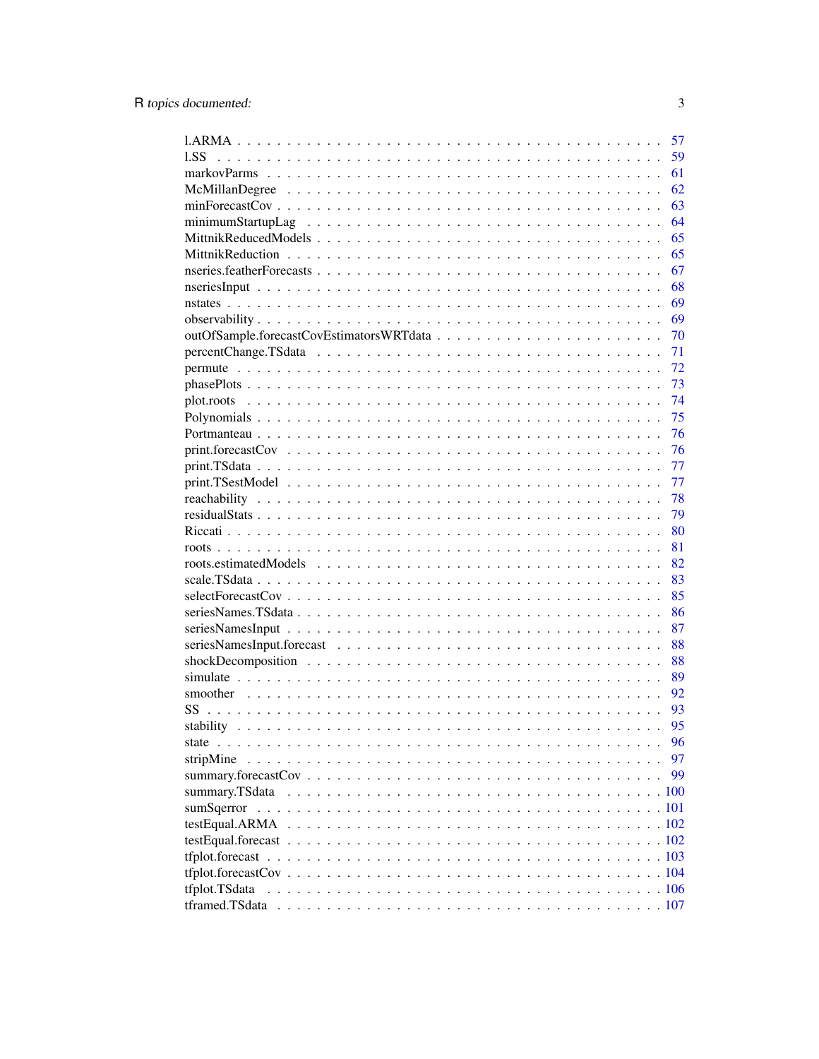l.ARMA . . . . . . . . . . . . . . . . . . . . . . . . . . . . . . . . . . . . . . . . . 57
l.SS . . . . . . . . . . . . . . . . . . . . . . . . . . . . . . . . . . . . . . . . . . 59
markovParms . . . . . . . . . . . . . . . . . . . . . . . . . . . . . . . . . . . . . . 61
McMillanDegree . . . . . . . . . . . . . . . . . . . . . . . . . . . . . . . . . . . . 62
minForecastCov . . . . . . . . . . . . . . . . . . . . . . . . . . . . . . . . . . . . 63
minimumStartupLag . . . . . . . . . . . . . . . . . . . . . . . . . . . . . . . . . . 64
MittnikReducedModels . . . . . . . . . . . . . . . . . . . . . . . . . . . . . . . . . 65
MittnikReduction . . . . . . . . . . . . . . . . . . . . . . . . . . . . . . . . . . . 65
nseries.featherForecasts . . . . . . . . . . . . . . . . . . . . . . . . . . . . . . . 67
nseriesInput . . . . . . . . . . . . . . . . . . . . . . . . . . . . . . . . . . . . . . 68
nstates . . . . . . . . . . . . . . . . . . . . . . . . . . . . . . . . . . . . . . . . 69
observability . . . . . . . . . . . . . . . . . . . . . . . . . . . . . . . . . . . . . 69
outOfSample.forecastCovEstimatorsWRTdata . . . . . . . . . . . . . . . . . . . . . . 70
percentChange.TSdata . . . . . . . . . . . . . . . . . . . . . . . . . . . . . . . . . 71
permute . . . . . . . . . . . . . . . . . . . . . . . . . . . . . . . . . . . . . . . . 72
phasePlots . . . . . . . . . . . . . . . . . . . . . . . . . . . . . . . . . . . . . . . 73
plot.roots . . . . . . . . . . . . . . . . . . . . . . . . . . . . . . . . . . . . . . . 74
Polynomials . . . . . . . . . . . . . . . . . . . . . . . . . . . . . . . . . . . . . . 75
Portmanteau . . . . . . . . . . . . . . . . . . . . . . . . . . . . . . . . . . . . . . 76
print.forecastCov . . . . . . . . . . . . . . . . . . . . . . . . . . . . . . . . . . . 76
print.TSdata . . . . . . . . . . . . . . . . . . . . . . . . . . . . . . . . . . . . . . 77
print.TSestModel . . . . . . . . . . . . . . . . . . . . . . . . . . . . . . . . . . . 77
reachability . . . . . . . . . . . . . . . . . . . . . . . . . . . . . . . . . . . . . . 78
residualStats . . . . . . . . . . . . . . . . . . . . . . . . . . . . . . . . . . . . . 79
Riccati . . . . . . . . . . . . . . . . . . . . . . . . . . . . . . . . . . . . . . . . 80
roots . . . . . . . . . . . . . . . . . . . . . . . . . . . . . . . . . . . . . . . . . 81
roots.estimatedModels . . . . . . . . . . . . . . . . . . . . . . . . . . . . . . . . . 82
scale.TSdata . . . . . . . . . . . . . . . . . . . . . . . . . . . . . . . . . . . . . . 83
selectForecastCov . . . . . . . . . . . . . . . . . . . . . . . . . . . . . . . . . . . 85
seriesNames.TSdata . . . . . . . . . . . . . . . . . . . . . . . . . . . . . . . . . . 86
seriesNamesInput . . . . . . . . . . . . . . . . . . . . . . . . . . . . . . . . . . . 87
seriesNamesInput.forecast . . . . . . . . . . . . . . . . . . . . . . . . . . . . . . . 88
shockDecomposition . . . . . . . . . . . . . . . . . . . . . . . . . . . . . . . . . . 88
simulate . . . . . . . . . . . . . . . . . . . . . . . . . . . . . . . . . . . . . . . . 89
smoother . . . . . . . . . . . . . . . . . . . . . . . . . . . . . . . . . . . . . . . . 92
SS . . . . . . . . . . . . . . . . . . . . . . . . . . . . . . . . . . . . . . . . . . 93
stability . . . . . . . . . . . . . . . . . . . . . . . . . . . . . . . . . . . . . . . 95
state . . . . . . . . . . . . . . . . . . . . . . . . . . . . . . . . . . . . . . . . . 96
stripMine . . . . . . . . . . . . . . . . . . . . . . . . . . . . . . . . . . . . . . . 97
summary.forecastCov . . . . . . . . . . . . . . . . . . . . . . . . . . . . . . . . . . 99
summary.TSdata . . . . . . . . . . . . . . . . . . . . . . . . . . . . . . . . . . . . 100
sumSqerror . . . . . . . . . . . . . . . . . . . . . . . . . . . . . . . . . . . . . . 101
testEqual.ARMA . . . . . . . . . . . . . . . . . . . . . . . . . . . . . . . . . . . . 102
testEqual.forecast . . . . . . . . . . . . . . . . . . . . . . . . . . . . . . . . . . 102
tfplot.forecast . . . . . . . . . . . . . . . . . . . . . . . . . . . . . . . . . . . . 103
tfplot.forecastCov . . . . . . . . . . . . . . . . . . . . . . . . . . . . . . . . . . 104
tfplot.TSdata . . . . . . . . . . . . . . . . . . . . . . . . . . . . . . . . . . . . . 106
tframed.TSdata . . . . . . . . . . . . . . . . . . . . . . . . . . . . . . . . . . . . 107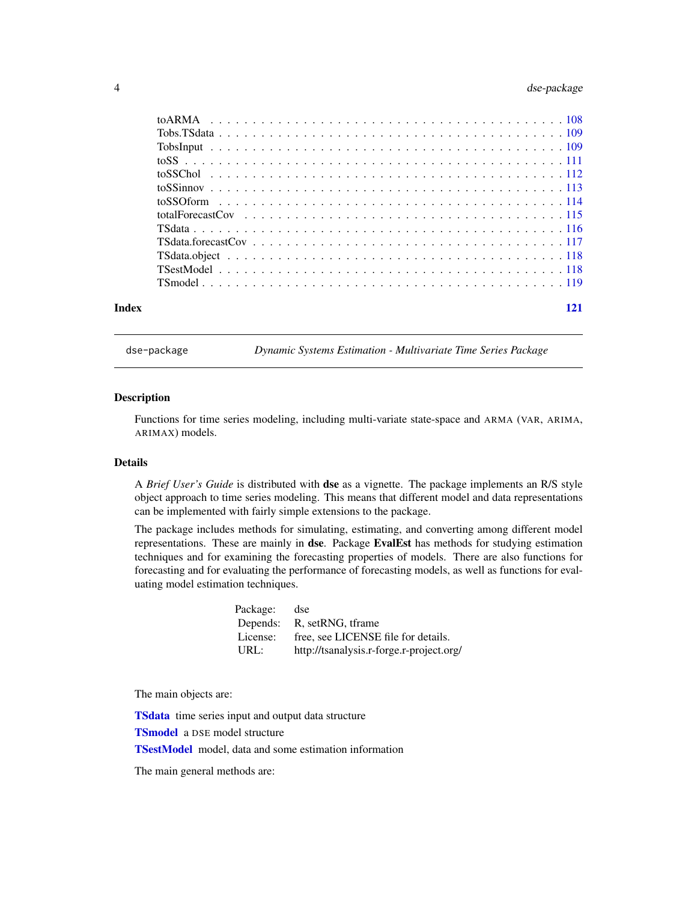toARMA . . . . . . . . . . . . . . . . . . . . . . . . . . . . . . . . . . . . . . . . . . 108
Tobs.TSdata . . . . . . . . . . . . . . . . . . . . . . . . . . . . . . . . . . . . . . . . 109
TobsInput . . . . . . . . . . . . . . . . . . . . . . . . . . . . . . . . . . . . . . . . . 109
toSS . . . . . . . . . . . . . . . . . . . . . . . . . . . . . . . . . . . . . . . . . . . . 111
toSSChol . . . . . . . . . . . . . . . . . . . . . . . . . . . . . . . . . . . . . . . . . 112
toSSinnov . . . . . . . . . . . . . . . . . . . . . . . . . . . . . . . . . . . . . . . . . 113
toSSOform . . . . . . . . . . . . . . . . . . . . . . . . . . . . . . . . . . . . . . . . . 114
totalForecastCov . . . . . . . . . . . . . . . . . . . . . . . . . . . . . . . . . . . . . 115
TSdata . . . . . . . . . . . . . . . . . . . . . . . . . . . . . . . . . . . . . . . . . . . 116
TSdata.forecastCov . . . . . . . . . . . . . . . . . . . . . . . . . . . . . . . . . . . . 117
TSdata.object . . . . . . . . . . . . . . . . . . . . . . . . . . . . . . . . . . . . . . . 118
TSestModel . . . . . . . . . . . . . . . . . . . . . . . . . . . . . . . . . . . . . . . . . 118
TSmodel . . . . . . . . . . . . . . . . . . . . . . . . . . . . . . . . . . . . . . . . . . 119

**Index** **121**

---

`dse-package` *Dynamic Systems Estimation - Multivariate Time Series Package*

---

### Description

Functions for time series modeling, including multi-variate state-space and ARMA (VAR, ARIMA, ARIMAX) models.

### Details

A *Brief User's Guide* is distributed with **dse** as a vignette. The package implements an R/S style object approach to time series modeling. This means that different model and data representations can be implemented with fairly simple extensions to the package.

The package includes methods for simulating, estimating, and converting among different model representations. These are mainly in **dse**. Package **EvalEst** has methods for studying estimation techniques and for examining the forecasting properties of models. There are also functions for forecasting and for evaluating the performance of forecasting models, as well as functions for evaluating model estimation techniques.

| | |
|---|---|
| Package: | dse |
| Depends: | R, setRNG, tframe |
| License: | free, see LICENSE file for details. |
| URL: | http://tsanalysis.r-forge.r-project.org/ |

The main objects are:

**TSdata** time series input and output data structure

**TSmodel** a DSE model structure

**TSestModel** model, data and some estimation information

The main general methods are: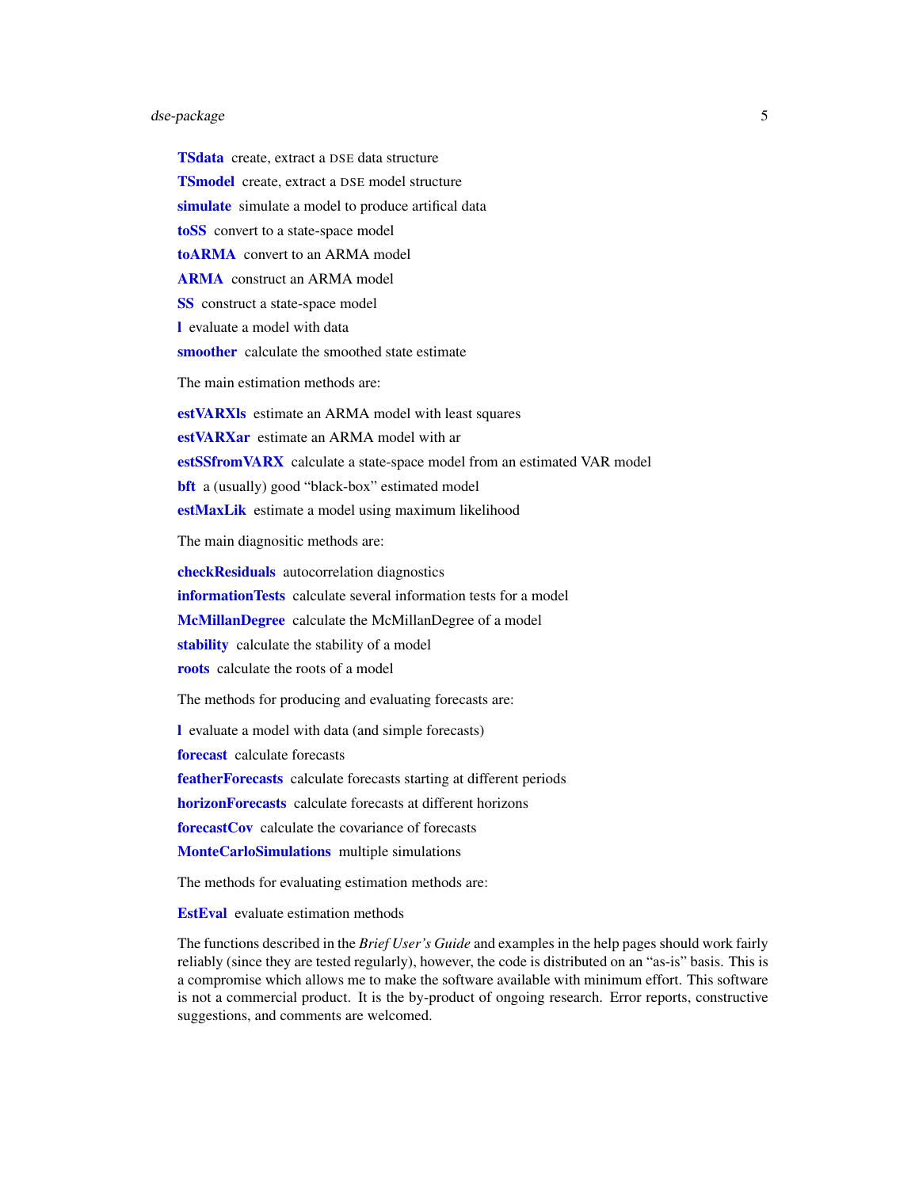**TSdata** create, extract a DSE data structure

**TSmodel** create, extract a DSE model structure

**simulate** simulate a model to produce artifical data

**toSS** convert to a state-space model

**toARMA** convert to an ARMA model

**ARMA** construct an ARMA model

**SS** construct a state-space model

**l** evaluate a model with data

**smoother** calculate the smoothed state estimate

The main estimation methods are:

**estVARXls** estimate an ARMA model with least squares

**estVARXar** estimate an ARMA model with ar

**estSSfromVARX** calculate a state-space model from an estimated VAR model

**bft** a (usually) good "black-box" estimated model

**estMaxLik** estimate a model using maximum likelihood

The main diagnositic methods are:

**checkResiduals** autocorrelation diagnostics

**informationTests** calculate several information tests for a model

**McMillanDegree** calculate the McMillanDegree of a model

**stability** calculate the stability of a model

**roots** calculate the roots of a model

The methods for producing and evaluating forecasts are:

**l** evaluate a model with data (and simple forecasts)

**forecast** calculate forecasts

**featherForecasts** calculate forecasts starting at different periods

**horizonForecasts** calculate forecasts at different horizons

**forecastCov** calculate the covariance of forecasts

**MonteCarloSimulations** multiple simulations

The methods for evaluating estimation methods are:

**EstEval** evaluate estimation methods

The functions described in the *Brief User's Guide* and examples in the help pages should work fairly reliably (since they are tested regularly), however, the code is distributed on an "as-is" basis. This is a compromise which allows me to make the software available with minimum effort. This software is not a commercial product. It is the by-product of ongoing research. Error reports, constructive suggestions, and comments are welcomed.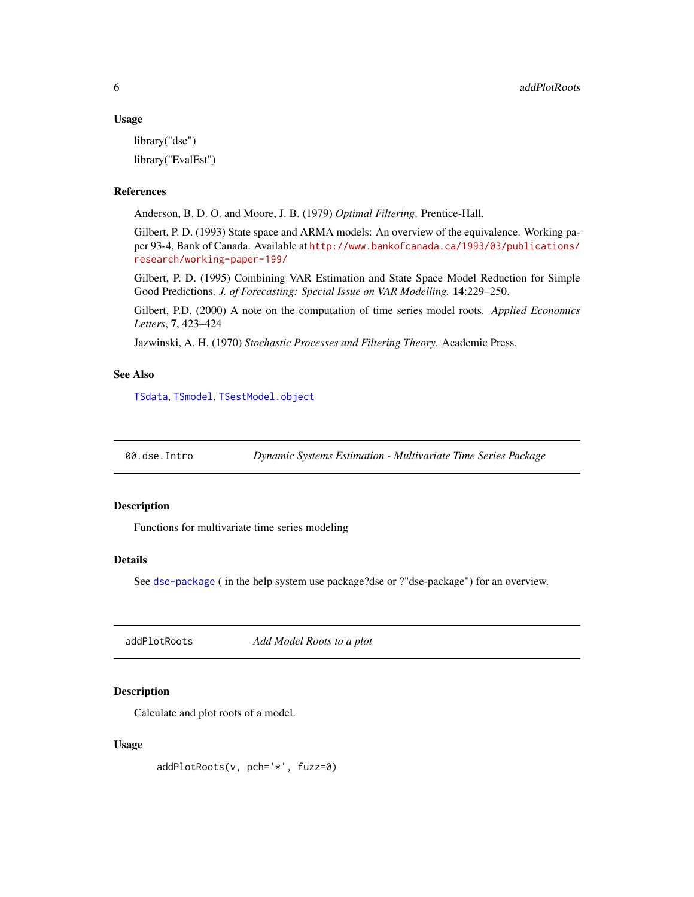### Usage

library("dse")

library("EvalEst")

### References

Anderson, B. D. O. and Moore, J. B. (1979) *Optimal Filtering*. Prentice-Hall.

Gilbert, P. D. (1993) State space and ARMA models: An overview of the equivalence. Working paper 93-4, Bank of Canada. Available at http://www.bankofcanada.ca/1993/03/publications/research/working-paper-199/

Gilbert, P. D. (1995) Combining VAR Estimation and State Space Model Reduction for Simple Good Predictions. *J. of Forecasting: Special Issue on VAR Modelling.* **14**:229–250.

Gilbert, P.D. (2000) A note on the computation of time series model roots. *Applied Economics Letters*, **7**, 423–424

Jazwinski, A. H. (1970) *Stochastic Processes and Filtering Theory*. Academic Press.

### See Also

`TSdata`, `TSmodel`, `TSestModel.object`

---

## 00.dse.Intro — *Dynamic Systems Estimation - Multivariate Time Series Package*

### Description

Functions for multivariate time series modeling

### Details

See `dse-package` ( in the help system use package?dse or ?"dse-package") for an overview.

---

## addPlotRoots — *Add Model Roots to a plot*

### Description

Calculate and plot roots of a model.

### Usage

```
addPlotRoots(v, pch='*', fuzz=0)
```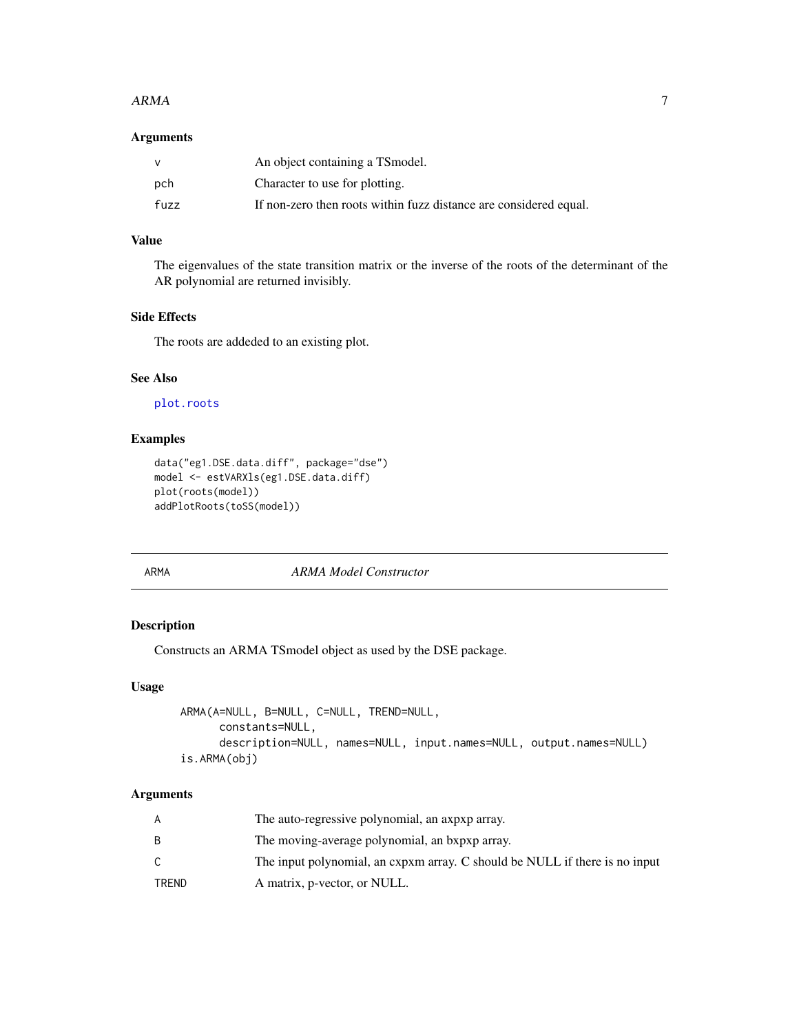### Arguments

| | |
|---|---|
| v | An object containing a TSmodel. |
| pch | Character to use for plotting. |
| fuzz | If non-zero then roots within fuzz distance are considered equal. |

### Value

The eigenvalues of the state transition matrix or the inverse of the roots of the determinant of the AR polynomial are returned invisibly.

### Side Effects

The roots are addeded to an existing plot.

### See Also

plot.roots

### Examples

```
data("eg1.DSE.data.diff", package="dse")
model <- estVARXls(eg1.DSE.data.diff)
plot(roots(model))
addPlotRoots(toSS(model))
```

---

## ARMA *ARMA Model Constructor*

### Description

Constructs an ARMA TSmodel object as used by the DSE package.

### Usage

```
ARMA(A=NULL, B=NULL, C=NULL, TREND=NULL,
      constants=NULL,
      description=NULL, names=NULL, input.names=NULL, output.names=NULL)
is.ARMA(obj)
```

### Arguments

| | |
|---|---|
| A | The auto-regressive polynomial, an axpxp array. |
| B | The moving-average polynomial, an bxpxp array. |
| C | The input polynomial, an cxpxm array. C should be NULL if there is no input |
| TREND | A matrix, p-vector, or NULL. |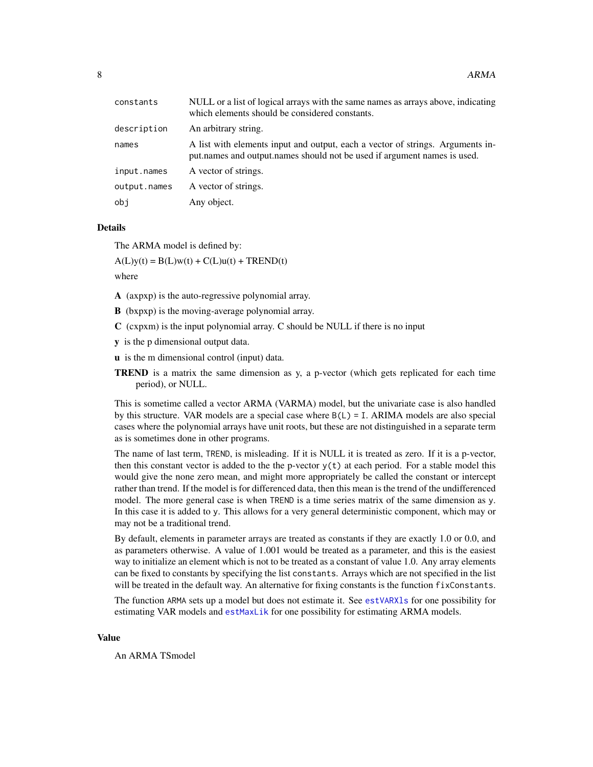| | |
|---|---|
| `constants` | NULL or a list of logical arrays with the same names as arrays above, indicating which elements should be considered constants. |
| `description` | An arbitrary string. |
| `names` | A list with elements input and output, each a vector of strings. Arguments input.names and output.names should not be used if argument names is used. |
| `input.names` | A vector of strings. |
| `output.names` | A vector of strings. |
| `obj` | Any object. |

## Details

The ARMA model is defined by:

A(L)y(t) = B(L)w(t) + C(L)u(t) + TREND(t)

where

- **A** (axpxp) is the auto-regressive polynomial array.
- **B** (bxpxp) is the moving-average polynomial array.
- **C** (cxpxm) is the input polynomial array. C should be NULL if there is no input
- **y** is the p dimensional output data.
- **u** is the m dimensional control (input) data.
- **TREND** is a matrix the same dimension as y, a p-vector (which gets replicated for each time period), or NULL.

This is sometime called a vector ARMA (VARMA) model, but the univariate case is also handled by this structure. VAR models are a special case where `B(L) = I`. ARIMA models are also special cases where the polynomial arrays have unit roots, but these are not distinguished in a separate term as is sometimes done in other programs.

The name of last term, `TREND`, is misleading. If it is NULL it is treated as zero. If it is a p-vector, then this constant vector is added to the the p-vector `y(t)` at each period. For a stable model this would give the none zero mean, and might more appropriately be called the constant or intercept rather than trend. If the model is for differenced data, then this mean is the trend of the undifferenced model. The more general case is when `TREND` is a time series matrix of the same dimension as `y`. In this case it is added to `y`. This allows for a very general deterministic component, which may or may not be a traditional trend.

By default, elements in parameter arrays are treated as constants if they are exactly 1.0 or 0.0, and as parameters otherwise. A value of 1.001 would be treated as a parameter, and this is the easiest way to initialize an element which is not to be treated as a constant of value 1.0. Any array elements can be fixed to constants by specifying the list `constants`. Arrays which are not specified in the list will be treated in the default way. An alternative for fixing constants is the function `fixConstants`.

The function `ARMA` sets up a model but does not estimate it. See `estVARXls` for one possibility for estimating VAR models and `estMaxLik` for one possibility for estimating ARMA models.

## Value

An ARMA TSmodel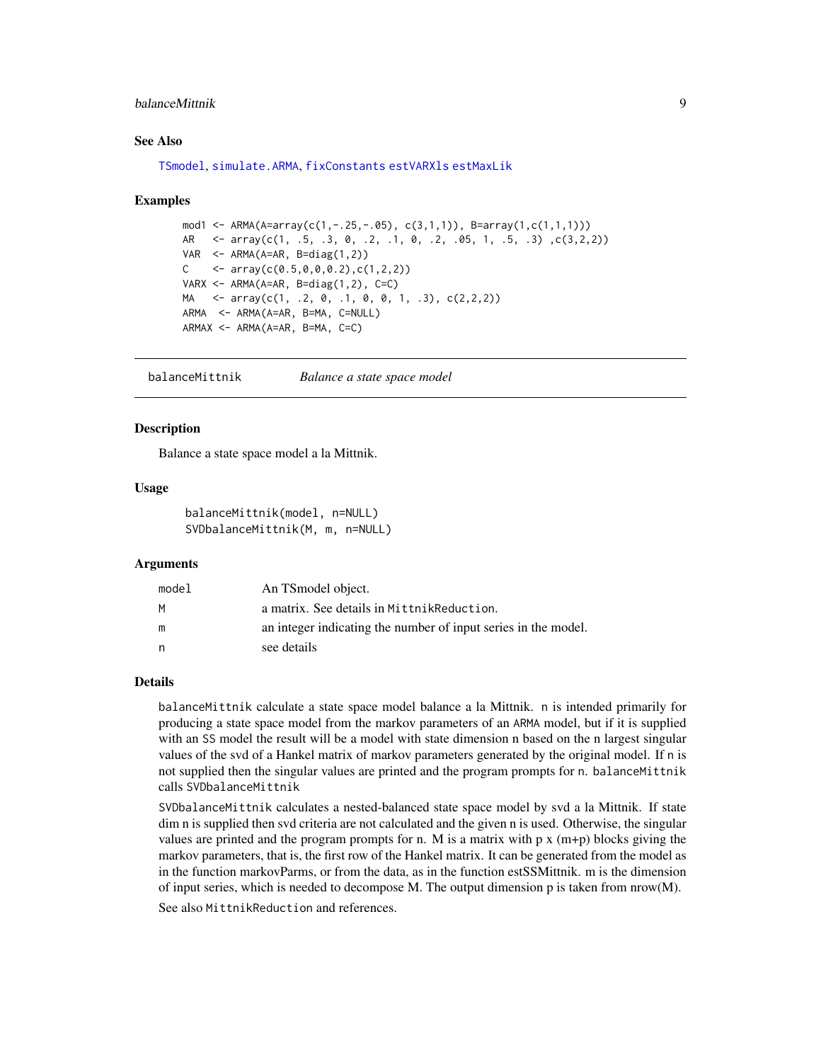### See Also

TSmodel, simulate.ARMA, fixConstants estVARXls estMaxLik

### Examples

```
mod1 <- ARMA(A=array(c(1,-.25,-.05), c(3,1,1)), B=array(1,c(1,1,1)))
AR   <- array(c(1, .5, .3, 0, .2, .1, 0, .2, .05, 1, .5, .3) ,c(3,2,2))
VAR  <- ARMA(A=AR, B=diag(1,2))
C    <- array(c(0.5,0,0,0.2),c(1,2,2))
VARX <- ARMA(A=AR, B=diag(1,2), C=C)
MA   <- array(c(1, .2, 0, .1, 0, 0, 1, .3), c(2,2,2))
ARMA  <- ARMA(A=AR, B=MA, C=NULL)
ARMAX <- ARMA(A=AR, B=MA, C=C)
```

---

## balanceMittnik — *Balance a state space model*

### Description

Balance a state space model a la Mittnik.

### Usage

```
balanceMittnik(model, n=NULL)
SVDbalanceMittnik(M, m, n=NULL)
```

### Arguments

| | |
|---|---|
| model | An TSmodel object. |
| M | a matrix. See details in MittnikReduction. |
| m | an integer indicating the number of input series in the model. |
| n | see details |

### Details

balanceMittnik calculate a state space model balance a la Mittnik. n is intended primarily for producing a state space model from the markov parameters of an ARMA model, but if it is supplied with an SS model the result will be a model with state dimension n based on the n largest singular values of the svd of a Hankel matrix of markov parameters generated by the original model. If n is not supplied then the singular values are printed and the program prompts for n. balanceMittnik calls SVDbalanceMittnik

SVDbalanceMittnik calculates a nested-balanced state space model by svd a la Mittnik. If state dim n is supplied then svd criteria are not calculated and the given n is used. Otherwise, the singular values are printed and the program prompts for n. M is a matrix with p x (m+p) blocks giving the markov parameters, that is, the first row of the Hankel matrix. It can be generated from the model as in the function markovParms, or from the data, as in the function estSSMittnik. m is the dimension of input series, which is needed to decompose M. The output dimension p is taken from nrow(M).

See also MittnikReduction and references.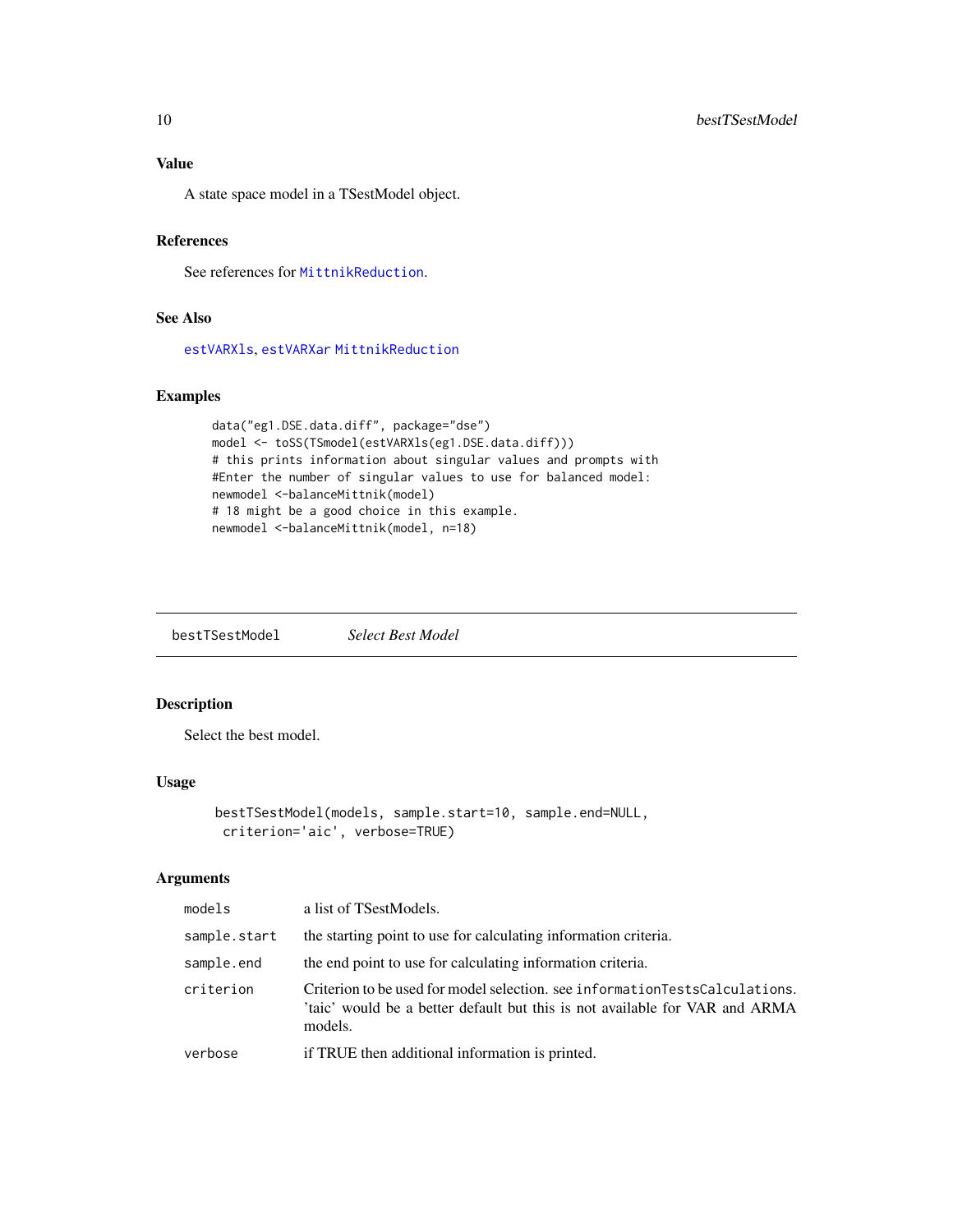### Value

A state space model in a TSestModel object.

### References

See references for MittnikReduction.

### See Also

estVARXls, estVARXar MittnikReduction

### Examples

```
data("eg1.DSE.data.diff", package="dse")
model <- toSS(TSmodel(estVARXls(eg1.DSE.data.diff)))
# this prints information about singular values and prompts with
#Enter the number of singular values to use for balanced model:
newmodel <-balanceMittnik(model)
# 18 might be a good choice in this example.
newmodel <-balanceMittnik(model, n=18)
```

---

## bestTSestModel *Select Best Model*

### Description

Select the best model.

### Usage

```
bestTSestModel(models, sample.start=10, sample.end=NULL,
 criterion='aic', verbose=TRUE)
```

### Arguments

| | |
|---|---|
| models | a list of TSestModels. |
| sample.start | the starting point to use for calculating information criteria. |
| sample.end | the end point to use for calculating information criteria. |
| criterion | Criterion to be used for model selection. see informationTestsCalculations. 'taic' would be a better default but this is not available for VAR and ARMA models. |
| verbose | if TRUE then additional information is printed. |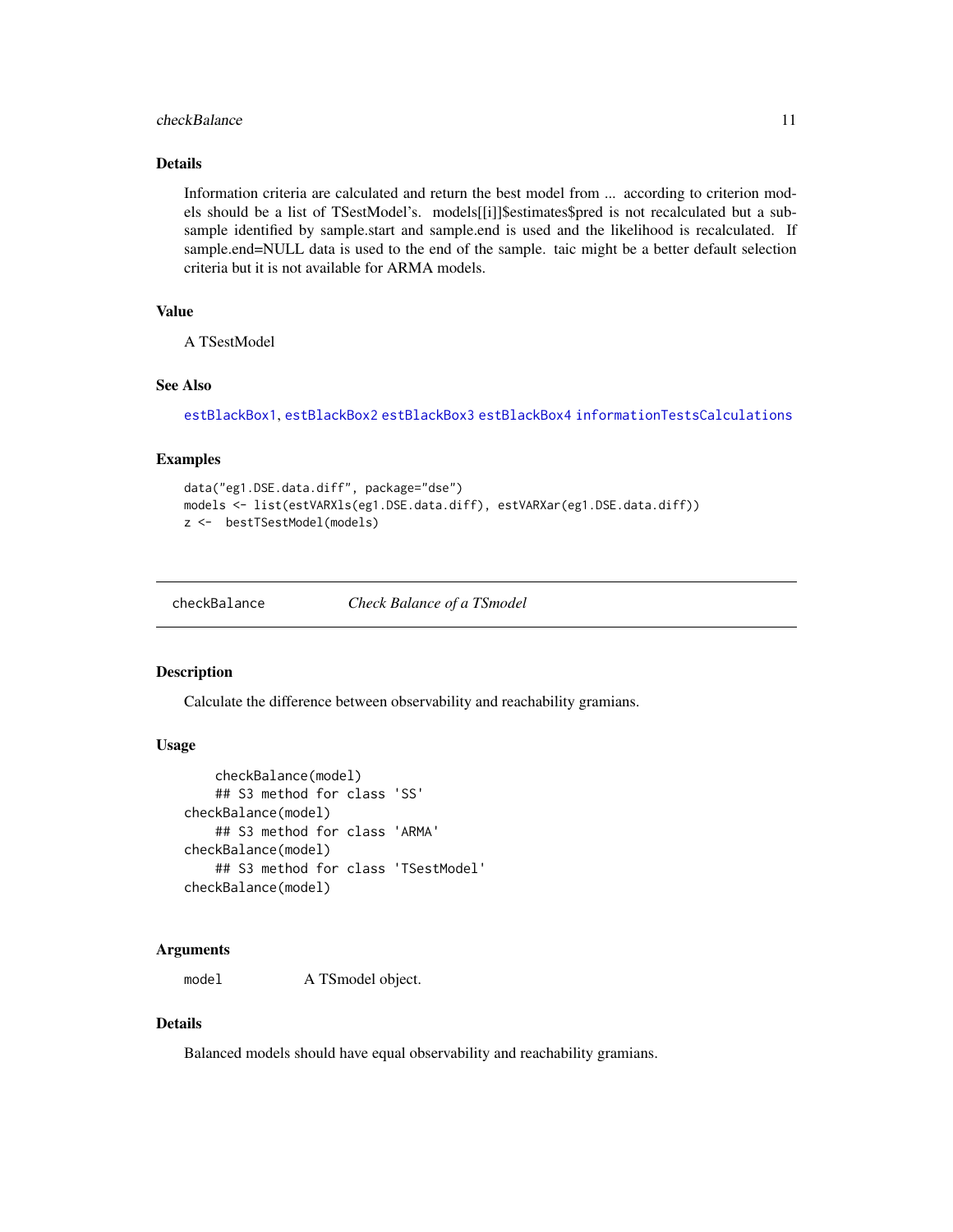### Details

Information criteria are calculated and return the best model from ... according to criterion models should be a list of TSestModel's. models[[i]]$estimates$pred is not recalculated but a subsample identified by sample.start and sample.end is used and the likelihood is recalculated. If sample.end=NULL data is used to the end of the sample. taic might be a better default selection criteria but it is not available for ARMA models.

### Value

A TSestModel

### See Also

estBlackBox1, estBlackBox2 estBlackBox3 estBlackBox4 informationTestsCalculations

### Examples

```
data("eg1.DSE.data.diff", package="dse")
models <- list(estVARXls(eg1.DSE.data.diff), estVARXar(eg1.DSE.data.diff))
z <-  bestTSestModel(models)
```

---

## checkBalance *Check Balance of a TSmodel*

### Description

Calculate the difference between observability and reachability gramians.

### Usage

```
    checkBalance(model)
    ## S3 method for class 'SS'
checkBalance(model)
    ## S3 method for class 'ARMA'
checkBalance(model)
    ## S3 method for class 'TSestModel'
checkBalance(model)
```

### Arguments

| | |
|---|---|
| model | A TSmodel object. |

### Details

Balanced models should have equal observability and reachability gramians.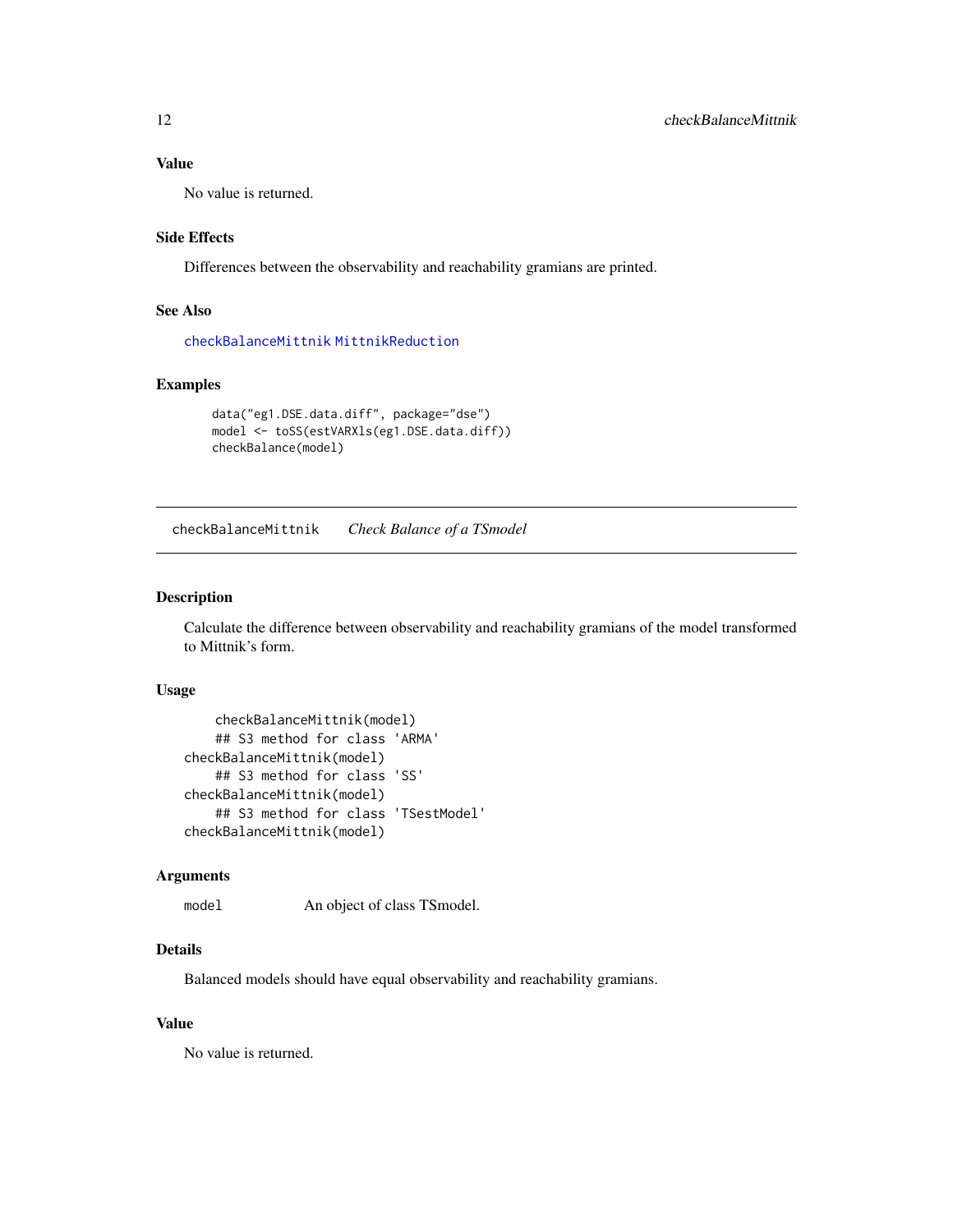### Value

No value is returned.

### Side Effects

Differences between the observability and reachability gramians are printed.

### See Also

checkBalanceMittnik MittnikReduction

### Examples

```
data("eg1.DSE.data.diff", package="dse")
model <- toSS(estVARXls(eg1.DSE.data.diff))
checkBalance(model)
```

---

## checkBalanceMittnik &nbsp;&nbsp;&nbsp; *Check Balance of a TSmodel*

### Description

Calculate the difference between observability and reachability gramians of the model transformed to Mittnik's form.

### Usage

```
    checkBalanceMittnik(model)
    ## S3 method for class 'ARMA'
checkBalanceMittnik(model)
    ## S3 method for class 'SS'
checkBalanceMittnik(model)
    ## S3 method for class 'TSestModel'
checkBalanceMittnik(model)
```

### Arguments

| | |
|---|---|
| model | An object of class TSmodel. |

### Details

Balanced models should have equal observability and reachability gramians.

### Value

No value is returned.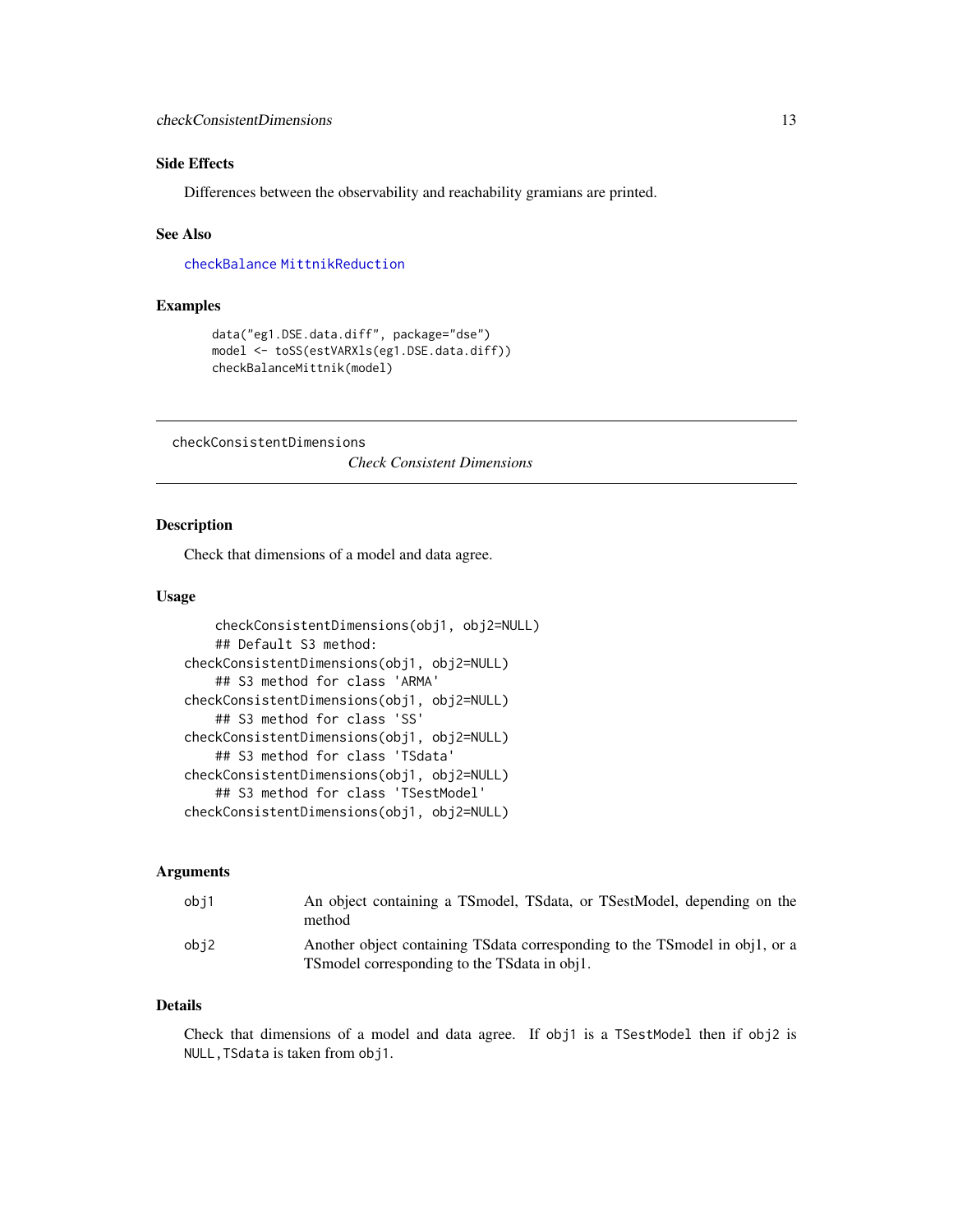### Side Effects

Differences between the observability and reachability gramians are printed.

### See Also

checkBalance MittnikReduction

### Examples

```
data("eg1.DSE.data.diff", package="dse")
model <- toSS(estVARXls(eg1.DSE.data.diff))
checkBalanceMittnik(model)
```

---

## checkConsistentDimensions — *Check Consistent Dimensions*

### Description

Check that dimensions of a model and data agree.

### Usage

```
    checkConsistentDimensions(obj1, obj2=NULL)
    ## Default S3 method:
checkConsistentDimensions(obj1, obj2=NULL)
    ## S3 method for class 'ARMA'
checkConsistentDimensions(obj1, obj2=NULL)
    ## S3 method for class 'SS'
checkConsistentDimensions(obj1, obj2=NULL)
    ## S3 method for class 'TSdata'
checkConsistentDimensions(obj1, obj2=NULL)
    ## S3 method for class 'TSestModel'
checkConsistentDimensions(obj1, obj2=NULL)
```

### Arguments

| | |
|---|---|
| obj1 | An object containing a TSmodel, TSdata, or TSestModel, depending on the method |
| obj2 | Another object containing TSdata corresponding to the TSmodel in obj1, or a TSmodel corresponding to the TSdata in obj1. |

### Details

Check that dimensions of a model and data agree. If `obj1` is a `TSestModel` then if `obj2` is `NULL,TSdata` is taken from `obj1`.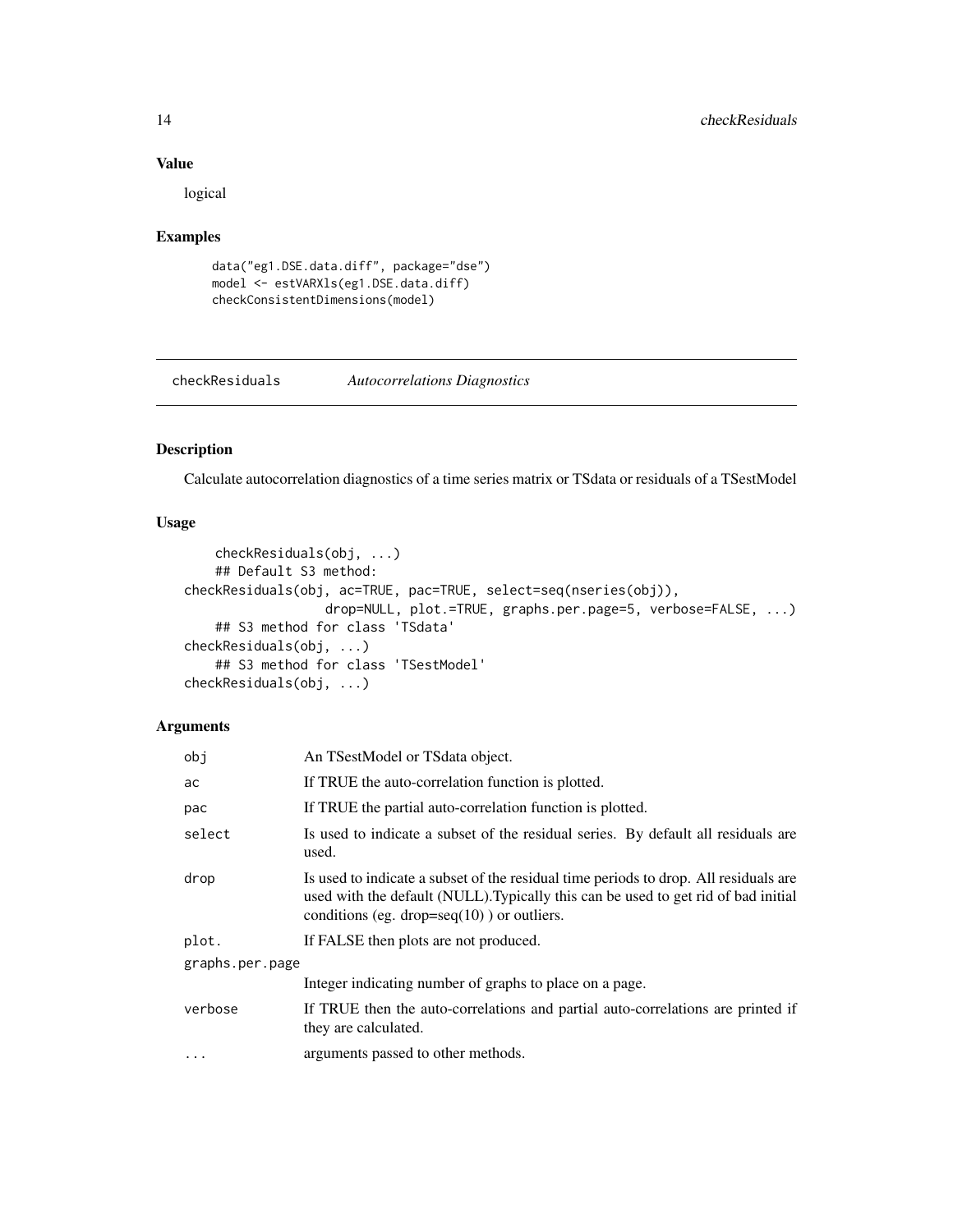## Value

logical

## Examples

```
data("eg1.DSE.data.diff", package="dse")
model <- estVARXls(eg1.DSE.data.diff)
checkConsistentDimensions(model)
```

---

# checkResiduals *Autocorrelations Diagnostics*

---

## Description

Calculate autocorrelation diagnostics of a time series matrix or TSdata or residuals of a TSestModel

## Usage

```
    checkResiduals(obj, ...)
    ## Default S3 method:
checkResiduals(obj, ac=TRUE, pac=TRUE, select=seq(nseries(obj)),
                drop=NULL, plot.=TRUE, graphs.per.page=5, verbose=FALSE, ...)
    ## S3 method for class 'TSdata'
checkResiduals(obj, ...)
    ## S3 method for class 'TSestModel'
checkResiduals(obj, ...)
```

## Arguments

| | |
|---|---|
| `obj` | An TSestModel or TSdata object. |
| `ac` | If TRUE the auto-correlation function is plotted. |
| `pac` | If TRUE the partial auto-correlation function is plotted. |
| `select` | Is used to indicate a subset of the residual series. By default all residuals are used. |
| `drop` | Is used to indicate a subset of the residual time periods to drop. All residuals are used with the default (NULL).Typically this can be used to get rid of bad initial conditions (eg. drop=seq(10) ) or outliers. |
| `plot.` | If FALSE then plots are not produced. |
| `graphs.per.page` | Integer indicating number of graphs to place on a page. |
| `verbose` | If TRUE then the auto-correlations and partial auto-correlations are printed if they are calculated. |
| `...` | arguments passed to other methods. |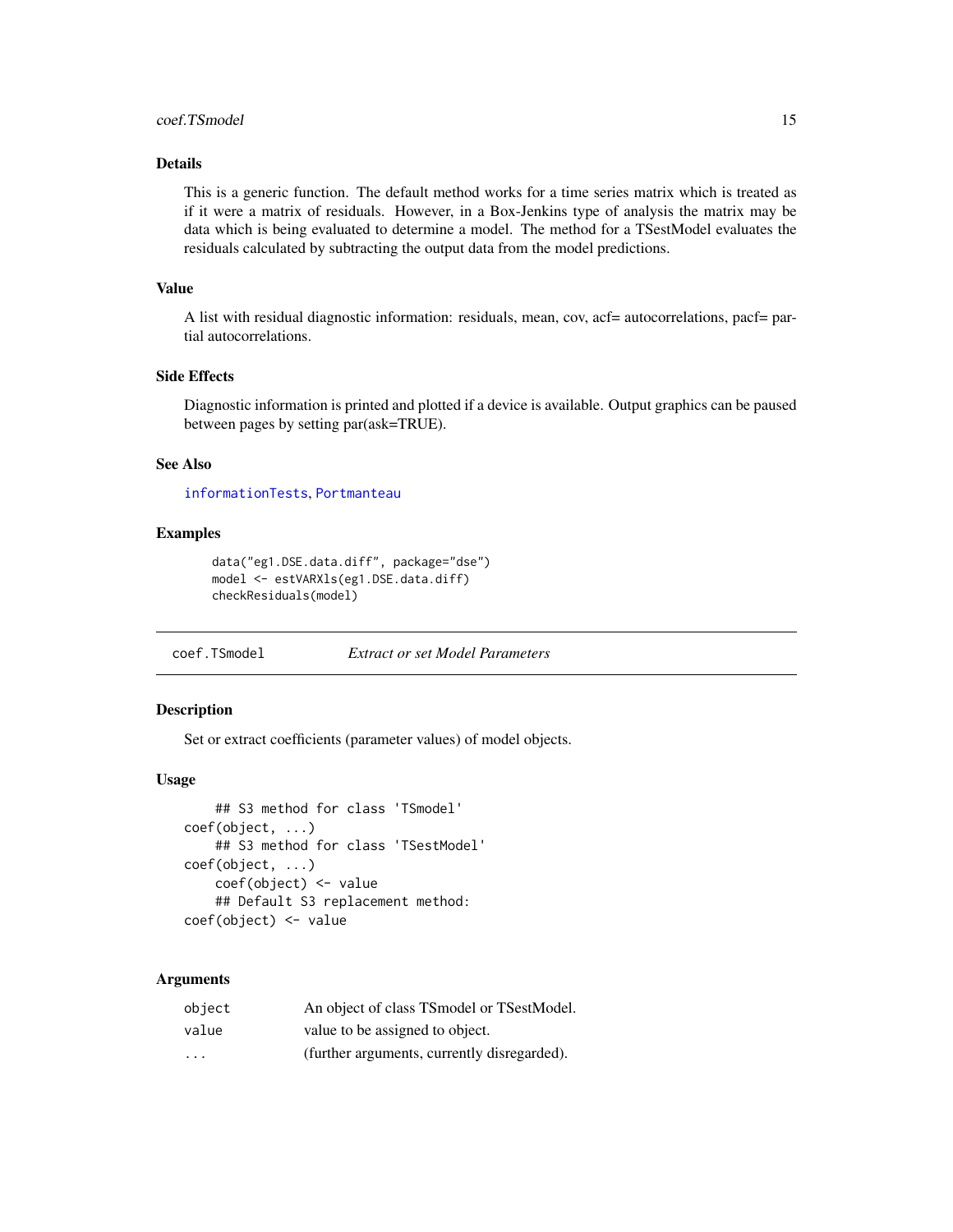### Details

This is a generic function. The default method works for a time series matrix which is treated as if it were a matrix of residuals. However, in a Box-Jenkins type of analysis the matrix may be data which is being evaluated to determine a model. The method for a TSestModel evaluates the residuals calculated by subtracting the output data from the model predictions.

### Value

A list with residual diagnostic information: residuals, mean, cov, acf= autocorrelations, pacf= partial autocorrelations.

### Side Effects

Diagnostic information is printed and plotted if a device is available. Output graphics can be paused between pages by setting par(ask=TRUE).

### See Also

informationTests, Portmanteau

### Examples

```
data("eg1.DSE.data.diff", package="dse")
model <- estVARXls(eg1.DSE.data.diff)
checkResiduals(model)
```

---

## coef.TSmodel — *Extract or set Model Parameters*

### Description

Set or extract coefficients (parameter values) of model objects.

### Usage

```
    ## S3 method for class 'TSmodel'
coef(object, ...)
    ## S3 method for class 'TSestModel'
coef(object, ...)
    coef(object) <- value
    ## Default S3 replacement method:
coef(object) <- value
```

### Arguments

| | |
|---|---|
| object | An object of class TSmodel or TSestModel. |
| value | value to be assigned to object. |
| ... | (further arguments, currently disregarded). |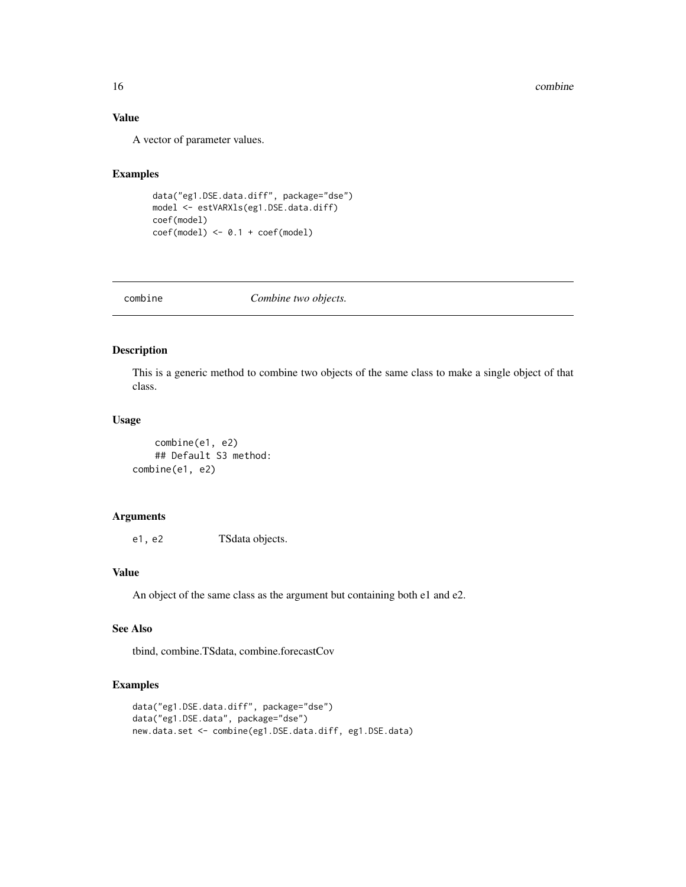### Value

A vector of parameter values.

### Examples

```
data("eg1.DSE.data.diff", package="dse")
model <- estVARXls(eg1.DSE.data.diff)
coef(model)
coef(model) <- 0.1 + coef(model)
```

---

## combine *Combine two objects.*

---

### Description

This is a generic method to combine two objects of the same class to make a single object of that class.

### Usage

```
    combine(e1, e2)
    ## Default S3 method:
combine(e1, e2)
```

### Arguments

| | |
|---|---|
| `e1, e2` | TSdata objects. |

### Value

An object of the same class as the argument but containing both e1 and e2.

### See Also

tbind, combine.TSdata, combine.forecastCov

### Examples

```
data("eg1.DSE.data.diff", package="dse")
data("eg1.DSE.data", package="dse")
new.data.set <- combine(eg1.DSE.data.diff, eg1.DSE.data)
```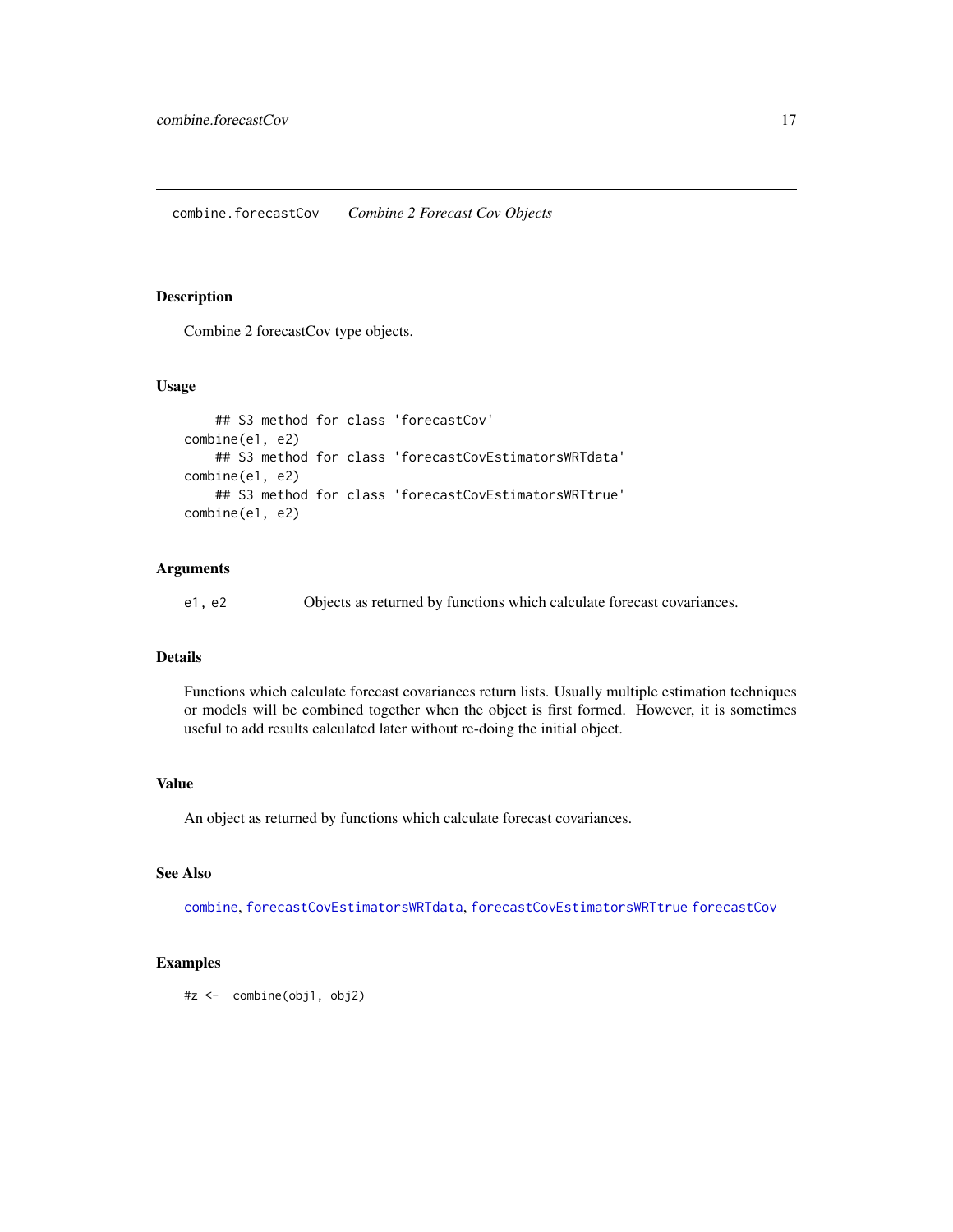combine.forecastCov *Combine 2 Forecast Cov Objects*

## Description

Combine 2 forecastCov type objects.

## Usage

```
    ## S3 method for class 'forecastCov'
combine(e1, e2)
    ## S3 method for class 'forecastCovEstimatorsWRTdata'
combine(e1, e2)
    ## S3 method for class 'forecastCovEstimatorsWRTtrue'
combine(e1, e2)
```

## Arguments

| | |
|---|---|
| e1, e2 | Objects as returned by functions which calculate forecast covariances. |

## Details

Functions which calculate forecast covariances return lists. Usually multiple estimation techniques or models will be combined together when the object is first formed. However, it is sometimes useful to add results calculated later without re-doing the initial object.

## Value

An object as returned by functions which calculate forecast covariances.

## See Also

combine, forecastCovEstimatorsWRTdata, forecastCovEstimatorsWRTtrue forecastCov

## Examples

```
#z <-  combine(obj1, obj2)
```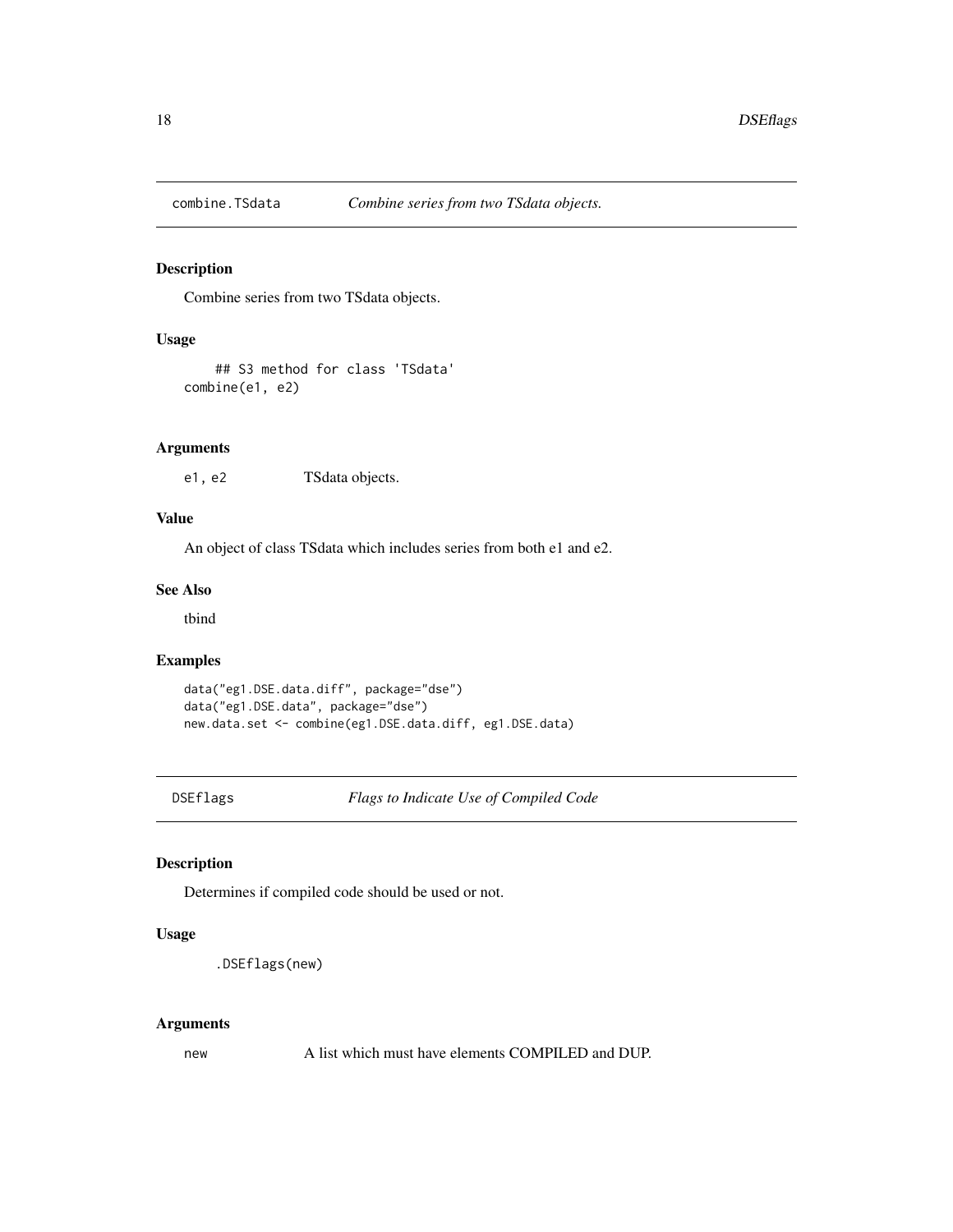## combine.TSdata — *Combine series from two TSdata objects.*

### Description

Combine series from two TSdata objects.

### Usage

```
    ## S3 method for class 'TSdata'
combine(e1, e2)
```

### Arguments

| | |
|---|---|
| `e1, e2` | TSdata objects. |

### Value

An object of class TSdata which includes series from both e1 and e2.

### See Also

tbind

### Examples

```
data("eg1.DSE.data.diff", package="dse")
data("eg1.DSE.data", package="dse")
new.data.set <- combine(eg1.DSE.data.diff, eg1.DSE.data)
```

## DSEflags — *Flags to Indicate Use of Compiled Code*

### Description

Determines if compiled code should be used or not.

### Usage

```
    .DSEflags(new)
```

### Arguments

| | |
|---|---|
| `new` | A list which must have elements COMPILED and DUP. |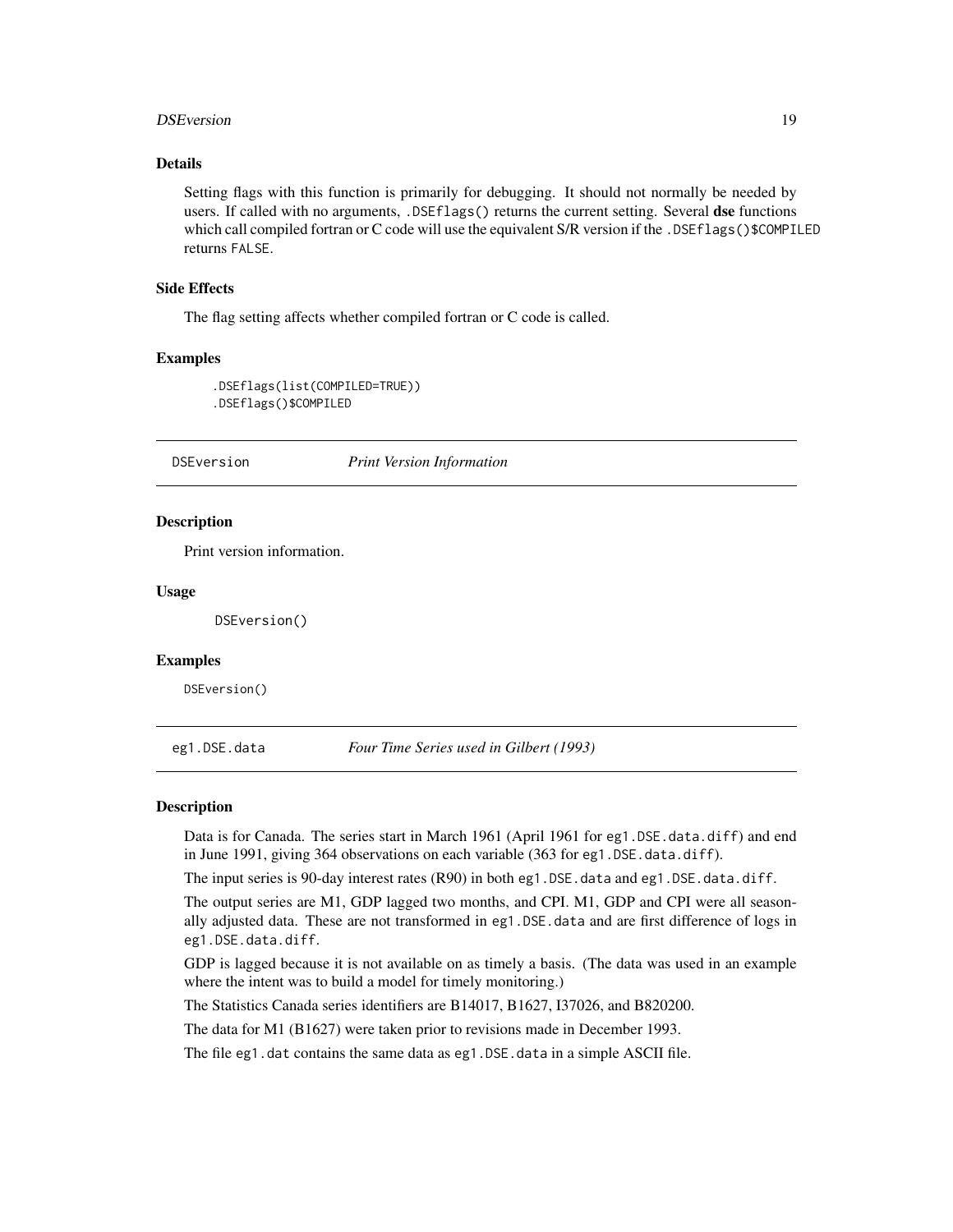### Details

Setting flags with this function is primarily for debugging. It should not normally be needed by users. If called with no arguments, `.DSEflags()` returns the current setting. Several **dse** functions which call compiled fortran or C code will use the equivalent S/R version if the `.DSEflags()$COMPILED` returns `FALSE`.

### Side Effects

The flag setting affects whether compiled fortran or C code is called.

### Examples

```
.DSEflags(list(COMPILED=TRUE))
.DSEflags()$COMPILED
```

---

## DSEversion — *Print Version Information*

### Description

Print version information.

### Usage

```
DSEversion()
```

### Examples

```
DSEversion()
```

---

## eg1.DSE.data — *Four Time Series used in Gilbert (1993)*

### Description

Data is for Canada. The series start in March 1961 (April 1961 for `eg1.DSE.data.diff`) and end in June 1991, giving 364 observations on each variable (363 for `eg1.DSE.data.diff`).

The input series is 90-day interest rates (R90) in both `eg1.DSE.data` and `eg1.DSE.data.diff`.

The output series are M1, GDP lagged two months, and CPI. M1, GDP and CPI were all seasonally adjusted data. These are not transformed in `eg1.DSE.data` and are first difference of logs in `eg1.DSE.data.diff`.

GDP is lagged because it is not available on as timely a basis. (The data was used in an example where the intent was to build a model for timely monitoring.)

The Statistics Canada series identifiers are B14017, B1627, I37026, and B820200.

The data for M1 (B1627) were taken prior to revisions made in December 1993.

The file `eg1.dat` contains the same data as `eg1.DSE.data` in a simple ASCII file.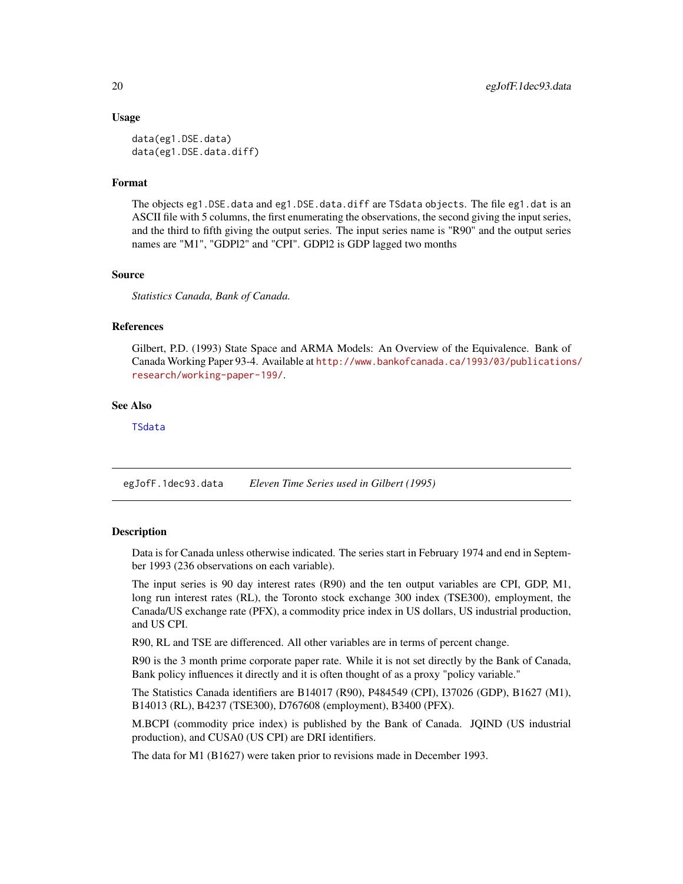### Usage

```
data(eg1.DSE.data)
data(eg1.DSE.data.diff)
```

### Format

The objects `eg1.DSE.data` and `eg1.DSE.data.diff` are `TSdata` objects. The file `eg1.dat` is an ASCII file with 5 columns, the first enumerating the observations, the second giving the input series, and the third to fifth giving the output series. The input series name is "R90" and the output series names are "M1", "GDPl2" and "CPI". GDPl2 is GDP lagged two months

### Source

*Statistics Canada, Bank of Canada.*

### References

Gilbert, P.D. (1993) State Space and ARMA Models: An Overview of the Equivalence. Bank of Canada Working Paper 93-4. Available at http://www.bankofcanada.ca/1993/03/publications/research/working-paper-199/.

### See Also

TSdata

---

## egJofF.1dec93.data — *Eleven Time Series used in Gilbert (1995)*

### Description

Data is for Canada unless otherwise indicated. The series start in February 1974 and end in September 1993 (236 observations on each variable).

The input series is 90 day interest rates (R90) and the ten output variables are CPI, GDP, M1, long run interest rates (RL), the Toronto stock exchange 300 index (TSE300), employment, the Canada/US exchange rate (PFX), a commodity price index in US dollars, US industrial production, and US CPI.

R90, RL and TSE are differenced. All other variables are in terms of percent change.

R90 is the 3 month prime corporate paper rate. While it is not set directly by the Bank of Canada, Bank policy influences it directly and it is often thought of as a proxy "policy variable."

The Statistics Canada identifiers are B14017 (R90), P484549 (CPI), I37026 (GDP), B1627 (M1), B14013 (RL), B4237 (TSE300), D767608 (employment), B3400 (PFX).

M.BCPI (commodity price index) is published by the Bank of Canada. JQIND (US industrial production), and CUSA0 (US CPI) are DRI identifiers.

The data for M1 (B1627) were taken prior to revisions made in December 1993.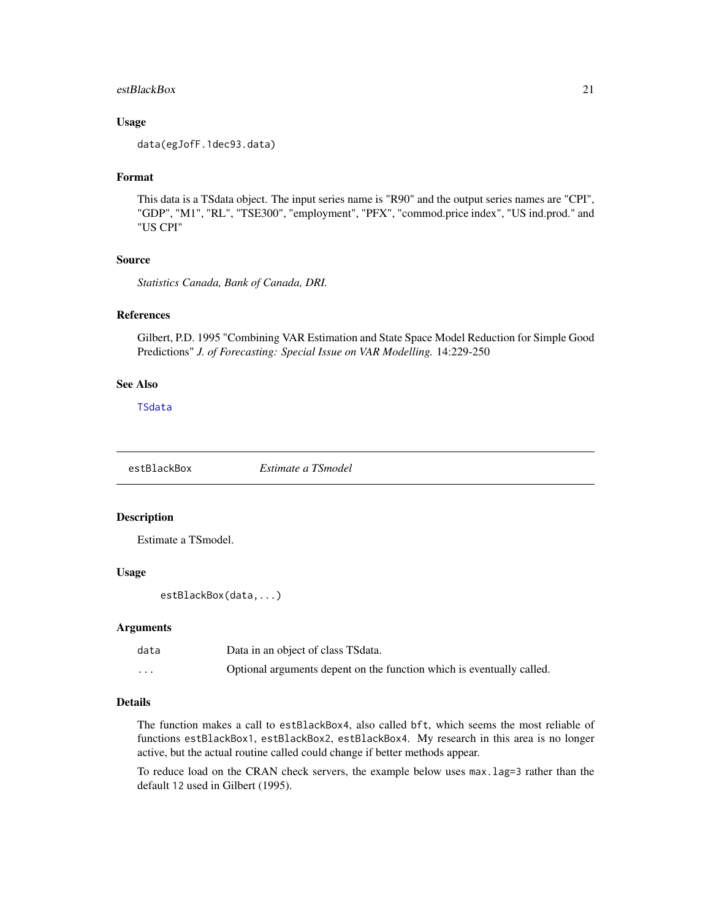### Usage

```
data(egJofF.1dec93.data)
```

### Format

This data is a TSdata object. The input series name is "R90" and the output series names are "CPI", "GDP", "M1", "RL", "TSE300", "employment", "PFX", "commod.price index", "US ind.prod." and "US CPI"

### Source

*Statistics Canada, Bank of Canada, DRI.*

### References

Gilbert, P.D. 1995 "Combining VAR Estimation and State Space Model Reduction for Simple Good Predictions" *J. of Forecasting: Special Issue on VAR Modelling.* 14:229-250

### See Also

TSdata

---

## estBlackBox *Estimate a TSmodel*

### Description

Estimate a TSmodel.

### Usage

```
estBlackBox(data,...)
```

### Arguments

| | |
|---|---|
| data | Data in an object of class TSdata. |
| ... | Optional arguments depent on the function which is eventually called. |

### Details

The function makes a call to `estBlackBox4`, also called `bft`, which seems the most reliable of functions `estBlackBox1`, `estBlackBox2`, `estBlackBox4`. My research in this area is no longer active, but the actual routine called could change if better methods appear.

To reduce load on the CRAN check servers, the example below uses `max.lag=3` rather than the default `12` used in Gilbert (1995).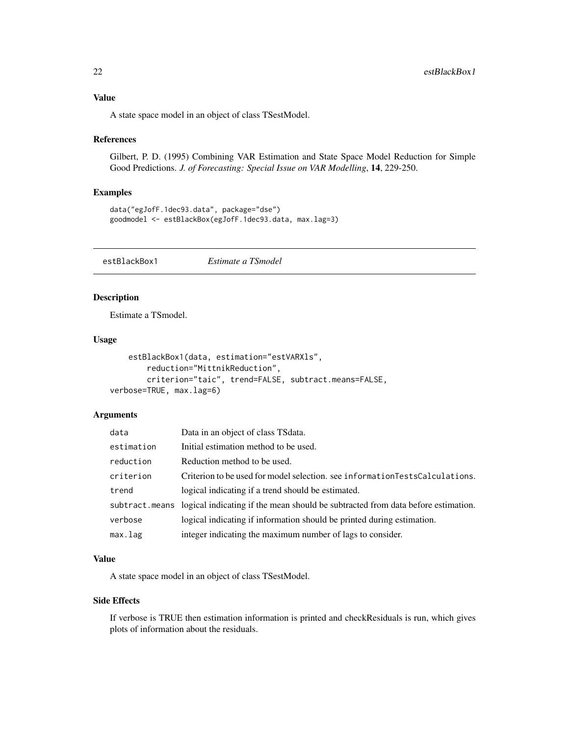### Value

A state space model in an object of class TSestModel.

### References

Gilbert, P. D. (1995) Combining VAR Estimation and State Space Model Reduction for Simple Good Predictions. *J. of Forecasting: Special Issue on VAR Modelling*, **14**, 229-250.

### Examples

```
data("egJofF.1dec93.data", package="dse")
goodmodel <- estBlackBox(egJofF.1dec93.data, max.lag=3)
```

---

## estBlackBox1 *Estimate a TSmodel*

### Description

Estimate a TSmodel.

### Usage

```
estBlackBox1(data, estimation="estVARXls",
    reduction="MittnikReduction",
    criterion="taic", trend=FALSE, subtract.means=FALSE,
verbose=TRUE, max.lag=6)
```

### Arguments

| | |
|---|---|
| data | Data in an object of class TSdata. |
| estimation | Initial estimation method to be used. |
| reduction | Reduction method to be used. |
| criterion | Criterion to be used for model selection. see informationTestsCalculations. |
| trend | logical indicating if a trend should be estimated. |
| subtract.means | logical indicating if the mean should be subtracted from data before estimation. |
| verbose | logical indicating if information should be printed during estimation. |
| max.lag | integer indicating the maximum number of lags to consider. |

### Value

A state space model in an object of class TSestModel.

### Side Effects

If verbose is TRUE then estimation information is printed and checkResiduals is run, which gives plots of information about the residuals.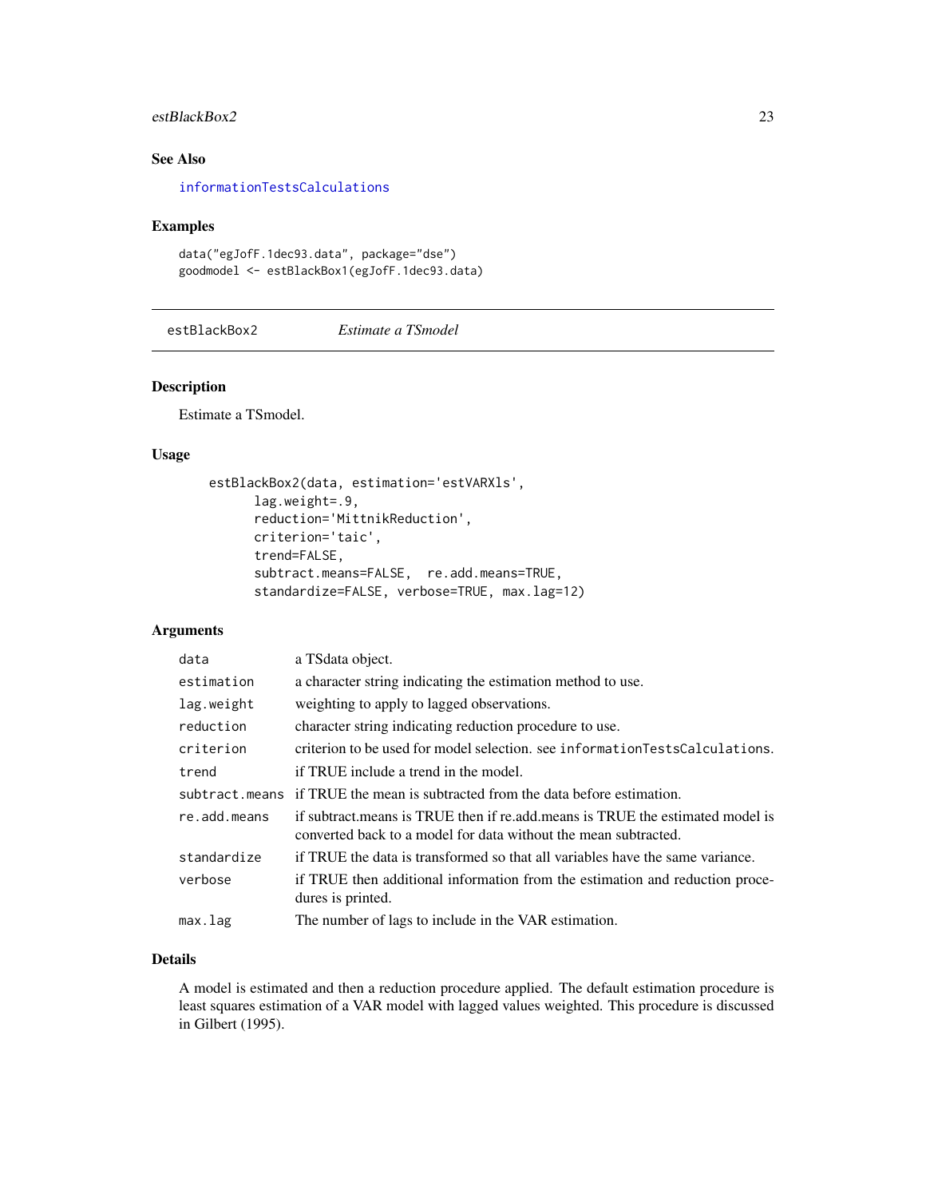## See Also

informationTestsCalculations

## Examples

```
data("egJofF.1dec93.data", package="dse")
goodmodel <- estBlackBox1(egJofF.1dec93.data)
```

---

# estBlackBox2 *Estimate a TSmodel*

## Description

Estimate a TSmodel.

## Usage

```
estBlackBox2(data, estimation='estVARXls',
      lag.weight=.9,
      reduction='MittnikReduction',
      criterion='taic',
      trend=FALSE,
      subtract.means=FALSE,  re.add.means=TRUE,
      standardize=FALSE, verbose=TRUE, max.lag=12)
```

## Arguments

| | |
|---|---|
| data | a TSdata object. |
| estimation | a character string indicating the estimation method to use. |
| lag.weight | weighting to apply to lagged observations. |
| reduction | character string indicating reduction procedure to use. |
| criterion | criterion to be used for model selection. see informationTestsCalculations. |
| trend | if TRUE include a trend in the model. |
| subtract.means | if TRUE the mean is subtracted from the data before estimation. |
| re.add.means | if subtract.means is TRUE then if re.add.means is TRUE the estimated model is converted back to a model for data without the mean subtracted. |
| standardize | if TRUE the data is transformed so that all variables have the same variance. |
| verbose | if TRUE then additional information from the estimation and reduction procedures is printed. |
| max.lag | The number of lags to include in the VAR estimation. |

## Details

A model is estimated and then a reduction procedure applied. The default estimation procedure is least squares estimation of a VAR model with lagged values weighted. This procedure is discussed in Gilbert (1995).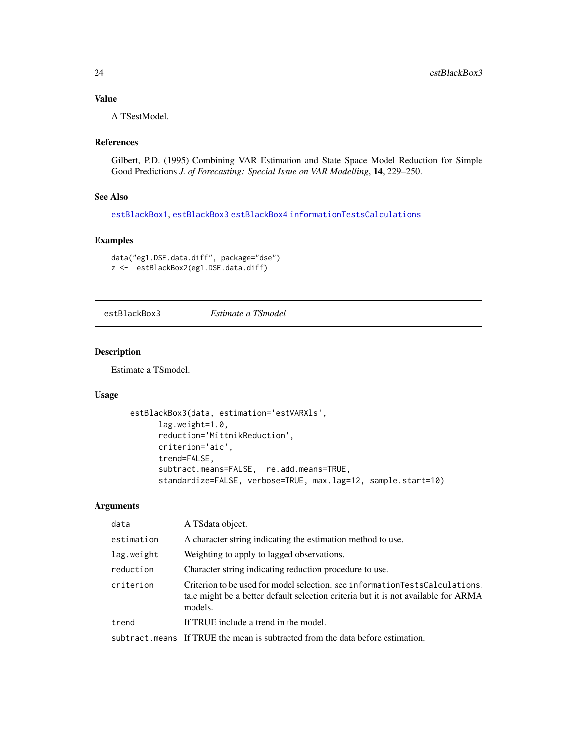### Value

A TSestModel.

### References

Gilbert, P.D. (1995) Combining VAR Estimation and State Space Model Reduction for Simple Good Predictions *J. of Forecasting: Special Issue on VAR Modelling*, **14**, 229–250.

### See Also

estBlackBox1, estBlackBox3 estBlackBox4 informationTestsCalculations

### Examples

```
data("eg1.DSE.data.diff", package="dse")
z <-  estBlackBox2(eg1.DSE.data.diff)
```

---

## estBlackBox3    *Estimate a TSmodel*

### Description

Estimate a TSmodel.

### Usage

```
estBlackBox3(data, estimation='estVARXls',
       lag.weight=1.0,
       reduction='MittnikReduction',
       criterion='aic',
       trend=FALSE,
       subtract.means=FALSE,  re.add.means=TRUE,
       standardize=FALSE, verbose=TRUE, max.lag=12, sample.start=10)
```

### Arguments

| | |
|---|---|
| `data` | A TSdata object. |
| `estimation` | A character string indicating the estimation method to use. |
| `lag.weight` | Weighting to apply to lagged observations. |
| `reduction` | Character string indicating reduction procedure to use. |
| `criterion` | Criterion to be used for model selection. see `informationTestsCalculations`. taic might be a better default selection criteria but it is not available for ARMA models. |
| `trend` | If TRUE include a trend in the model. |
| `subtract.means` | If TRUE the mean is subtracted from the data before estimation. |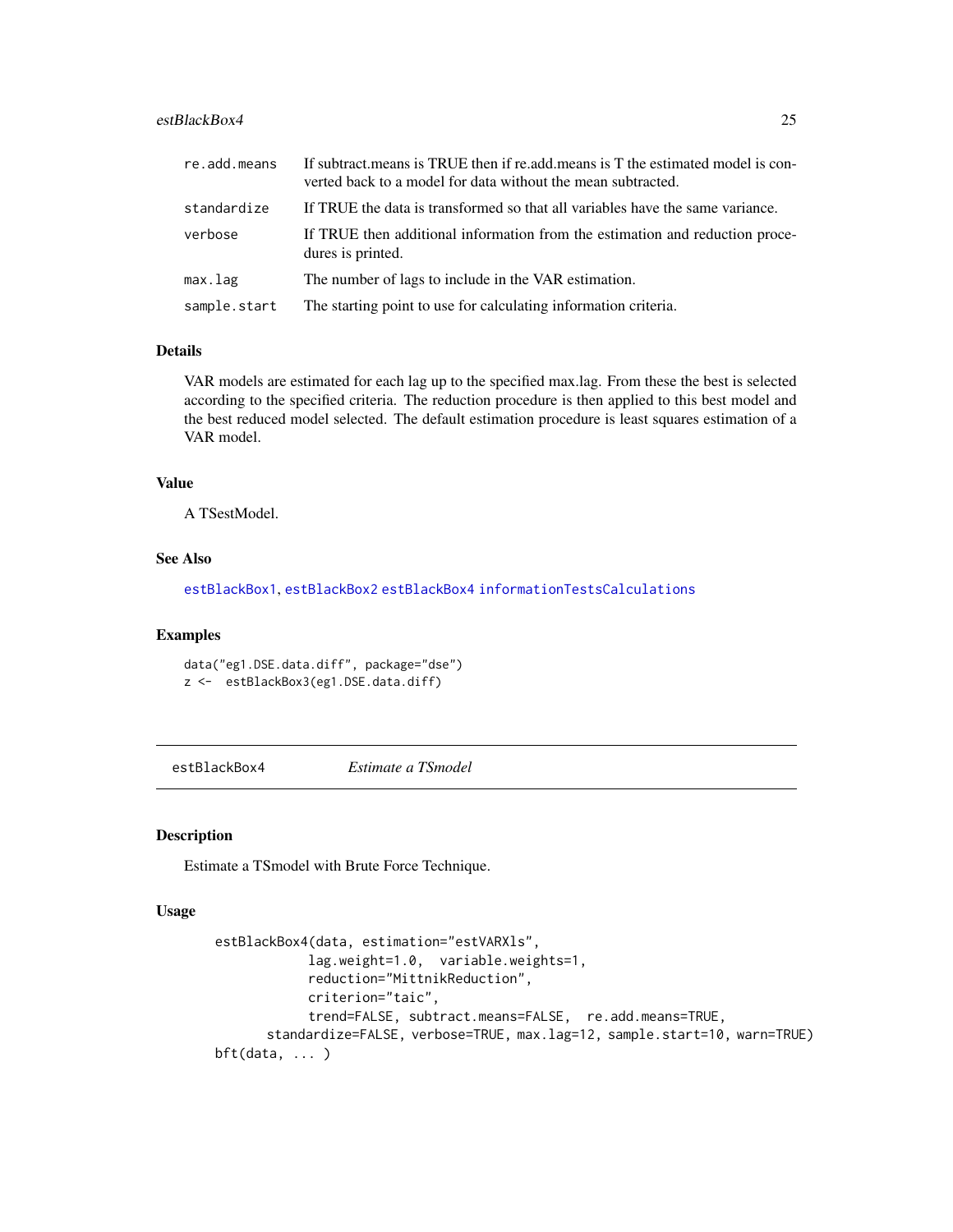| | |
|---|---|
| re.add.means | If subtract.means is TRUE then if re.add.means is T the estimated model is converted back to a model for data without the mean subtracted. |
| standardize | If TRUE the data is transformed so that all variables have the same variance. |
| verbose | If TRUE then additional information from the estimation and reduction procedures is printed. |
| max.lag | The number of lags to include in the VAR estimation. |
| sample.start | The starting point to use for calculating information criteria. |

### Details

VAR models are estimated for each lag up to the specified max.lag. From these the best is selected according to the specified criteria. The reduction procedure is then applied to this best model and the best reduced model selected. The default estimation procedure is least squares estimation of a VAR model.

### Value

A TSestModel.

### See Also

estBlackBox1, estBlackBox2 estBlackBox4 informationTestsCalculations

### Examples

```
data("eg1.DSE.data.diff", package="dse")
z <-  estBlackBox3(eg1.DSE.data.diff)
```

---

## estBlackBox4 *Estimate a TSmodel*

### Description

Estimate a TSmodel with Brute Force Technique.

### Usage

```
estBlackBox4(data, estimation="estVARXls",
            lag.weight=1.0,  variable.weights=1,
            reduction="MittnikReduction",
            criterion="taic",
            trend=FALSE, subtract.means=FALSE,  re.add.means=TRUE,
      standardize=FALSE, verbose=TRUE, max.lag=12, sample.start=10, warn=TRUE)
bft(data, ... )
```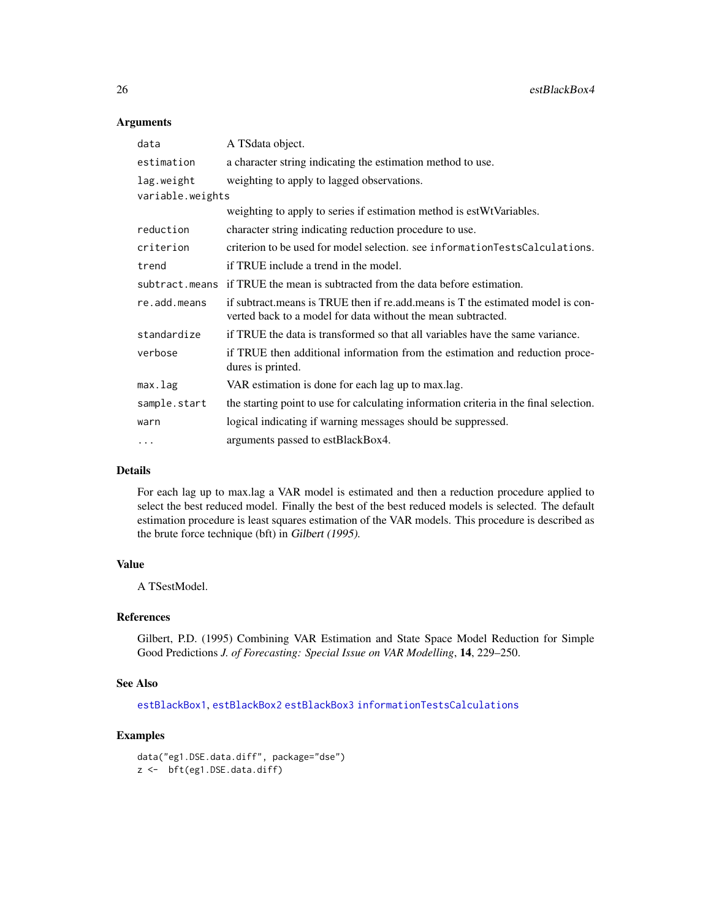## Arguments

| | |
|---|---|
| `data` | A TSdata object. |
| `estimation` | a character string indicating the estimation method to use. |
| `lag.weight` | weighting to apply to lagged observations. |
| `variable.weights` | weighting to apply to series if estimation method is estWtVariables. |
| `reduction` | character string indicating reduction procedure to use. |
| `criterion` | criterion to be used for model selection. see `informationTestsCalculations`. |
| `trend` | if TRUE include a trend in the model. |
| `subtract.means` | if TRUE the mean is subtracted from the data before estimation. |
| `re.add.means` | if subtract.means is TRUE then if re.add.means is T the estimated model is converted back to a model for data without the mean subtracted. |
| `standardize` | if TRUE the data is transformed so that all variables have the same variance. |
| `verbose` | if TRUE then additional information from the estimation and reduction procedures is printed. |
| `max.lag` | VAR estimation is done for each lag up to max.lag. |
| `sample.start` | the starting point to use for calculating information criteria in the final selection. |
| `warn` | logical indicating if warning messages should be suppressed. |
| `...` | arguments passed to estBlackBox4. |

## Details

For each lag up to max.lag a VAR model is estimated and then a reduction procedure applied to select the best reduced model. Finally the best of the best reduced models is selected. The default estimation procedure is least squares estimation of the VAR models. This procedure is described as the brute force technique (bft) in *Gilbert (1995).*

## Value

A TSestModel.

## References

Gilbert, P.D. (1995) Combining VAR Estimation and State Space Model Reduction for Simple Good Predictions *J. of Forecasting: Special Issue on VAR Modelling*, **14**, 229–250.

## See Also

`estBlackBox1`, `estBlackBox2` `estBlackBox3` `informationTestsCalculations`

## Examples

```
data("eg1.DSE.data.diff", package="dse")
z <-  bft(eg1.DSE.data.diff)
```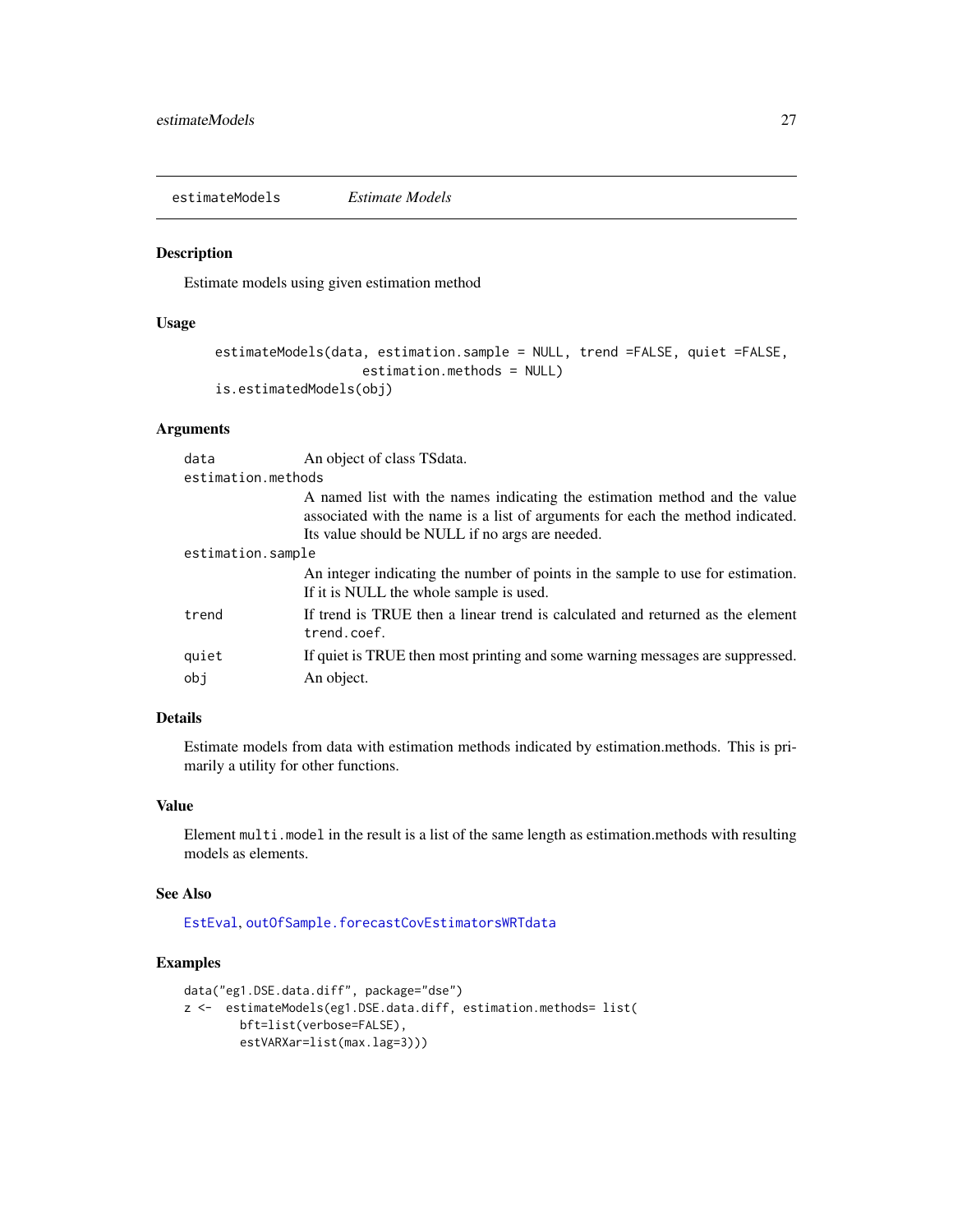# estimateModels *Estimate Models*

## Description

Estimate models using given estimation method

## Usage

```
estimateModels(data, estimation.sample = NULL, trend =FALSE, quiet =FALSE,
                    estimation.methods = NULL)
is.estimatedModels(obj)
```

## Arguments

| | |
|---|---|
| `data` | An object of class TSdata. |
| `estimation.methods` | A named list with the names indicating the estimation method and the value associated with the name is a list of arguments for each the method indicated. Its value should be NULL if no args are needed. |
| `estimation.sample` | An integer indicating the number of points in the sample to use for estimation. If it is NULL the whole sample is used. |
| `trend` | If trend is TRUE then a linear trend is calculated and returned as the element `trend.coef`. |
| `quiet` | If quiet is TRUE then most printing and some warning messages are suppressed. |
| `obj` | An object. |

## Details

Estimate models from data with estimation methods indicated by estimation.methods. This is primarily a utility for other functions.

## Value

Element `multi.model` in the result is a list of the same length as estimation.methods with resulting models as elements.

## See Also

`EstEval`, `outOfSample.forecastCovEstimatorsWRTdata`

## Examples

```
data("eg1.DSE.data.diff", package="dse")
z <-  estimateModels(eg1.DSE.data.diff, estimation.methods= list(
        bft=list(verbose=FALSE),
        estVARXar=list(max.lag=3)))
```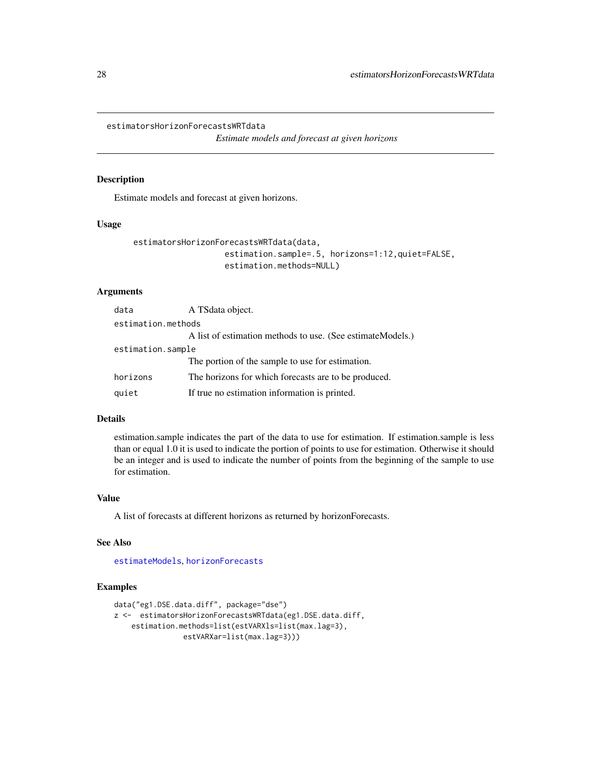# estimatorsHorizonForecastsWRTdata

*Estimate models and forecast at given horizons*

## Description

Estimate models and forecast at given horizons.

## Usage

```
estimatorsHorizonForecastsWRTdata(data,
                   estimation.sample=.5, horizons=1:12,quiet=FALSE,
                   estimation.methods=NULL)
```

## Arguments

| | |
|---|---|
| data | A TSdata object. |
| estimation.methods | A list of estimation methods to use. (See estimateModels.) |
| estimation.sample | The portion of the sample to use for estimation. |
| horizons | The horizons for which forecasts are to be produced. |
| quiet | If true no estimation information is printed. |

## Details

estimation.sample indicates the part of the data to use for estimation. If estimation.sample is less than or equal 1.0 it is used to indicate the portion of points to use for estimation. Otherwise it should be an integer and is used to indicate the number of points from the beginning of the sample to use for estimation.

## Value

A list of forecasts at different horizons as returned by horizonForecasts.

## See Also

estimateModels, horizonForecasts

## Examples

```
data("eg1.DSE.data.diff", package="dse")
z <-  estimatorsHorizonForecastsWRTdata(eg1.DSE.data.diff,
    estimation.methods=list(estVARXls=list(max.lag=3),
                estVARXar=list(max.lag=3)))
```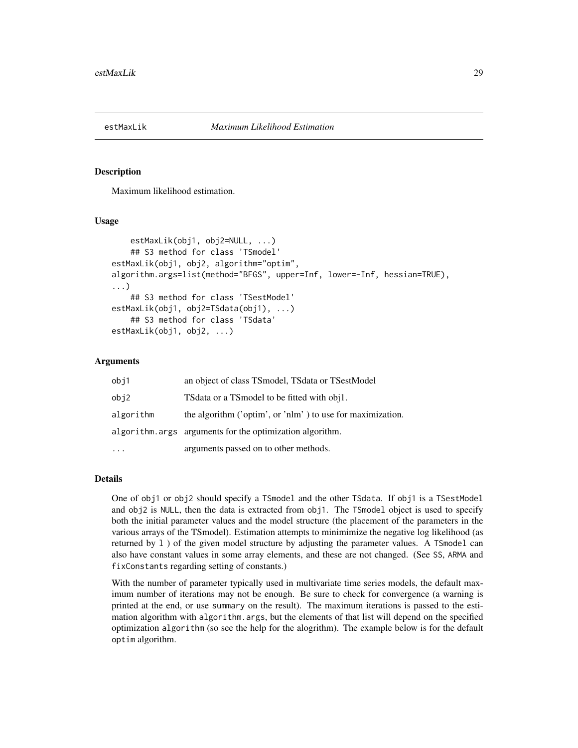estMaxLik *Maximum Likelihood Estimation*

## Description

Maximum likelihood estimation.

## Usage

```
    estMaxLik(obj1, obj2=NULL, ...)
    ## S3 method for class 'TSmodel'
estMaxLik(obj1, obj2, algorithm="optim",
algorithm.args=list(method="BFGS", upper=Inf, lower=-Inf, hessian=TRUE),
...)
    ## S3 method for class 'TSestModel'
estMaxLik(obj1, obj2=TSdata(obj1), ...)
    ## S3 method for class 'TSdata'
estMaxLik(obj1, obj2, ...)
```

## Arguments

| | |
|---|---|
| obj1 | an object of class TSmodel, TSdata or TSestModel |
| obj2 | TSdata or a TSmodel to be fitted with obj1. |
| algorithm | the algorithm ('optim', or 'nlm' ) to use for maximization. |
| algorithm.args | arguments for the optimization algorithm. |
| ... | arguments passed on to other methods. |

## Details

One of `obj1` or `obj2` should specify a `TSmodel` and the other `TSdata`. If `obj1` is a `TSestModel` and `obj2` is `NULL`, then the data is extracted from `obj1`. The `TSmodel` object is used to specify both the initial parameter values and the model structure (the placement of the parameters in the various arrays of the TSmodel). Estimation attempts to minimimize the negative log likelihood (as returned by `l` ) of the given model structure by adjusting the parameter values. A `TSmodel` can also have constant values in some array elements, and these are not changed. (See `SS`, `ARMA` and `fixConstants` regarding setting of constants.)

With the number of parameter typically used in multivariate time series models, the default maximum number of iterations may not be enough. Be sure to check for convergence (a warning is printed at the end, or use `summary` on the result). The maximum iterations is passed to the estimation algorithm with `algorithm.args`, but the elements of that list will depend on the specified optimization `algorithm` (so see the help for the alogrithm). The example below is for the default `optim` algorithm.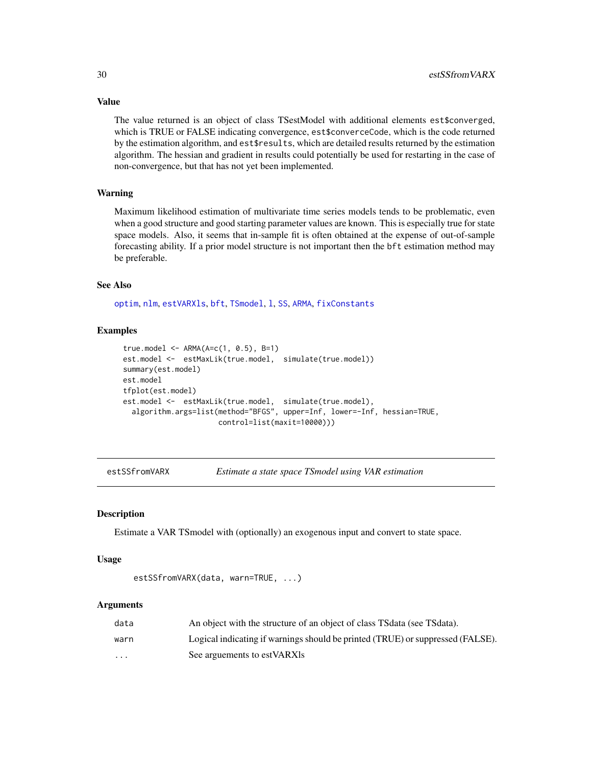### Value

The value returned is an object of class TSestModel with additional elements `est$converged`, which is TRUE or FALSE indicating convergence, `est$converceCode`, which is the code returned by the estimation algorithm, and `est$results`, which are detailed results returned by the estimation algorithm. The hessian and gradient in results could potentially be used for restarting in the case of non-convergence, but that has not yet been implemented.

### Warning

Maximum likelihood estimation of multivariate time series models tends to be problematic, even when a good structure and good starting parameter values are known. This is especially true for state space models. Also, it seems that in-sample fit is often obtained at the expense of out-of-sample forecasting ability. If a prior model structure is not important then the `bft` estimation method may be preferable.

### See Also

`optim`, `nlm`, `estVARXls`, `bft`, `TSmodel`, `l`, `SS`, `ARMA`, `fixConstants`

### Examples

```
true.model <- ARMA(A=c(1, 0.5), B=1)
est.model <-  estMaxLik(true.model,  simulate(true.model))
summary(est.model)
est.model
tfplot(est.model)
est.model <-  estMaxLik(true.model,  simulate(true.model),
  algorithm.args=list(method="BFGS", upper=Inf, lower=-Inf, hessian=TRUE,
                      control=list(maxit=10000)))
```

---

## estSSfromVARX — *Estimate a state space TSmodel using VAR estimation*

### Description

Estimate a VAR TSmodel with (optionally) an exogenous input and convert to state space.

### Usage

```
estSSfromVARX(data, warn=TRUE, ...)
```

### Arguments

| | |
|---|---|
| `data` | An object with the structure of an object of class TSdata (see TSdata). |
| `warn` | Logical indicating if warnings should be printed (TRUE) or suppressed (FALSE). |
| `...` | See arguements to estVARXls |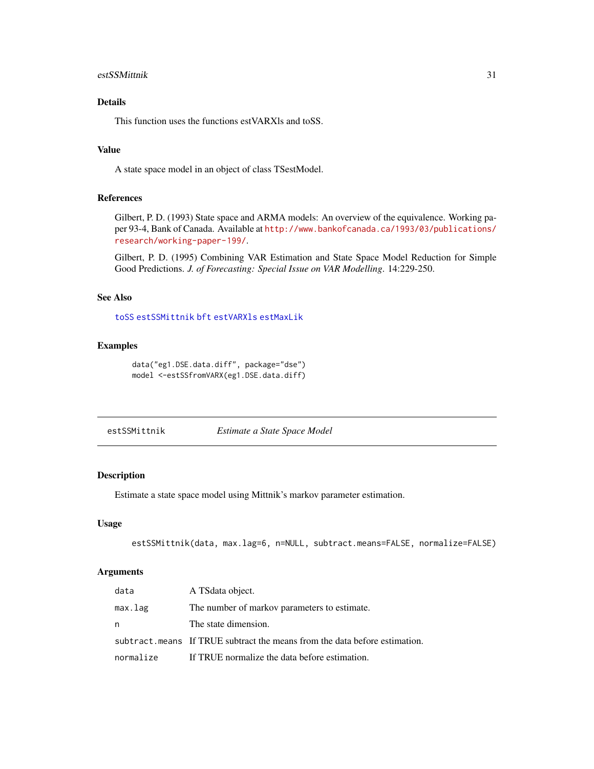### Details

This function uses the functions estVARXls and toSS.

### Value

A state space model in an object of class TSestModel.

### References

Gilbert, P. D. (1993) State space and ARMA models: An overview of the equivalence. Working paper 93-4, Bank of Canada. Available at http://www.bankofcanada.ca/1993/03/publications/research/working-paper-199/.

Gilbert, P. D. (1995) Combining VAR Estimation and State Space Model Reduction for Simple Good Predictions. *J. of Forecasting: Special Issue on VAR Modelling*. 14:229-250.

### See Also

toSS estSSMittnik bft estVARXls estMaxLik

### Examples

```
data("eg1.DSE.data.diff", package="dse")
model <-estSSfromVARX(eg1.DSE.data.diff)
```

---

## estSSMittnik *Estimate a State Space Model*

### Description

Estimate a state space model using Mittnik's markov parameter estimation.

### Usage

```
estSSMittnik(data, max.lag=6, n=NULL, subtract.means=FALSE, normalize=FALSE)
```

### Arguments

| | |
|---|---|
| data | A TSdata object. |
| max.lag | The number of markov parameters to estimate. |
| n | The state dimension. |
| subtract.means | If TRUE subtract the means from the data before estimation. |
| normalize | If TRUE normalize the data before estimation. |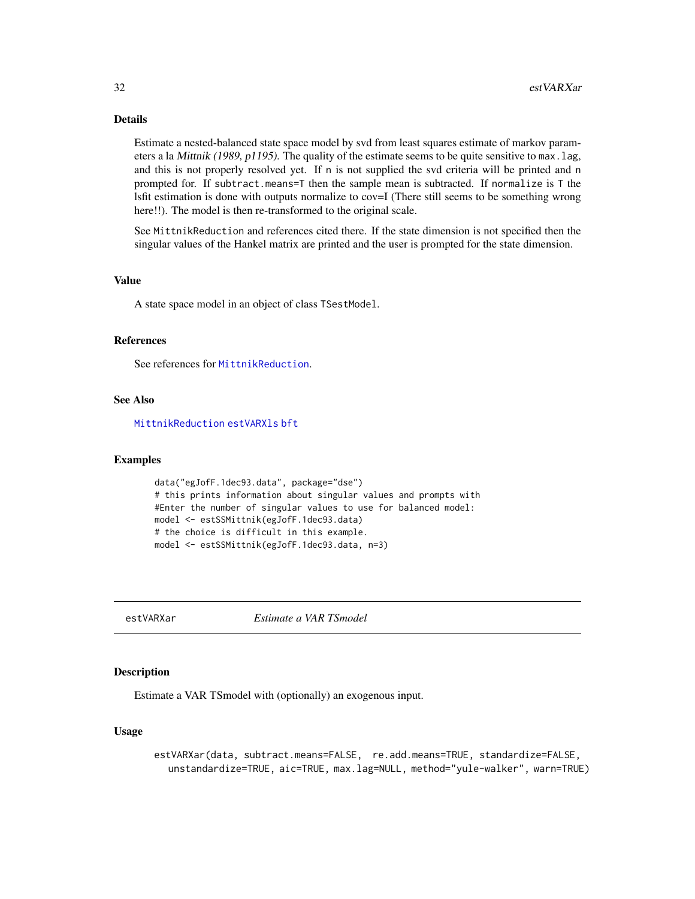### Details

Estimate a nested-balanced state space model by svd from least squares estimate of markov parameters a la *Mittnik (1989, p1195).* The quality of the estimate seems to be quite sensitive to `max.lag`, and this is not properly resolved yet. If `n` is not supplied the svd criteria will be printed and `n` prompted for. If `subtract.means=T` then the sample mean is subtracted. If `normalize` is `T` the lsfit estimation is done with outputs normalize to cov=I (There still seems to be something wrong here!!). The model is then re-transformed to the original scale.

See `MittnikReduction` and references cited there. If the state dimension is not specified then the singular values of the Hankel matrix are printed and the user is prompted for the state dimension.

### Value

A state space model in an object of class `TSestModel`.

### References

See references for `MittnikReduction`.

### See Also

`MittnikReduction` `estVARXls` `bft`

### Examples

```
data("egJofF.1dec93.data", package="dse")
# this prints information about singular values and prompts with
#Enter the number of singular values to use for balanced model:
model <- estSSMittnik(egJofF.1dec93.data)
# the choice is difficult in this example.
model <- estSSMittnik(egJofF.1dec93.data, n=3)
```

---

## estVARXar    *Estimate a VAR TSmodel*

### Description

Estimate a VAR TSmodel with (optionally) an exogenous input.

### Usage

```
estVARXar(data, subtract.means=FALSE,  re.add.means=TRUE, standardize=FALSE,
   unstandardize=TRUE, aic=TRUE, max.lag=NULL, method="yule-walker", warn=TRUE)
```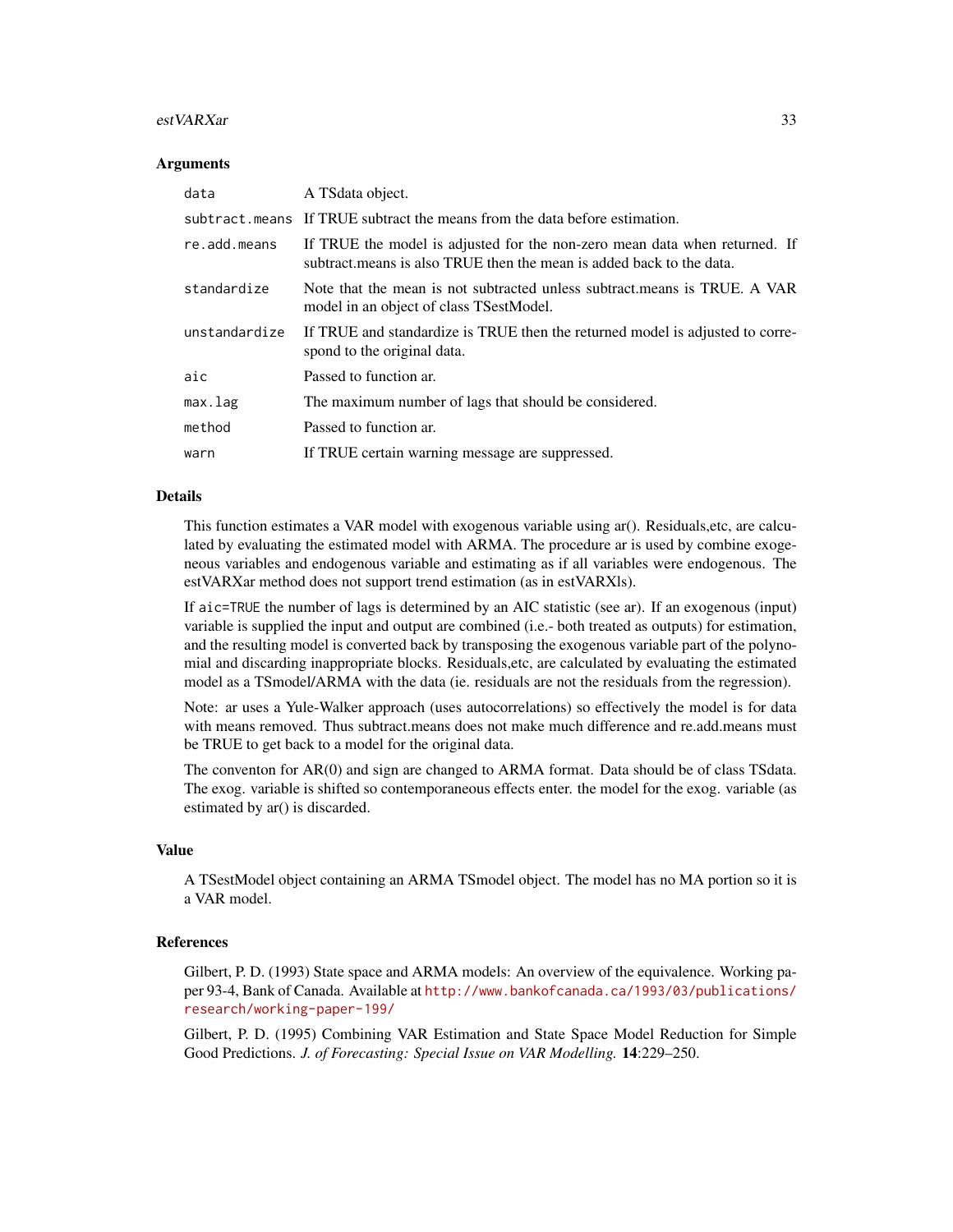### Arguments

| | |
|---|---|
| `data` | A TSdata object. |
| `subtract.means` | If TRUE subtract the means from the data before estimation. |
| `re.add.means` | If TRUE the model is adjusted for the non-zero mean data when returned. If subtract.means is also TRUE then the mean is added back to the data. |
| `standardize` | Note that the mean is not subtracted unless subtract.means is TRUE. A VAR model in an object of class TSestModel. |
| `unstandardize` | If TRUE and standardize is TRUE then the returned model is adjusted to correspond to the original data. |
| `aic` | Passed to function ar. |
| `max.lag` | The maximum number of lags that should be considered. |
| `method` | Passed to function ar. |
| `warn` | If TRUE certain warning message are suppressed. |

### Details

This function estimates a VAR model with exogenous variable using ar(). Residuals,etc, are calculated by evaluating the estimated model with ARMA. The procedure ar is used by combine exogeneous variables and endogenous variable and estimating as if all variables were endogenous. The estVARXar method does not support trend estimation (as in estVARXls).

If `aic=TRUE` the number of lags is determined by an AIC statistic (see ar). If an exogenous (input) variable is supplied the input and output are combined (i.e.- both treated as outputs) for estimation, and the resulting model is converted back by transposing the exogenous variable part of the polynomial and discarding inappropriate blocks. Residuals,etc, are calculated by evaluating the estimated model as a TSmodel/ARMA with the data (ie. residuals are not the residuals from the regression).

Note: ar uses a Yule-Walker approach (uses autocorrelations) so effectively the model is for data with means removed. Thus subtract.means does not make much difference and re.add.means must be TRUE to get back to a model for the original data.

The conventon for AR(0) and sign are changed to ARMA format. Data should be of class TSdata. The exog. variable is shifted so contemporaneous effects enter. the model for the exog. variable (as estimated by ar() is discarded.

### Value

A TSestModel object containing an ARMA TSmodel object. The model has no MA portion so it is a VAR model.

### References

Gilbert, P. D. (1993) State space and ARMA models: An overview of the equivalence. Working paper 93-4, Bank of Canada. Available at http://www.bankofcanada.ca/1993/03/publications/research/working-paper-199/

Gilbert, P. D. (1995) Combining VAR Estimation and State Space Model Reduction for Simple Good Predictions. *J. of Forecasting: Special Issue on VAR Modelling.* **14**:229–250.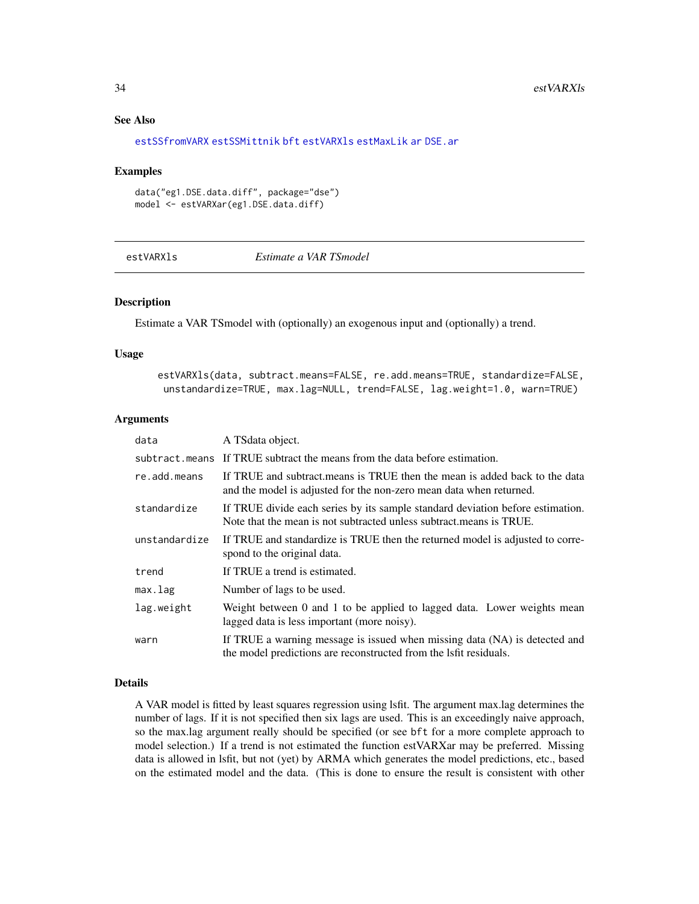## See Also

`estSSfromVARX` `estSSMittnik` `bft` `estVARXls` `estMaxLik` `ar` `DSE.ar`

## Examples

```
data("eg1.DSE.data.diff", package="dse")
model <- estVARXar(eg1.DSE.data.diff)
```

---

# estVARXls — *Estimate a VAR TSmodel*

## Description

Estimate a VAR TSmodel with (optionally) an exogenous input and (optionally) a trend.

## Usage

```
estVARXls(data, subtract.means=FALSE, re.add.means=TRUE, standardize=FALSE,
 unstandardize=TRUE, max.lag=NULL, trend=FALSE, lag.weight=1.0, warn=TRUE)
```

## Arguments

| | |
|---|---|
| `data` | A TSdata object. |
| `subtract.means` | If TRUE subtract the means from the data before estimation. |
| `re.add.means` | If TRUE and subtract.means is TRUE then the mean is added back to the data and the model is adjusted for the non-zero mean data when returned. |
| `standardize` | If TRUE divide each series by its sample standard deviation before estimation. Note that the mean is not subtracted unless subtract.means is TRUE. |
| `unstandardize` | If TRUE and standardize is TRUE then the returned model is adjusted to correspond to the original data. |
| `trend` | If TRUE a trend is estimated. |
| `max.lag` | Number of lags to be used. |
| `lag.weight` | Weight between 0 and 1 to be applied to lagged data. Lower weights mean lagged data is less important (more noisy). |
| `warn` | If TRUE a warning message is issued when missing data (NA) is detected and the model predictions are reconstructed from the lsfit residuals. |

## Details

A VAR model is fitted by least squares regression using lsfit. The argument max.lag determines the number of lags. If it is not specified then six lags are used. This is an exceedingly naive approach, so the max.lag argument really should be specified (or see `bft` for a more complete approach to model selection.) If a trend is not estimated the function estVARXar may be preferred. Missing data is allowed in lsfit, but not (yet) by ARMA which generates the model predictions, etc., based on the estimated model and the data. (This is done to ensure the result is consistent with other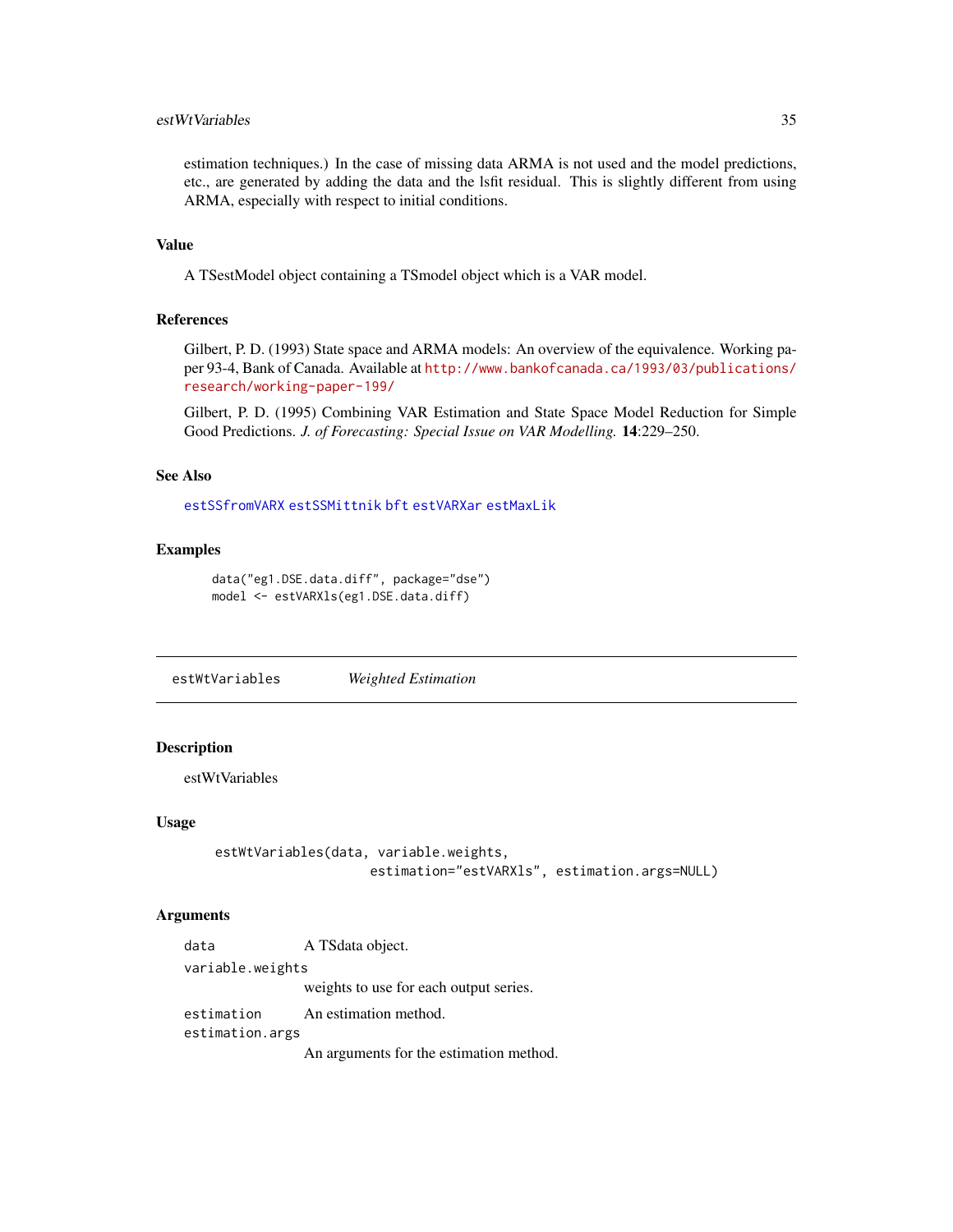estimation techniques.) In the case of missing data ARMA is not used and the model predictions, etc., are generated by adding the data and the lsfit residual. This is slightly different from using ARMA, especially with respect to initial conditions.

### Value

A TSestModel object containing a TSmodel object which is a VAR model.

### References

Gilbert, P. D. (1993) State space and ARMA models: An overview of the equivalence. Working paper 93-4, Bank of Canada. Available at http://www.bankofcanada.ca/1993/03/publications/research/working-paper-199/

Gilbert, P. D. (1995) Combining VAR Estimation and State Space Model Reduction for Simple Good Predictions. *J. of Forecasting: Special Issue on VAR Modelling.* **14**:229–250.

### See Also

estSSfromVARX estSSMittnik bft estVARXar estMaxLik

### Examples

```
data("eg1.DSE.data.diff", package="dse")
model <- estVARXls(eg1.DSE.data.diff)
```

---

## estWtVariables — *Weighted Estimation*

---

### Description

estWtVariables

### Usage

```
estWtVariables(data, variable.weights,
                     estimation="estVARXls", estimation.args=NULL)
```

### Arguments

| | |
|---|---|
| data | A TSdata object. |
| variable.weights | weights to use for each output series. |
| estimation | An estimation method. |
| estimation.args | An arguments for the estimation method. |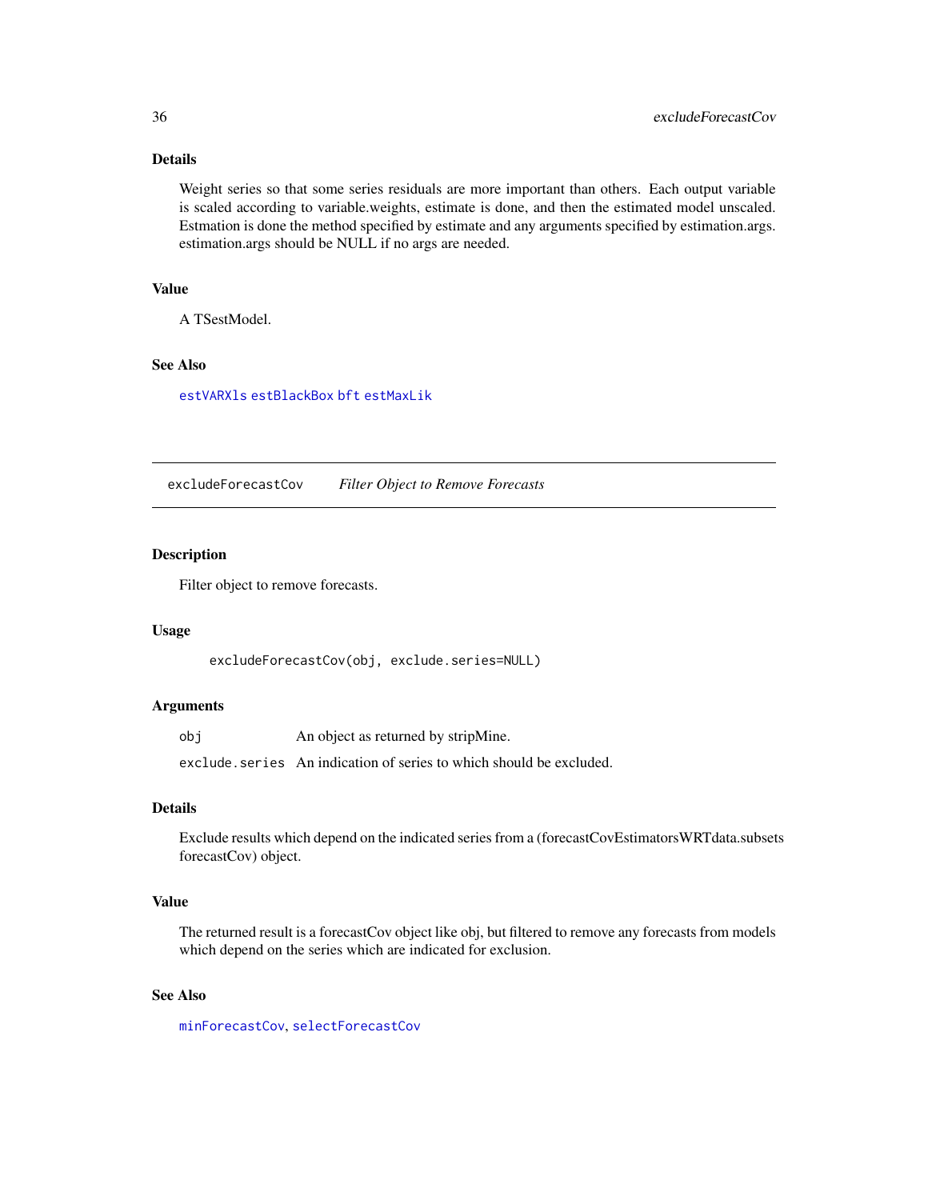### Details

Weight series so that some series residuals are more important than others. Each output variable is scaled according to variable.weights, estimate is done, and then the estimated model unscaled. Estmation is done the method specified by estimate and any arguments specified by estimation.args. estimation.args should be NULL if no args are needed.

### Value

A TSestModel.

### See Also

estVARXls estBlackBox bft estMaxLik

---

## excludeForecastCov *Filter Object to Remove Forecasts*

### Description

Filter object to remove forecasts.

### Usage

```
excludeForecastCov(obj, exclude.series=NULL)
```

### Arguments

| | |
|---|---|
| obj | An object as returned by stripMine. |
| exclude.series | An indication of series to which should be excluded. |

### Details

Exclude results which depend on the indicated series from a (forecastCovEstimatorsWRTdata.subsets forecastCov) object.

### Value

The returned result is a forecastCov object like obj, but filtered to remove any forecasts from models which depend on the series which are indicated for exclusion.

### See Also

minForecastCov, selectForecastCov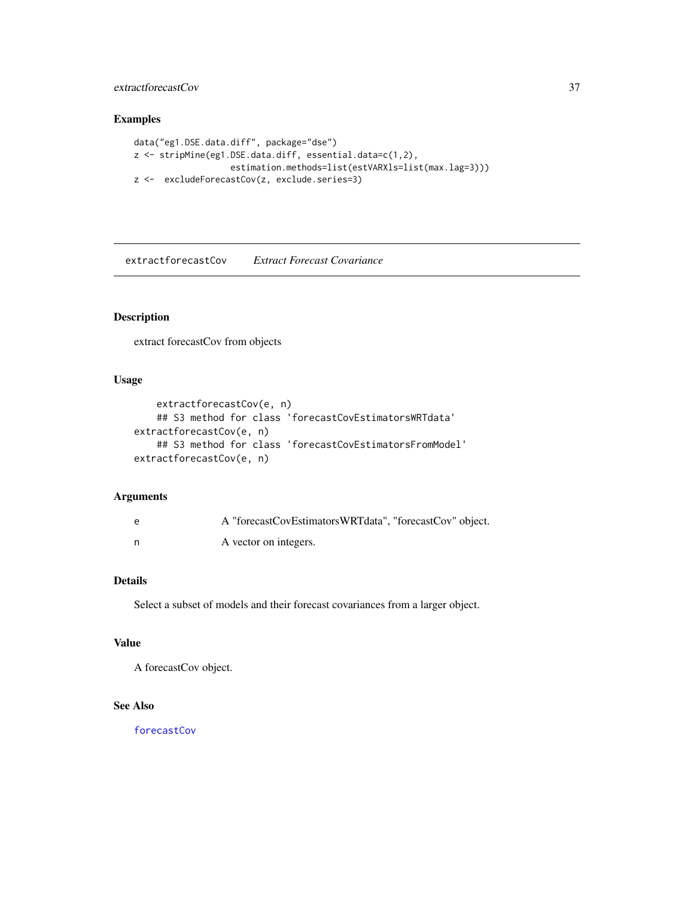## Examples

```
data("eg1.DSE.data.diff", package="dse")
z <- stripMine(eg1.DSE.data.diff, essential.data=c(1,2),
                   estimation.methods=list(estVARXls=list(max.lag=3)))
z <-  excludeForecastCov(z, exclude.series=3)
```

---

# extractforecastCov *Extract Forecast Covariance*

---

## Description

extract forecastCov from objects

## Usage

```
    extractforecastCov(e, n)
    ## S3 method for class 'forecastCovEstimatorsWRTdata'
extractforecastCov(e, n)
    ## S3 method for class 'forecastCovEstimatorsFromModel'
extractforecastCov(e, n)
```

## Arguments

| | |
|---|---|
| e | A "forecastCovEstimatorsWRTdata", "forecastCov" object. |
| n | A vector on integers. |

## Details

Select a subset of models and their forecast covariances from a larger object.

## Value

A forecastCov object.

## See Also

forecastCov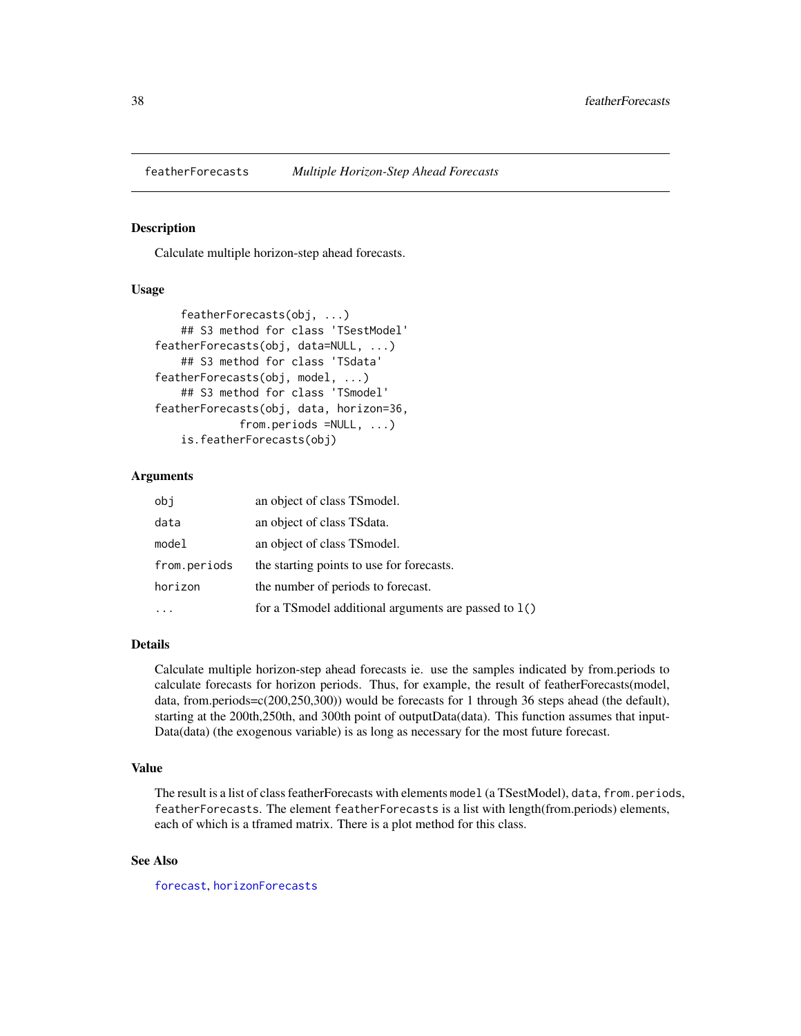# featherForecasts *Multiple Horizon-Step Ahead Forecasts*

## Description

Calculate multiple horizon-step ahead forecasts.

## Usage

```
    featherForecasts(obj, ...)
    ## S3 method for class 'TSestModel'
featherForecasts(obj, data=NULL, ...)
    ## S3 method for class 'TSdata'
featherForecasts(obj, model, ...)
    ## S3 method for class 'TSmodel'
featherForecasts(obj, data, horizon=36,
            from.periods =NULL, ...)
    is.featherForecasts(obj)
```

## Arguments

| | |
|---|---|
| `obj` | an object of class TSmodel. |
| `data` | an object of class TSdata. |
| `model` | an object of class TSmodel. |
| `from.periods` | the starting points to use for forecasts. |
| `horizon` | the number of periods to forecast. |
| `...` | for a TSmodel additional arguments are passed to `l()` |

## Details

Calculate multiple horizon-step ahead forecasts ie. use the samples indicated by from.periods to calculate forecasts for horizon periods. Thus, for example, the result of featherForecasts(model, data, from.periods=c(200,250,300)) would be forecasts for 1 through 36 steps ahead (the default), starting at the 200th,250th, and 300th point of outputData(data). This function assumes that inputData(data) (the exogenous variable) is as long as necessary for the most future forecast.

## Value

The result is a list of class featherForecasts with elements `model` (a TSestModel), `data`, `from.periods`, `featherForecasts`. The element `featherForecasts` is a list with length(from.periods) elements, each of which is a tframed matrix. There is a plot method for this class.

## See Also

`forecast`, `horizonForecasts`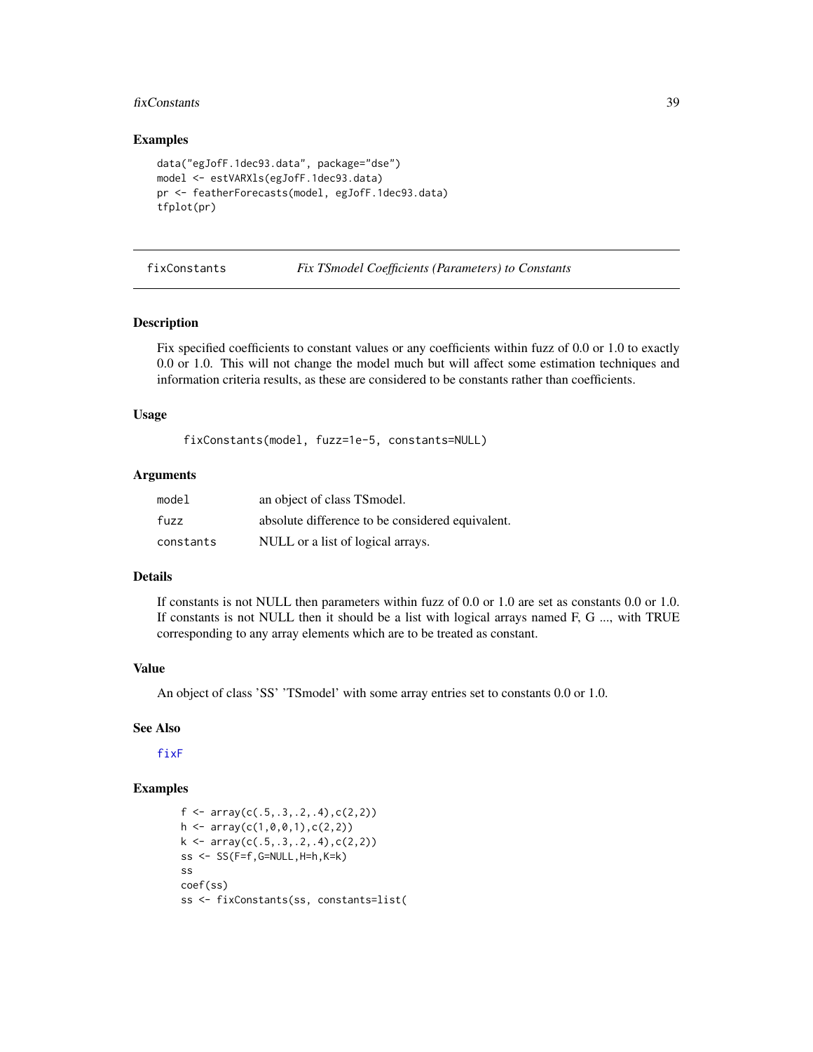## Examples

```
data("egJofF.1dec93.data", package="dse")
model <- estVARXls(egJofF.1dec93.data)
pr <- featherForecasts(model, egJofF.1dec93.data)
tfplot(pr)
```

---

fixConstants *Fix TSmodel Coefficients (Parameters) to Constants*

---

## Description

Fix specified coefficients to constant values or any coefficients within fuzz of 0.0 or 1.0 to exactly 0.0 or 1.0. This will not change the model much but will affect some estimation techniques and information criteria results, as these are considered to be constants rather than coefficients.

## Usage

```
fixConstants(model, fuzz=1e-5, constants=NULL)
```

## Arguments

| | |
|---|---|
| `model` | an object of class TSmodel. |
| `fuzz` | absolute difference to be considered equivalent. |
| `constants` | NULL or a list of logical arrays. |

## Details

If constants is not NULL then parameters within fuzz of 0.0 or 1.0 are set as constants 0.0 or 1.0. If constants is not NULL then it should be a list with logical arrays named F, G ..., with TRUE corresponding to any array elements which are to be treated as constant.

## Value

An object of class 'SS' 'TSmodel' with some array entries set to constants 0.0 or 1.0.

## See Also

fixF

## Examples

```
f <- array(c(.5,.3,.2,.4),c(2,2))
h <- array(c(1,0,0,1),c(2,2))
k <- array(c(.5,.3,.2,.4),c(2,2))
ss <- SS(F=f,G=NULL,H=h,K=k)
ss
coef(ss)
ss <- fixConstants(ss, constants=list(
```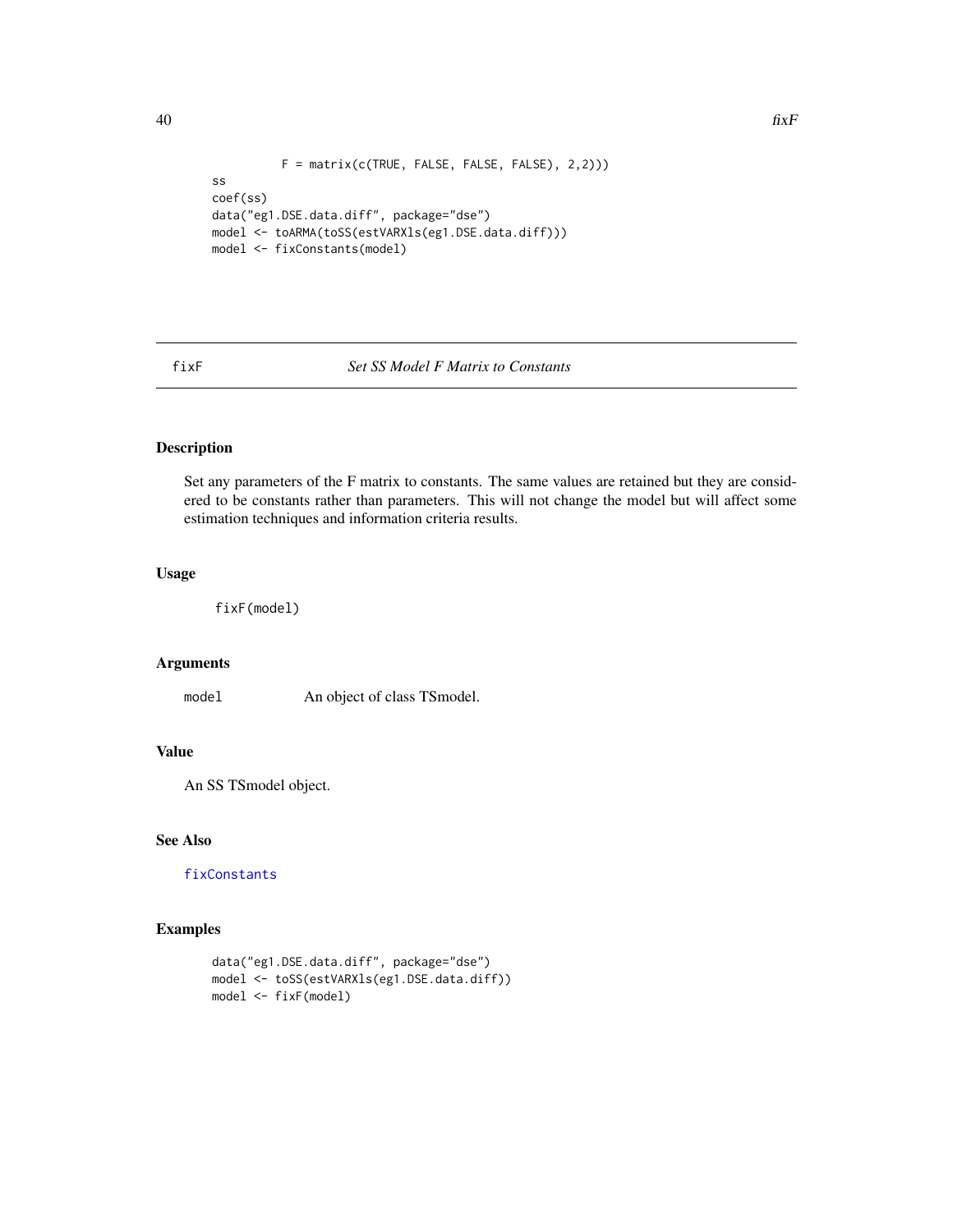```
          F = matrix(c(TRUE, FALSE, FALSE, FALSE), 2,2)))
ss
coef(ss)
data("eg1.DSE.data.diff", package="dse")
model <- toARMA(toSS(estVARXls(eg1.DSE.data.diff)))
model <- fixConstants(model)
```

---

## fixF *Set SS Model F Matrix to Constants*

---

### Description

Set any parameters of the F matrix to constants. The same values are retained but they are considered to be constants rather than parameters. This will not change the model but will affect some estimation techniques and information criteria results.

### Usage

```
fixF(model)
```

### Arguments

| | |
|---|---|
| model | An object of class TSmodel. |

### Value

An SS TSmodel object.

### See Also

fixConstants

### Examples

```
data("eg1.DSE.data.diff", package="dse")
model <- toSS(estVARXls(eg1.DSE.data.diff))
model <- fixF(model)
```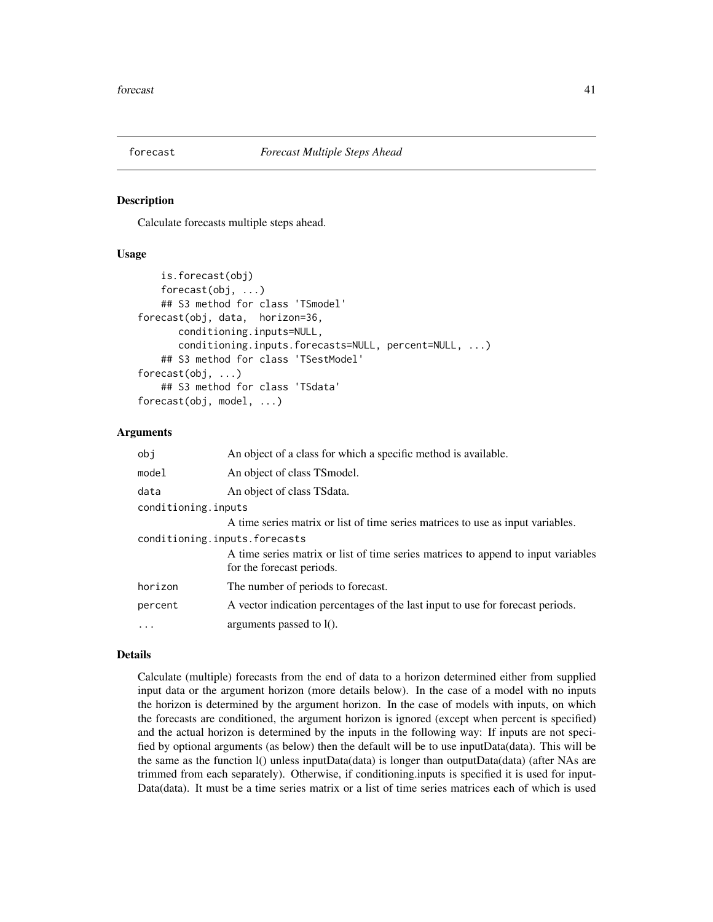# forecast *Forecast Multiple Steps Ahead*

## Description

Calculate forecasts multiple steps ahead.

## Usage

```
    is.forecast(obj)
    forecast(obj, ...)
    ## S3 method for class 'TSmodel'
forecast(obj, data,  horizon=36,
       conditioning.inputs=NULL,
       conditioning.inputs.forecasts=NULL, percent=NULL, ...)
    ## S3 method for class 'TSestModel'
forecast(obj, ...)
    ## S3 method for class 'TSdata'
forecast(obj, model, ...)
```

## Arguments

| | |
|---|---|
| obj | An object of a class for which a specific method is available. |
| model | An object of class TSmodel. |
| data | An object of class TSdata. |
| conditioning.inputs | A time series matrix or list of time series matrices to use as input variables. |
| conditioning.inputs.forecasts | A time series matrix or list of time series matrices to append to input variables for the forecast periods. |
| horizon | The number of periods to forecast. |
| percent | A vector indication percentages of the last input to use for forecast periods. |
| ... | arguments passed to l(). |

## Details

Calculate (multiple) forecasts from the end of data to a horizon determined either from supplied input data or the argument horizon (more details below). In the case of a model with no inputs the horizon is determined by the argument horizon. In the case of models with inputs, on which the forecasts are conditioned, the argument horizon is ignored (except when percent is specified) and the actual horizon is determined by the inputs in the following way: If inputs are not specified by optional arguments (as below) then the default will be to use inputData(data). This will be the same as the function l() unless inputData(data) is longer than outputData(data) (after NAs are trimmed from each separately). Otherwise, if conditioning.inputs is specified it is used for inputData(data). It must be a time series matrix or a list of time series matrices each of which is used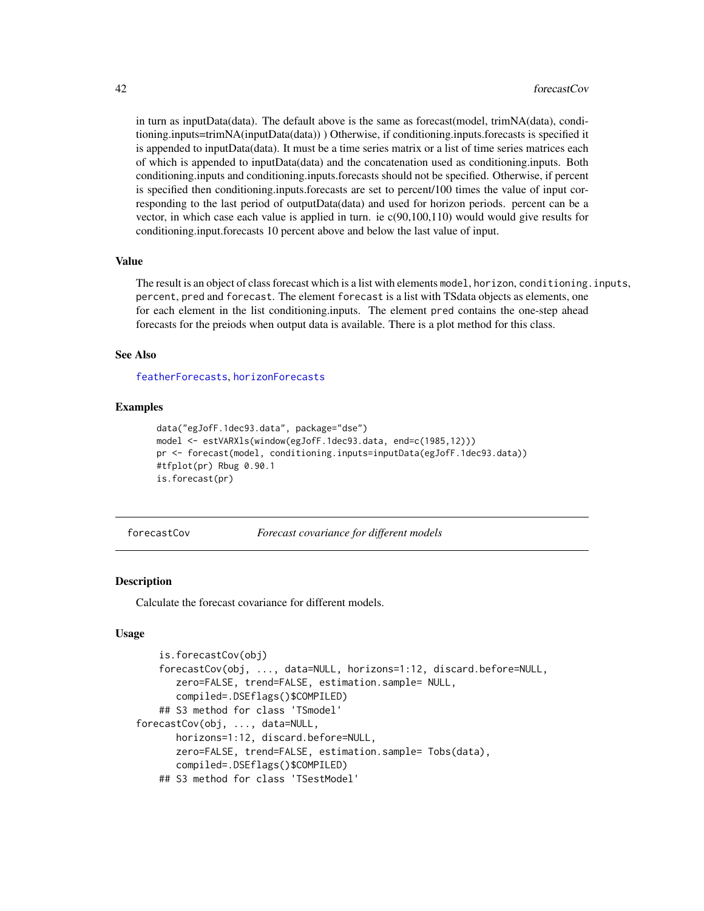in turn as inputData(data). The default above is the same as forecast(model, trimNA(data), conditioning.inputs=trimNA(inputData(data)) ) Otherwise, if conditioning.inputs.forecasts is specified it is appended to inputData(data). It must be a time series matrix or a list of time series matrices each of which is appended to inputData(data) and the concatenation used as conditioning.inputs. Both conditioning.inputs and conditioning.inputs.forecasts should not be specified. Otherwise, if percent is specified then conditioning.inputs.forecasts are set to percent/100 times the value of input corresponding to the last period of outputData(data) and used for horizon periods. percent can be a vector, in which case each value is applied in turn. ie c(90,100,110) would would give results for conditioning.input.forecasts 10 percent above and below the last value of input.

### Value

The result is an object of class forecast which is a list with elements `model`, `horizon`, `conditioning.inputs`, `percent`, `pred` and `forecast`. The element `forecast` is a list with TSdata objects as elements, one for each element in the list conditioning.inputs. The element `pred` contains the one-step ahead forecasts for the preiods when output data is available. There is a plot method for this class.

### See Also

`featherForecasts`, `horizonForecasts`

### Examples

```
data("egJofF.1dec93.data", package="dse")
model <- estVARXls(window(egJofF.1dec93.data, end=c(1985,12)))
pr <- forecast(model, conditioning.inputs=inputData(egJofF.1dec93.data))
#tfplot(pr) Rbug 0.90.1
is.forecast(pr)
```

---

## forecastCov *Forecast covariance for different models*

### Description

Calculate the forecast covariance for different models.

### Usage

```
    is.forecastCov(obj)
    forecastCov(obj, ..., data=NULL, horizons=1:12, discard.before=NULL,
       zero=FALSE, trend=FALSE, estimation.sample= NULL,
       compiled=.DSEflags()$COMPILED)
    ## S3 method for class 'TSmodel'
forecastCov(obj, ..., data=NULL,
       horizons=1:12, discard.before=NULL,
       zero=FALSE, trend=FALSE, estimation.sample= Tobs(data),
       compiled=.DSEflags()$COMPILED)
    ## S3 method for class 'TSestModel'
```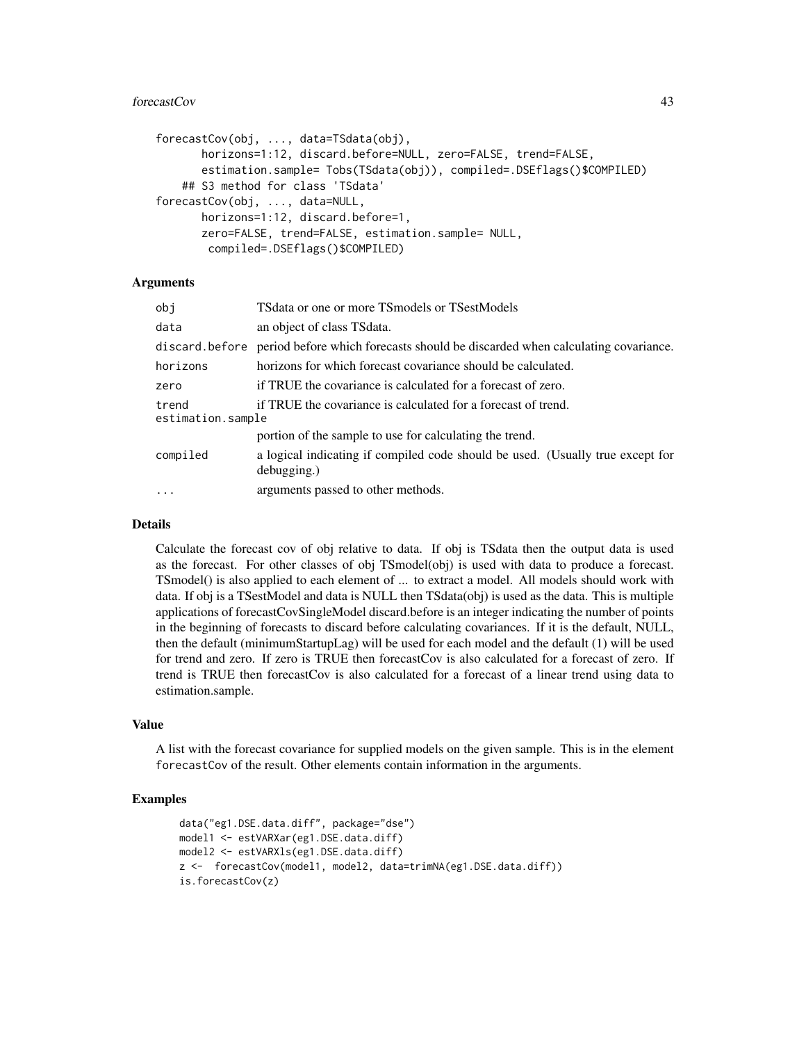```
forecastCov(obj, ..., data=TSdata(obj),
       horizons=1:12, discard.before=NULL, zero=FALSE, trend=FALSE,
       estimation.sample= Tobs(TSdata(obj)), compiled=.DSEflags()$COMPILED)
    ## S3 method for class 'TSdata'
forecastCov(obj, ..., data=NULL,
       horizons=1:12, discard.before=1,
       zero=FALSE, trend=FALSE, estimation.sample= NULL,
        compiled=.DSEflags()$COMPILED)
```

### Arguments

| | |
|---|---|
| `obj` | TSdata or one or more TSmodels or TSestModels |
| `data` | an object of class TSdata. |
| `discard.before` | period before which forecasts should be discarded when calculating covariance. |
| `horizons` | horizons for which forecast covariance should be calculated. |
| `zero` | if TRUE the covariance is calculated for a forecast of zero. |
| `trend` | if TRUE the covariance is calculated for a forecast of trend. |
| `estimation.sample` | portion of the sample to use for calculating the trend. |
| `compiled` | a logical indicating if compiled code should be used. (Usually true except for debugging.) |
| `...` | arguments passed to other methods. |

### Details

Calculate the forecast cov of obj relative to data. If obj is TSdata then the output data is used as the forecast. For other classes of obj TSmodel(obj) is used with data to produce a forecast. TSmodel() is also applied to each element of ... to extract a model. All models should work with data. If obj is a TSestModel and data is NULL then TSdata(obj) is used as the data. This is multiple applications of forecastCovSingleModel discard.before is an integer indicating the number of points in the beginning of forecasts to discard before calculating covariances. If it is the default, NULL, then the default (minimumStartupLag) will be used for each model and the default (1) will be used for trend and zero. If zero is TRUE then forecastCov is also calculated for a forecast of zero. If trend is TRUE then forecastCov is also calculated for a forecast of a linear trend using data to estimation.sample.

### Value

A list with the forecast covariance for supplied models on the given sample. This is in the element `forecastCov` of the result. Other elements contain information in the arguments.

### Examples

```
data("eg1.DSE.data.diff", package="dse")
model1 <- estVARXar(eg1.DSE.data.diff)
model2 <- estVARXls(eg1.DSE.data.diff)
z <-  forecastCov(model1, model2, data=trimNA(eg1.DSE.data.diff))
is.forecastCov(z)
```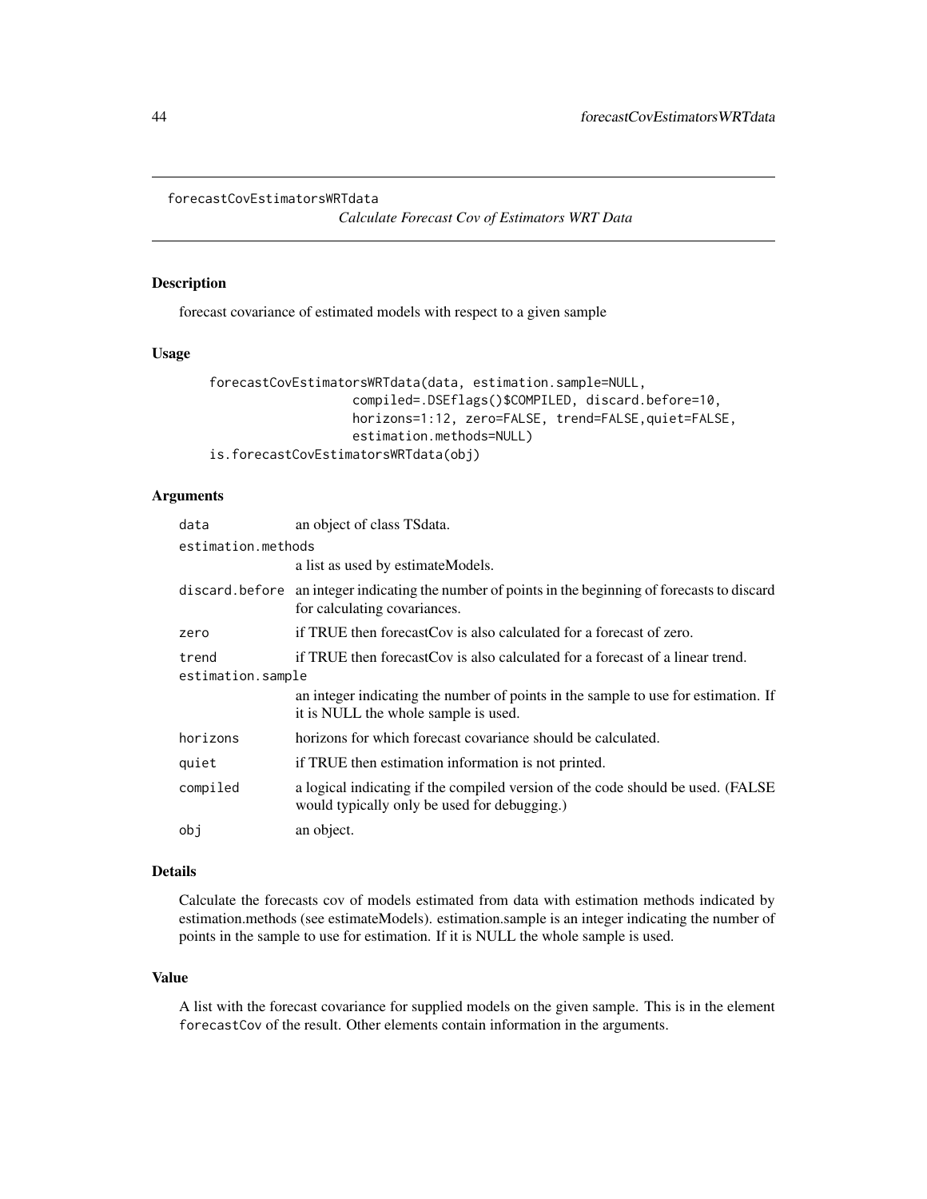forecastCovEstimatorsWRTdata

*Calculate Forecast Cov of Estimators WRT Data*

## Description

forecast covariance of estimated models with respect to a given sample

## Usage

```
forecastCovEstimatorsWRTdata(data, estimation.sample=NULL,
                    compiled=.DSEflags()$COMPILED, discard.before=10,
                    horizons=1:12, zero=FALSE, trend=FALSE,quiet=FALSE,
                    estimation.methods=NULL)
is.forecastCovEstimatorsWRTdata(obj)
```

## Arguments

| | |
|---|---|
| `data` | an object of class TSdata. |
| `estimation.methods` | a list as used by estimateModels. |
| `discard.before` | an integer indicating the number of points in the beginning of forecasts to discard for calculating covariances. |
| `zero` | if TRUE then forecastCov is also calculated for a forecast of zero. |
| `trend` | if TRUE then forecastCov is also calculated for a forecast of a linear trend. |
| `estimation.sample` | an integer indicating the number of points in the sample to use for estimation. If it is NULL the whole sample is used. |
| `horizons` | horizons for which forecast covariance should be calculated. |
| `quiet` | if TRUE then estimation information is not printed. |
| `compiled` | a logical indicating if the compiled version of the code should be used. (FALSE would typically only be used for debugging.) |
| `obj` | an object. |

## Details

Calculate the forecasts cov of models estimated from data with estimation methods indicated by estimation.methods (see estimateModels). estimation.sample is an integer indicating the number of points in the sample to use for estimation. If it is NULL the whole sample is used.

## Value

A list with the forecast covariance for supplied models on the given sample. This is in the element `forecastCov` of the result. Other elements contain information in the arguments.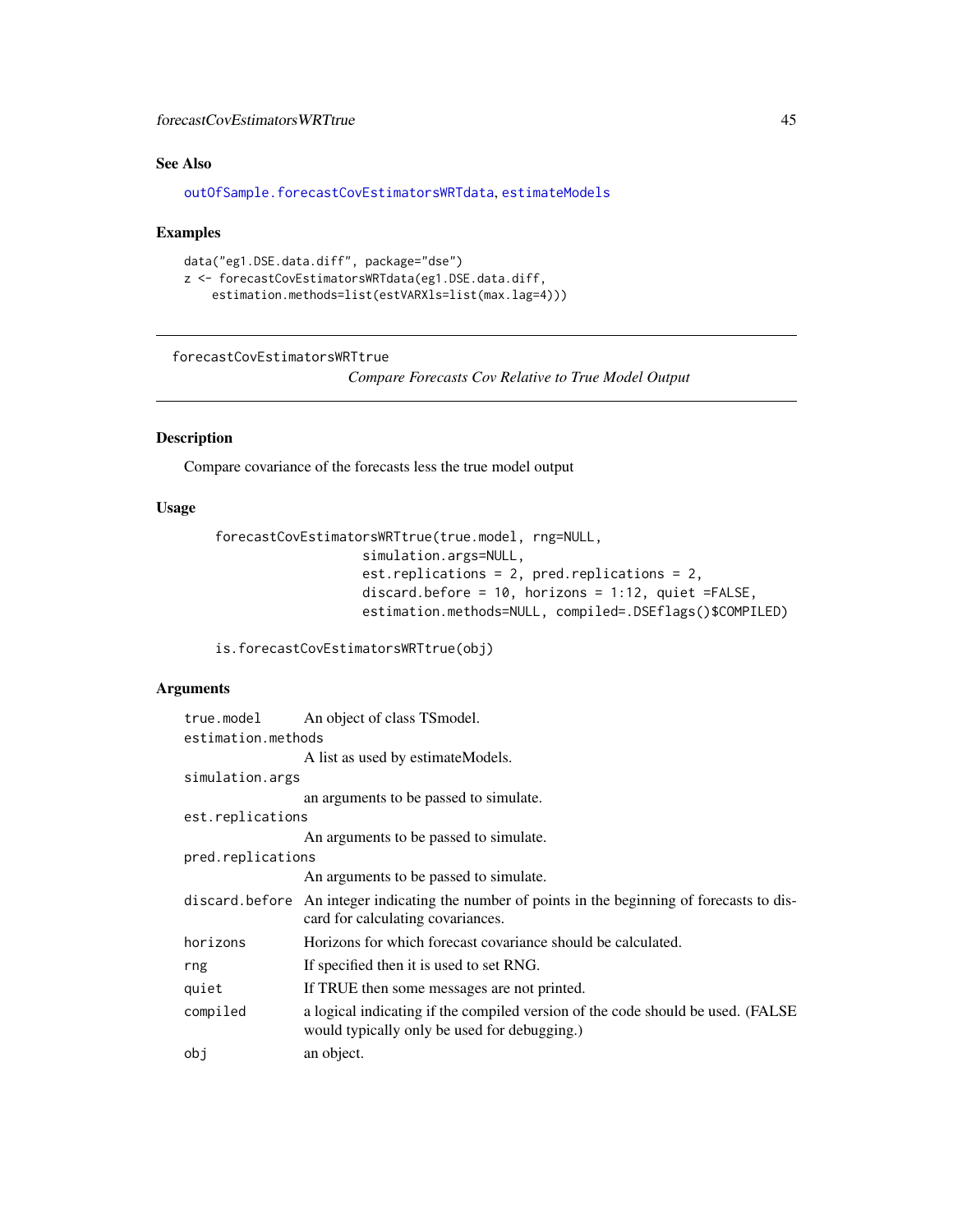### See Also

outOfSample.forecastCovEstimatorsWRTdata, estimateModels

### Examples

```
data("eg1.DSE.data.diff", package="dse")
z <- forecastCovEstimatorsWRTdata(eg1.DSE.data.diff,
    estimation.methods=list(estVARXls=list(max.lag=4)))
```

---

## forecastCovEstimatorsWRTtrue

*Compare Forecasts Cov Relative to True Model Output*

---

### Description

Compare covariance of the forecasts less the true model output

### Usage

```
forecastCovEstimatorsWRTtrue(true.model, rng=NULL,
                    simulation.args=NULL,
                    est.replications = 2, pred.replications = 2,
                    discard.before = 10, horizons = 1:12, quiet =FALSE,
                    estimation.methods=NULL, compiled=.DSEflags()$COMPILED)

is.forecastCovEstimatorsWRTtrue(obj)
```

### Arguments

| | |
|---|---|
| true.model | An object of class TSmodel. |
| estimation.methods | A list as used by estimateModels. |
| simulation.args | an arguments to be passed to simulate. |
| est.replications | An arguments to be passed to simulate. |
| pred.replications | An arguments to be passed to simulate. |
| discard.before | An integer indicating the number of points in the beginning of forecasts to discard for calculating covariances. |
| horizons | Horizons for which forecast covariance should be calculated. |
| rng | If specified then it is used to set RNG. |
| quiet | If TRUE then some messages are not printed. |
| compiled | a logical indicating if the compiled version of the code should be used. (FALSE would typically only be used for debugging.) |
| obj | an object. |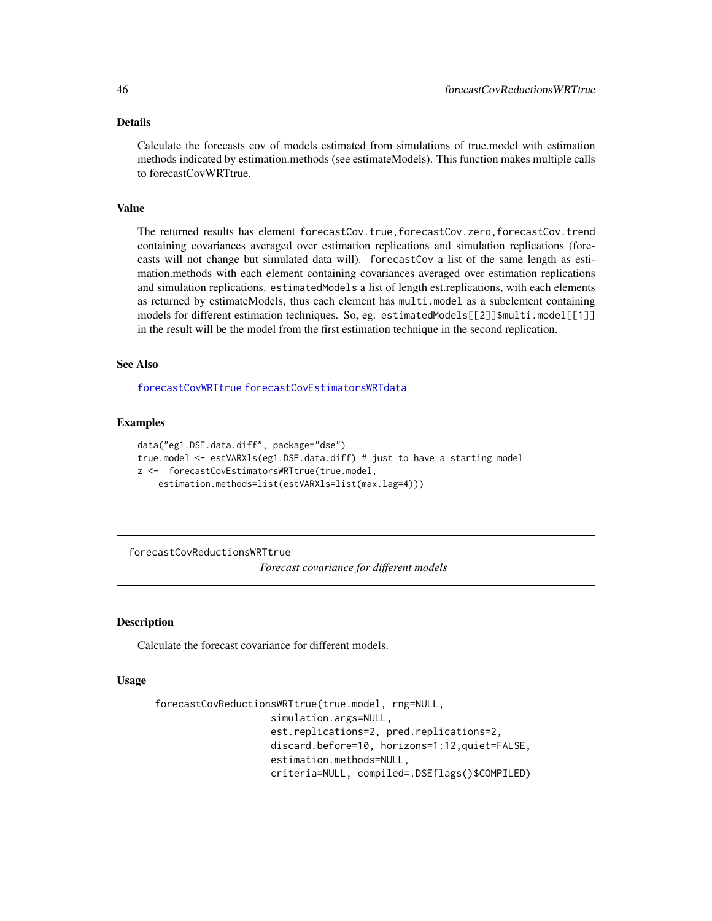## Details

Calculate the forecasts cov of models estimated from simulations of true.model with estimation methods indicated by estimation.methods (see estimateModels). This function makes multiple calls to forecastCovWRTtrue.

## Value

The returned results has element `forecastCov.true`, `forecastCov.zero`, `forecastCov.trend` containing covariances averaged over estimation replications and simulation replications (forecasts will not change but simulated data will). `forecastCov` a list of the same length as estimation.methods with each element containing covariances averaged over estimation replications and simulation replications. `estimatedModels` a list of length est.replications, with each elements as returned by estimateModels, thus each element has `multi.model` as a subelement containing models for different estimation techniques. So, eg. `estimatedModels[[2]]$multi.model[[1]]` in the result will be the model from the first estimation technique in the second replication.

## See Also

forecastCovWRTtrue forecastCovEstimatorsWRTdata

## Examples

```
data("eg1.DSE.data.diff", package="dse")
true.model <- estVARXls(eg1.DSE.data.diff) # just to have a starting model
z <-  forecastCovEstimatorsWRTtrue(true.model,
    estimation.methods=list(estVARXls=list(max.lag=4)))
```

---

# forecastCovReductionsWRTtrue

*Forecast covariance for different models*

## Description

Calculate the forecast covariance for different models.

## Usage

```
forecastCovReductionsWRTtrue(true.model, rng=NULL,
                      simulation.args=NULL,
                      est.replications=2, pred.replications=2,
                      discard.before=10, horizons=1:12,quiet=FALSE,
                      estimation.methods=NULL,
                      criteria=NULL, compiled=.DSEflags()$COMPILED)
```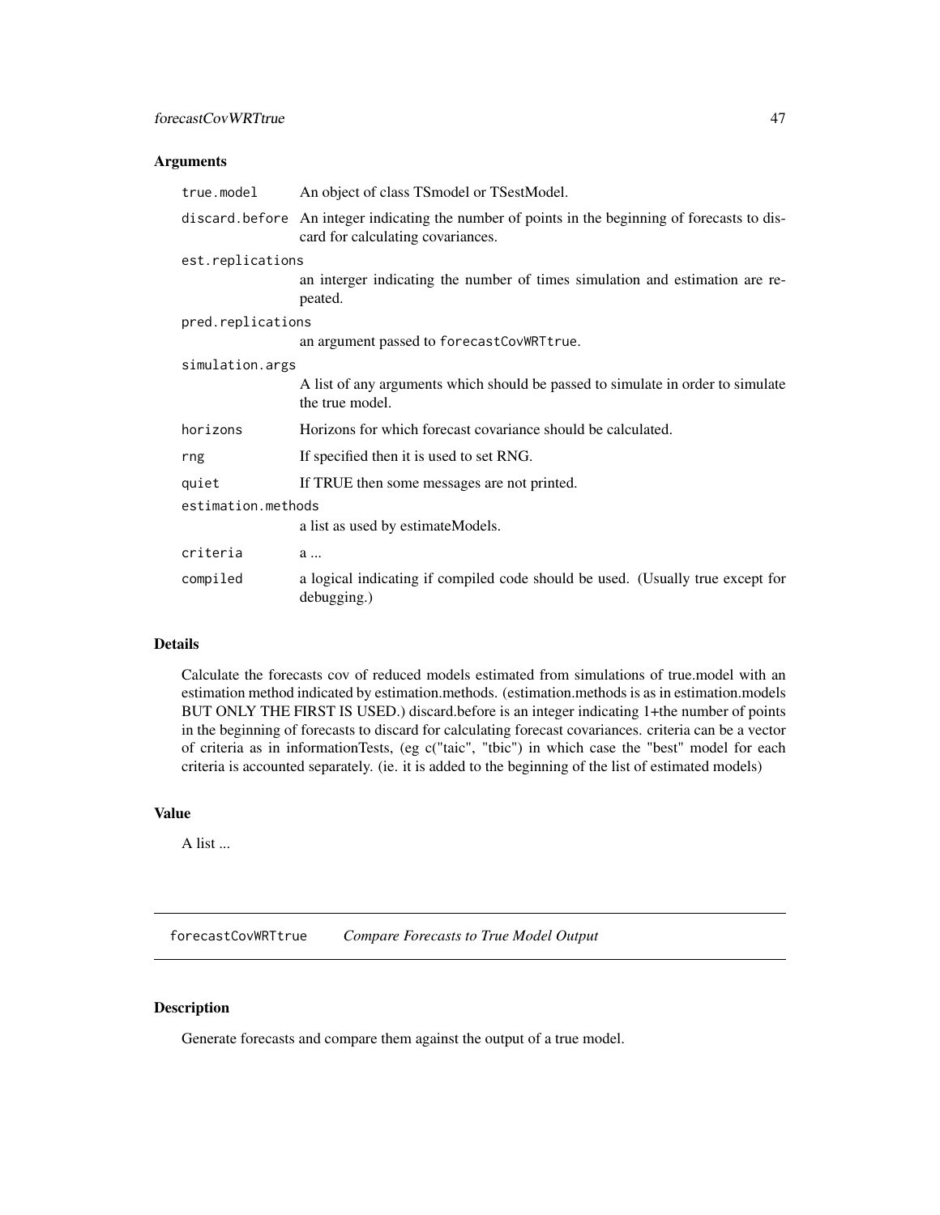## Arguments

| | |
|---|---|
| `true.model` | An object of class TSmodel or TSestModel. |
| `discard.before` | An integer indicating the number of points in the beginning of forecasts to discard for calculating covariances. |
| `est.replications` | an interger indicating the number of times simulation and estimation are repeated. |
| `pred.replications` | an argument passed to `forecastCovWRTtrue`. |
| `simulation.args` | A list of any arguments which should be passed to simulate in order to simulate the true model. |
| `horizons` | Horizons for which forecast covariance should be calculated. |
| `rng` | If specified then it is used to set RNG. |
| `quiet` | If TRUE then some messages are not printed. |
| `estimation.methods` | a list as used by estimateModels. |
| `criteria` | a ... |
| `compiled` | a logical indicating if compiled code should be used. (Usually true except for debugging.) |

## Details

Calculate the forecasts cov of reduced models estimated from simulations of true.model with an estimation method indicated by estimation.methods. (estimation.methods is as in estimation.models BUT ONLY THE FIRST IS USED.) discard.before is an integer indicating 1+the number of points in the beginning of forecasts to discard for calculating forecast covariances. criteria can be a vector of criteria as in informationTests, (eg c("taic", "tbic") in which case the "best" model for each criteria is accounted separately. (ie. it is added to the beginning of the list of estimated models)

## Value

A list ...

---

# `forecastCovWRTtrue` *Compare Forecasts to True Model Output*

---

## Description

Generate forecasts and compare them against the output of a true model.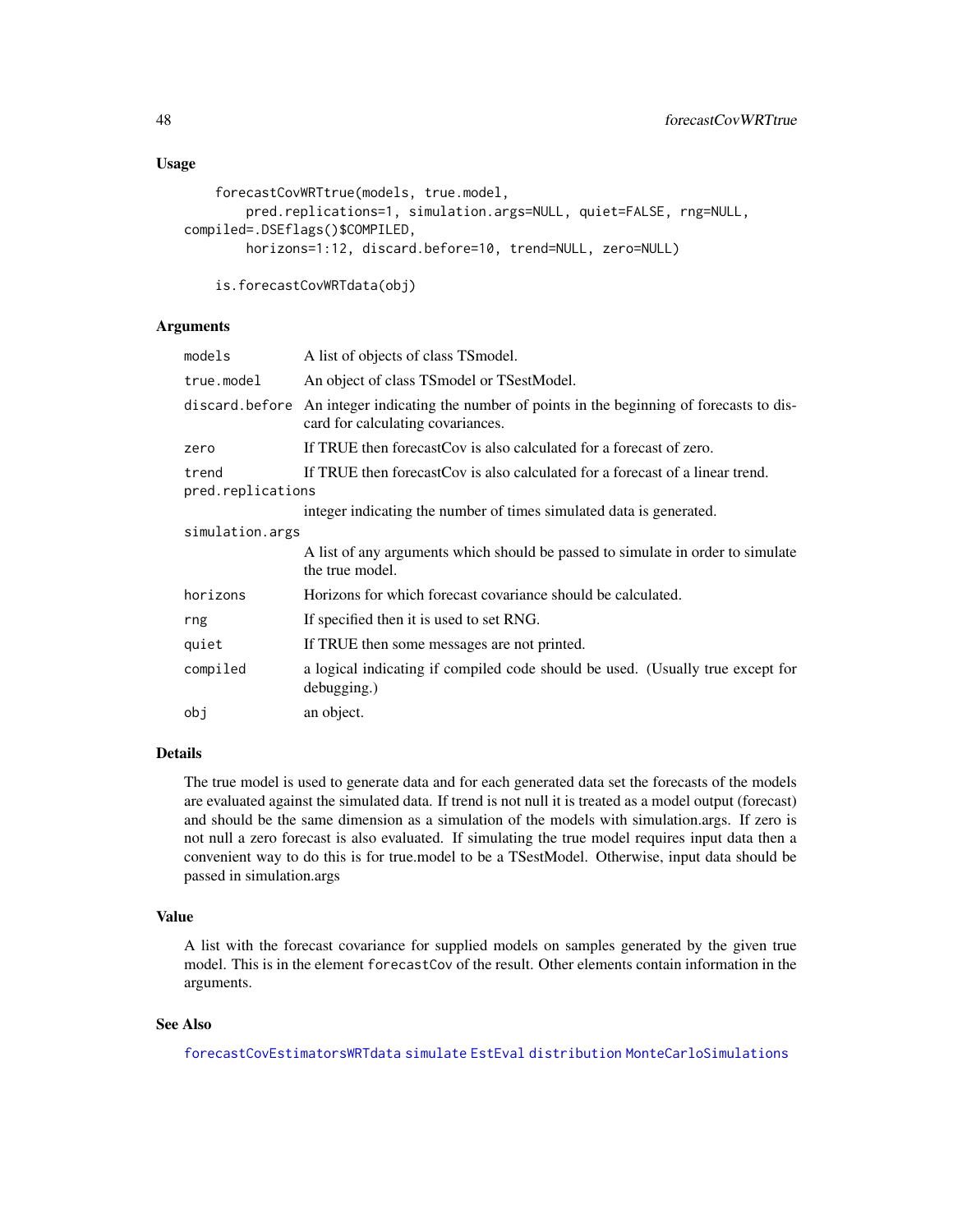## Usage

```
forecastCovWRTtrue(models, true.model,
     pred.replications=1, simulation.args=NULL, quiet=FALSE, rng=NULL,
compiled=.DSEflags()$COMPILED,
     horizons=1:12, discard.before=10, trend=NULL, zero=NULL)

is.forecastCovWRTdata(obj)
```

## Arguments

| | |
|---|---|
| models | A list of objects of class TSmodel. |
| true.model | An object of class TSmodel or TSestModel. |
| discard.before | An integer indicating the number of points in the beginning of forecasts to discard for calculating covariances. |
| zero | If TRUE then forecastCov is also calculated for a forecast of zero. |
| trend | If TRUE then forecastCov is also calculated for a forecast of a linear trend. |
| pred.replications | integer indicating the number of times simulated data is generated. |
| simulation.args | A list of any arguments which should be passed to simulate in order to simulate the true model. |
| horizons | Horizons for which forecast covariance should be calculated. |
| rng | If specified then it is used to set RNG. |
| quiet | If TRUE then some messages are not printed. |
| compiled | a logical indicating if compiled code should be used. (Usually true except for debugging.) |
| obj | an object. |

## Details

The true model is used to generate data and for each generated data set the forecasts of the models are evaluated against the simulated data. If trend is not null it is treated as a model output (forecast) and should be the same dimension as a simulation of the models with simulation.args. If zero is not null a zero forecast is also evaluated. If simulating the true model requires input data then a convenient way to do this is for true.model to be a TSestModel. Otherwise, input data should be passed in simulation.args

## Value

A list with the forecast covariance for supplied models on samples generated by the given true model. This is in the element `forecastCov` of the result. Other elements contain information in the arguments.

## See Also

forecastCovEstimatorsWRTdata simulate EstEval distribution MonteCarloSimulations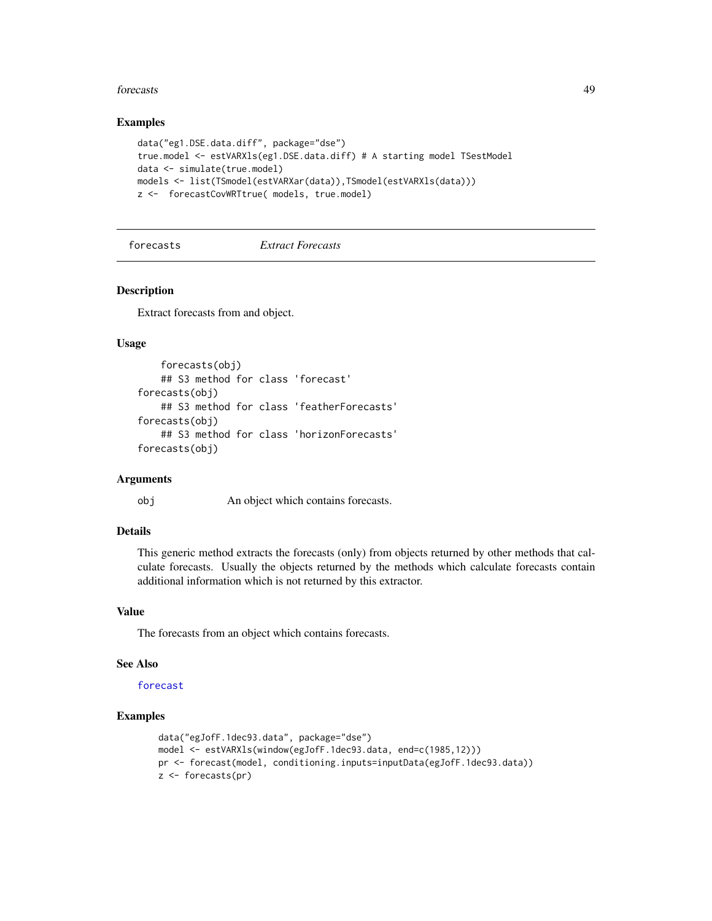### Examples

```
data("eg1.DSE.data.diff", package="dse")
true.model <- estVARXls(eg1.DSE.data.diff) # A starting model TSestModel
data <- simulate(true.model)
models <- list(TSmodel(estVARXar(data)),TSmodel(estVARXls(data)))
z <-  forecastCovWRTtrue( models, true.model)
```

---

## forecasts    *Extract Forecasts*

---

### Description

Extract forecasts from and object.

### Usage

```
    forecasts(obj)
    ## S3 method for class 'forecast'
forecasts(obj)
    ## S3 method for class 'featherForecasts'
forecasts(obj)
    ## S3 method for class 'horizonForecasts'
forecasts(obj)
```

### Arguments

| | |
|---|---|
| obj | An object which contains forecasts. |

### Details

This generic method extracts the forecasts (only) from objects returned by other methods that calculate forecasts. Usually the objects returned by the methods which calculate forecasts contain additional information which is not returned by this extractor.

### Value

The forecasts from an object which contains forecasts.

### See Also

forecast

### Examples

```
data("egJofF.1dec93.data", package="dse")
model <- estVARXls(window(egJofF.1dec93.data, end=c(1985,12)))
pr <- forecast(model, conditioning.inputs=inputData(egJofF.1dec93.data))
z <- forecasts(pr)
```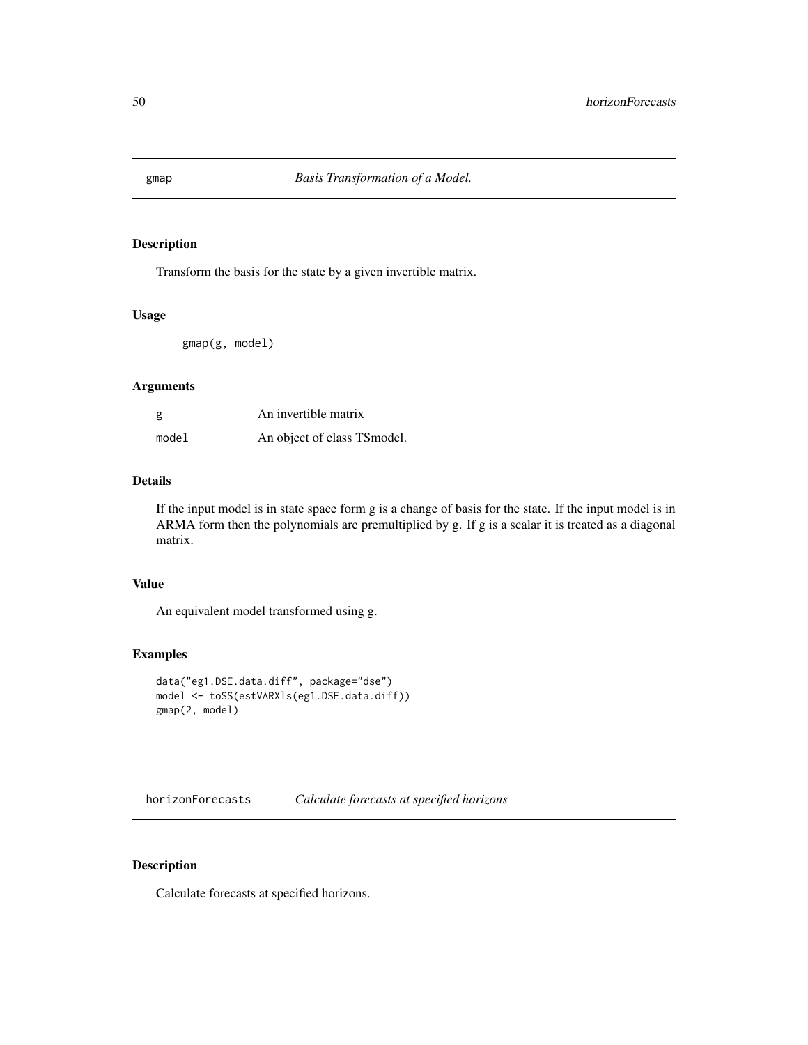## gmap — *Basis Transformation of a Model.*

### Description

Transform the basis for the state by a given invertible matrix.

### Usage

```
gmap(g, model)
```

### Arguments

| | |
|---|---|
| g | An invertible matrix |
| model | An object of class TSmodel. |

### Details

If the input model is in state space form g is a change of basis for the state. If the input model is in ARMA form then the polynomials are premultiplied by g. If g is a scalar it is treated as a diagonal matrix.

### Value

An equivalent model transformed using g.

### Examples

```
data("eg1.DSE.data.diff", package="dse")
model <- toSS(estVARXls(eg1.DSE.data.diff))
gmap(2, model)
```

## horizonForecasts — *Calculate forecasts at specified horizons*

### Description

Calculate forecasts at specified horizons.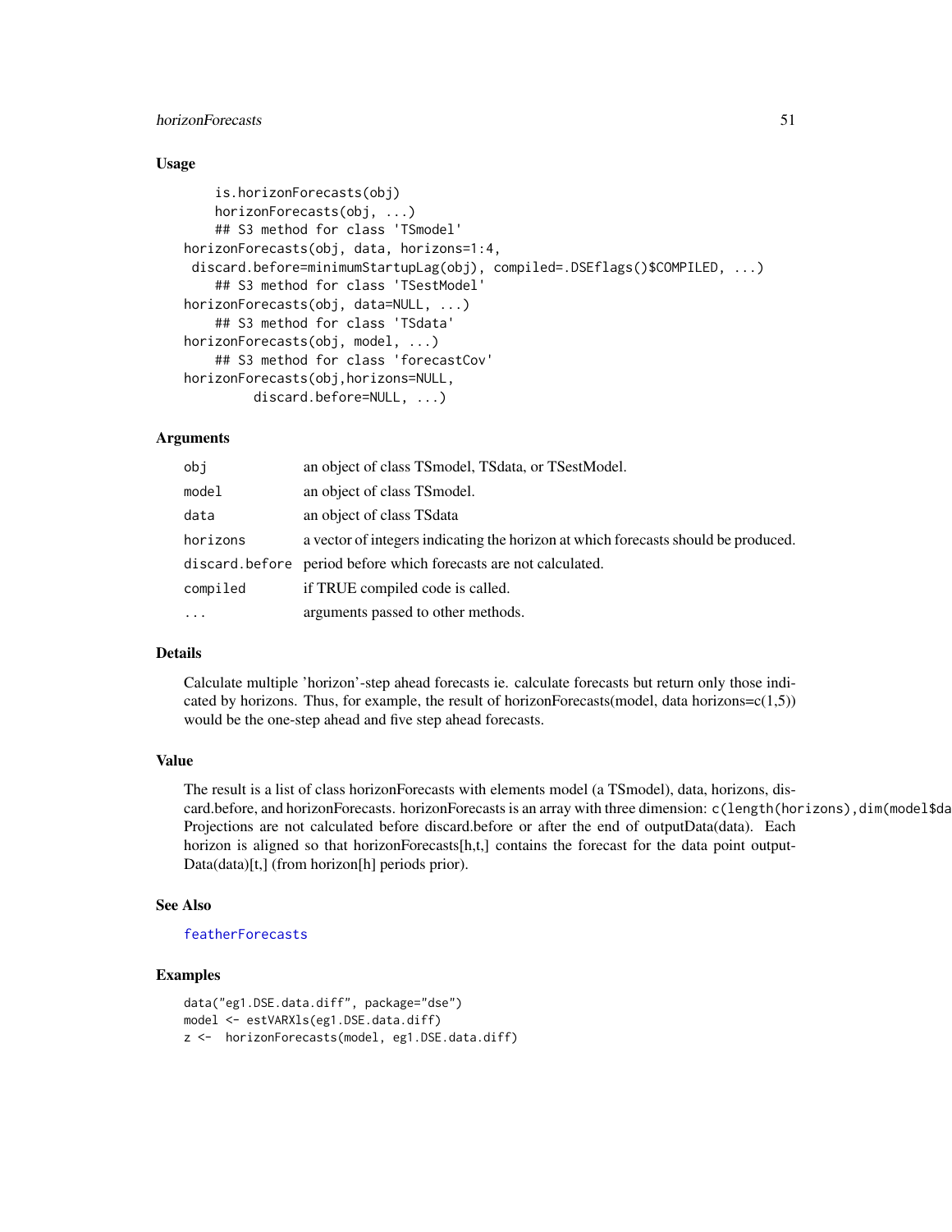## Usage

```
    is.horizonForecasts(obj)
    horizonForecasts(obj, ...)
    ## S3 method for class 'TSmodel'
horizonForecasts(obj, data, horizons=1:4,
 discard.before=minimumStartupLag(obj), compiled=.DSEflags()$COMPILED, ...)
    ## S3 method for class 'TSestModel'
horizonForecasts(obj, data=NULL, ...)
    ## S3 method for class 'TSdata'
horizonForecasts(obj, model, ...)
    ## S3 method for class 'forecastCov'
horizonForecasts(obj,horizons=NULL,
        discard.before=NULL, ...)
```

## Arguments

| | |
|---|---|
| `obj` | an object of class TSmodel, TSdata, or TSestModel. |
| `model` | an object of class TSmodel. |
| `data` | an object of class TSdata |
| `horizons` | a vector of integers indicating the horizon at which forecasts should be produced. |
| `discard.before` | period before which forecasts are not calculated. |
| `compiled` | if TRUE compiled code is called. |
| `...` | arguments passed to other methods. |

## Details

Calculate multiple 'horizon'-step ahead forecasts ie. calculate forecasts but return only those indicated by horizons. Thus, for example, the result of horizonForecasts(model, data horizons=c(1,5)) would be the one-step ahead and five step ahead forecasts.

## Value

The result is a list of class horizonForecasts with elements model (a TSmodel), data, horizons, discard.before, and horizonForecasts. horizonForecasts is an array with three dimension: `c(length(horizons),dim(model$da`
Projections are not calculated before discard.before or after the end of outputData(data). Each horizon is aligned so that horizonForecasts[h,t,] contains the forecast for the data point outputData(data)[t,] (from horizon[h] periods prior).

## See Also

`featherForecasts`

## Examples

```
data("eg1.DSE.data.diff", package="dse")
model <- estVARXls(eg1.DSE.data.diff)
z <-  horizonForecasts(model, eg1.DSE.data.diff)
```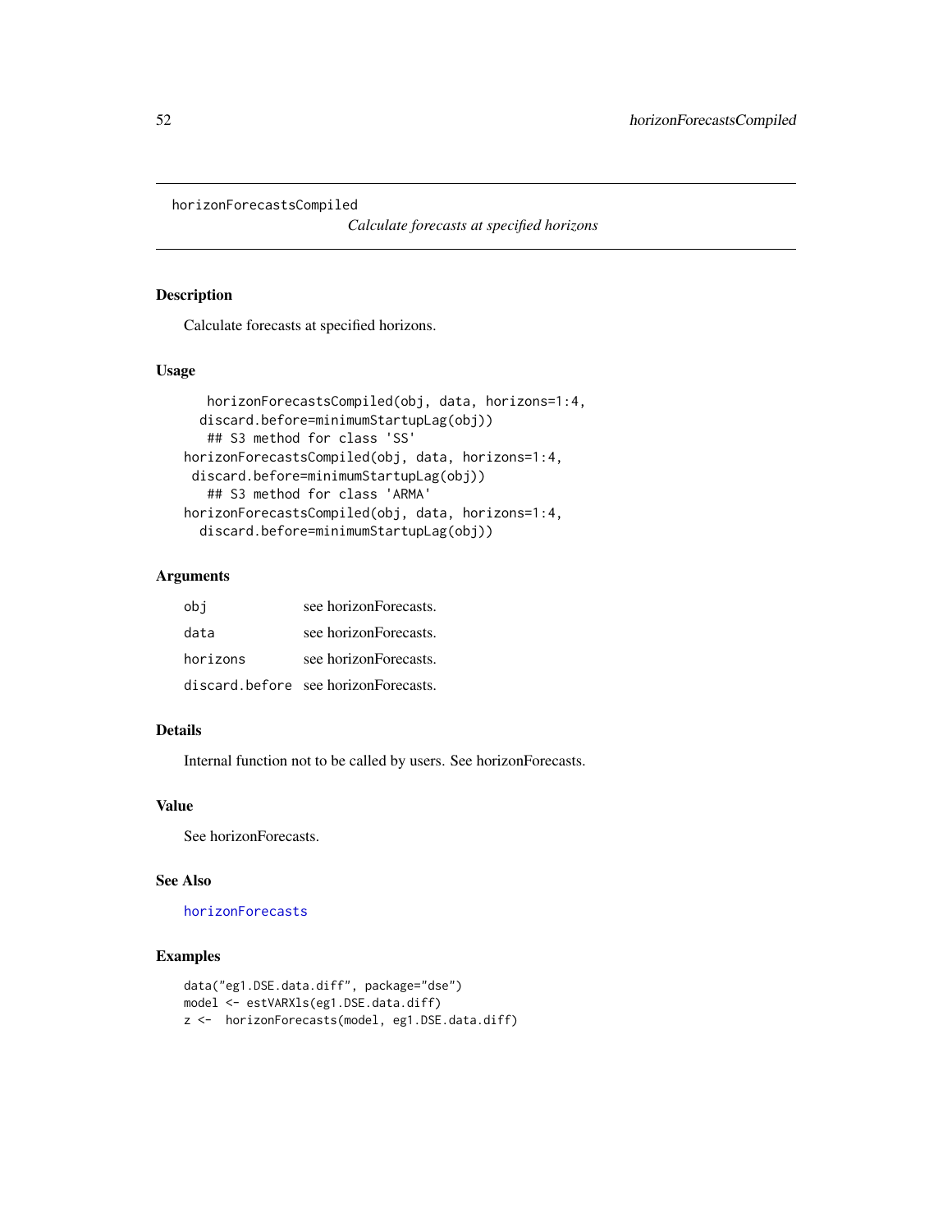horizonForecastsCompiled

*Calculate forecasts at specified horizons*

## Description

Calculate forecasts at specified horizons.

## Usage

```
    horizonForecastsCompiled(obj, data, horizons=1:4,
   discard.before=minimumStartupLag(obj))
    ## S3 method for class 'SS'
horizonForecastsCompiled(obj, data, horizons=1:4,
 discard.before=minimumStartupLag(obj))
    ## S3 method for class 'ARMA'
horizonForecastsCompiled(obj, data, horizons=1:4,
  discard.before=minimumStartupLag(obj))
```

## Arguments

| | |
|---|---|
| `obj` | see horizonForecasts. |
| `data` | see horizonForecasts. |
| `horizons` | see horizonForecasts. |
| `discard.before` | see horizonForecasts. |

## Details

Internal function not to be called by users. See horizonForecasts.

## Value

See horizonForecasts.

## See Also

`horizonForecasts`

## Examples

```
data("eg1.DSE.data.diff", package="dse")
model <- estVARXls(eg1.DSE.data.diff)
z <-  horizonForecasts(model, eg1.DSE.data.diff)
```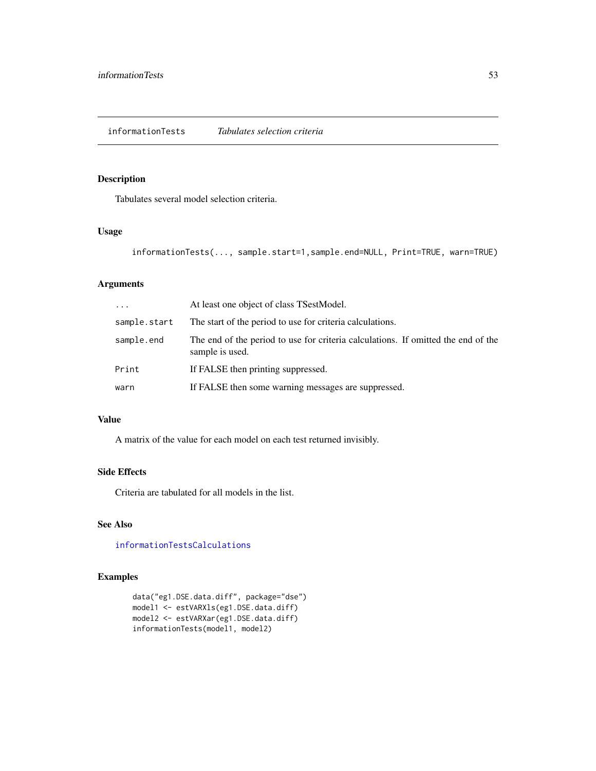## informationTests *Tabulates selection criteria*

### Description

Tabulates several model selection criteria.

### Usage

```
informationTests(..., sample.start=1,sample.end=NULL, Print=TRUE, warn=TRUE)
```

### Arguments

| | |
|---|---|
| `...` | At least one object of class TSestModel. |
| `sample.start` | The start of the period to use for criteria calculations. |
| `sample.end` | The end of the period to use for criteria calculations. If omitted the end of the sample is used. |
| `Print` | If FALSE then printing suppressed. |
| `warn` | If FALSE then some warning messages are suppressed. |

### Value

A matrix of the value for each model on each test returned invisibly.

### Side Effects

Criteria are tabulated for all models in the list.

### See Also

`informationTestsCalculations`

### Examples

```
data("eg1.DSE.data.diff", package="dse")
model1 <- estVARXls(eg1.DSE.data.diff)
model2 <- estVARXar(eg1.DSE.data.diff)
informationTests(model1, model2)
```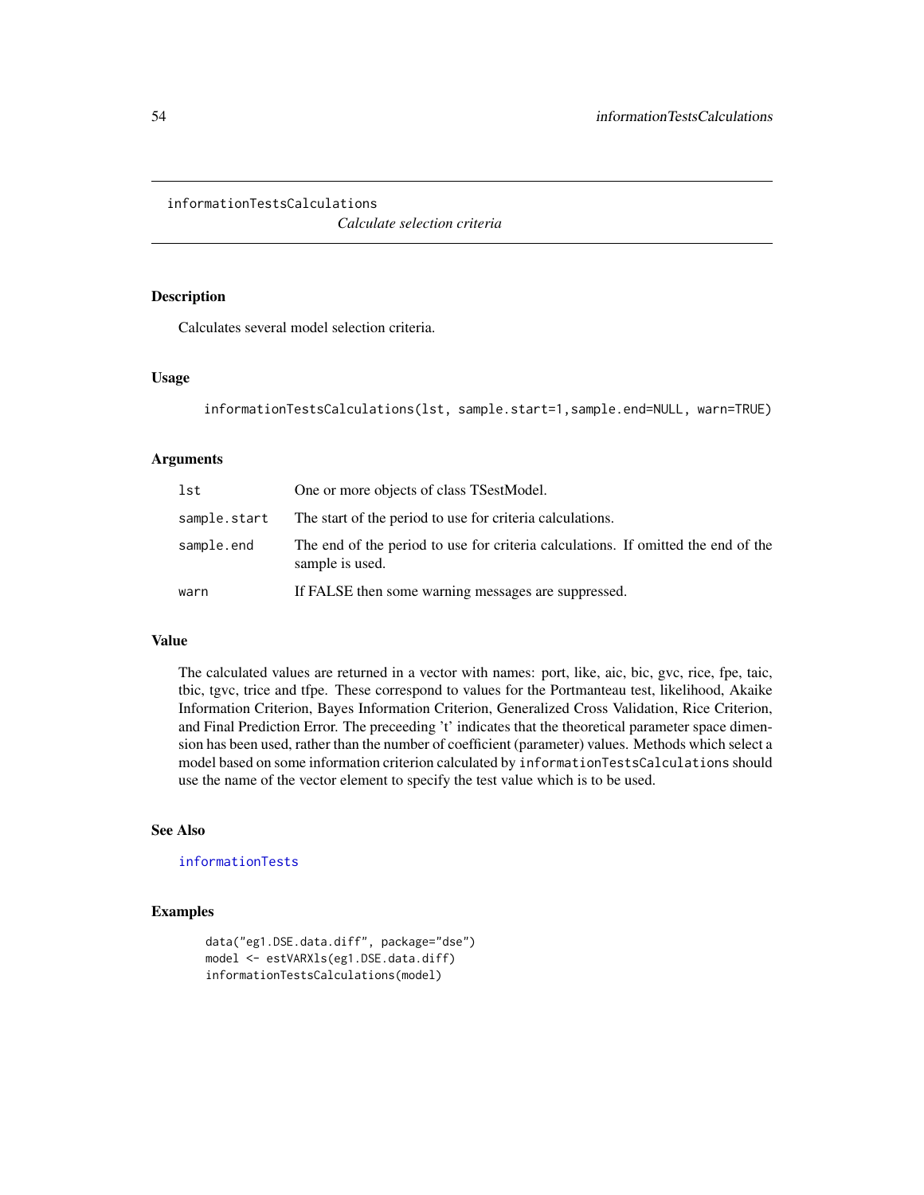informationTestsCalculations

*Calculate selection criteria*

## Description

Calculates several model selection criteria.

## Usage

```
informationTestsCalculations(lst, sample.start=1,sample.end=NULL, warn=TRUE)
```

## Arguments

| | |
|---|---|
| lst | One or more objects of class TSestModel. |
| sample.start | The start of the period to use for criteria calculations. |
| sample.end | The end of the period to use for criteria calculations. If omitted the end of the sample is used. |
| warn | If FALSE then some warning messages are suppressed. |

## Value

The calculated values are returned in a vector with names: port, like, aic, bic, gvc, rice, fpe, taic, tbic, tgvc, trice and tfpe. These correspond to values for the Portmanteau test, likelihood, Akaike Information Criterion, Bayes Information Criterion, Generalized Cross Validation, Rice Criterion, and Final Prediction Error. The preceeding 't' indicates that the theoretical parameter space dimension has been used, rather than the number of coefficient (parameter) values. Methods which select a model based on some information criterion calculated by `informationTestsCalculations` should use the name of the vector element to specify the test value which is to be used.

## See Also

informationTests

## Examples

```
data("eg1.DSE.data.diff", package="dse")
model <- estVARXls(eg1.DSE.data.diff)
informationTestsCalculations(model)
```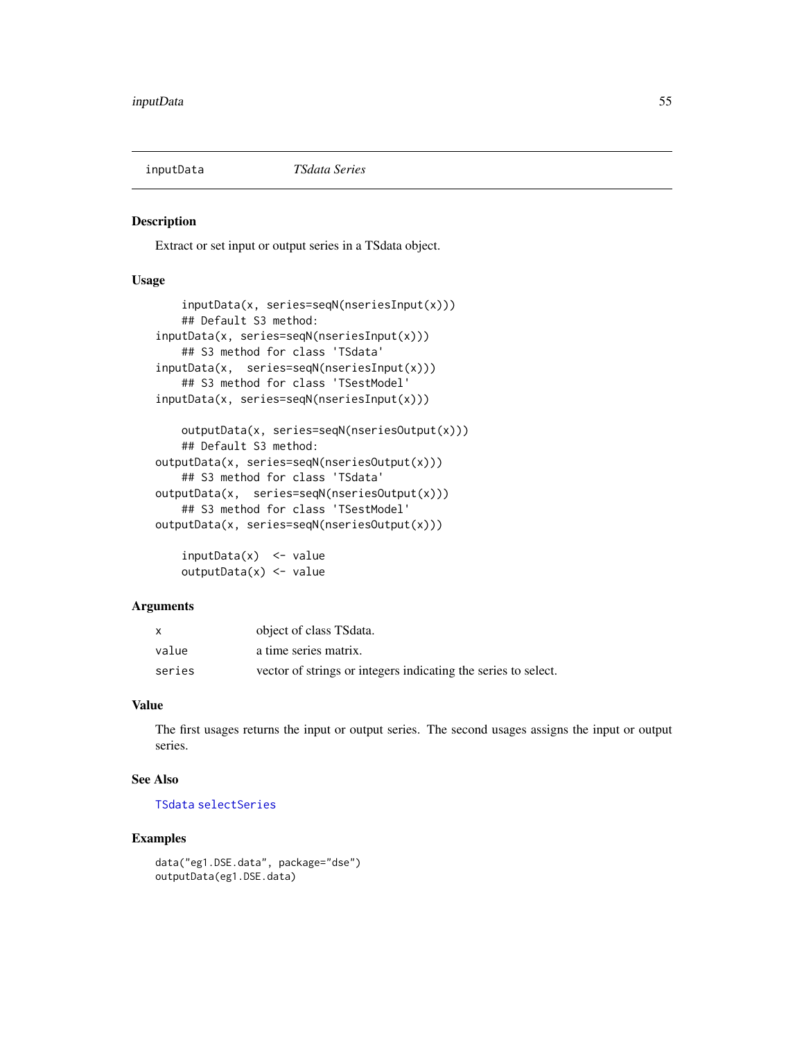inputData *TSdata Series*

### Description

Extract or set input or output series in a TSdata object.

### Usage

```
    inputData(x, series=seqN(nseriesInput(x)))
    ## Default S3 method:
inputData(x, series=seqN(nseriesInput(x)))
    ## S3 method for class 'TSdata'
inputData(x,  series=seqN(nseriesInput(x)))
    ## S3 method for class 'TSestModel'
inputData(x, series=seqN(nseriesInput(x)))

    outputData(x, series=seqN(nseriesOutput(x)))
    ## Default S3 method:
outputData(x, series=seqN(nseriesOutput(x)))
    ## S3 method for class 'TSdata'
outputData(x,  series=seqN(nseriesOutput(x)))
    ## S3 method for class 'TSestModel'
outputData(x, series=seqN(nseriesOutput(x)))

    inputData(x)  <- value
    outputData(x) <- value
```

### Arguments

| | |
|---|---|
| x | object of class TSdata. |
| value | a time series matrix. |
| series | vector of strings or integers indicating the series to select. |

### Value

The first usages returns the input or output series. The second usages assigns the input or output series.

### See Also

TSdata selectSeries

### Examples

```
data("eg1.DSE.data", package="dse")
outputData(eg1.DSE.data)
```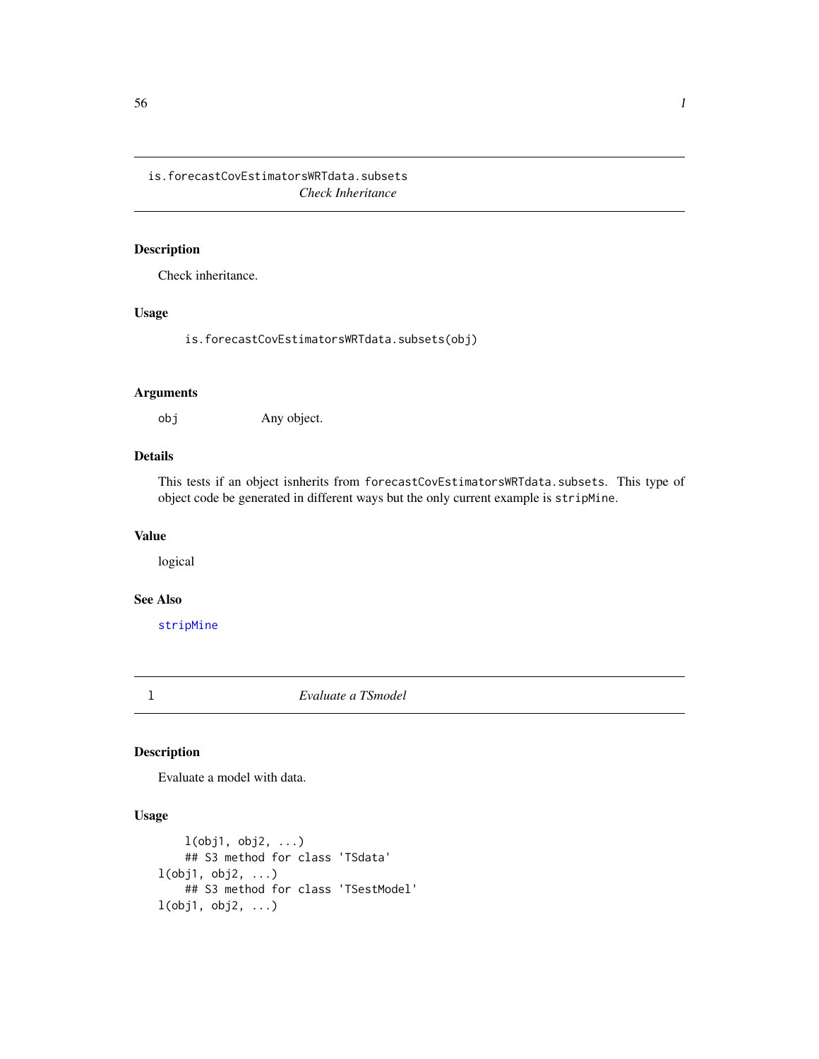## is.forecastCovEstimatorsWRTdata.subsets
*Check Inheritance*

### Description

Check inheritance.

### Usage

```
is.forecastCovEstimatorsWRTdata.subsets(obj)
```

### Arguments

obj Any object.

### Details

This tests if an object isnherits from `forecastCovEstimatorsWRTdata.subsets`. This type of object code be generated in different ways but the only current example is `stripMine`.

### Value

logical

### See Also

`stripMine`

## l
*Evaluate a TSmodel*

### Description

Evaluate a model with data.

### Usage

```
    l(obj1, obj2, ...)
    ## S3 method for class 'TSdata'
l(obj1, obj2, ...)
    ## S3 method for class 'TSestModel'
l(obj1, obj2, ...)
```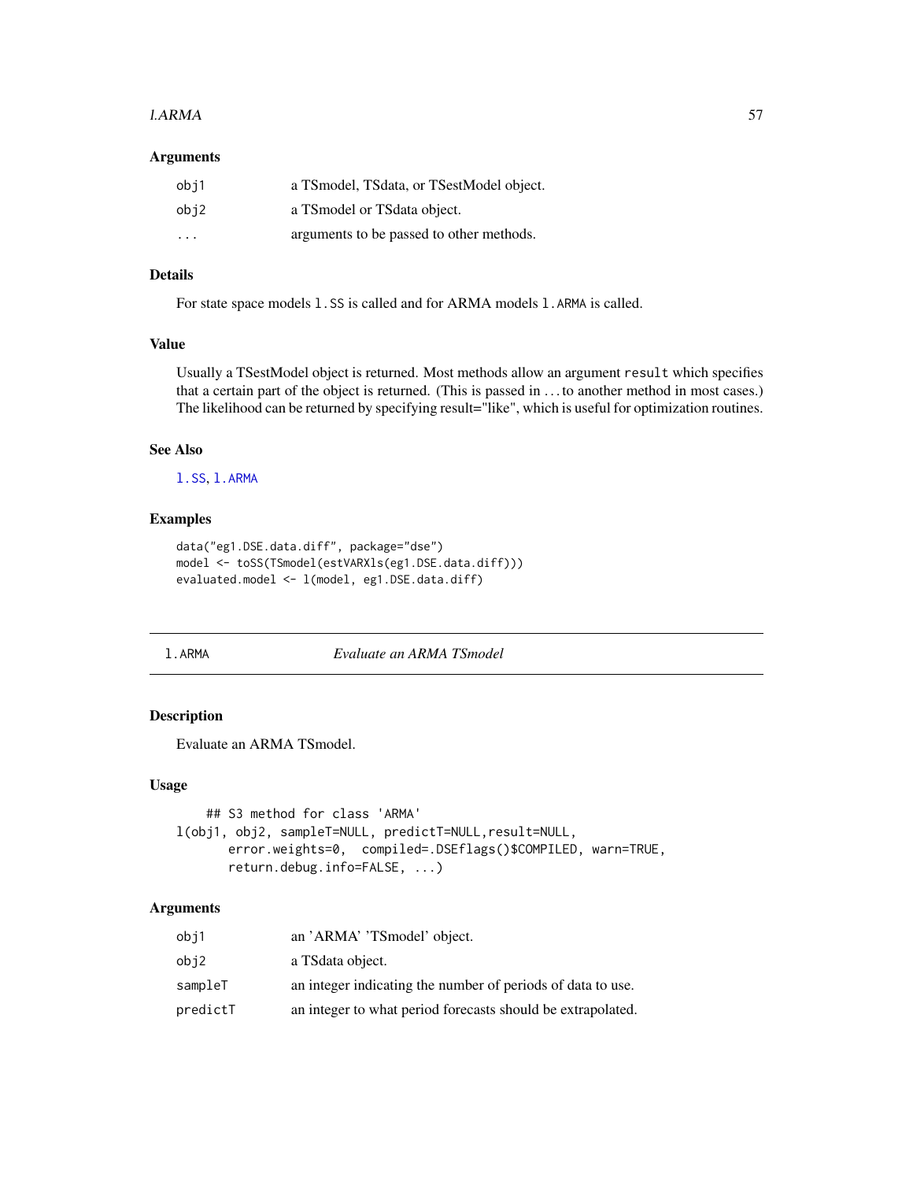### Arguments

| | |
|---|---|
| obj1 | a TSmodel, TSdata, or TSestModel object. |
| obj2 | a TSmodel or TSdata object. |
| ... | arguments to be passed to other methods. |

### Details

For state space models `l.SS` is called and for ARMA models `l.ARMA` is called.

### Value

Usually a TSestModel object is returned. Most methods allow an argument `result` which specifies that a certain part of the object is returned. (This is passed in ... to another method in most cases.) The likelihood can be returned by specifying result="like", which is useful for optimization routines.

### See Also

`l.SS`, `l.ARMA`

### Examples

```
data("eg1.DSE.data.diff", package="dse")
model <- toSS(TSmodel(estVARXls(eg1.DSE.data.diff)))
evaluated.model <- l(model, eg1.DSE.data.diff)
```

---

## l.ARMA *Evaluate an ARMA TSmodel*

### Description

Evaluate an ARMA TSmodel.

### Usage

```
    ## S3 method for class 'ARMA'
l(obj1, obj2, sampleT=NULL, predictT=NULL,result=NULL,
      error.weights=0,  compiled=.DSEflags()$COMPILED, warn=TRUE,
      return.debug.info=FALSE, ...)
```

### Arguments

| | |
|---|---|
| obj1 | an 'ARMA' 'TSmodel' object. |
| obj2 | a TSdata object. |
| sampleT | an integer indicating the number of periods of data to use. |
| predictT | an integer to what period forecasts should be extrapolated. |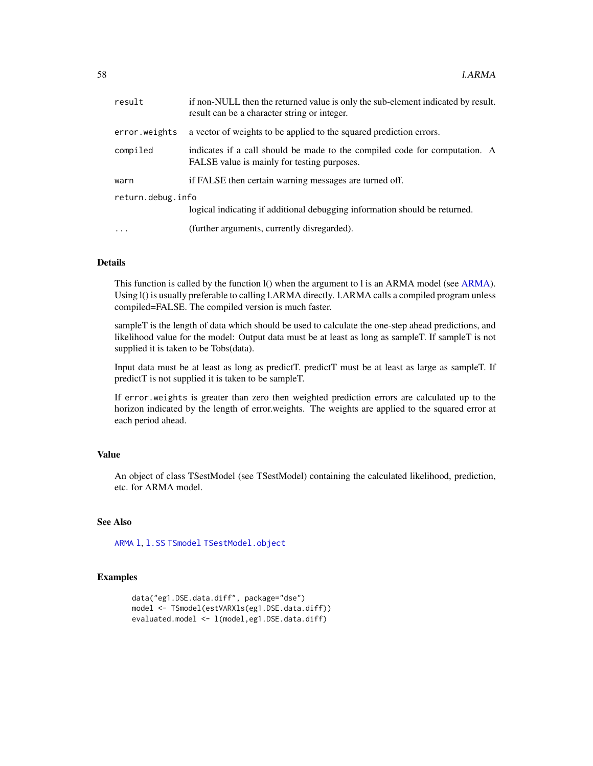| | |
|---|---|
| result | if non-NULL then the returned value is only the sub-element indicated by result. result can be a character string or integer. |
| error.weights | a vector of weights to be applied to the squared prediction errors. |
| compiled | indicates if a call should be made to the compiled code for computation. A FALSE value is mainly for testing purposes. |
| warn | if FALSE then certain warning messages are turned off. |
| return.debug.info | logical indicating if additional debugging information should be returned. |
| ... | (further arguments, currently disregarded). |

## Details

This function is called by the function l() when the argument to l is an ARMA model (see ARMA). Using l() is usually preferable to calling l.ARMA directly. l.ARMA calls a compiled program unless compiled=FALSE. The compiled version is much faster.

sampleT is the length of data which should be used to calculate the one-step ahead predictions, and likelihood value for the model: Output data must be at least as long as sampleT. If sampleT is not supplied it is taken to be Tobs(data).

Input data must be at least as long as predictT. predictT must be at least as large as sampleT. If predictT is not supplied it is taken to be sampleT.

If `error.weights` is greater than zero then weighted prediction errors are calculated up to the horizon indicated by the length of error.weights. The weights are applied to the squared error at each period ahead.

## Value

An object of class TSestModel (see TSestModel) containing the calculated likelihood, prediction, etc. for ARMA model.

## See Also

`ARMA` `l`, `l.SS` `TSmodel` `TSestModel.object`

## Examples

```
data("eg1.DSE.data.diff", package="dse")
model <- TSmodel(estVARXls(eg1.DSE.data.diff))
evaluated.model <- l(model,eg1.DSE.data.diff)
```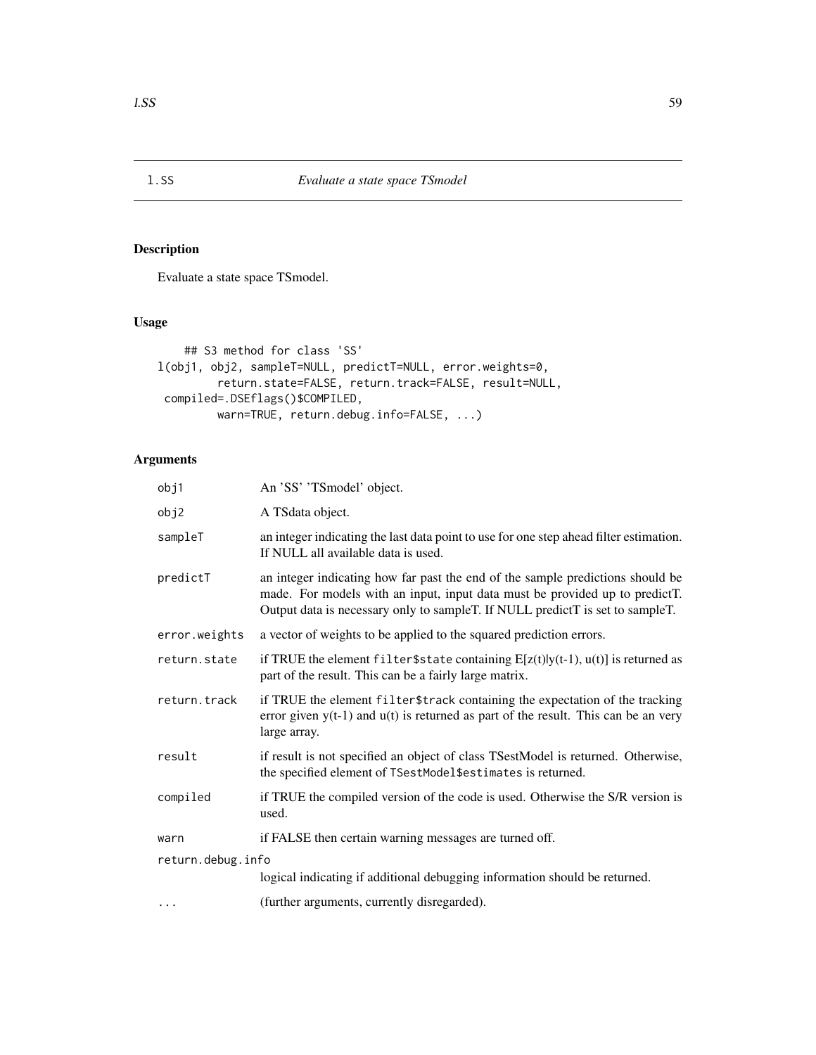# l.SS — *Evaluate a state space TSmodel*

## Description

Evaluate a state space TSmodel.

## Usage

```
    ## S3 method for class 'SS'
l(obj1, obj2, sampleT=NULL, predictT=NULL, error.weights=0,
        return.state=FALSE, return.track=FALSE, result=NULL,
 compiled=.DSEflags()$COMPILED,
        warn=TRUE, return.debug.info=FALSE, ...)
```

## Arguments

| | |
|---|---|
| `obj1` | An 'SS' 'TSmodel' object. |
| `obj2` | A TSdata object. |
| `sampleT` | an integer indicating the last data point to use for one step ahead filter estimation. If NULL all available data is used. |
| `predictT` | an integer indicating how far past the end of the sample predictions should be made. For models with an input, input data must be provided up to predictT. Output data is necessary only to sampleT. If NULL predictT is set to sampleT. |
| `error.weights` | a vector of weights to be applied to the squared prediction errors. |
| `return.state` | if TRUE the element `filter$state` containing E[z(t)\|y(t-1), u(t)] is returned as part of the result. This can be a fairly large matrix. |
| `return.track` | if TRUE the element `filter$track` containing the expectation of the tracking error given y(t-1) and u(t) is returned as part of the result. This can be an very large array. |
| `result` | if result is not specified an object of class TSestModel is returned. Otherwise, the specified element of `TSestModel$estimates` is returned. |
| `compiled` | if TRUE the compiled version of the code is used. Otherwise the S/R version is used. |
| `warn` | if FALSE then certain warning messages are turned off. |
| `return.debug.info` | logical indicating if additional debugging information should be returned. |
| `...` | (further arguments, currently disregarded). |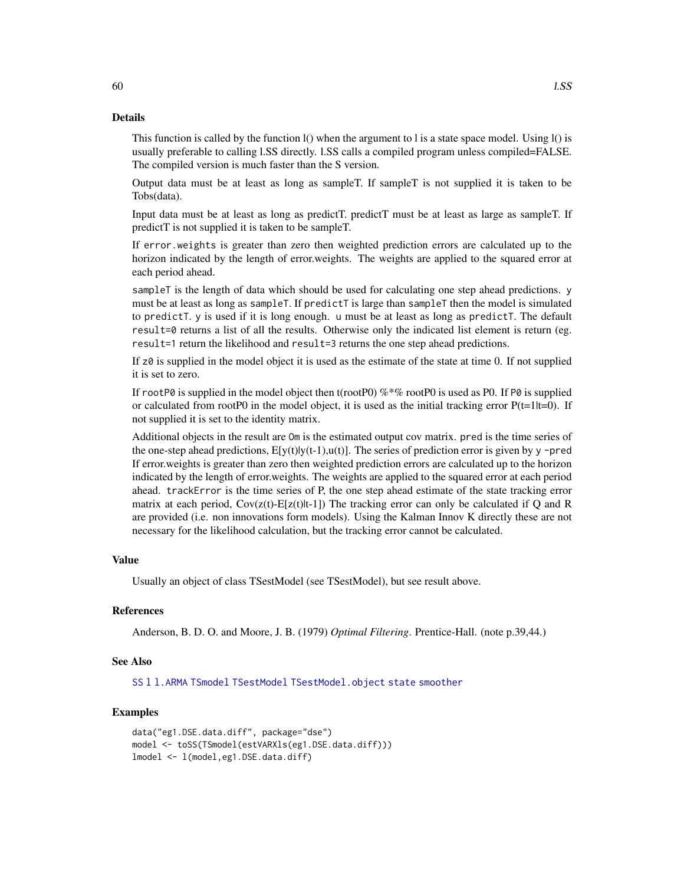## Details

This function is called by the function l() when the argument to l is a state space model. Using l() is usually preferable to calling l.SS directly. l.SS calls a compiled program unless compiled=FALSE. The compiled version is much faster than the S version.

Output data must be at least as long as sampleT. If sampleT is not supplied it is taken to be Tobs(data).

Input data must be at least as long as predictT. predictT must be at least as large as sampleT. If predictT is not supplied it is taken to be sampleT.

If `error.weights` is greater than zero then weighted prediction errors are calculated up to the horizon indicated by the length of error.weights. The weights are applied to the squared error at each period ahead.

`sampleT` is the length of data which should be used for calculating one step ahead predictions. `y` must be at least as long as `sampleT`. If `predictT` is large than `sampleT` then the model is simulated to `predictT`. `y` is used if it is long enough. `u` must be at least as long as `predictT`. The default `result=0` returns a list of all the results. Otherwise only the indicated list element is return (eg. `result=1` return the likelihood and `result=3` returns the one step ahead predictions.

If `z0` is supplied in the model object it is used as the estimate of the state at time 0. If not supplied it is set to zero.

If `rootP0` is supplied in the model object then t(rootP0) %*% rootP0 is used as P0. If `P0` is supplied or calculated from rootP0 in the model object, it is used as the initial tracking error P(t=1|t=0). If not supplied it is set to the identity matrix.

Additional objects in the result are `Om` is the estimated output cov matrix. `pred` is the time series of the one-step ahead predictions, E[y(t)|y(t-1),u(t)]. The series of prediction error is given by `y -pred` If error.weights is greater than zero then weighted prediction errors are calculated up to the horizon indicated by the length of error.weights. The weights are applied to the squared error at each period ahead. `trackError` is the time series of P, the one step ahead estimate of the state tracking error matrix at each period, Cov(z(t)-E[z(t)|t-1]) The tracking error can only be calculated if Q and R are provided (i.e. non innovations form models). Using the Kalman Innov K directly these are not necessary for the likelihood calculation, but the tracking error cannot be calculated.

## Value

Usually an object of class TSestModel (see TSestModel), but see result above.

## References

Anderson, B. D. O. and Moore, J. B. (1979) *Optimal Filtering*. Prentice-Hall. (note p.39,44.)

## See Also

`SS` `l` `l.ARMA` `TSmodel` `TSestModel` `TSestModel.object` `state` `smoother`

## Examples

```
data("eg1.DSE.data.diff", package="dse")
model <- toSS(TSmodel(estVARXls(eg1.DSE.data.diff)))
lmodel <- l(model,eg1.DSE.data.diff)
```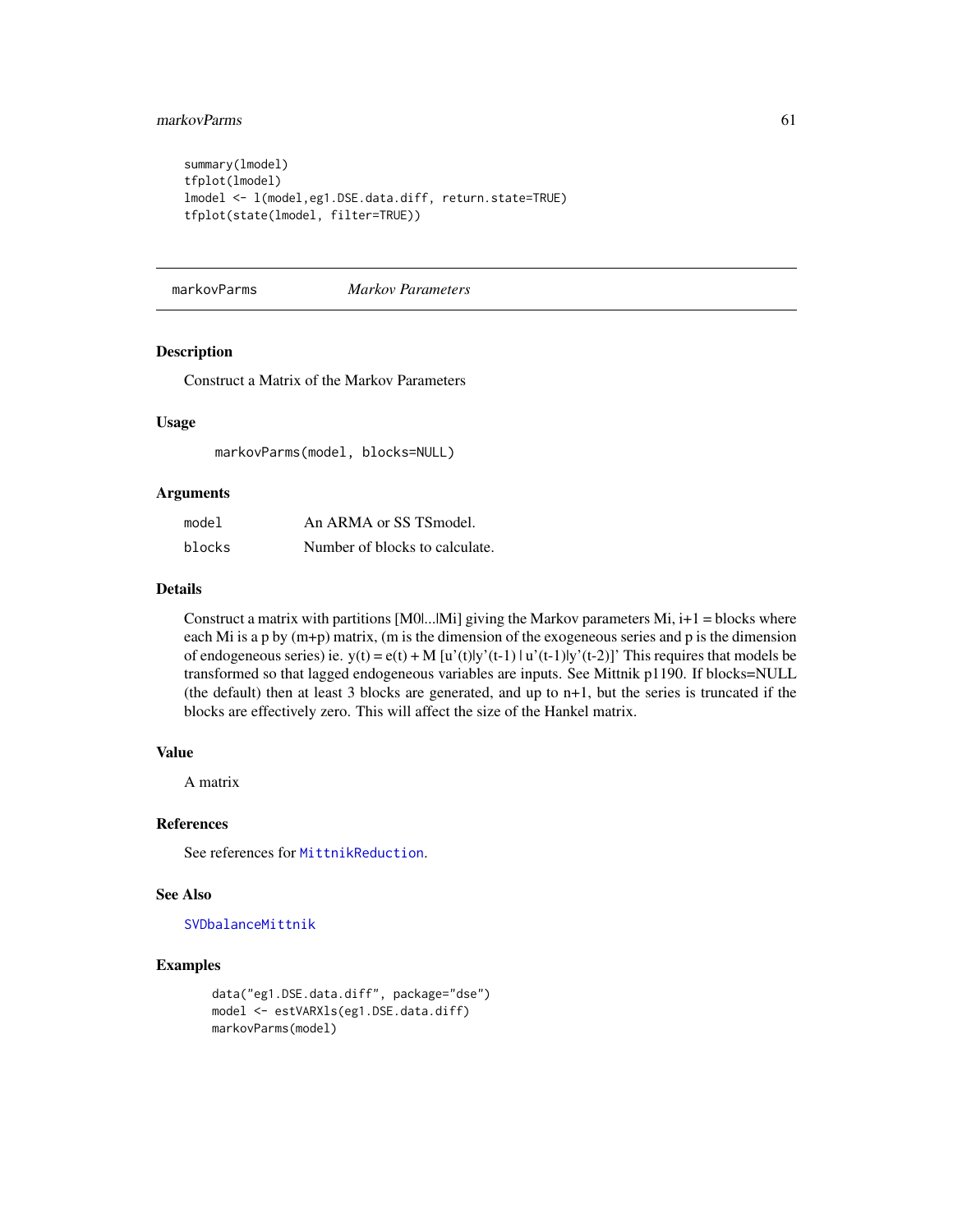```
summary(lmodel)
tfplot(lmodel)
lmodel <- l(model,eg1.DSE.data.diff, return.state=TRUE)
tfplot(state(lmodel, filter=TRUE))
```

---

## markovParms *Markov Parameters*

---

### Description

Construct a Matrix of the Markov Parameters

### Usage

```
markovParms(model, blocks=NULL)
```

### Arguments

| | |
|---|---|
| `model` | An ARMA or SS TSmodel. |
| `blocks` | Number of blocks to calculate. |

### Details

Construct a matrix with partitions [M0|...|Mi] giving the Markov parameters Mi, i+1 = blocks where each Mi is a p by (m+p) matrix, (m is the dimension of the exogeneous series and p is the dimension of endogeneous series) ie. y(t) = e(t) + M [u'(t)|y'(t-1) | u'(t-1)|y'(t-2)]' This requires that models be transformed so that lagged endogeneous variables are inputs. See Mittnik p1190. If blocks=NULL (the default) then at least 3 blocks are generated, and up to n+1, but the series is truncated if the blocks are effectively zero. This will affect the size of the Hankel matrix.

### Value

A matrix

### References

See references for `MittnikReduction`.

### See Also

`SVDbalanceMittnik`

### Examples

```
data("eg1.DSE.data.diff", package="dse")
model <- estVARXls(eg1.DSE.data.diff)
markovParms(model)
```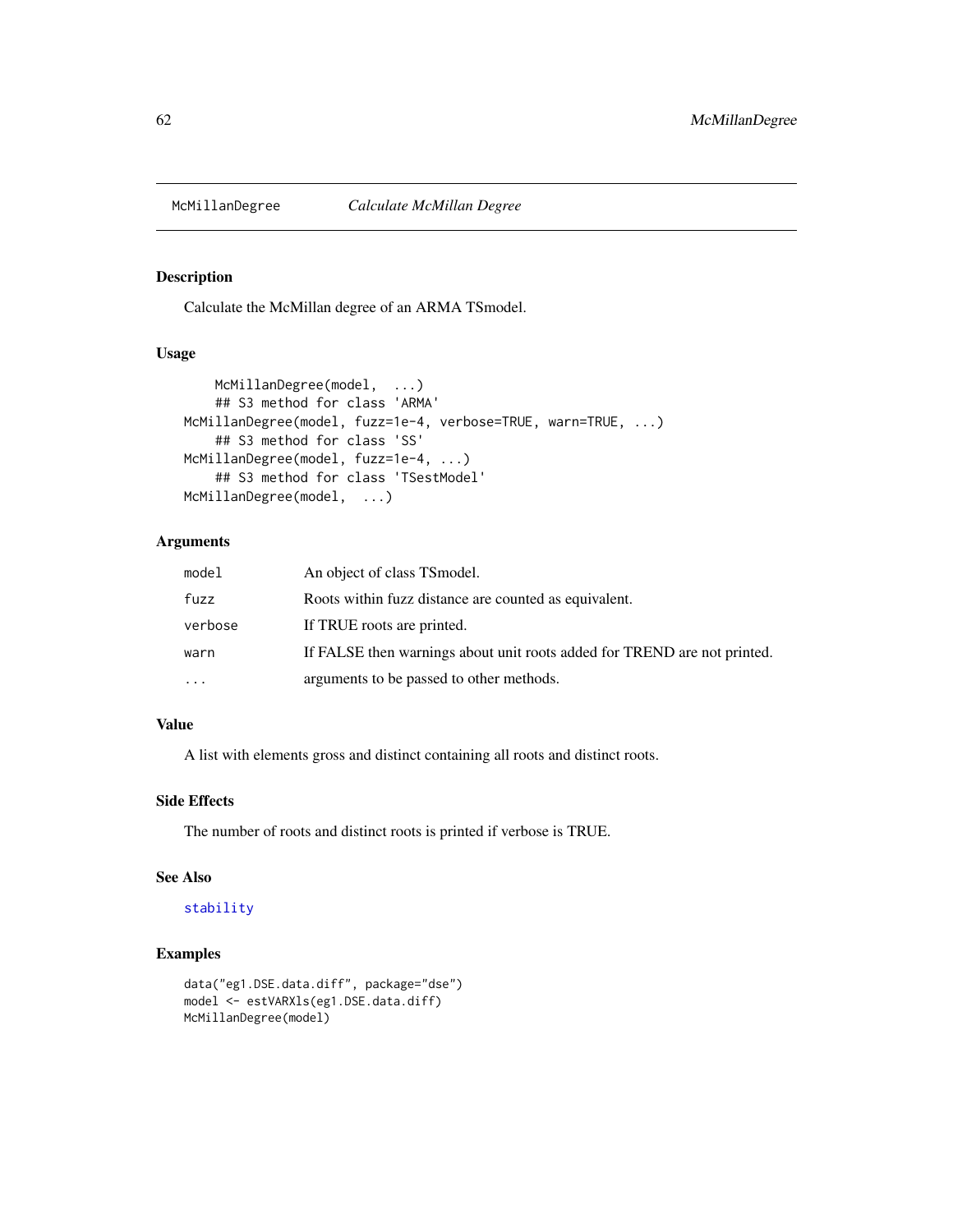# McMillanDegree — *Calculate McMillan Degree*

## Description

Calculate the McMillan degree of an ARMA TSmodel.

## Usage

```
    McMillanDegree(model, ...)
    ## S3 method for class 'ARMA'
McMillanDegree(model, fuzz=1e-4, verbose=TRUE, warn=TRUE, ...)
    ## S3 method for class 'SS'
McMillanDegree(model, fuzz=1e-4, ...)
    ## S3 method for class 'TSestModel'
McMillanDegree(model, ...)
```

## Arguments

| | |
|---|---|
| `model` | An object of class TSmodel. |
| `fuzz` | Roots within fuzz distance are counted as equivalent. |
| `verbose` | If TRUE roots are printed. |
| `warn` | If FALSE then warnings about unit roots added for TREND are not printed. |
| `...` | arguments to be passed to other methods. |

## Value

A list with elements gross and distinct containing all roots and distinct roots.

## Side Effects

The number of roots and distinct roots is printed if verbose is TRUE.

## See Also

`stability`

## Examples

```
data("eg1.DSE.data.diff", package="dse")
model <- estVARXls(eg1.DSE.data.diff)
McMillanDegree(model)
```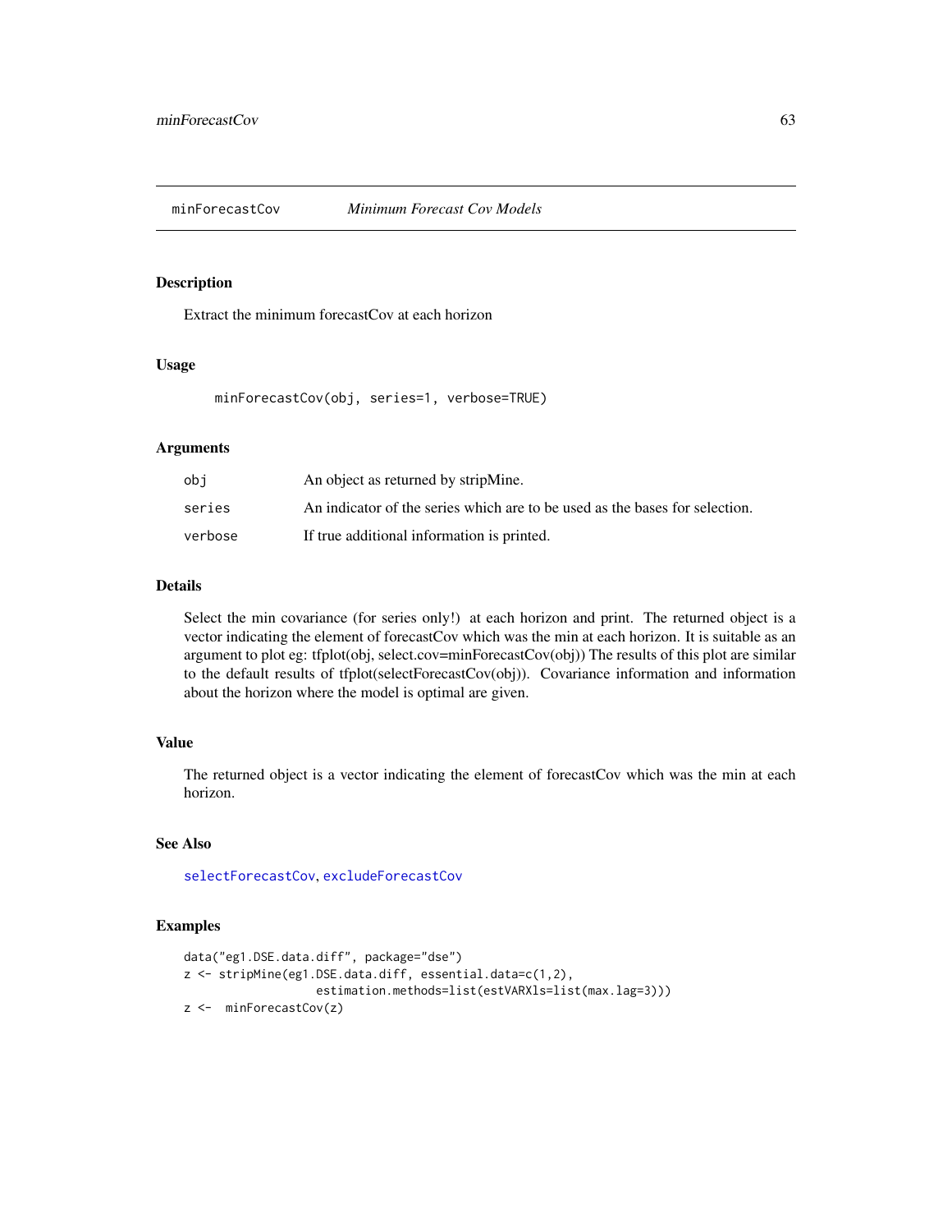## minForecastCov *Minimum Forecast Cov Models*

### Description

Extract the minimum forecastCov at each horizon

### Usage

```
minForecastCov(obj, series=1, verbose=TRUE)
```

### Arguments

| | |
|---|---|
| obj | An object as returned by stripMine. |
| series | An indicator of the series which are to be used as the bases for selection. |
| verbose | If true additional information is printed. |

### Details

Select the min covariance (for series only!) at each horizon and print. The returned object is a vector indicating the element of forecastCov which was the min at each horizon. It is suitable as an argument to plot eg: tfplot(obj, select.cov=minForecastCov(obj)) The results of this plot are similar to the default results of tfplot(selectForecastCov(obj)). Covariance information and information about the horizon where the model is optimal are given.

### Value

The returned object is a vector indicating the element of forecastCov which was the min at each horizon.

### See Also

selectForecastCov, excludeForecastCov

### Examples

```
data("eg1.DSE.data.diff", package="dse")
z <- stripMine(eg1.DSE.data.diff, essential.data=c(1,2),
                estimation.methods=list(estVARXls=list(max.lag=3)))
z <-  minForecastCov(z)
```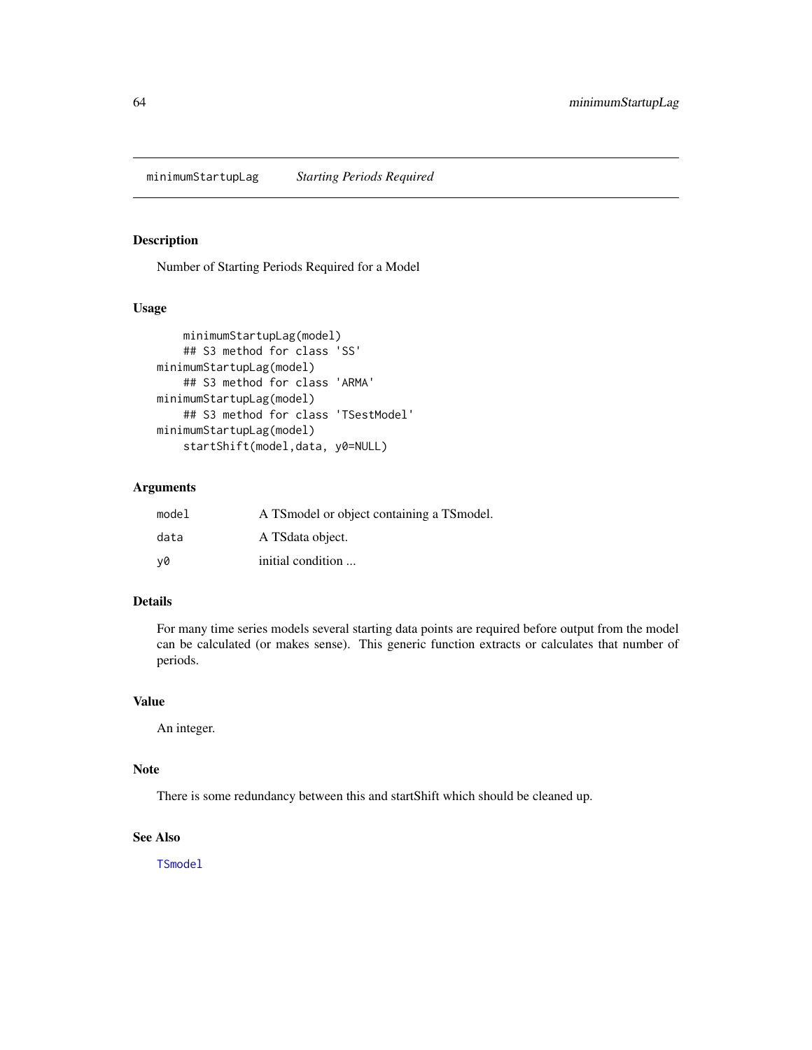minimumStartupLag *Starting Periods Required*

## Description

Number of Starting Periods Required for a Model

## Usage

```
    minimumStartupLag(model)
    ## S3 method for class 'SS'
minimumStartupLag(model)
    ## S3 method for class 'ARMA'
minimumStartupLag(model)
    ## S3 method for class 'TSestModel'
minimumStartupLag(model)
    startShift(model,data, y0=NULL)
```

## Arguments

| | |
|---|---|
| model | A TSmodel or object containing a TSmodel. |
| data | A TSdata object. |
| y0 | initial condition ... |

## Details

For many time series models several starting data points are required before output from the model can be calculated (or makes sense). This generic function extracts or calculates that number of periods.

## Value

An integer.

## Note

There is some redundancy between this and startShift which should be cleaned up.

## See Also

TSmodel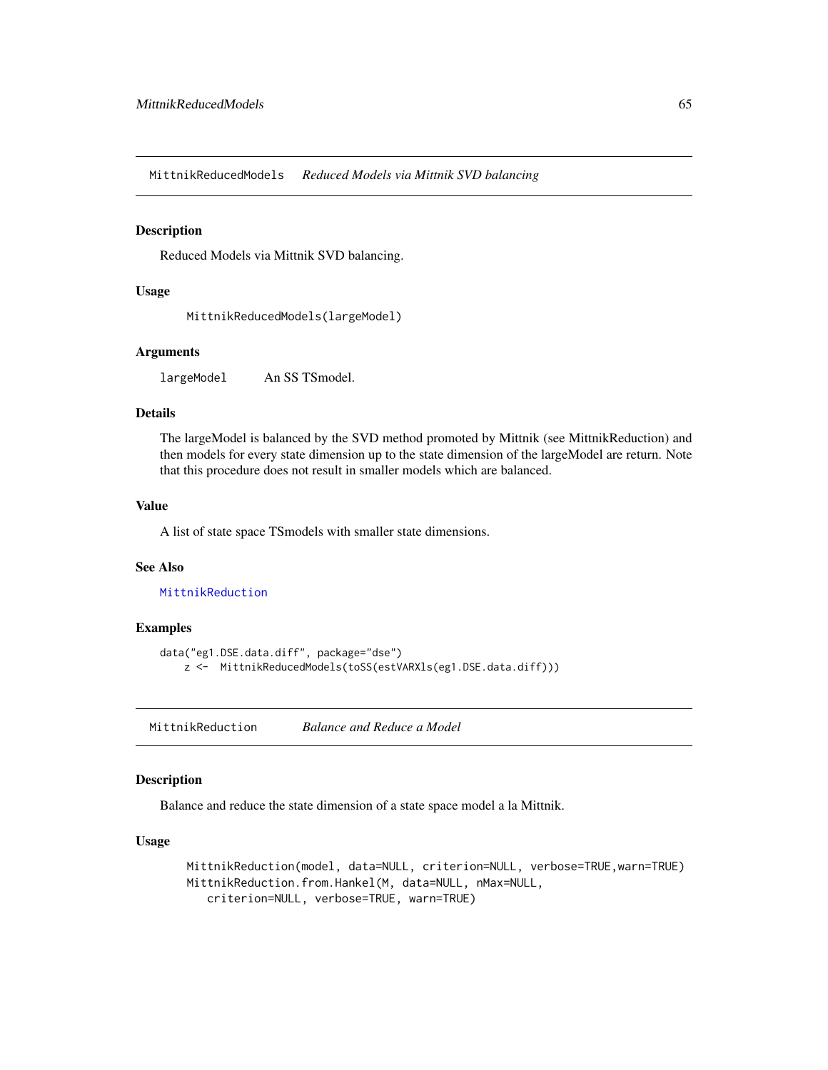## MittnikReducedModels *Reduced Models via Mittnik SVD balancing*

### Description

Reduced Models via Mittnik SVD balancing.

### Usage

```
MittnikReducedModels(largeModel)
```

### Arguments

| | |
|---|---|
| largeModel | An SS TSmodel. |

### Details

The largeModel is balanced by the SVD method promoted by Mittnik (see MittnikReduction) and then models for every state dimension up to the state dimension of the largeModel are return. Note that this procedure does not result in smaller models which are balanced.

### Value

A list of state space TSmodels with smaller state dimensions.

### See Also

MittnikReduction

### Examples

```
data("eg1.DSE.data.diff", package="dse")
    z <-  MittnikReducedModels(toSS(estVARXls(eg1.DSE.data.diff)))
```

## MittnikReduction *Balance and Reduce a Model*

### Description

Balance and reduce the state dimension of a state space model a la Mittnik.

### Usage

```
MittnikReduction(model, data=NULL, criterion=NULL, verbose=TRUE,warn=TRUE)
MittnikReduction.from.Hankel(M, data=NULL, nMax=NULL,
   criterion=NULL, verbose=TRUE, warn=TRUE)
```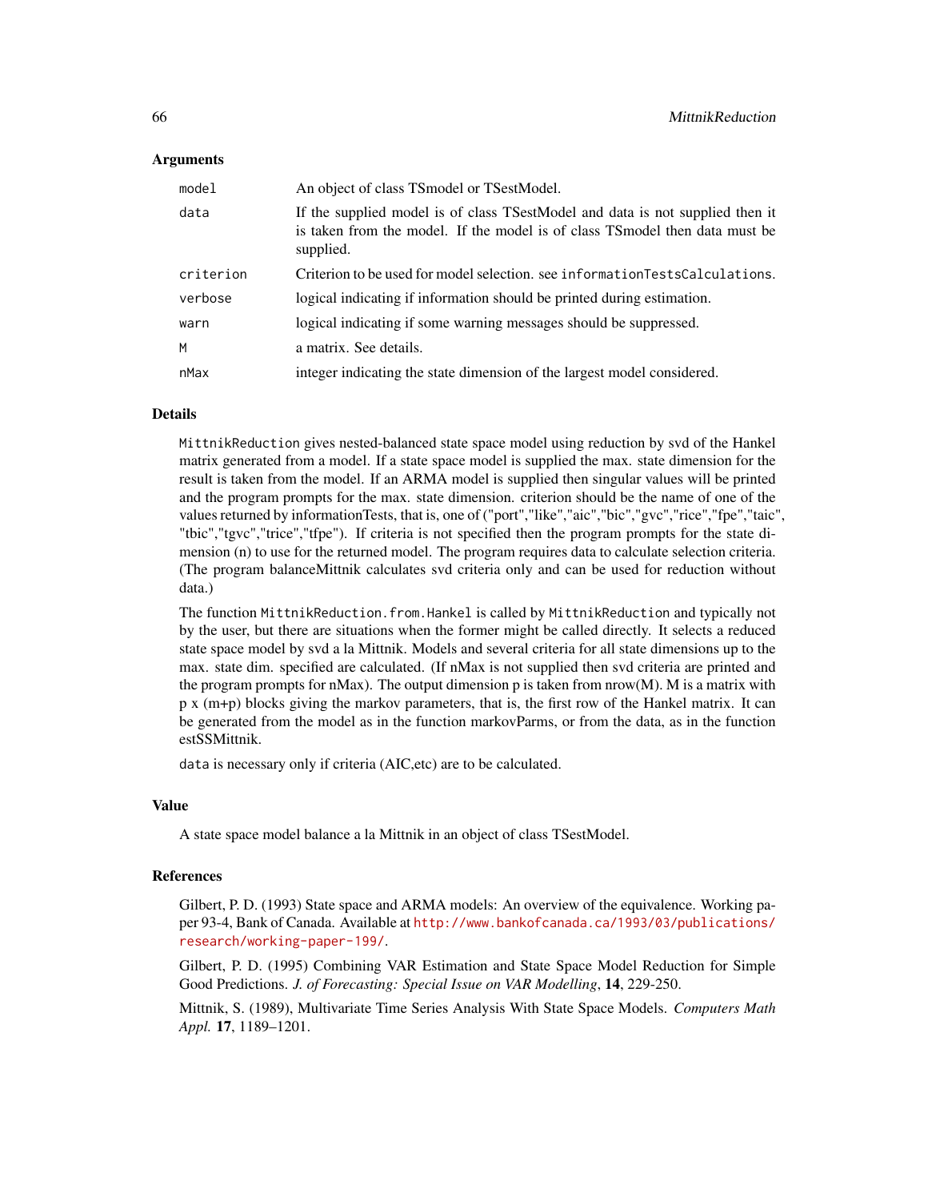### Arguments

| | |
|---|---|
| model | An object of class TSmodel or TSestModel. |
| data | If the supplied model is of class TSestModel and data is not supplied then it is taken from the model. If the model is of class TSmodel then data must be supplied. |
| criterion | Criterion to be used for model selection. see `informationTestsCalculations`. |
| verbose | logical indicating if information should be printed during estimation. |
| warn | logical indicating if some warning messages should be suppressed. |
| M | a matrix. See details. |
| nMax | integer indicating the state dimension of the largest model considered. |

### Details

`MittnikReduction` gives nested-balanced state space model using reduction by svd of the Hankel matrix generated from a model. If a state space model is supplied the max. state dimension for the result is taken from the model. If an ARMA model is supplied then singular values will be printed and the program prompts for the max. state dimension. criterion should be the name of one of the values returned by informationTests, that is, one of ("port","like","aic","bic","gvc","rice","fpe","taic", "tbic","tgvc","trice","tfpe"). If criteria is not specified then the program prompts for the state dimension (n) to use for the returned model. The program requires data to calculate selection criteria. (The program balanceMittnik calculates svd criteria only and can be used for reduction without data.)

The function `MittnikReduction.from.Hankel` is called by `MittnikReduction` and typically not by the user, but there are situations when the former might be called directly. It selects a reduced state space model by svd a la Mittnik. Models and several criteria for all state dimensions up to the max. state dim. specified are calculated. (If nMax is not supplied then svd criteria are printed and the program prompts for nMax). The output dimension p is taken from nrow(M). M is a matrix with p x (m+p) blocks giving the markov parameters, that is, the first row of the Hankel matrix. It can be generated from the model as in the function markovParms, or from the data, as in the function estSSMittnik.

`data` is necessary only if criteria (AIC,etc) are to be calculated.

### Value

A state space model balance a la Mittnik in an object of class TSestModel.

### References

Gilbert, P. D. (1993) State space and ARMA models: An overview of the equivalence. Working paper 93-4, Bank of Canada. Available at http://www.bankofcanada.ca/1993/03/publications/research/working-paper-199/.

Gilbert, P. D. (1995) Combining VAR Estimation and State Space Model Reduction for Simple Good Predictions. *J. of Forecasting: Special Issue on VAR Modelling*, **14**, 229-250.

Mittnik, S. (1989), Multivariate Time Series Analysis With State Space Models. *Computers Math Appl.* **17**, 1189–1201.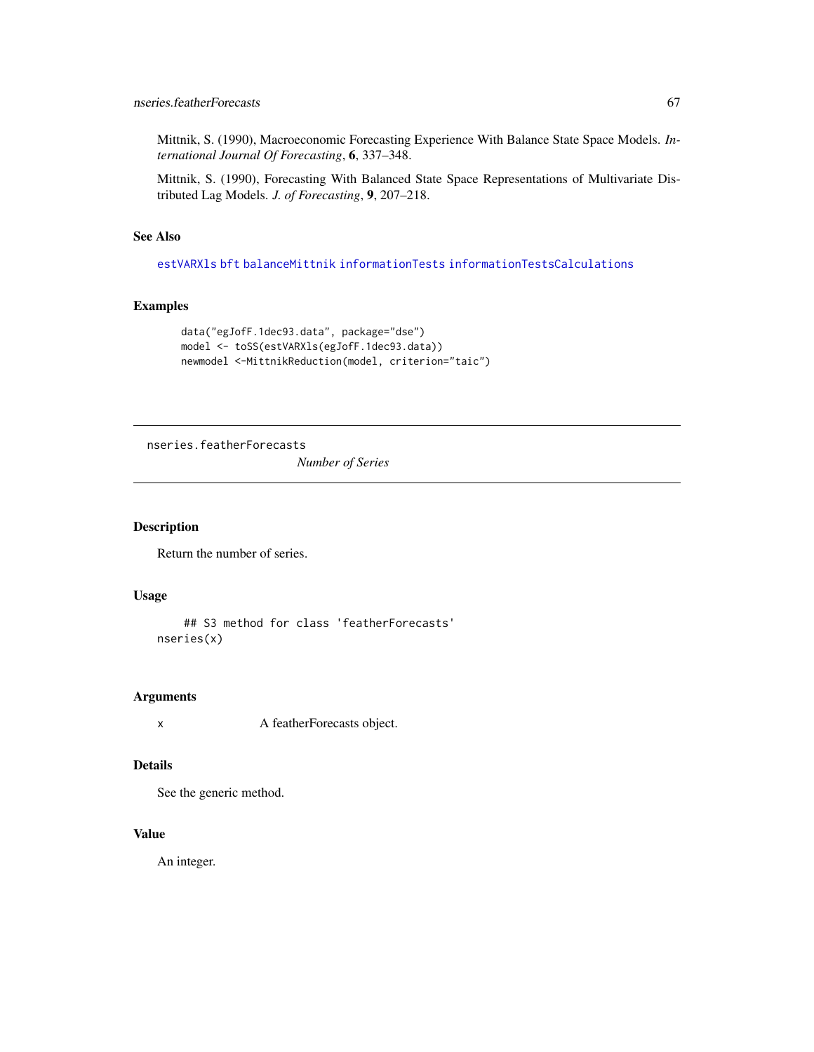Mittnik, S. (1990), Macroeconomic Forecasting Experience With Balance State Space Models. *International Journal Of Forecasting*, **6**, 337–348.

Mittnik, S. (1990), Forecasting With Balanced State Space Representations of Multivariate Distributed Lag Models. *J. of Forecasting*, **9**, 207–218.

### See Also

estVARXls bft balanceMittnik informationTests informationTestsCalculations

### Examples

```
data("egJofF.1dec93.data", package="dse")
model <- toSS(estVARXls(egJofF.1dec93.data))
newmodel <-MittnikReduction(model, criterion="taic")
```

---

## nseries.featherForecasts *Number of Series*

---

### Description

Return the number of series.

### Usage

```
    ## S3 method for class 'featherForecasts'
nseries(x)
```

### Arguments

| | |
|---|---|
| x | A featherForecasts object. |

### Details

See the generic method.

### Value

An integer.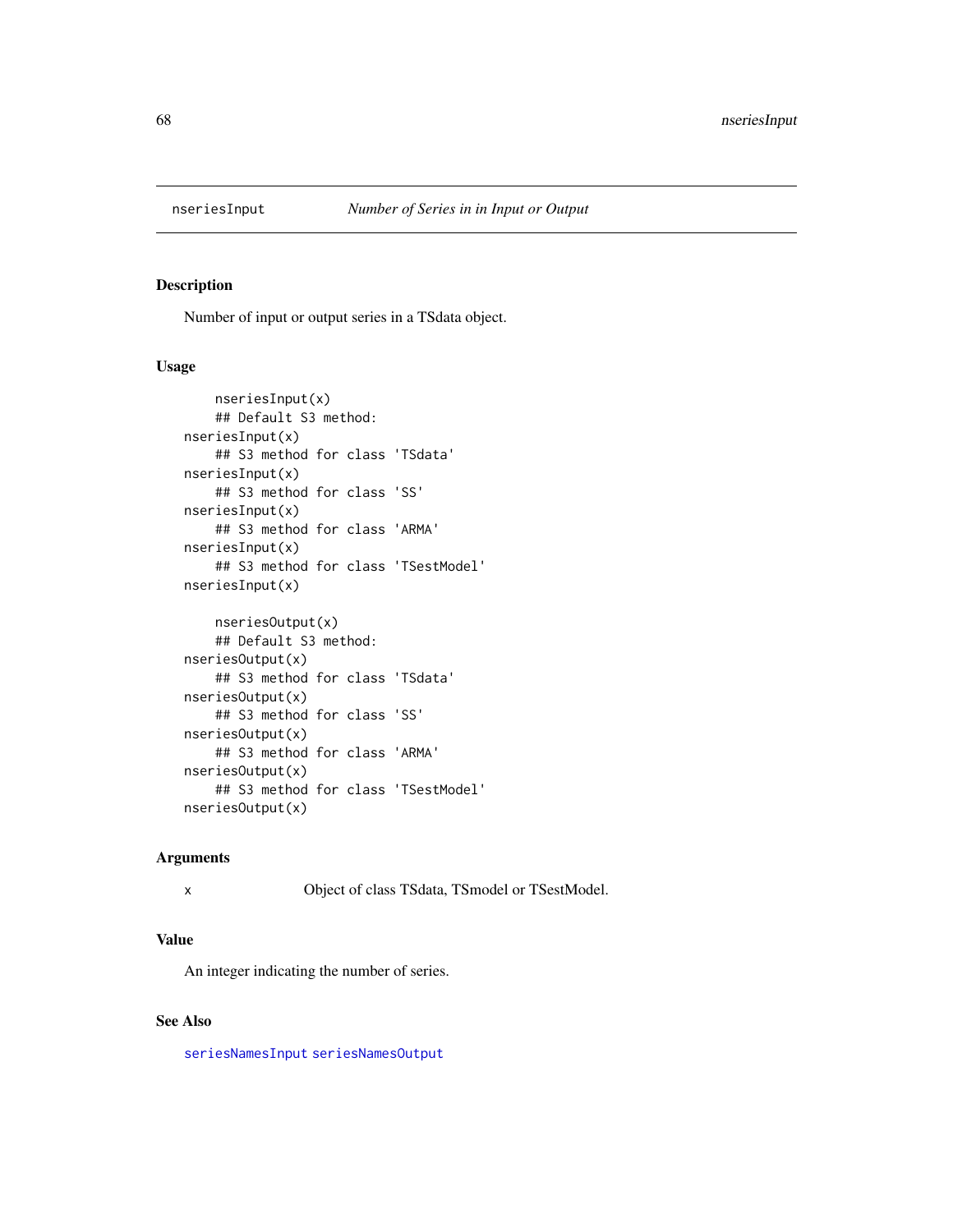# nseriesInput — *Number of Series in in Input or Output*

## Description

Number of input or output series in a TSdata object.

## Usage

```
    nseriesInput(x)
    ## Default S3 method:
nseriesInput(x)
    ## S3 method for class 'TSdata'
nseriesInput(x)
    ## S3 method for class 'SS'
nseriesInput(x)
    ## S3 method for class 'ARMA'
nseriesInput(x)
    ## S3 method for class 'TSestModel'
nseriesInput(x)

    nseriesOutput(x)
    ## Default S3 method:
nseriesOutput(x)
    ## S3 method for class 'TSdata'
nseriesOutput(x)
    ## S3 method for class 'SS'
nseriesOutput(x)
    ## S3 method for class 'ARMA'
nseriesOutput(x)
    ## S3 method for class 'TSestModel'
nseriesOutput(x)
```

## Arguments

| | |
|---|---|
| x | Object of class TSdata, TSmodel or TSestModel. |

## Value

An integer indicating the number of series.

## See Also

seriesNamesInput seriesNamesOutput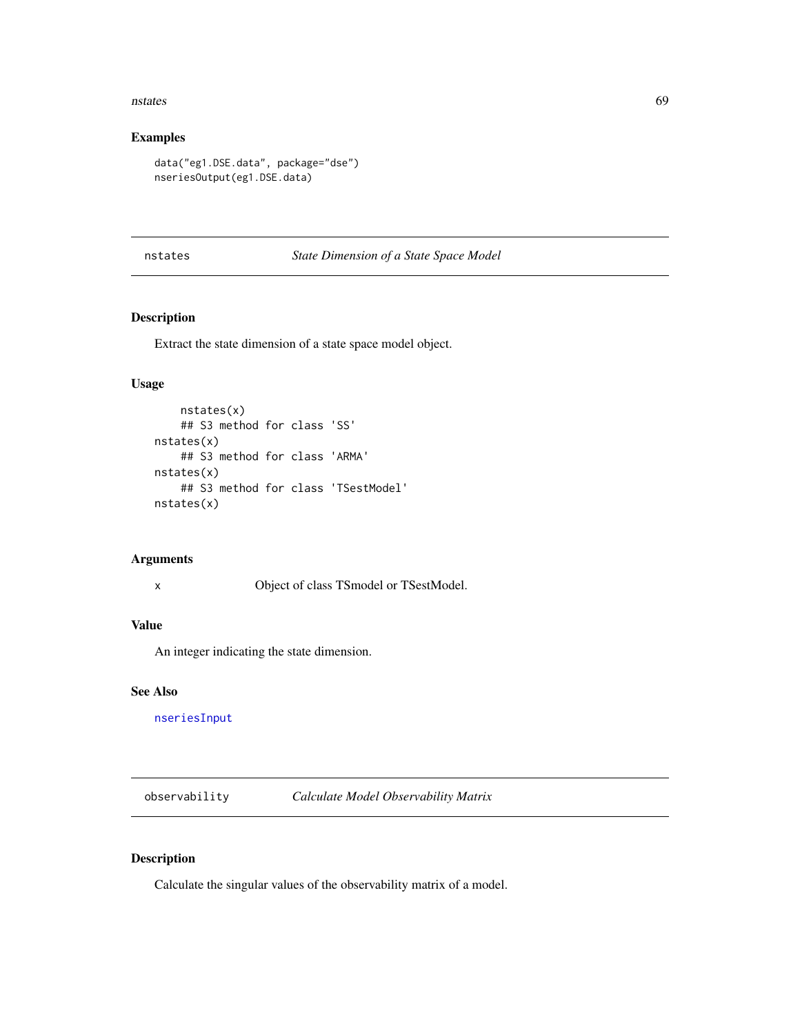## Examples

```
data("eg1.DSE.data", package="dse")
nseriesOutput(eg1.DSE.data)
```

---

# nstates — *State Dimension of a State Space Model*

## Description

Extract the state dimension of a state space model object.

## Usage

```
    nstates(x)
    ## S3 method for class 'SS'
nstates(x)
    ## S3 method for class 'ARMA'
nstates(x)
    ## S3 method for class 'TSestModel'
nstates(x)
```

## Arguments

| | |
|---|---|
| x | Object of class TSmodel or TSestModel. |

## Value

An integer indicating the state dimension.

## See Also

nseriesInput

---

# observability — *Calculate Model Observability Matrix*

## Description

Calculate the singular values of the observability matrix of a model.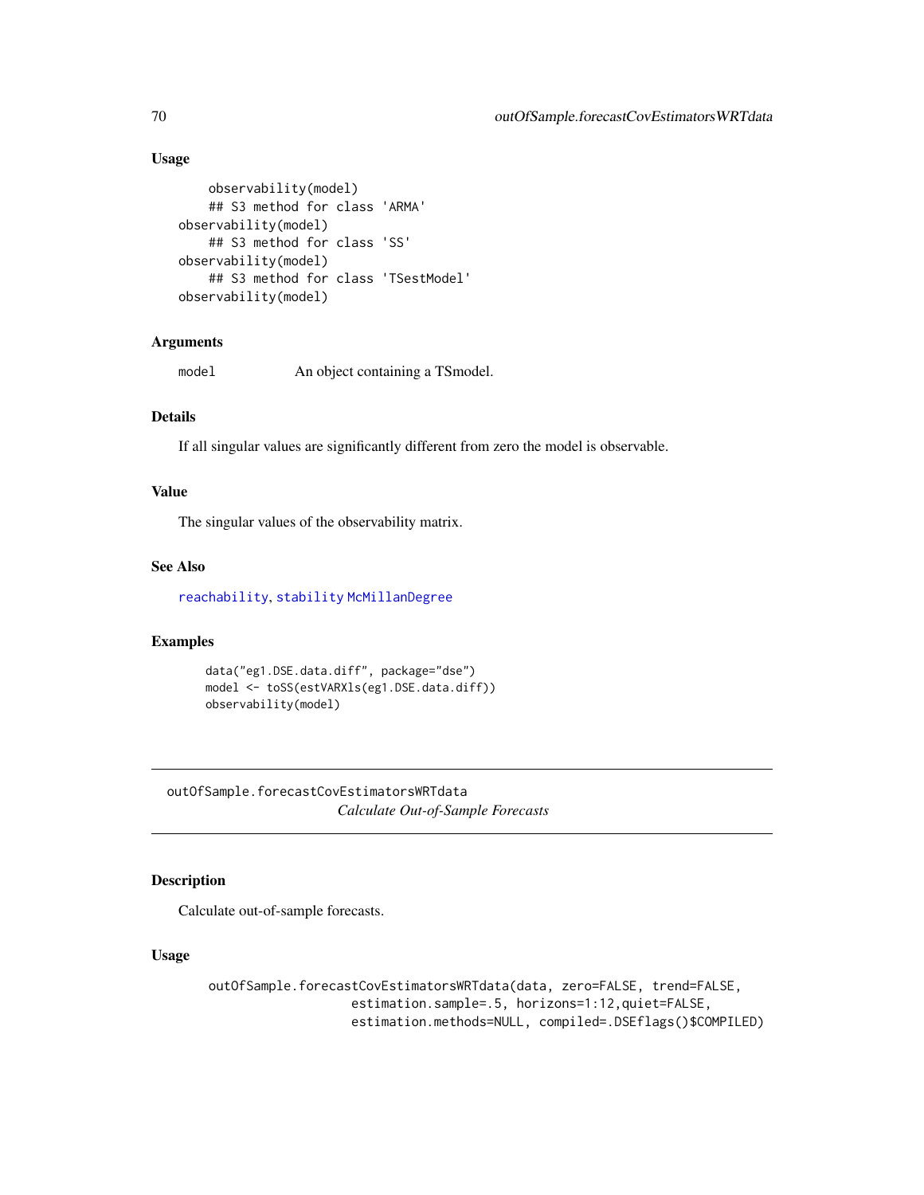### Usage

```
    observability(model)
    ## S3 method for class 'ARMA'
observability(model)
    ## S3 method for class 'SS'
observability(model)
    ## S3 method for class 'TSestModel'
observability(model)
```

### Arguments

| | |
|---|---|
| model | An object containing a TSmodel. |

### Details

If all singular values are significantly different from zero the model is observable.

### Value

The singular values of the observability matrix.

### See Also

reachability, stability McMillanDegree

### Examples

```
data("eg1.DSE.data.diff", package="dse")
model <- toSS(estVARXls(eg1.DSE.data.diff))
observability(model)
```

---

## outOfSample.forecastCovEstimatorsWRTdata

*Calculate Out-of-Sample Forecasts*

### Description

Calculate out-of-sample forecasts.

### Usage

```
outOfSample.forecastCovEstimatorsWRTdata(data, zero=FALSE, trend=FALSE,
                estimation.sample=.5, horizons=1:12,quiet=FALSE,
                estimation.methods=NULL, compiled=.DSEflags()$COMPILED)
```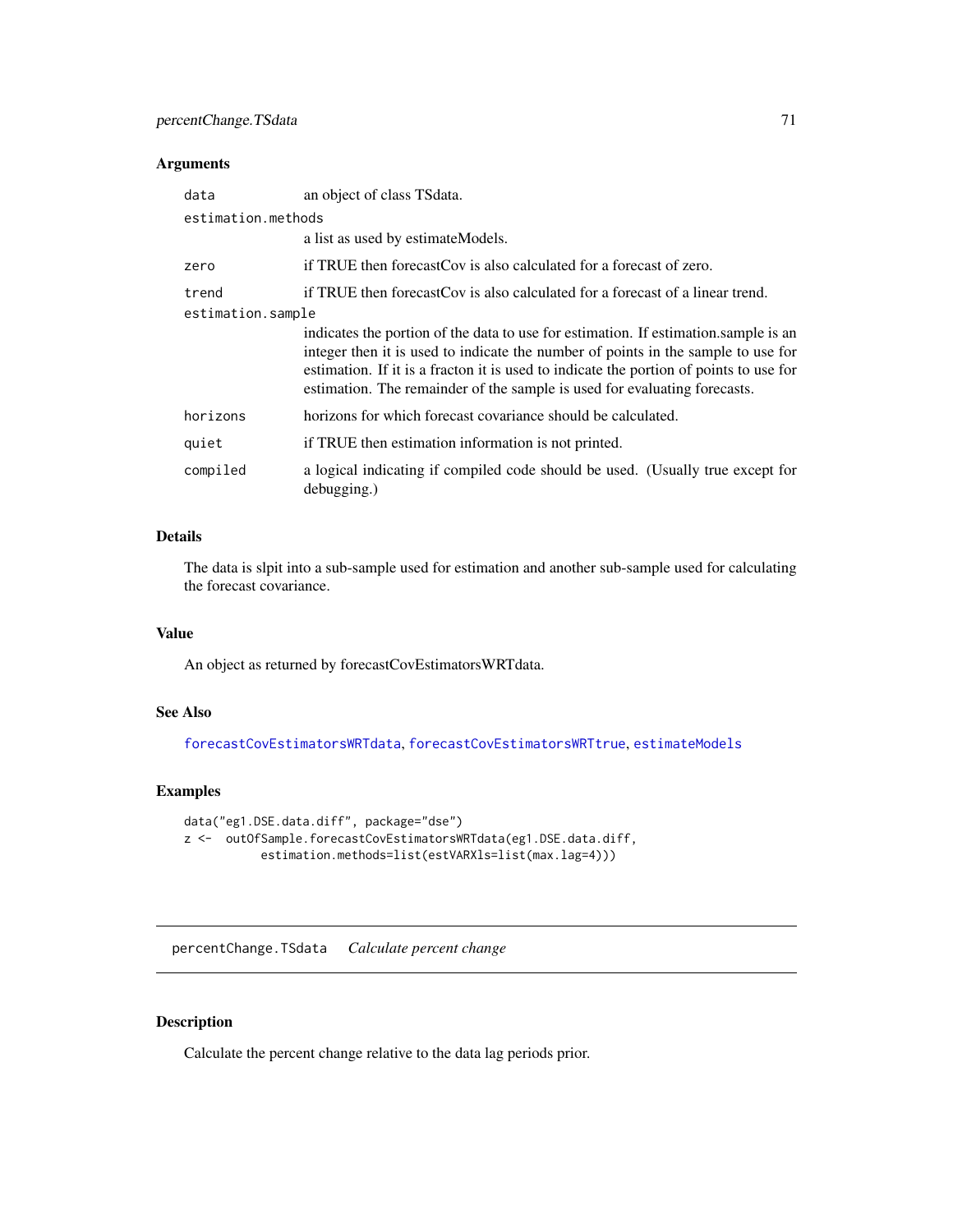## Arguments

| | |
|---|---|
| data | an object of class TSdata. |
| estimation.methods | a list as used by estimateModels. |
| zero | if TRUE then forecastCov is also calculated for a forecast of zero. |
| trend | if TRUE then forecastCov is also calculated for a forecast of a linear trend. |
| estimation.sample | indicates the portion of the data to use for estimation. If estimation.sample is an integer then it is used to indicate the number of points in the sample to use for estimation. If it is a fracton it is used to indicate the portion of points to use for estimation. The remainder of the sample is used for evaluating forecasts. |
| horizons | horizons for which forecast covariance should be calculated. |
| quiet | if TRUE then estimation information is not printed. |
| compiled | a logical indicating if compiled code should be used. (Usually true except for debugging.) |

## Details

The data is slpit into a sub-sample used for estimation and another sub-sample used for calculating the forecast covariance.

## Value

An object as returned by forecastCovEstimatorsWRTdata.

## See Also

forecastCovEstimatorsWRTdata, forecastCovEstimatorsWRTtrue, estimateModels

## Examples

```
data("eg1.DSE.data.diff", package="dse")
z <-  outOfSample.forecastCovEstimatorsWRTdata(eg1.DSE.data.diff,
          estimation.methods=list(estVARXls=list(max.lag=4)))
```

---

# percentChange.TSdata    *Calculate percent change*

## Description

Calculate the percent change relative to the data lag periods prior.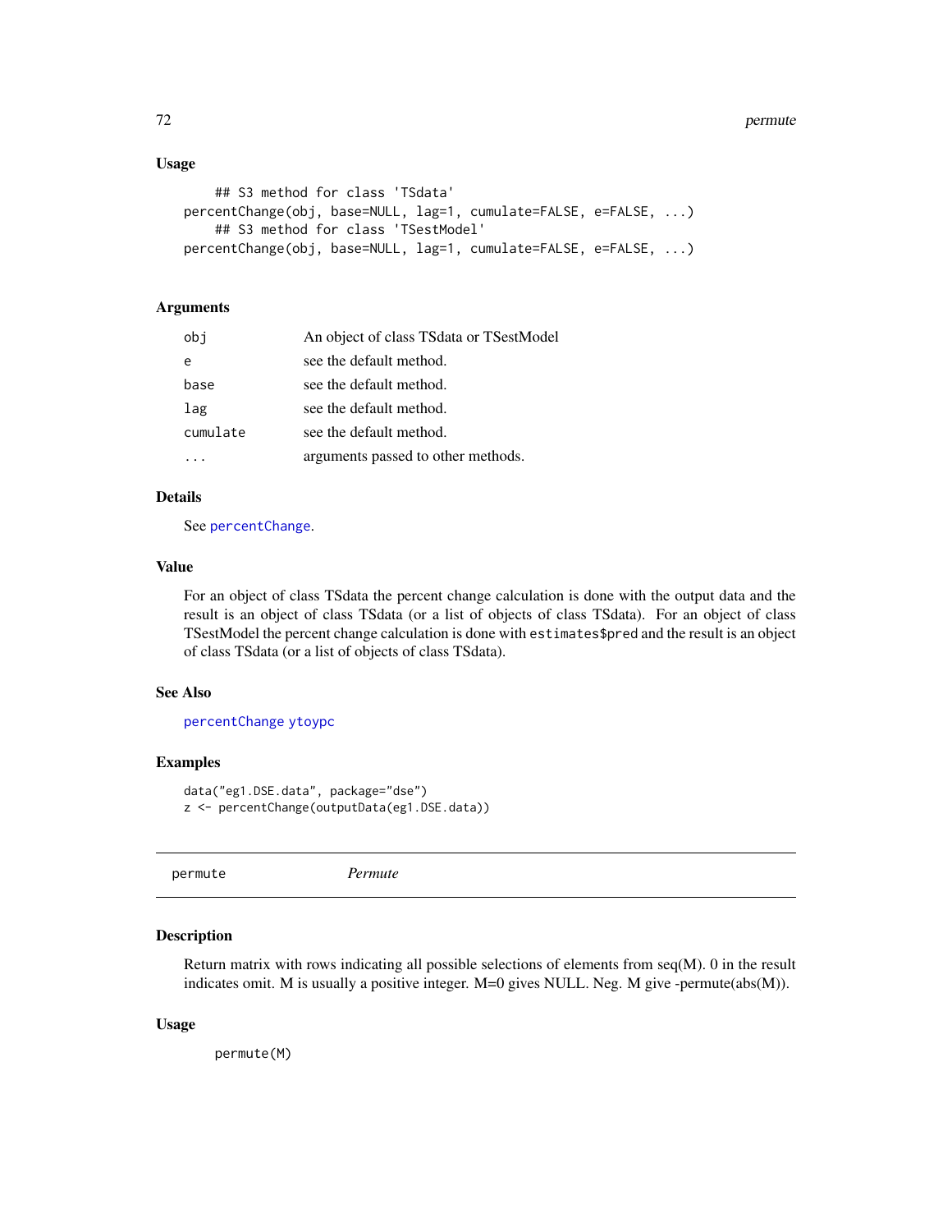### Usage

```
    ## S3 method for class 'TSdata'
percentChange(obj, base=NULL, lag=1, cumulate=FALSE, e=FALSE, ...)
    ## S3 method for class 'TSestModel'
percentChange(obj, base=NULL, lag=1, cumulate=FALSE, e=FALSE, ...)
```

### Arguments

| | |
|---|---|
| `obj` | An object of class TSdata or TSestModel |
| `e` | see the default method. |
| `base` | see the default method. |
| `lag` | see the default method. |
| `cumulate` | see the default method. |
| `...` | arguments passed to other methods. |

### Details

See `percentChange`.

### Value

For an object of class TSdata the percent change calculation is done with the output data and the result is an object of class TSdata (or a list of objects of class TSdata). For an object of class TSestModel the percent change calculation is done with `estimates$pred` and the result is an object of class TSdata (or a list of objects of class TSdata).

### See Also

`percentChange` `ytoypc`

### Examples

```
data("eg1.DSE.data", package="dse")
z <- percentChange(outputData(eg1.DSE.data))
```

---

## permute    *Permute*

### Description

Return matrix with rows indicating all possible selections of elements from seq(M). 0 in the result indicates omit. M is usually a positive integer. M=0 gives NULL. Neg. M give -permute(abs(M)).

### Usage

```
permute(M)
```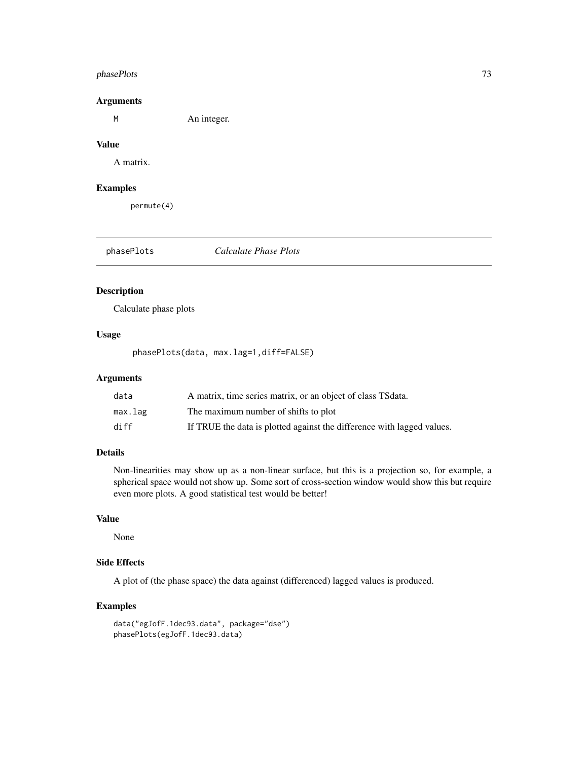### Arguments

| | |
|---|---|
| M | An integer. |

### Value

A matrix.

### Examples

```
permute(4)
```

---

## phasePlots — *Calculate Phase Plots*

### Description

Calculate phase plots

### Usage

```
phasePlots(data, max.lag=1,diff=FALSE)
```

### Arguments

| | |
|---|---|
| data | A matrix, time series matrix, or an object of class TSdata. |
| max.lag | The maximum number of shifts to plot |
| diff | If TRUE the data is plotted against the difference with lagged values. |

### Details

Non-linearities may show up as a non-linear surface, but this is a projection so, for example, a spherical space would not show up. Some sort of cross-section window would show this but require even more plots. A good statistical test would be better!

### Value

None

### Side Effects

A plot of (the phase space) the data against (differenced) lagged values is produced.

### Examples

```
data("egJofF.1dec93.data", package="dse")
phasePlots(egJofF.1dec93.data)
```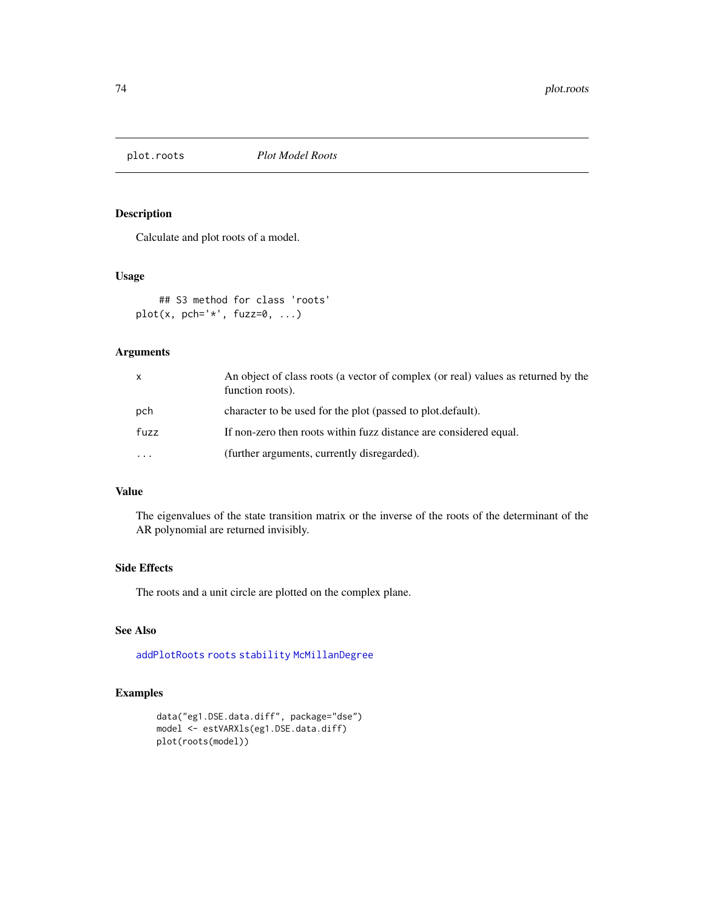plot.roots *Plot Model Roots*

### Description

Calculate and plot roots of a model.

### Usage

```
    ## S3 method for class 'roots'
plot(x, pch='*', fuzz=0, ...)
```

### Arguments

| | |
|---|---|
| x | An object of class roots (a vector of complex (or real) values as returned by the function roots). |
| pch | character to be used for the plot (passed to plot.default). |
| fuzz | If non-zero then roots within fuzz distance are considered equal. |
| ... | (further arguments, currently disregarded). |

### Value

The eigenvalues of the state transition matrix or the inverse of the roots of the determinant of the AR polynomial are returned invisibly.

### Side Effects

The roots and a unit circle are plotted on the complex plane.

### See Also

addPlotRoots roots stability McMillanDegree

### Examples

```
data("eg1.DSE.data.diff", package="dse")
model <- estVARXls(eg1.DSE.data.diff)
plot(roots(model))
```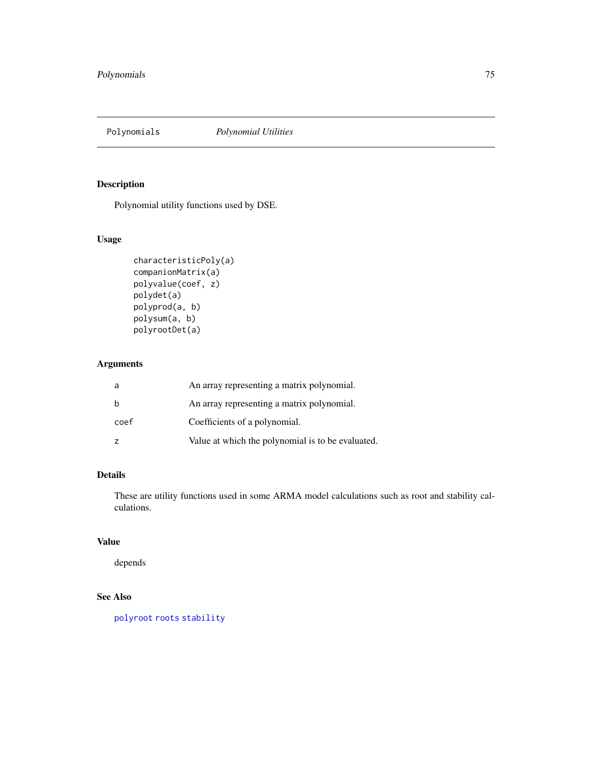# Polynomials *Polynomial Utilities*

## Description

Polynomial utility functions used by DSE.

## Usage

```
characteristicPoly(a)
companionMatrix(a)
polyvalue(coef, z)
polydet(a)
polyprod(a, b)
polysum(a, b)
polyrootDet(a)
```

## Arguments

| | |
|---|---|
| a | An array representing a matrix polynomial. |
| b | An array representing a matrix polynomial. |
| coef | Coefficients of a polynomial. |
| z | Value at which the polynomial is to be evaluated. |

## Details

These are utility functions used in some ARMA model calculations such as root and stability calculations.

## Value

depends

## See Also

polyroot roots stability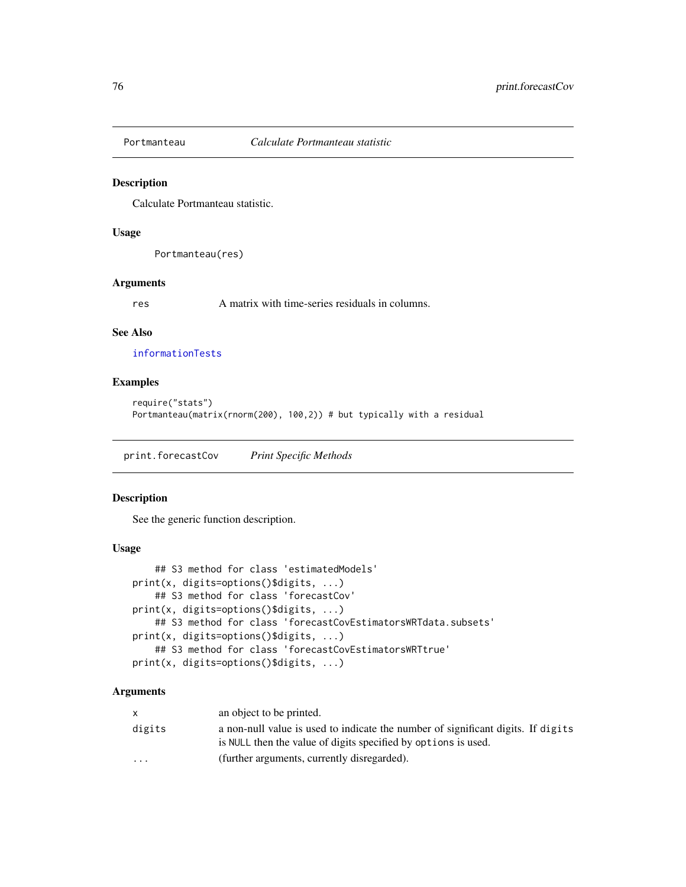## Portmanteau *Calculate Portmanteau statistic*

### Description

Calculate Portmanteau statistic.

### Usage

```
Portmanteau(res)
```

### Arguments

| | |
|---|---|
| res | A matrix with time-series residuals in columns. |

### See Also

informationTests

### Examples

```
require("stats")
Portmanteau(matrix(rnorm(200), 100,2)) # but typically with a residual
```

## print.forecastCov *Print Specific Methods*

### Description

See the generic function description.

### Usage

```
    ## S3 method for class 'estimatedModels'
print(x, digits=options()$digits, ...)
    ## S3 method for class 'forecastCov'
print(x, digits=options()$digits, ...)
    ## S3 method for class 'forecastCovEstimatorsWRTdata.subsets'
print(x, digits=options()$digits, ...)
    ## S3 method for class 'forecastCovEstimatorsWRTtrue'
print(x, digits=options()$digits, ...)
```

### Arguments

| | |
|---|---|
| x | an object to be printed. |
| digits | a non-null value is used to indicate the number of significant digits. If digits is NULL then the value of digits specified by options is used. |
| ... | (further arguments, currently disregarded). |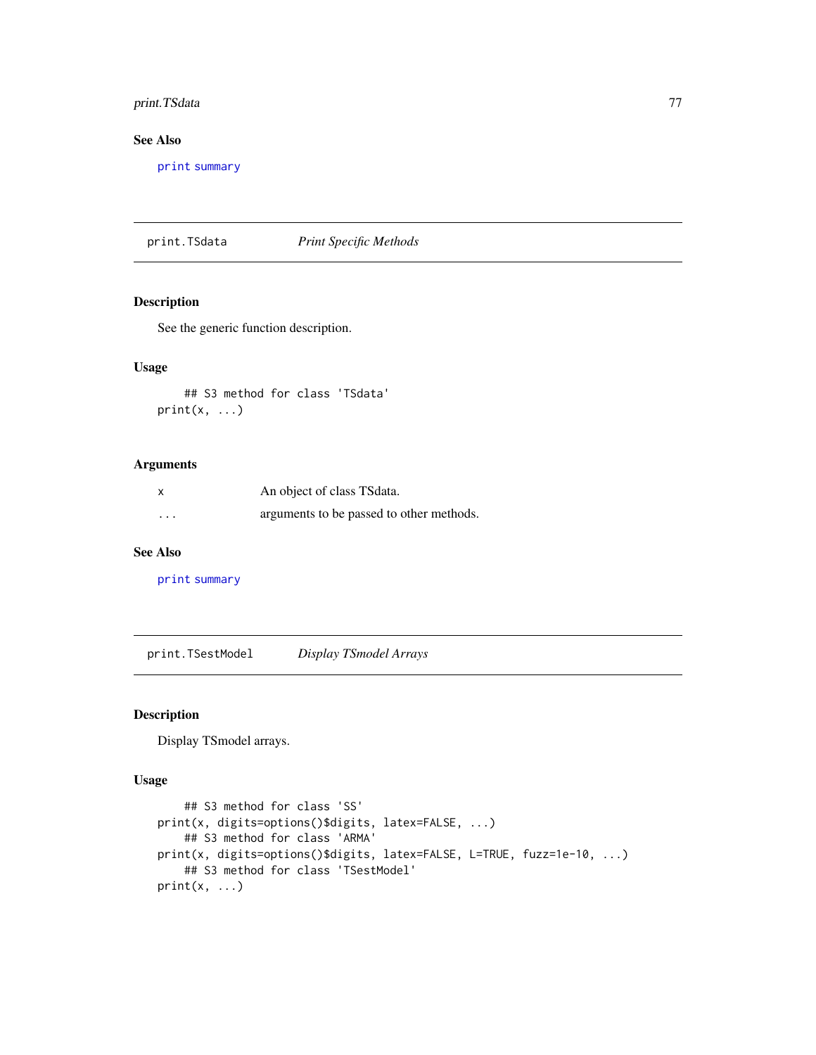## See Also

print summary

---

## print.TSdata — *Print Specific Methods*

### Description

See the generic function description.

### Usage

```
    ## S3 method for class 'TSdata'
print(x, ...)
```

### Arguments

| | |
|---|---|
| x | An object of class TSdata. |
| ... | arguments to be passed to other methods. |

### See Also

print summary

---

## print.TSestModel — *Display TSmodel Arrays*

### Description

Display TSmodel arrays.

### Usage

```
    ## S3 method for class 'SS'
print(x, digits=options()$digits, latex=FALSE, ...)
    ## S3 method for class 'ARMA'
print(x, digits=options()$digits, latex=FALSE, L=TRUE, fuzz=1e-10, ...)
    ## S3 method for class 'TSestModel'
print(x, ...)
```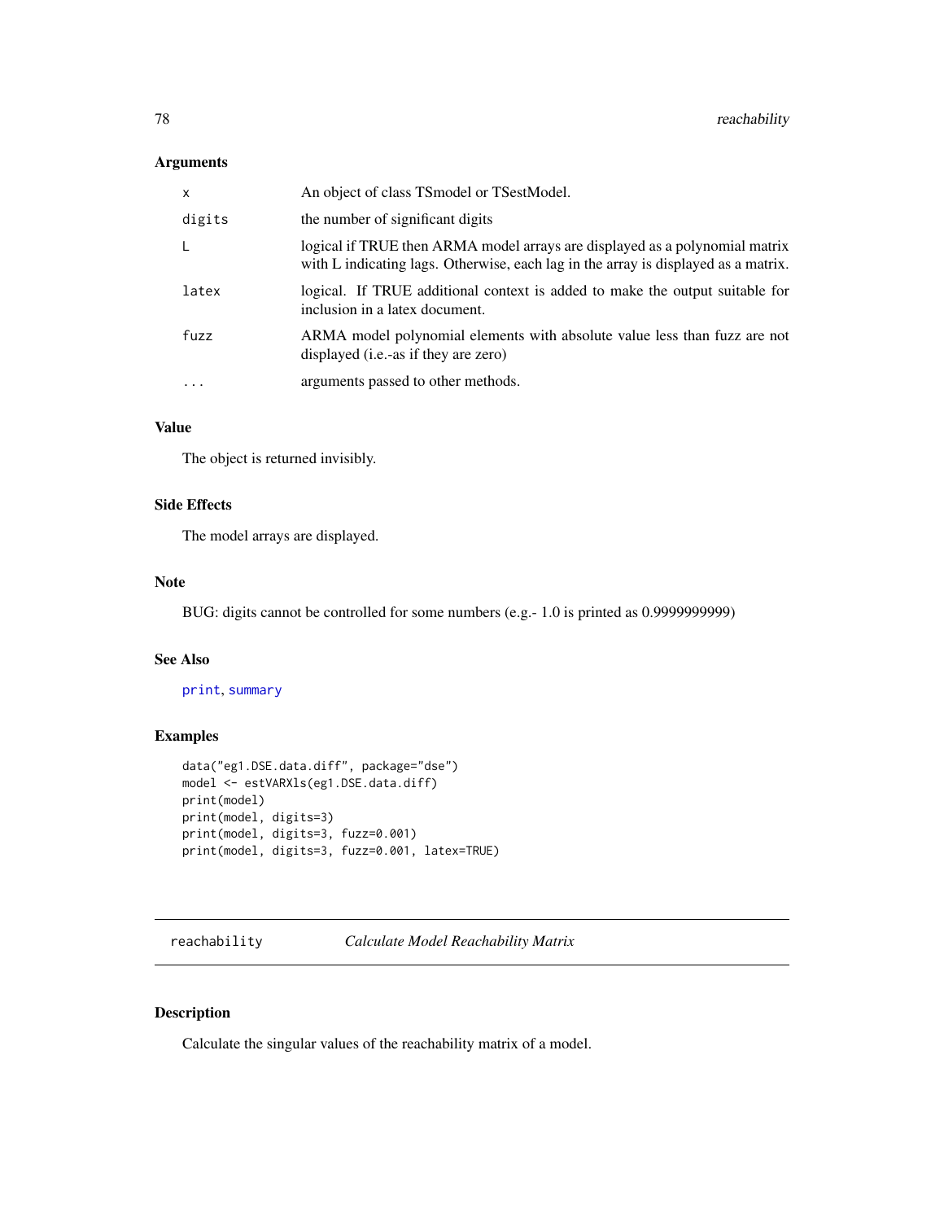### Arguments

| | |
|---|---|
| `x` | An object of class TSmodel or TSestModel. |
| `digits` | the number of significant digits |
| `L` | logical if TRUE then ARMA model arrays are displayed as a polynomial matrix with L indicating lags. Otherwise, each lag in the array is displayed as a matrix. |
| `latex` | logical. If TRUE additional context is added to make the output suitable for inclusion in a latex document. |
| `fuzz` | ARMA model polynomial elements with absolute value less than fuzz are not displayed (i.e.-as if they are zero) |
| `...` | arguments passed to other methods. |

### Value

The object is returned invisibly.

### Side Effects

The model arrays are displayed.

### Note

BUG: digits cannot be controlled for some numbers (e.g.- 1.0 is printed as 0.9999999999)

### See Also

`print`, `summary`

### Examples

```
data("eg1.DSE.data.diff", package="dse")
model <- estVARXls(eg1.DSE.data.diff)
print(model)
print(model, digits=3)
print(model, digits=3, fuzz=0.001)
print(model, digits=3, fuzz=0.001, latex=TRUE)
```

---

## reachability — *Calculate Model Reachability Matrix*

---

### Description

Calculate the singular values of the reachability matrix of a model.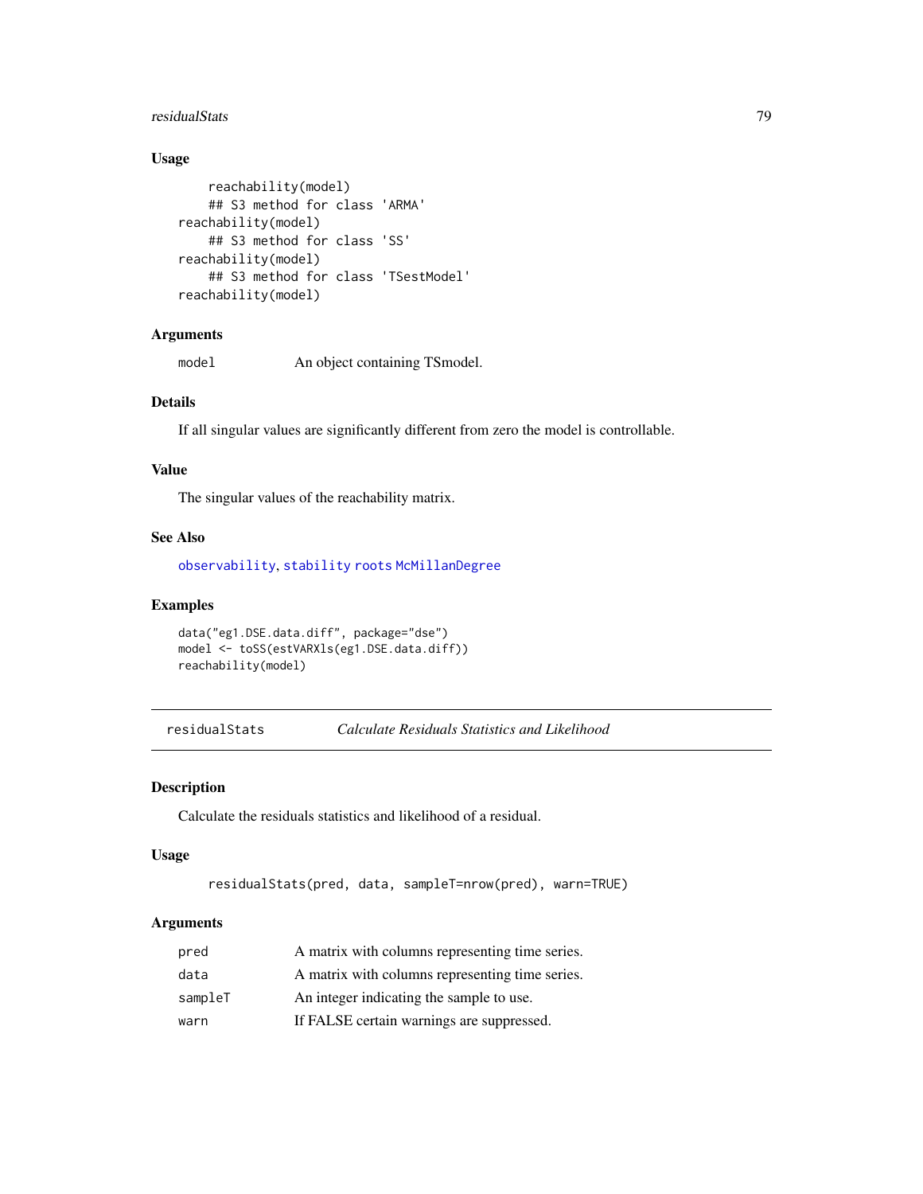### Usage

```
    reachability(model)
    ## S3 method for class 'ARMA'
reachability(model)
    ## S3 method for class 'SS'
reachability(model)
    ## S3 method for class 'TSestModel'
reachability(model)
```

### Arguments

| | |
|---|---|
| model | An object containing TSmodel. |

### Details

If all singular values are significantly different from zero the model is controllable.

### Value

The singular values of the reachability matrix.

### See Also

observability, stability roots McMillanDegree

### Examples

```
data("eg1.DSE.data.diff", package="dse")
model <- toSS(estVARXls(eg1.DSE.data.diff))
reachability(model)
```

---

## residualStats — *Calculate Residuals Statistics and Likelihood*

### Description

Calculate the residuals statistics and likelihood of a residual.

### Usage

```
residualStats(pred, data, sampleT=nrow(pred), warn=TRUE)
```

### Arguments

| | |
|---|---|
| pred | A matrix with columns representing time series. |
| data | A matrix with columns representing time series. |
| sampleT | An integer indicating the sample to use. |
| warn | If FALSE certain warnings are suppressed. |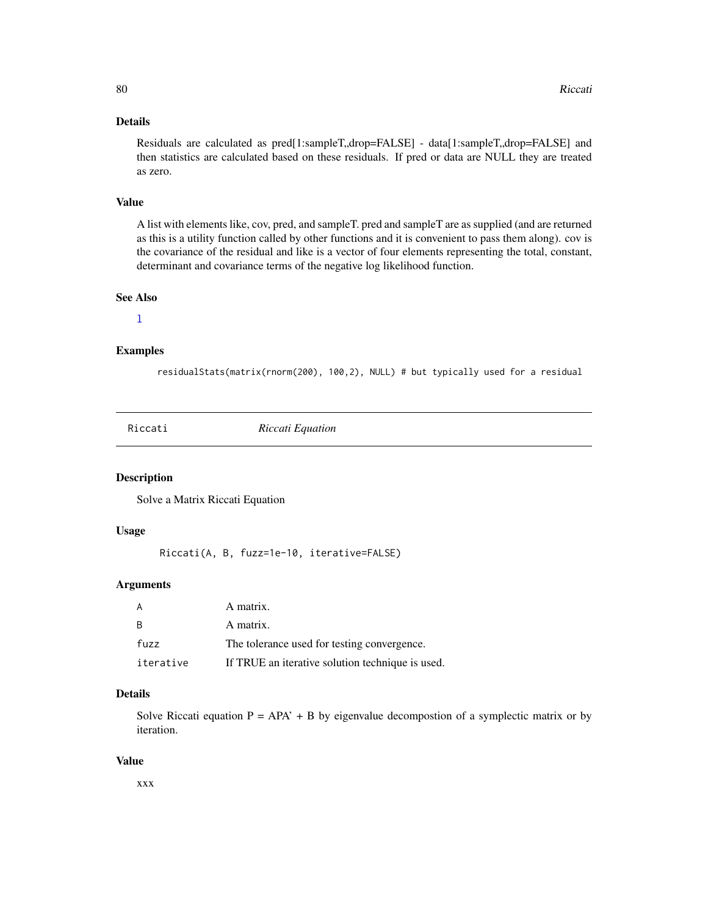### Details

Residuals are calculated as pred[1:sampleT,,drop=FALSE] - data[1:sampleT,,drop=FALSE] and then statistics are calculated based on these residuals. If pred or data are NULL they are treated as zero.

### Value

A list with elements like, cov, pred, and sampleT. pred and sampleT are as supplied (and are returned as this is a utility function called by other functions and it is convenient to pass them along). cov is the covariance of the residual and like is a vector of four elements representing the total, constant, determinant and covariance terms of the negative log likelihood function.

### See Also

l

### Examples

```
residualStats(matrix(rnorm(200), 100,2), NULL) # but typically used for a residual
```

---

## Riccati *Riccati Equation*

---

### Description

Solve a Matrix Riccati Equation

### Usage

```
Riccati(A, B, fuzz=1e-10, iterative=FALSE)
```

### Arguments

| | |
|---|---|
| A | A matrix. |
| B | A matrix. |
| fuzz | The tolerance used for testing convergence. |
| iterative | If TRUE an iterative solution technique is used. |

### Details

Solve Riccati equation P = APA' + B by eigenvalue decompostion of a symplectic matrix or by iteration.

### Value

xxx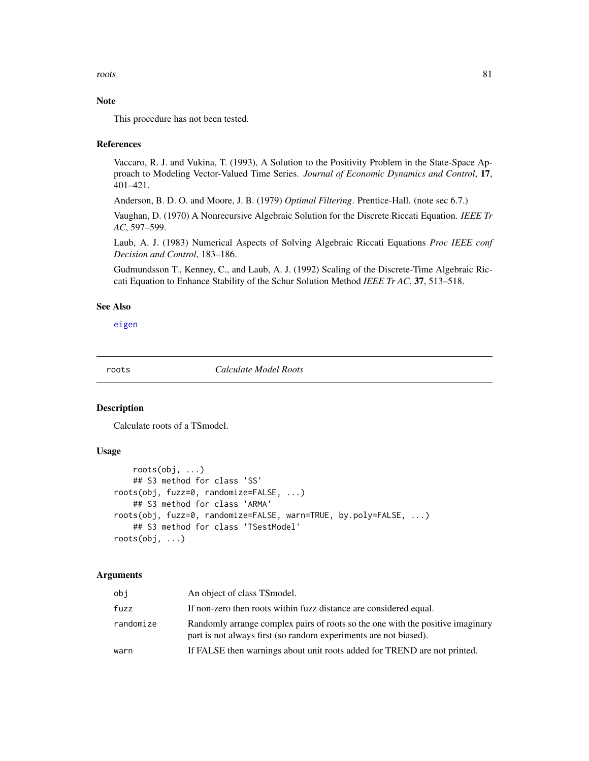## Note

This procedure has not been tested.

## References

Vaccaro, R. J. and Vukina, T. (1993), A Solution to the Positivity Problem in the State-Space Approach to Modeling Vector-Valued Time Series. *Journal of Economic Dynamics and Control*, **17**, 401–421.

Anderson, B. D. O. and Moore, J. B. (1979) *Optimal Filtering*. Prentice-Hall. (note sec 6.7.)

Vaughan, D. (1970) A Nonrecursive Algebraic Solution for the Discrete Riccati Equation. *IEEE Tr AC*, 597–599.

Laub, A. J. (1983) Numerical Aspects of Solving Algebraic Riccati Equations *Proc IEEE conf Decision and Control*, 183–186.

Gudmundsson T., Kenney, C., and Laub, A. J. (1992) Scaling of the Discrete-Time Algebraic Riccati Equation to Enhance Stability of the Schur Solution Method *IEEE Tr AC*, **37**, 513–518.

## See Also

eigen

---

roots *Calculate Model Roots*

---

## Description

Calculate roots of a TSmodel.

## Usage

```
    roots(obj, ...)
    ## S3 method for class 'SS'
roots(obj, fuzz=0, randomize=FALSE, ...)
    ## S3 method for class 'ARMA'
roots(obj, fuzz=0, randomize=FALSE, warn=TRUE, by.poly=FALSE, ...)
    ## S3 method for class 'TSestModel'
roots(obj, ...)
```

## Arguments

| | |
|---|---|
| obj | An object of class TSmodel. |
| fuzz | If non-zero then roots within fuzz distance are considered equal. |
| randomize | Randomly arrange complex pairs of roots so the one with the positive imaginary part is not always first (so random experiments are not biased). |
| warn | If FALSE then warnings about unit roots added for TREND are not printed. |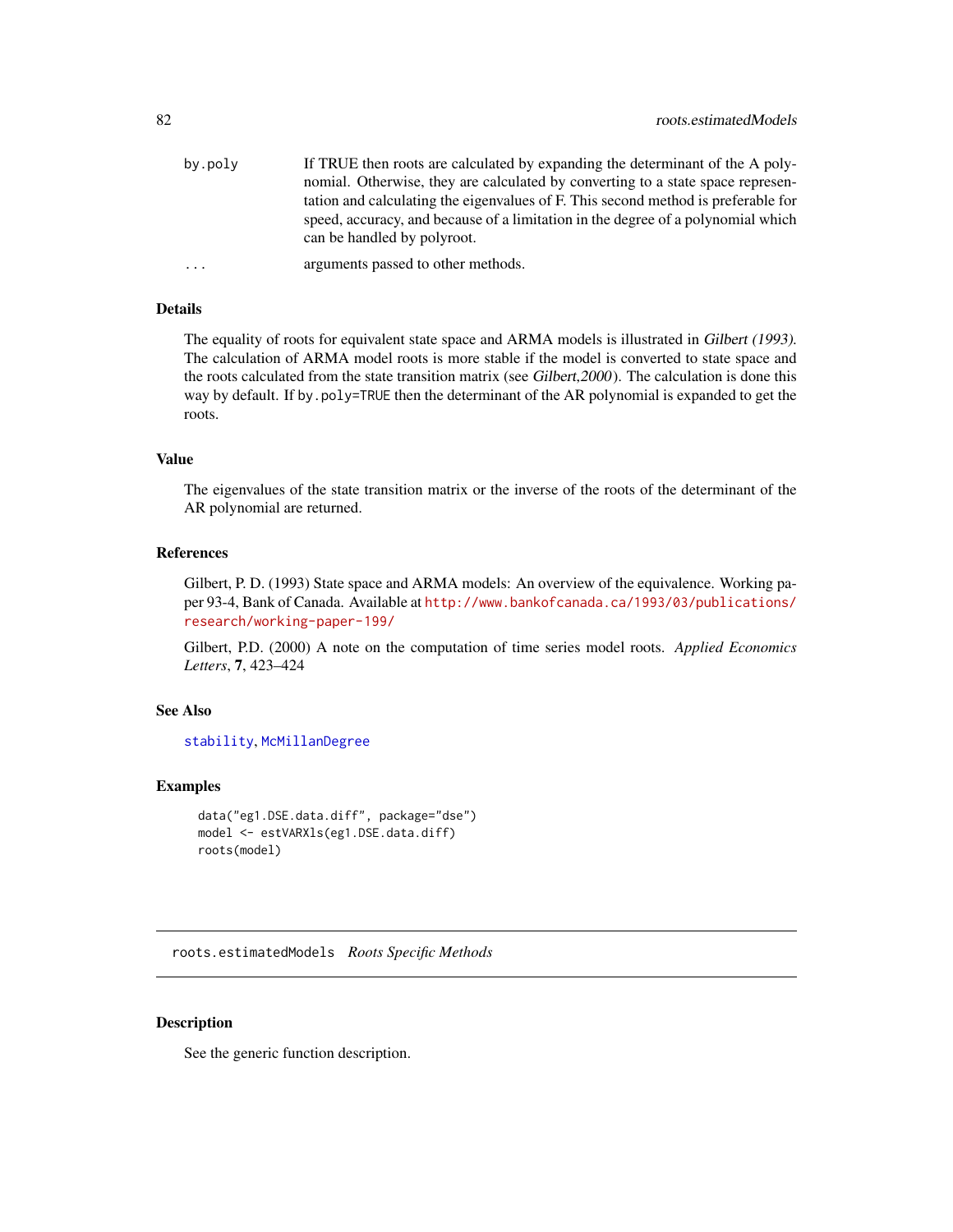| | |
|---|---|
| by.poly | If TRUE then roots are calculated by expanding the determinant of the A polynomial. Otherwise, they are calculated by converting to a state space representation and calculating the eigenvalues of F. This second method is preferable for speed, accuracy, and because of a limitation in the degree of a polynomial which can be handled by polyroot. |
| ... | arguments passed to other methods. |

### Details

The equality of roots for equivalent state space and ARMA models is illustrated in *Gilbert (1993)*. The calculation of ARMA model roots is more stable if the model is converted to state space and the roots calculated from the state transition matrix (see *Gilbert,2000*). The calculation is done this way by default. If `by.poly=TRUE` then the determinant of the AR polynomial is expanded to get the roots.

### Value

The eigenvalues of the state transition matrix or the inverse of the roots of the determinant of the AR polynomial are returned.

### References

Gilbert, P. D. (1993) State space and ARMA models: An overview of the equivalence. Working paper 93-4, Bank of Canada. Available at http://www.bankofcanada.ca/1993/03/publications/research/working-paper-199/

Gilbert, P.D. (2000) A note on the computation of time series model roots. *Applied Economics Letters*, **7**, 423–424

### See Also

`stability`, `McMillanDegree`

### Examples

```
data("eg1.DSE.data.diff", package="dse")
model <- estVARXls(eg1.DSE.data.diff)
roots(model)
```

---

## roots.estimatedModels *Roots Specific Methods*

### Description

See the generic function description.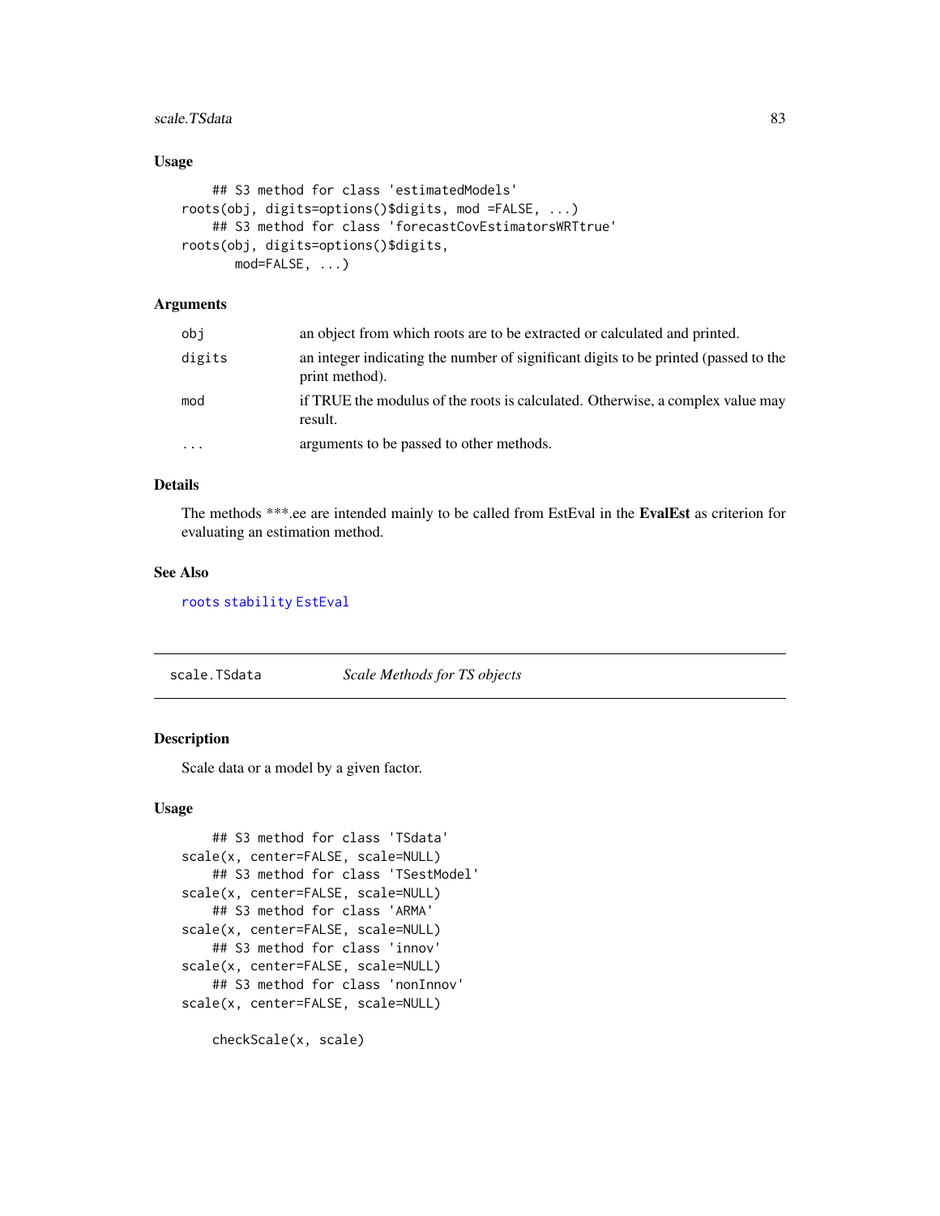### Usage

```
    ## S3 method for class 'estimatedModels'
roots(obj, digits=options()$digits, mod =FALSE, ...)
    ## S3 method for class 'forecastCovEstimatorsWRTtrue'
roots(obj, digits=options()$digits,
      mod=FALSE, ...)
```

### Arguments

| | |
|---|---|
| obj | an object from which roots are to be extracted or calculated and printed. |
| digits | an integer indicating the number of significant digits to be printed (passed to the print method). |
| mod | if TRUE the modulus of the roots is calculated. Otherwise, a complex value may result. |
| ... | arguments to be passed to other methods. |

### Details

The methods ***.ee are intended mainly to be called from EstEval in the **EvalEst** as criterion for evaluating an estimation method.

### See Also

roots stability EstEval

---

## scale.TSdata — *Scale Methods for TS objects*

### Description

Scale data or a model by a given factor.

### Usage

```
    ## S3 method for class 'TSdata'
scale(x, center=FALSE, scale=NULL)
    ## S3 method for class 'TSestModel'
scale(x, center=FALSE, scale=NULL)
    ## S3 method for class 'ARMA'
scale(x, center=FALSE, scale=NULL)
    ## S3 method for class 'innov'
scale(x, center=FALSE, scale=NULL)
    ## S3 method for class 'nonInnov'
scale(x, center=FALSE, scale=NULL)

    checkScale(x, scale)
```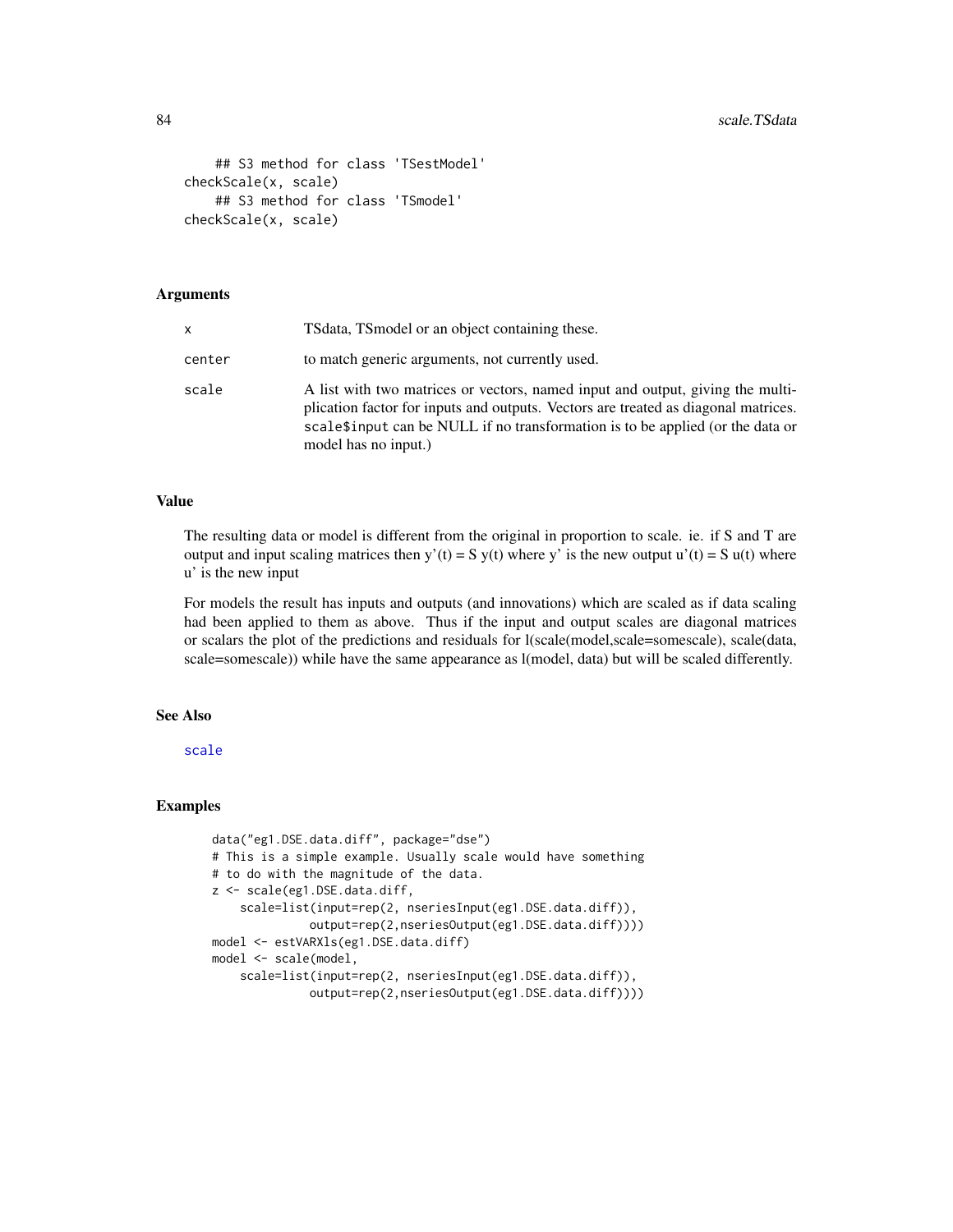```
    ## S3 method for class 'TSestModel'
checkScale(x, scale)
    ## S3 method for class 'TSmodel'
checkScale(x, scale)
```

## Arguments

| | |
|---|---|
| x | TSdata, TSmodel or an object containing these. |
| center | to match generic arguments, not currently used. |
| scale | A list with two matrices or vectors, named input and output, giving the multiplication factor for inputs and outputs. Vectors are treated as diagonal matrices. `scale$input` can be NULL if no transformation is to be applied (or the data or model has no input.) |

## Value

The resulting data or model is different from the original in proportion to scale. ie. if S and T are output and input scaling matrices then y'(t) = S y(t) where y' is the new output u'(t) = S u(t) where u' is the new input

For models the result has inputs and outputs (and innovations) which are scaled as if data scaling had been applied to them as above. Thus if the input and output scales are diagonal matrices or scalars the plot of the predictions and residuals for l(scale(model,scale=somescale), scale(data, scale=somescale)) while have the same appearance as l(model, data) but will be scaled differently.

## See Also

scale

## Examples

```
data("eg1.DSE.data.diff", package="dse")
# This is a simple example. Usually scale would have something
# to do with the magnitude of the data.
z <- scale(eg1.DSE.data.diff,
    scale=list(input=rep(2, nseriesInput(eg1.DSE.data.diff)),
              output=rep(2,nseriesOutput(eg1.DSE.data.diff))))
model <- estVARXls(eg1.DSE.data.diff)
model <- scale(model,
    scale=list(input=rep(2, nseriesInput(eg1.DSE.data.diff)),
              output=rep(2,nseriesOutput(eg1.DSE.data.diff))))
```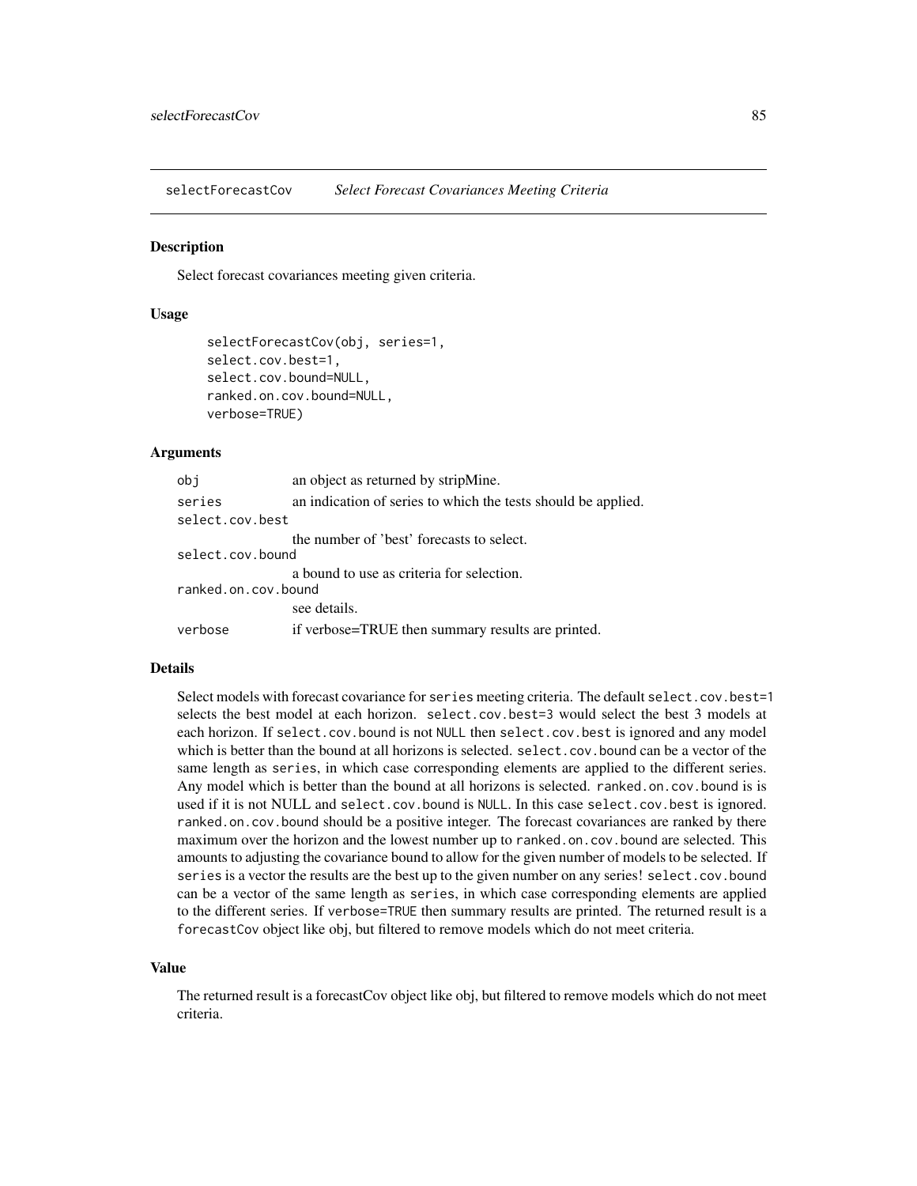selectForecastCov — *Select Forecast Covariances Meeting Criteria*

## Description

Select forecast covariances meeting given criteria.

## Usage

```
selectForecastCov(obj, series=1,
select.cov.best=1,
select.cov.bound=NULL,
ranked.on.cov.bound=NULL,
verbose=TRUE)
```

## Arguments

| | |
|---|---|
| `obj` | an object as returned by stripMine. |
| `series` | an indication of series to which the tests should be applied. |
| `select.cov.best` | the number of 'best' forecasts to select. |
| `select.cov.bound` | a bound to use as criteria for selection. |
| `ranked.on.cov.bound` | see details. |
| `verbose` | if verbose=TRUE then summary results are printed. |

## Details

Select models with forecast covariance for `series` meeting criteria. The default `select.cov.best=1` selects the best model at each horizon. `select.cov.best=3` would select the best 3 models at each horizon. If `select.cov.bound` is not `NULL` then `select.cov.best` is ignored and any model which is better than the bound at all horizons is selected. `select.cov.bound` can be a vector of the same length as `series`, in which case corresponding elements are applied to the different series. Any model which is better than the bound at all horizons is selected. `ranked.on.cov.bound` is is used if it is not NULL and `select.cov.bound` is `NULL`. In this case `select.cov.best` is ignored. `ranked.on.cov.bound` should be a positive integer. The forecast covariances are ranked by there maximum over the horizon and the lowest number up to `ranked.on.cov.bound` are selected. This amounts to adjusting the covariance bound to allow for the given number of models to be selected. If `series` is a vector the results are the best up to the given number on any series! `select.cov.bound` can be a vector of the same length as `series`, in which case corresponding elements are applied to the different series. If `verbose=TRUE` then summary results are printed. The returned result is a `forecastCov` object like obj, but filtered to remove models which do not meet criteria.

## Value

The returned result is a forecastCov object like obj, but filtered to remove models which do not meet criteria.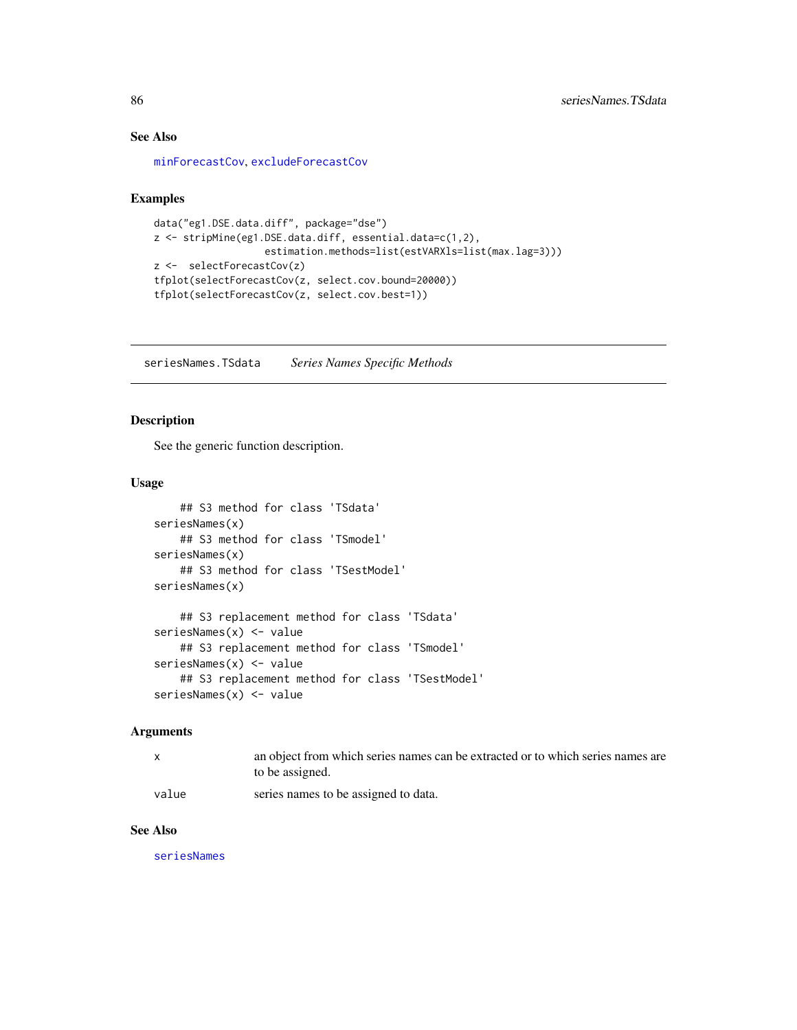## See Also

minForecastCov, excludeForecastCov

## Examples

```
data("eg1.DSE.data.diff", package="dse")
z <- stripMine(eg1.DSE.data.diff, essential.data=c(1,2),
                  estimation.methods=list(estVARXls=list(max.lag=3)))
z <-  selectForecastCov(z)
tfplot(selectForecastCov(z, select.cov.bound=20000))
tfplot(selectForecastCov(z, select.cov.best=1))
```

---

# seriesNames.TSdata    *Series Names Specific Methods*

---

## Description

See the generic function description.

## Usage

```
    ## S3 method for class 'TSdata'
seriesNames(x)
    ## S3 method for class 'TSmodel'
seriesNames(x)
    ## S3 method for class 'TSestModel'
seriesNames(x)

    ## S3 replacement method for class 'TSdata'
seriesNames(x) <- value
    ## S3 replacement method for class 'TSmodel'
seriesNames(x) <- value
    ## S3 replacement method for class 'TSestModel'
seriesNames(x) <- value
```

## Arguments

| | |
|---|---|
| x | an object from which series names can be extracted or to which series names are to be assigned. |
| value | series names to be assigned to data. |

## See Also

seriesNames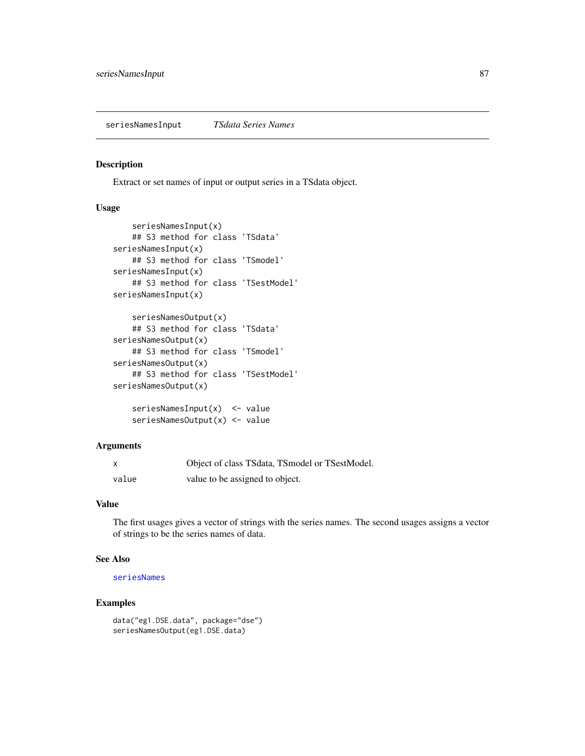seriesNamesInput *TSdata Series Names*

## Description

Extract or set names of input or output series in a TSdata object.

## Usage

```
    seriesNamesInput(x)
    ## S3 method for class 'TSdata'
seriesNamesInput(x)
    ## S3 method for class 'TSmodel'
seriesNamesInput(x)
    ## S3 method for class 'TSestModel'
seriesNamesInput(x)

    seriesNamesOutput(x)
    ## S3 method for class 'TSdata'
seriesNamesOutput(x)
    ## S3 method for class 'TSmodel'
seriesNamesOutput(x)
    ## S3 method for class 'TSestModel'
seriesNamesOutput(x)

    seriesNamesInput(x)  <- value
    seriesNamesOutput(x) <- value
```

## Arguments

| | |
|---|---|
| x | Object of class TSdata, TSmodel or TSestModel. |
| value | value to be assigned to object. |

## Value

The first usages gives a vector of strings with the series names. The second usages assigns a vector of strings to be the series names of data.

## See Also

seriesNames

## Examples

```
data("eg1.DSE.data", package="dse")
seriesNamesOutput(eg1.DSE.data)
```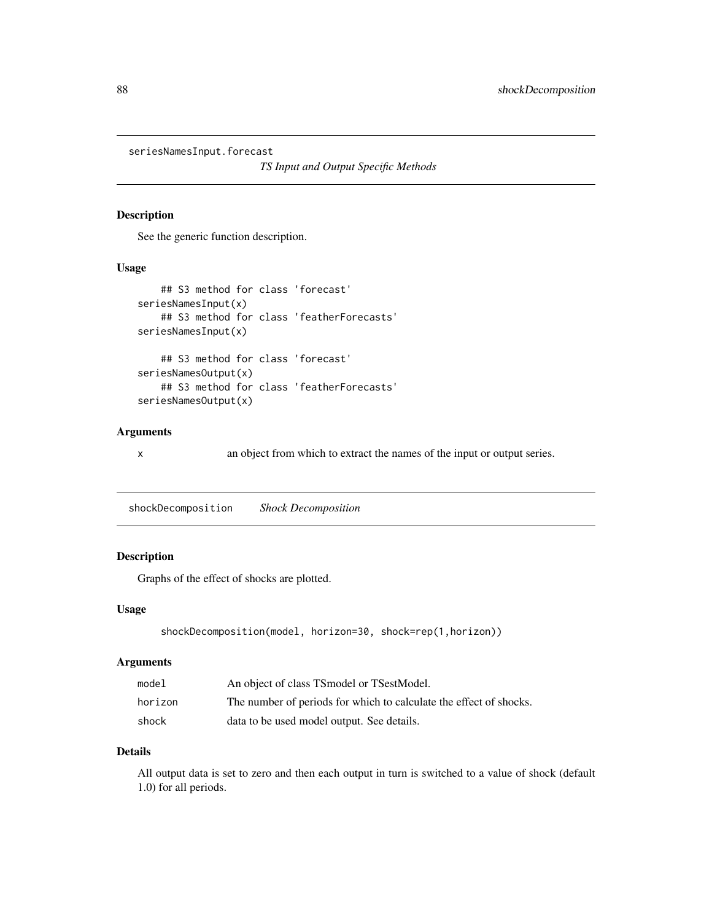## seriesNamesInput.forecast

*TS Input and Output Specific Methods*

### Description

See the generic function description.

### Usage

```
    ## S3 method for class 'forecast'
seriesNamesInput(x)
    ## S3 method for class 'featherForecasts'
seriesNamesInput(x)

    ## S3 method for class 'forecast'
seriesNamesOutput(x)
    ## S3 method for class 'featherForecasts'
seriesNamesOutput(x)
```

### Arguments

| | |
|---|---|
| x | an object from which to extract the names of the input or output series. |

## shockDecomposition

*Shock Decomposition*

### Description

Graphs of the effect of shocks are plotted.

### Usage

```
shockDecomposition(model, horizon=30, shock=rep(1,horizon))
```

### Arguments

| | |
|---|---|
| model | An object of class TSmodel or TSestModel. |
| horizon | The number of periods for which to calculate the effect of shocks. |
| shock | data to be used model output. See details. |

### Details

All output data is set to zero and then each output in turn is switched to a value of shock (default 1.0) for all periods.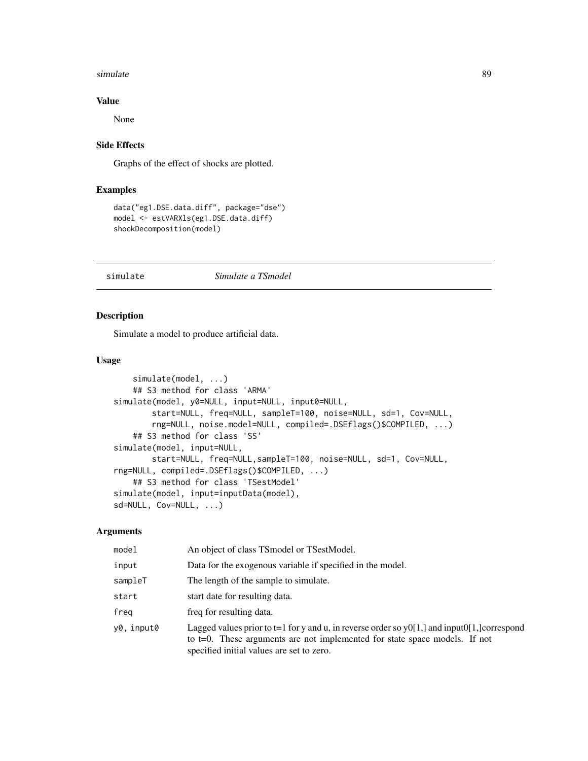### Value

None

### Side Effects

Graphs of the effect of shocks are plotted.

### Examples

```
data("eg1.DSE.data.diff", package="dse")
model <- estVARXls(eg1.DSE.data.diff)
shockDecomposition(model)
```

---

## simulate *Simulate a TSmodel*

---

### Description

Simulate a model to produce artificial data.

### Usage

```
    simulate(model, ...)
    ## S3 method for class 'ARMA'
simulate(model, y0=NULL, input=NULL, input0=NULL,
        start=NULL, freq=NULL, sampleT=100, noise=NULL, sd=1, Cov=NULL,
        rng=NULL, noise.model=NULL, compiled=.DSEflags()$COMPILED, ...)
    ## S3 method for class 'SS'
simulate(model, input=NULL,
        start=NULL, freq=NULL,sampleT=100, noise=NULL, sd=1, Cov=NULL,
rng=NULL, compiled=.DSEflags()$COMPILED, ...)
    ## S3 method for class 'TSestModel'
simulate(model, input=inputData(model),
sd=NULL, Cov=NULL, ...)
```

### Arguments

| | |
|---|---|
| model | An object of class TSmodel or TSestModel. |
| input | Data for the exogenous variable if specified in the model. |
| sampleT | The length of the sample to simulate. |
| start | start date for resulting data. |
| freq | freq for resulting data. |
| y0, input0 | Lagged values prior to t=1 for y and u, in reverse order so y0[1,] and input0[1,]correspond to t=0. These arguments are not implemented for state space models. If not specified initial values are set to zero. |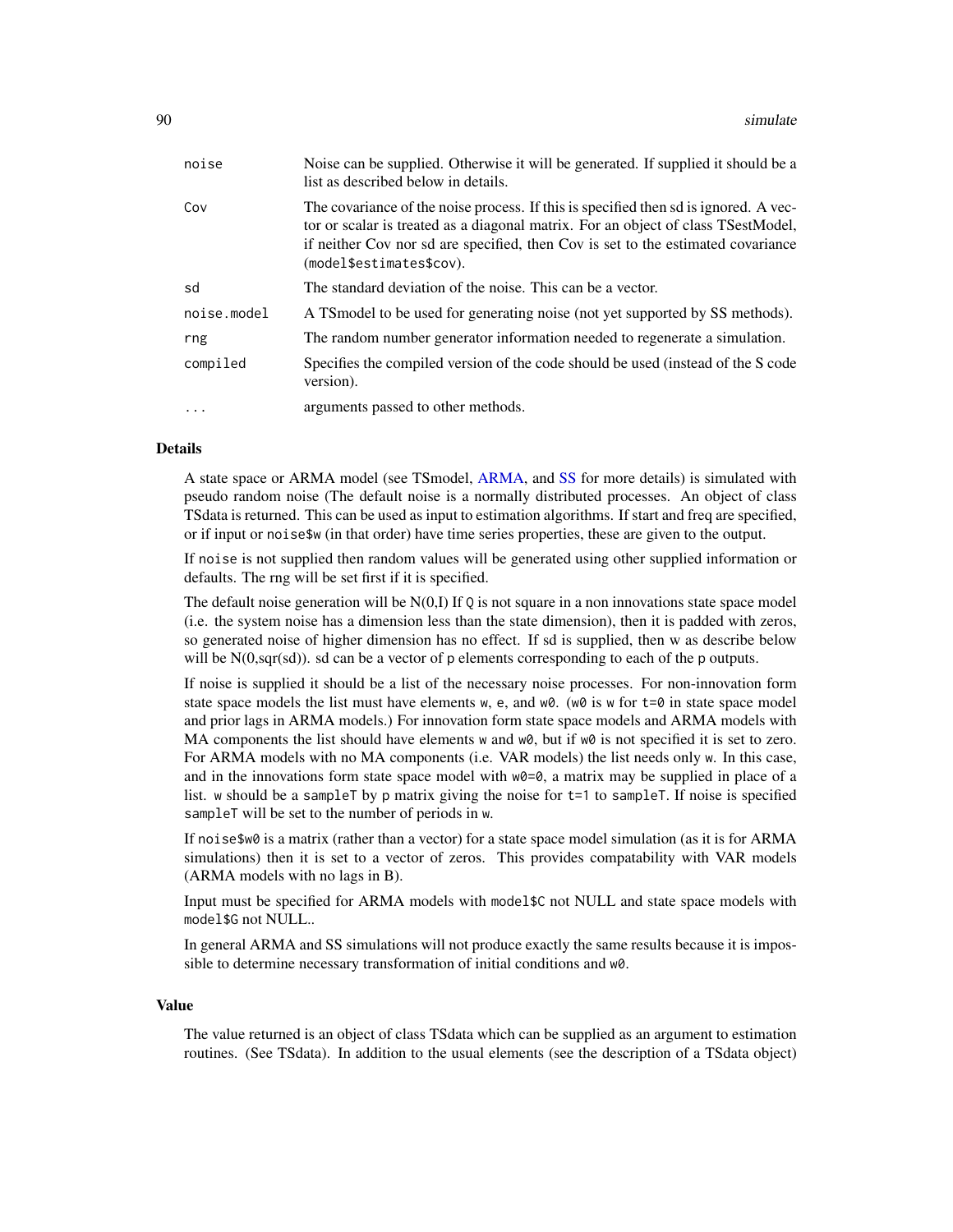| | |
|---|---|
| `noise` | Noise can be supplied. Otherwise it will be generated. If supplied it should be a list as described below in details. |
| `Cov` | The covariance of the noise process. If this is specified then sd is ignored. A vector or scalar is treated as a diagonal matrix. For an object of class TSestModel, if neither Cov nor sd are specified, then Cov is set to the estimated covariance (`model$estimates$cov`). |
| `sd` | The standard deviation of the noise. This can be a vector. |
| `noise.model` | A TSmodel to be used for generating noise (not yet supported by SS methods). |
| `rng` | The random number generator information needed to regenerate a simulation. |
| `compiled` | Specifies the compiled version of the code should be used (instead of the S code version). |
| `...` | arguments passed to other methods. |

## Details

A state space or ARMA model (see TSmodel, ARMA, and SS for more details) is simulated with pseudo random noise (The default noise is a normally distributed processes. An object of class TSdata is returned. This can be used as input to estimation algorithms. If start and freq are specified, or if input or `noise$w` (in that order) have time series properties, these are given to the output.

If `noise` is not supplied then random values will be generated using other supplied information or defaults. The rng will be set first if it is specified.

The default noise generation will be N(0,I) If `Q` is not square in a non innovations state space model (i.e. the system noise has a dimension less than the state dimension), then it is padded with zeros, so generated noise of higher dimension has no effect. If sd is supplied, then w as describe below will be N(0,sqr(sd)). sd can be a vector of p elements corresponding to each of the p outputs.

If noise is supplied it should be a list of the necessary noise processes. For non-innovation form state space models the list must have elements `w`, `e`, and `w0`. (`w0` is `w` for `t=0` in state space model and prior lags in ARMA models.) For innovation form state space models and ARMA models with MA components the list should have elements `w` and `w0`, but if `w0` is not specified it is set to zero. For ARMA models with no MA components (i.e. VAR models) the list needs only `w`. In this case, and in the innovations form state space model with `w0=0`, a matrix may be supplied in place of a list. `w` should be a `sampleT` by `p` matrix giving the noise for `t=1` to `sampleT`. If noise is specified `sampleT` will be set to the number of periods in `w`.

If `noise$w0` is a matrix (rather than a vector) for a state space model simulation (as it is for ARMA simulations) then it is set to a vector of zeros. This provides compatability with VAR models (ARMA models with no lags in B).

Input must be specified for ARMA models with `model$C` not NULL and state space models with `model$G` not NULL..

In general ARMA and SS simulations will not produce exactly the same results because it is impossible to determine necessary transformation of initial conditions and `w0`.

## Value

The value returned is an object of class TSdata which can be supplied as an argument to estimation routines. (See TSdata). In addition to the usual elements (see the description of a TSdata object)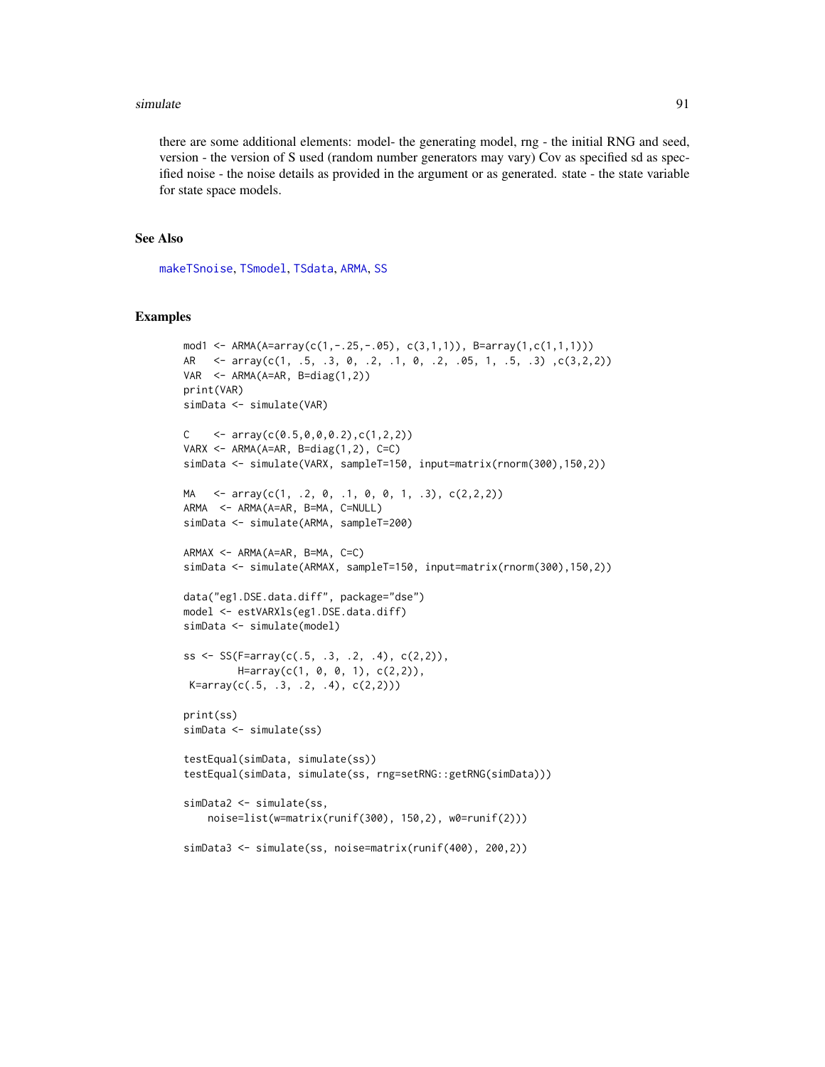there are some additional elements: model- the generating model, rng - the initial RNG and seed, version - the version of S used (random number generators may vary) Cov as specified sd as specified noise - the noise details as provided in the argument or as generated. state - the state variable for state space models.

## See Also

makeTSnoise, TSmodel, TSdata, ARMA, SS

## Examples

```
mod1 <- ARMA(A=array(c(1,-.25,-.05), c(3,1,1)), B=array(1,c(1,1,1)))
AR   <- array(c(1, .5, .3, 0, .2, .1, 0, .2, .05, 1, .5, .3) ,c(3,2,2))
VAR  <- ARMA(A=AR, B=diag(1,2))
print(VAR)
simData <- simulate(VAR)

C    <- array(c(0.5,0,0,0.2),c(1,2,2))
VARX <- ARMA(A=AR, B=diag(1,2), C=C)
simData <- simulate(VARX, sampleT=150, input=matrix(rnorm(300),150,2))

MA   <- array(c(1, .2, 0, .1, 0, 0, 1, .3), c(2,2,2))
ARMA  <- ARMA(A=AR, B=MA, C=NULL)
simData <- simulate(ARMA, sampleT=200)

ARMAX <- ARMA(A=AR, B=MA, C=C)
simData <- simulate(ARMAX, sampleT=150, input=matrix(rnorm(300),150,2))

data("eg1.DSE.data.diff", package="dse")
model <- estVARXls(eg1.DSE.data.diff)
simData <- simulate(model)

ss <- SS(F=array(c(.5, .3, .2, .4), c(2,2)),
         H=array(c(1, 0, 0, 1), c(2,2)),
 K=array(c(.5, .3, .2, .4), c(2,2)))

print(ss)
simData <- simulate(ss)

testEqual(simData, simulate(ss))
testEqual(simData, simulate(ss, rng=setRNG::getRNG(simData)))

simData2 <- simulate(ss,
    noise=list(w=matrix(runif(300), 150,2), w0=runif(2)))

simData3 <- simulate(ss, noise=matrix(runif(400), 200,2))
```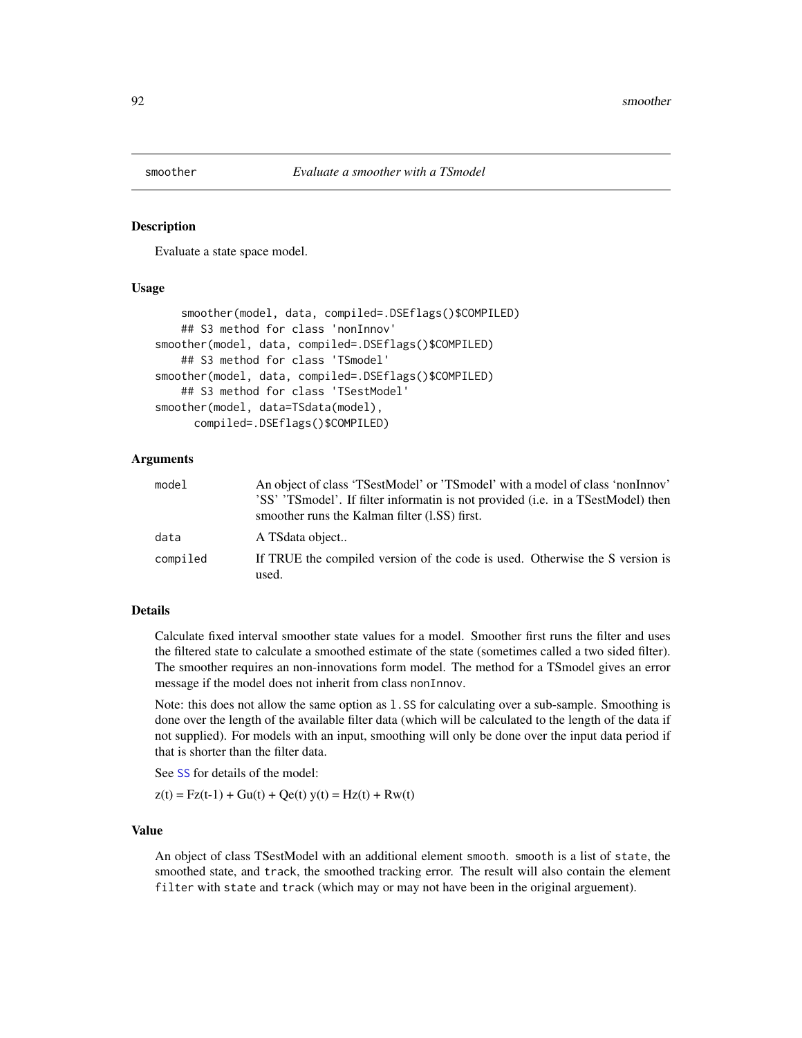# smoother — *Evaluate a smoother with a TSmodel*

## Description

Evaluate a state space model.

## Usage

```
    smoother(model, data, compiled=.DSEflags()$COMPILED)
    ## S3 method for class 'nonInnov'
smoother(model, data, compiled=.DSEflags()$COMPILED)
    ## S3 method for class 'TSmodel'
smoother(model, data, compiled=.DSEflags()$COMPILED)
    ## S3 method for class 'TSestModel'
smoother(model, data=TSdata(model),
      compiled=.DSEflags()$COMPILED)
```

## Arguments

| | |
|---|---|
| `model` | An object of class 'TSestModel' or 'TSmodel' with a model of class 'nonInnov' 'SS' 'TSmodel'. If filter informatin is not provided (i.e. in a TSestModel) then smoother runs the Kalman filter (l.SS) first. |
| `data` | A TSdata object.. |
| `compiled` | If TRUE the compiled version of the code is used. Otherwise the S version is used. |

## Details

Calculate fixed interval smoother state values for a model. Smoother first runs the filter and uses the filtered state to calculate a smoothed estimate of the state (sometimes called a two sided filter). The smoother requires an non-innovations form model. The method for a TSmodel gives an error message if the model does not inherit from class `nonInnov`.

Note: this does not allow the same option as `l.SS` for calculating over a sub-sample. Smoothing is done over the length of the available filter data (which will be calculated to the length of the data if not supplied). For models with an input, smoothing will only be done over the input data period if that is shorter than the filter data.

See `SS` for details of the model:

z(t) = Fz(t-1) + Gu(t) + Qe(t) y(t) = Hz(t) + Rw(t)

## Value

An object of class TSestModel with an additional element `smooth`. `smooth` is a list of `state`, the smoothed state, and `track`, the smoothed tracking error. The result will also contain the element `filter` with `state` and `track` (which may or may not have been in the original arguement).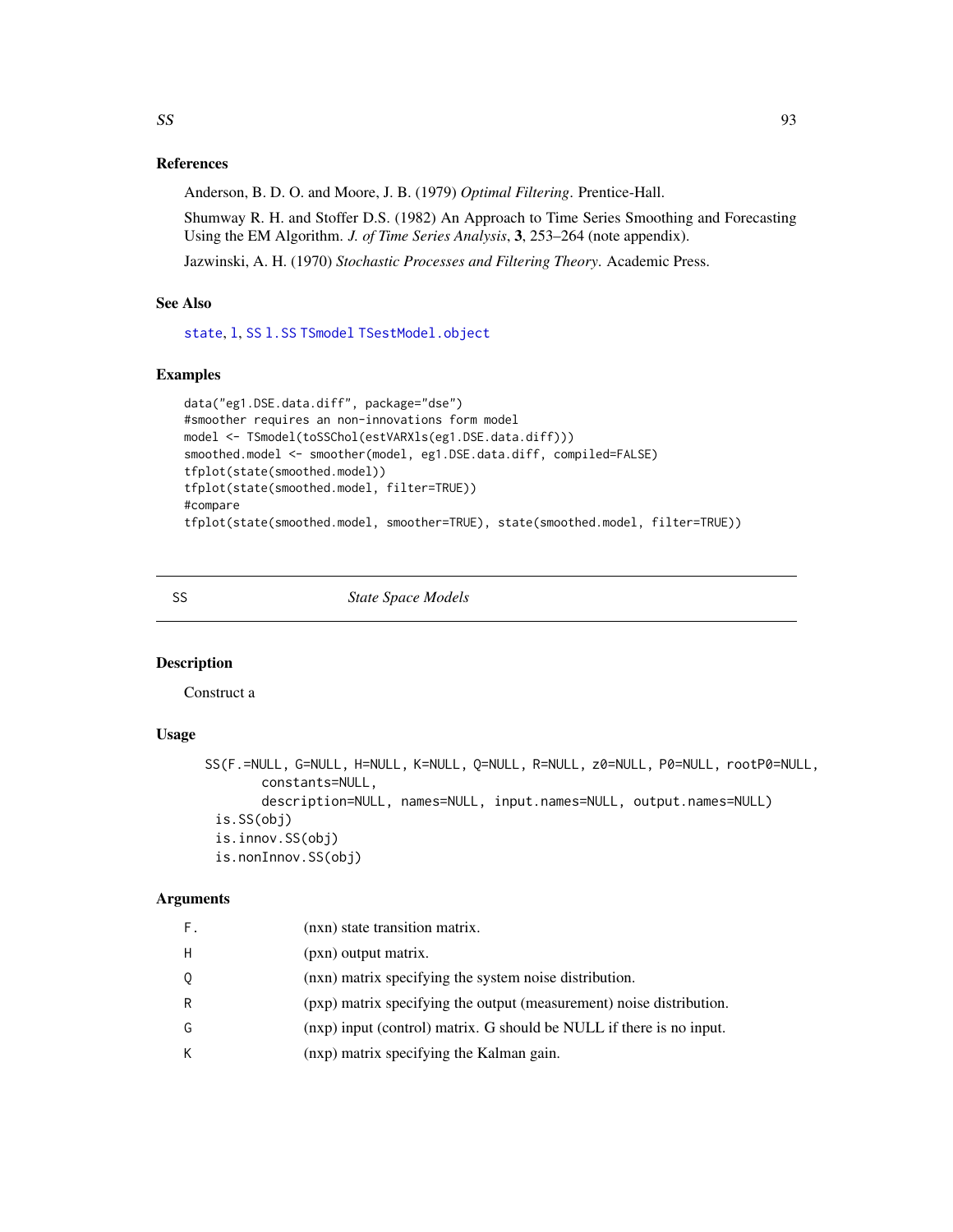### References

Anderson, B. D. O. and Moore, J. B. (1979) *Optimal Filtering*. Prentice-Hall.

Shumway R. H. and Stoffer D.S. (1982) An Approach to Time Series Smoothing and Forecasting Using the EM Algorithm. *J. of Time Series Analysis*, **3**, 253–264 (note appendix).

Jazwinski, A. H. (1970) *Stochastic Processes and Filtering Theory*. Academic Press.

### See Also

state, l, SS l.SS TSmodel TSestModel.object

### Examples

```
data("eg1.DSE.data.diff", package="dse")
#smoother requires an non-innovations form model
model <- TSmodel(toSSChol(estVARXls(eg1.DSE.data.diff)))
smoothed.model <- smoother(model, eg1.DSE.data.diff, compiled=FALSE)
tfplot(state(smoothed.model))
tfplot(state(smoothed.model, filter=TRUE))
#compare
tfplot(state(smoothed.model, smoother=TRUE), state(smoothed.model, filter=TRUE))
```

---

## SS *State Space Models*

### Description

Construct a

### Usage

```
SS(F.=NULL, G=NULL, H=NULL, K=NULL, Q=NULL, R=NULL, z0=NULL, P0=NULL, rootP0=NULL,
       constants=NULL,
       description=NULL, names=NULL, input.names=NULL, output.names=NULL)
  is.SS(obj)
  is.innov.SS(obj)
  is.nonInnov.SS(obj)
```

### Arguments

| | |
|---|---|
| F. | (nxn) state transition matrix. |
| H | (pxn) output matrix. |
| Q | (nxn) matrix specifying the system noise distribution. |
| R | (pxp) matrix specifying the output (measurement) noise distribution. |
| G | (nxp) input (control) matrix. G should be NULL if there is no input. |
| K | (nxp) matrix specifying the Kalman gain. |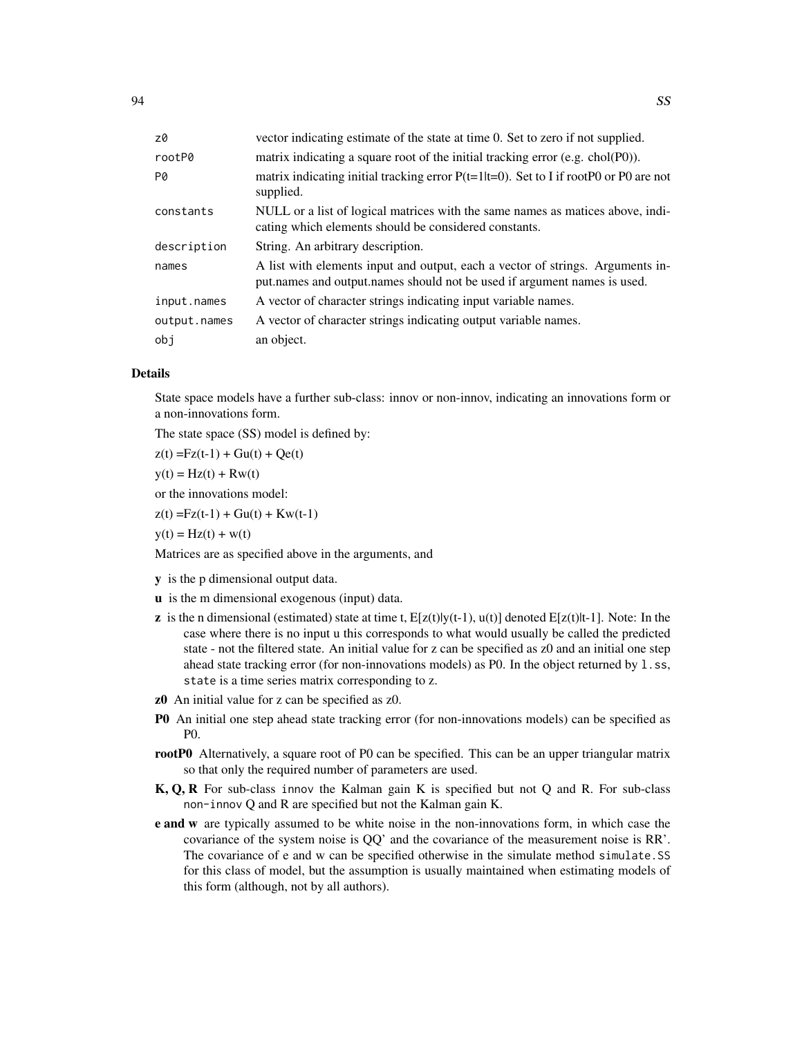| | |
|---|---|
| `z0` | vector indicating estimate of the state at time 0. Set to zero if not supplied. |
| `rootP0` | matrix indicating a square root of the initial tracking error (e.g. chol(P0)). |
| `P0` | matrix indicating initial tracking error P(t=1\|t=0). Set to I if rootP0 or P0 are not supplied. |
| `constants` | NULL or a list of logical matrices with the same names as matices above, indicating which elements should be considered constants. |
| `description` | String. An arbitrary description. |
| `names` | A list with elements input and output, each a vector of strings. Arguments input.names and output.names should not be used if argument names is used. |
| `input.names` | A vector of character strings indicating input variable names. |
| `output.names` | A vector of character strings indicating output variable names. |
| `obj` | an object. |

### Details

State space models have a further sub-class: innov or non-innov, indicating an innovations form or a non-innovations form.

The state space (SS) model is defined by:

$z(t) = Fz(t-1) + Gu(t) + Qe(t)$

$y(t) = Hz(t) + Rw(t)$

or the innovations model:

$z(t) = Fz(t-1) + Gu(t) + Kw(t-1)$

$y(t) = Hz(t) + w(t)$

Matrices are as specified above in the arguments, and

- **y** is the p dimensional output data.
- **u** is the m dimensional exogenous (input) data.
- **z** is the n dimensional (estimated) state at time t, $E[z(t)|y(t-1), u(t)]$ denoted $E[z(t)|t-1]$. Note: In the case where there is no input u this corresponds to what would usually be called the predicted state - not the filtered state. An initial value for z can be specified as z0 and an initial one step ahead state tracking error (for non-innovations models) as P0. In the object returned by `l.ss`, `state` is a time series matrix corresponding to z.
- **z0** An initial value for z can be specified as z0.
- **P0** An initial one step ahead state tracking error (for non-innovations models) can be specified as P0.
- **rootP0** Alternatively, a square root of P0 can be specified. This can be an upper triangular matrix so that only the required number of parameters are used.
- **K, Q, R** For sub-class `innov` the Kalman gain K is specified but not Q and R. For sub-class `non-innov` Q and R are specified but not the Kalman gain K.
- **e and w** are typically assumed to be white noise in the non-innovations form, in which case the covariance of the system noise is QQ' and the covariance of the measurement noise is RR'. The covariance of e and w can be specified otherwise in the simulate method `simulate.SS` for this class of model, but the assumption is usually maintained when estimating models of this form (although, not by all authors).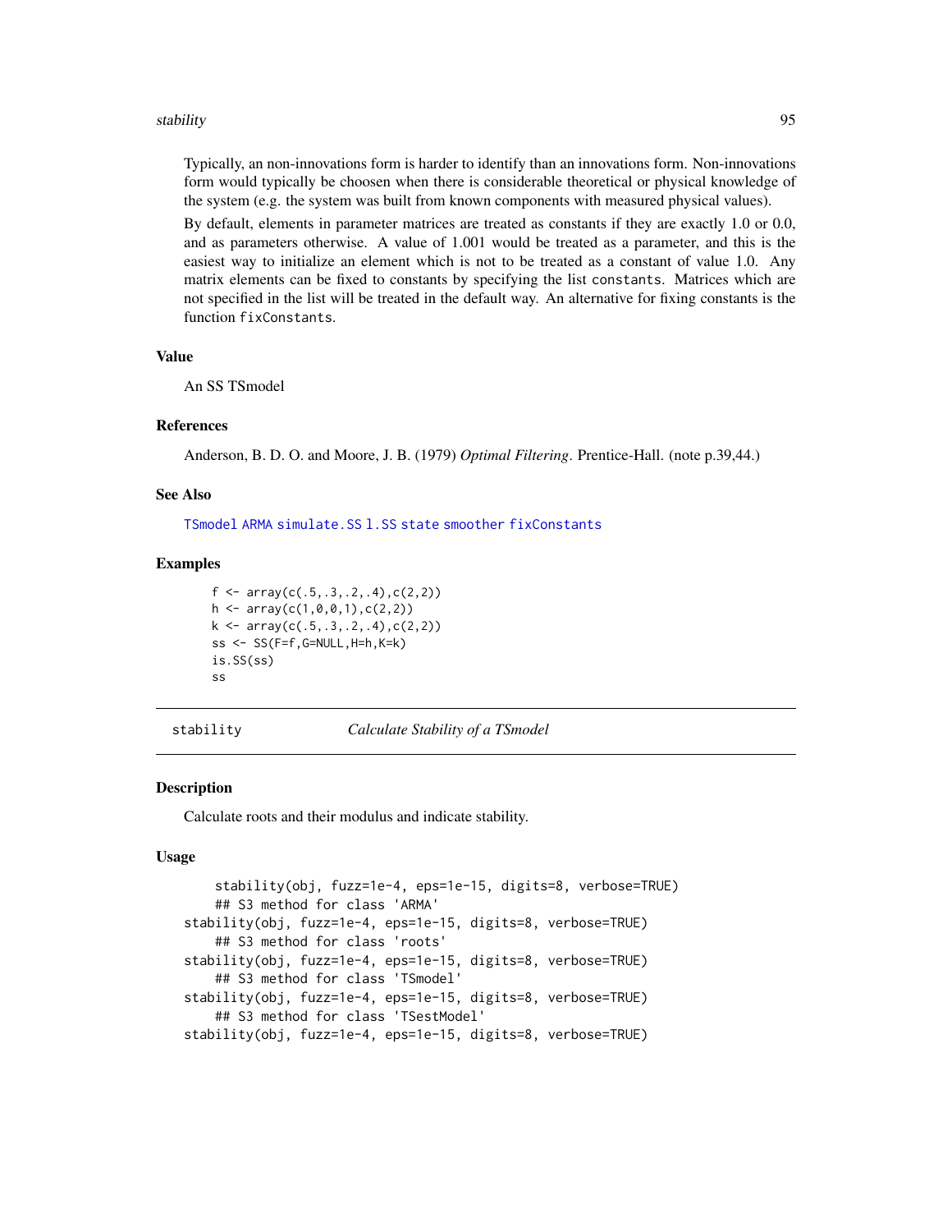Typically, an non-innovations form is harder to identify than an innovations form. Non-innovations form would typically be choosen when there is considerable theoretical or physical knowledge of the system (e.g. the system was built from known components with measured physical values).

By default, elements in parameter matrices are treated as constants if they are exactly 1.0 or 0.0, and as parameters otherwise. A value of 1.001 would be treated as a parameter, and this is the easiest way to initialize an element which is not to be treated as a constant of value 1.0. Any matrix elements can be fixed to constants by specifying the list `constants`. Matrices which are not specified in the list will be treated in the default way. An alternative for fixing constants is the function `fixConstants`.

### Value

An SS TSmodel

### References

Anderson, B. D. O. and Moore, J. B. (1979) *Optimal Filtering*. Prentice-Hall. (note p.39,44.)

### See Also

`TSmodel` `ARMA` `simulate.SS` `l.SS` `state` `smoother` `fixConstants`

### Examples

```
f <- array(c(.5,.3,.2,.4),c(2,2))
h <- array(c(1,0,0,1),c(2,2))
k <- array(c(.5,.3,.2,.4),c(2,2))
ss <- SS(F=f,G=NULL,H=h,K=k)
is.SS(ss)
ss
```

---

## stability    *Calculate Stability of a TSmodel*

### Description

Calculate roots and their modulus and indicate stability.

### Usage

```
    stability(obj, fuzz=1e-4, eps=1e-15, digits=8, verbose=TRUE)
    ## S3 method for class 'ARMA'
stability(obj, fuzz=1e-4, eps=1e-15, digits=8, verbose=TRUE)
    ## S3 method for class 'roots'
stability(obj, fuzz=1e-4, eps=1e-15, digits=8, verbose=TRUE)
    ## S3 method for class 'TSmodel'
stability(obj, fuzz=1e-4, eps=1e-15, digits=8, verbose=TRUE)
    ## S3 method for class 'TSestModel'
stability(obj, fuzz=1e-4, eps=1e-15, digits=8, verbose=TRUE)
```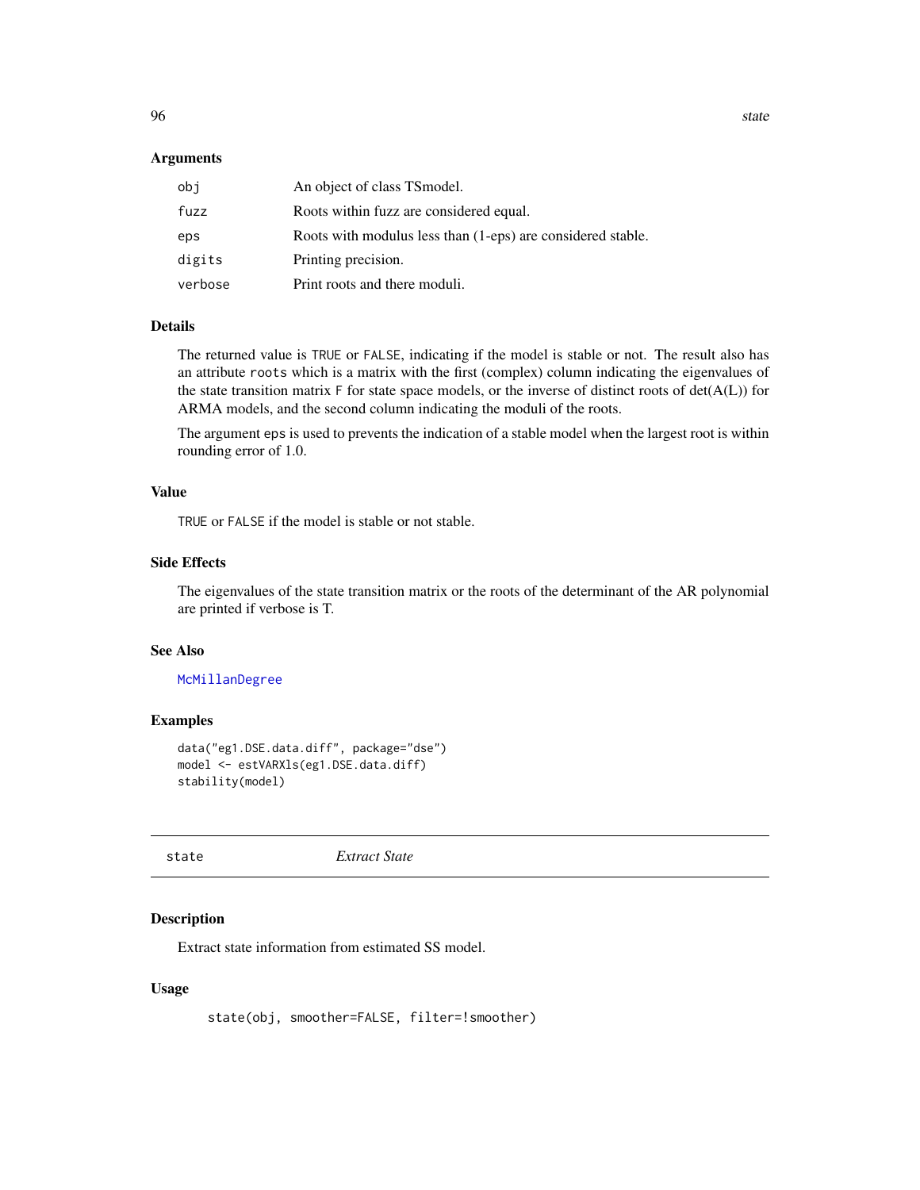## Arguments

| | |
|---|---|
| `obj` | An object of class TSmodel. |
| `fuzz` | Roots within fuzz are considered equal. |
| `eps` | Roots with modulus less than (1-eps) are considered stable. |
| `digits` | Printing precision. |
| `verbose` | Print roots and there moduli. |

## Details

The returned value is `TRUE` or `FALSE`, indicating if the model is stable or not. The result also has an attribute `roots` which is a matrix with the first (complex) column indicating the eigenvalues of the state transition matrix `F` for state space models, or the inverse of distinct roots of det(A(L)) for ARMA models, and the second column indicating the moduli of the roots.

The argument `eps` is used to prevents the indication of a stable model when the largest root is within rounding error of 1.0.

## Value

`TRUE` or `FALSE` if the model is stable or not stable.

## Side Effects

The eigenvalues of the state transition matrix or the roots of the determinant of the AR polynomial are printed if verbose is T.

## See Also

`McMillanDegree`

## Examples

```
data("eg1.DSE.data.diff", package="dse")
model <- estVARXls(eg1.DSE.data.diff)
stability(model)
```

---

# state *Extract State*

## Description

Extract state information from estimated SS model.

## Usage

```
state(obj, smoother=FALSE, filter=!smoother)
```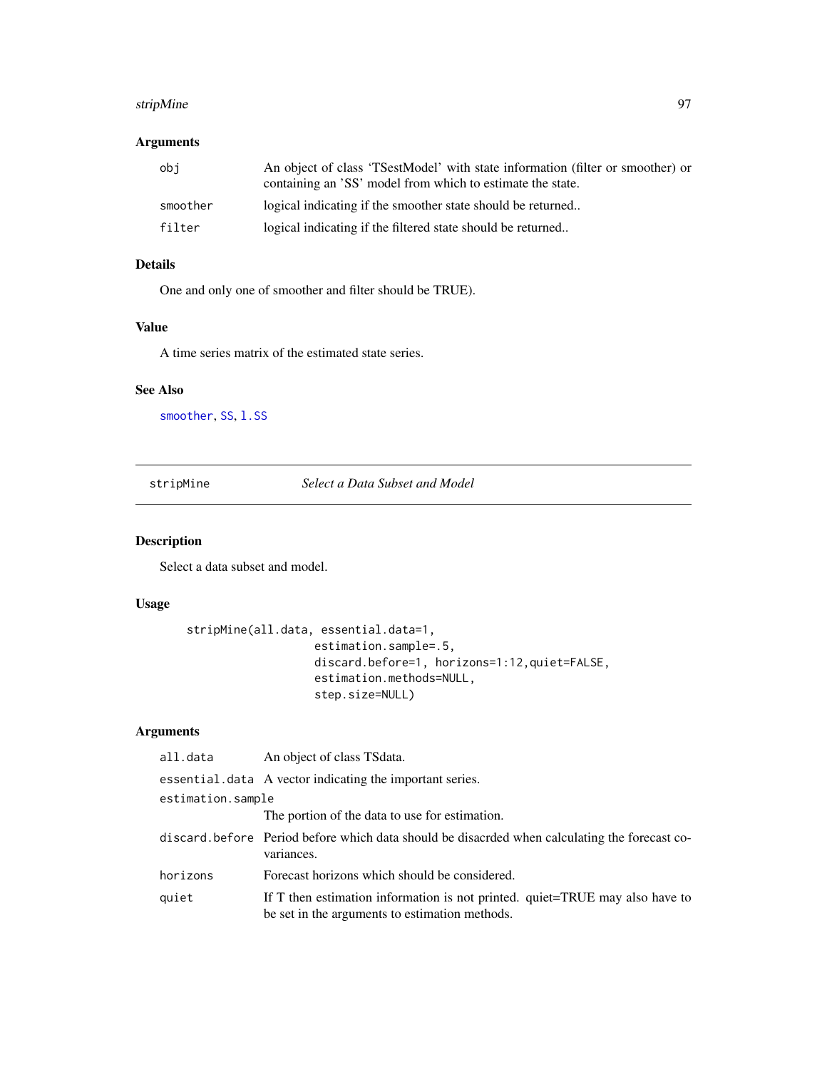## Arguments

| | |
|---|---|
| obj | An object of class 'TSestModel' with state information (filter or smoother) or containing an 'SS' model from which to estimate the state. |
| smoother | logical indicating if the smoother state should be returned.. |
| filter | logical indicating if the filtered state should be returned.. |

## Details

One and only one of smoother and filter should be TRUE).

## Value

A time series matrix of the estimated state series.

## See Also

smoother, SS, l.SS

---

# stripMine *Select a Data Subset and Model*

## Description

Select a data subset and model.

## Usage

```
stripMine(all.data, essential.data=1,
                  estimation.sample=.5,
                  discard.before=1, horizons=1:12,quiet=FALSE,
                  estimation.methods=NULL,
                  step.size=NULL)
```

## Arguments

| | |
|---|---|
| all.data | An object of class TSdata. |
| essential.data | A vector indicating the important series. |
| estimation.sample | The portion of the data to use for estimation. |
| discard.before | Period before which data should be disacrded when calculating the forecast covariances. |
| horizons | Forecast horizons which should be considered. |
| quiet | If T then estimation information is not printed. quiet=TRUE may also have to be set in the arguments to estimation methods. |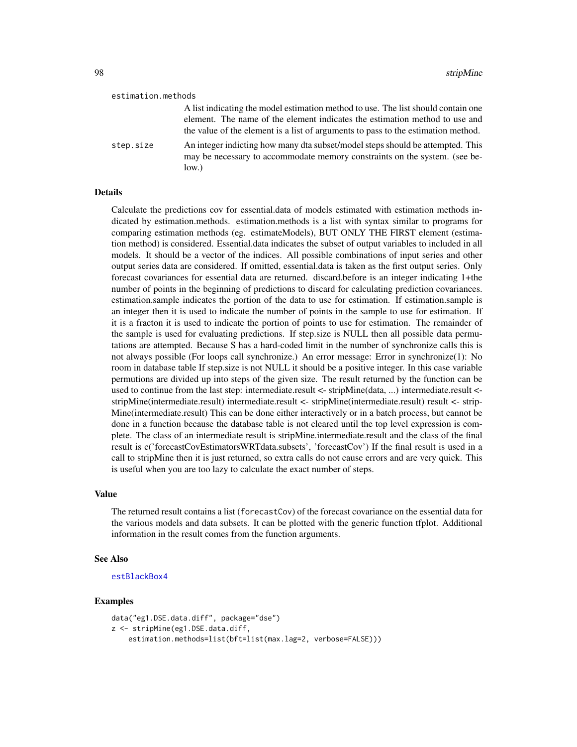estimation.methods
: A list indicating the model estimation method to use. The list should contain one element. The name of the element indicates the estimation method to use and the value of the element is a list of arguments to pass to the estimation method.

step.size
: An integer indicting how many dta subset/model steps should be attempted. This may be necessary to accommodate memory constraints on the system. (see below.)

## Details

Calculate the predictions cov for essential.data of models estimated with estimation methods indicated by estimation.methods. estimation.methods is a list with syntax similar to programs for comparing estimation methods (eg. estimateModels), BUT ONLY THE FIRST element (estimation method) is considered. Essential.data indicates the subset of output variables to included in all models. It should be a vector of the indices. All possible combinations of input series and other output series data are considered. If omitted, essential.data is taken as the first output series. Only forecast covariances for essential data are returned. discard.before is an integer indicating 1+the number of points in the beginning of predictions to discard for calculating prediction covariances. estimation.sample indicates the portion of the data to use for estimation. If estimation.sample is an integer then it is used to indicate the number of points in the sample to use for estimation. If it is a fracton it is used to indicate the portion of points to use for estimation. The remainder of the sample is used for evaluating predictions. If step.size is NULL then all possible data permutations are attempted. Because S has a hard-coded limit in the number of synchronize calls this is not always possible (For loops call synchronize.) An error message: Error in synchronize(1): No room in database table If step.size is not NULL it should be a positive integer. In this case variable permutions are divided up into steps of the given size. The result returned by the function can be used to continue from the last step: intermediate.result <- stripMine(data, ...) intermediate.result <- stripMine(intermediate.result) intermediate.result <- stripMine(intermediate.result) result <- stripMine(intermediate.result) This can be done either interactively or in a batch process, but cannot be done in a function because the database table is not cleared until the top level expression is complete. The class of an intermediate result is stripMine.intermediate.result and the class of the final result is c('forecastCovEstimatorsWRTdata.subsets', 'forecastCov') If the final result is used in a call to stripMine then it is just returned, so extra calls do not cause errors and are very quick. This is useful when you are too lazy to calculate the exact number of steps.

## Value

The returned result contains a list (forecastCov) of the forecast covariance on the essential data for the various models and data subsets. It can be plotted with the generic function tfplot. Additional information in the result comes from the function arguments.

## See Also

estBlackBox4

## Examples

```
data("eg1.DSE.data.diff", package="dse")
z <- stripMine(eg1.DSE.data.diff,
    estimation.methods=list(bft=list(max.lag=2, verbose=FALSE)))
```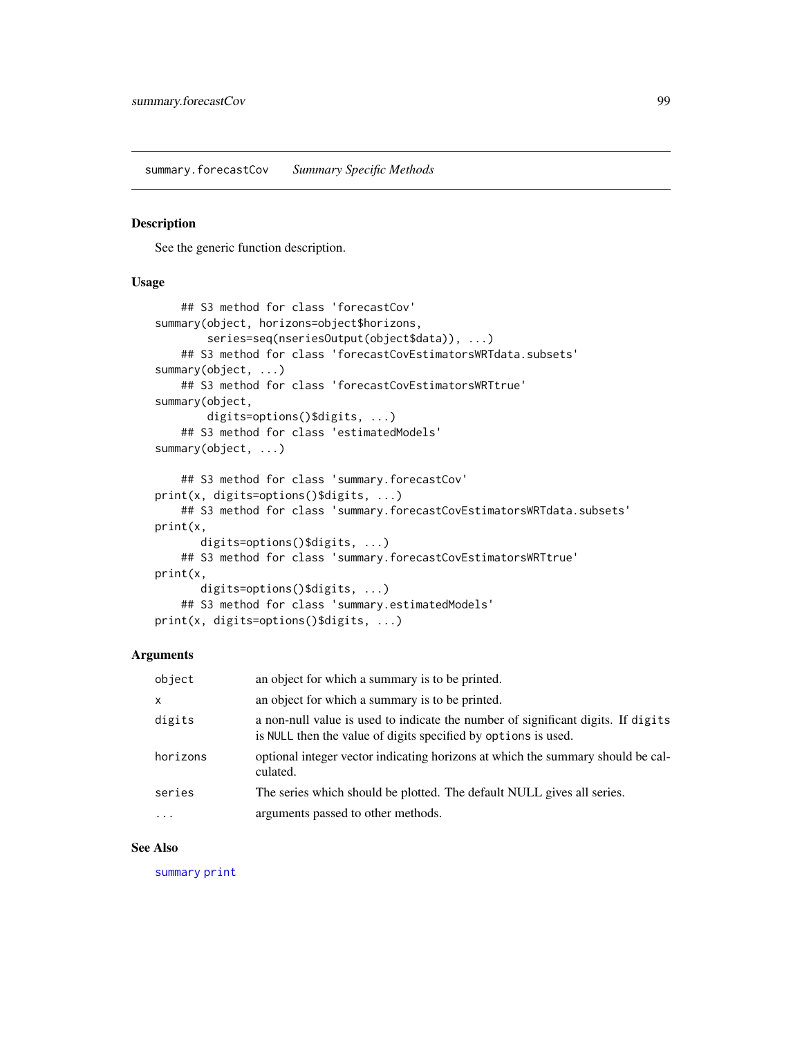summary.forecastCov *Summary Specific Methods*

## Description

See the generic function description.

## Usage

```
    ## S3 method for class 'forecastCov'
summary(object, horizons=object$horizons,
        series=seq(nseriesOutput(object$data)), ...)
    ## S3 method for class 'forecastCovEstimatorsWRTdata.subsets'
summary(object, ...)
    ## S3 method for class 'forecastCovEstimatorsWRTtrue'
summary(object,
        digits=options()$digits, ...)
    ## S3 method for class 'estimatedModels'
summary(object, ...)

    ## S3 method for class 'summary.forecastCov'
print(x, digits=options()$digits, ...)
    ## S3 method for class 'summary.forecastCovEstimatorsWRTdata.subsets'
print(x,
       digits=options()$digits, ...)
    ## S3 method for class 'summary.forecastCovEstimatorsWRTtrue'
print(x,
       digits=options()$digits, ...)
    ## S3 method for class 'summary.estimatedModels'
print(x, digits=options()$digits, ...)
```

## Arguments

| | |
|---|---|
| `object` | an object for which a summary is to be printed. |
| `x` | an object for which a summary is to be printed. |
| `digits` | a non-null value is used to indicate the number of significant digits. If `digits` is `NULL` then the value of digits specified by `options` is used. |
| `horizons` | optional integer vector indicating horizons at which the summary should be calculated. |
| `series` | The series which should be plotted. The default NULL gives all series. |
| `...` | arguments passed to other methods. |

## See Also

`summary` `print`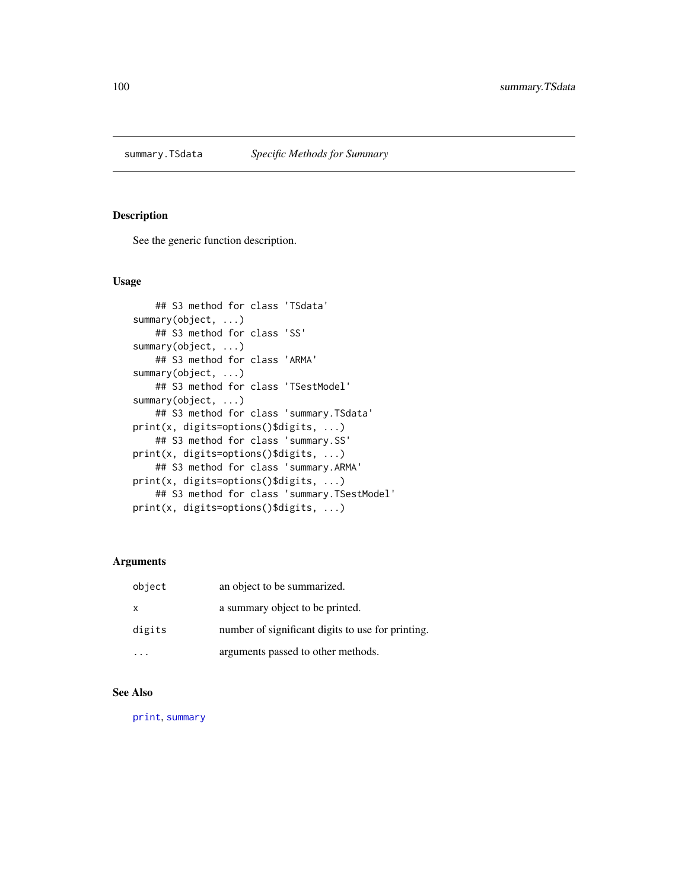summary.TSdata *Specific Methods for Summary*

## Description

See the generic function description.

## Usage

```
    ## S3 method for class 'TSdata'
summary(object, ...)
    ## S3 method for class 'SS'
summary(object, ...)
    ## S3 method for class 'ARMA'
summary(object, ...)
    ## S3 method for class 'TSestModel'
summary(object, ...)
    ## S3 method for class 'summary.TSdata'
print(x, digits=options()$digits, ...)
    ## S3 method for class 'summary.SS'
print(x, digits=options()$digits, ...)
    ## S3 method for class 'summary.ARMA'
print(x, digits=options()$digits, ...)
    ## S3 method for class 'summary.TSestModel'
print(x, digits=options()$digits, ...)
```

## Arguments

| | |
|---|---|
| object | an object to be summarized. |
| x | a summary object to be printed. |
| digits | number of significant digits to use for printing. |
| ... | arguments passed to other methods. |

## See Also

print, summary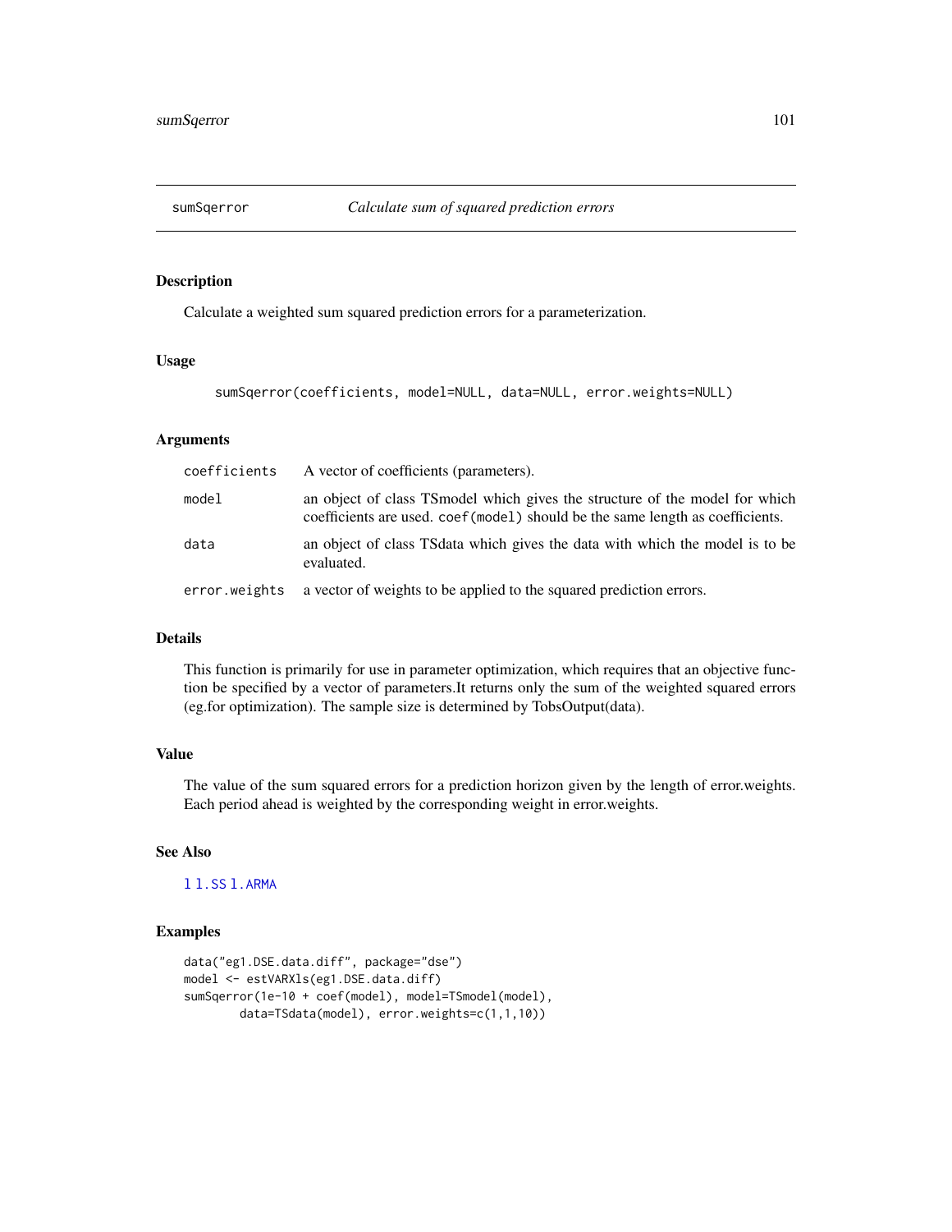## sumSqerror *Calculate sum of squared prediction errors*

### Description

Calculate a weighted sum squared prediction errors for a parameterization.

### Usage

```
sumSqerror(coefficients, model=NULL, data=NULL, error.weights=NULL)
```

### Arguments

| | |
|---|---|
| coefficients | A vector of coefficients (parameters). |
| model | an object of class TSmodel which gives the structure of the model for which coefficients are used. coef(model) should be the same length as coefficients. |
| data | an object of class TSdata which gives the data with which the model is to be evaluated. |
| error.weights | a vector of weights to be applied to the squared prediction errors. |

### Details

This function is primarily for use in parameter optimization, which requires that an objective function be specified by a vector of parameters.It returns only the sum of the weighted squared errors (eg.for optimization). The sample size is determined by TobsOutput(data).

### Value

The value of the sum squared errors for a prediction horizon given by the length of error.weights. Each period ahead is weighted by the corresponding weight in error.weights.

### See Also

l l.SS l.ARMA

### Examples

```
data("eg1.DSE.data.diff", package="dse")
model <- estVARXls(eg1.DSE.data.diff)
sumSqerror(1e-10 + coef(model), model=TSmodel(model),
        data=TSdata(model), error.weights=c(1,1,10))
```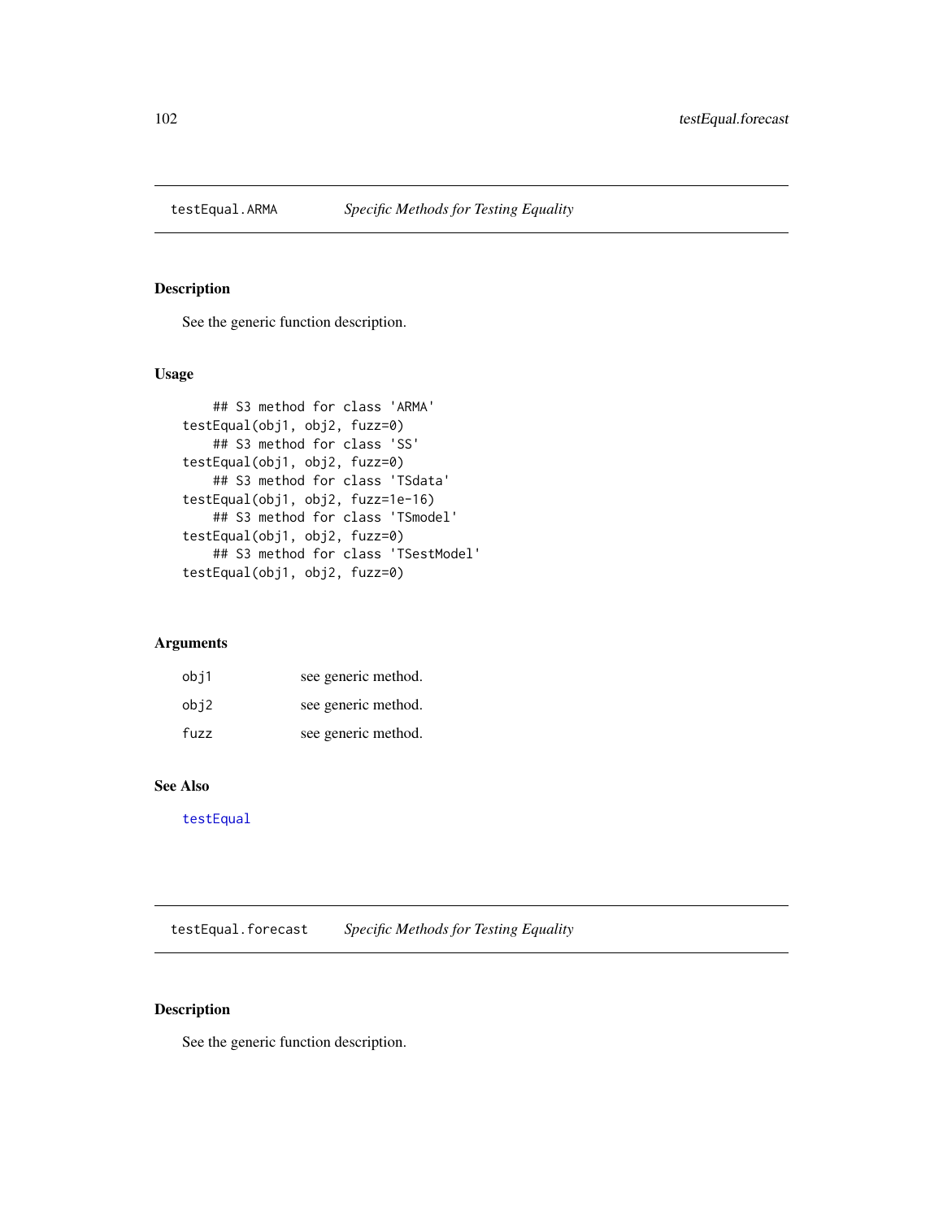## testEqual.ARMA — *Specific Methods for Testing Equality*

### Description

See the generic function description.

### Usage

```
    ## S3 method for class 'ARMA'
testEqual(obj1, obj2, fuzz=0)
    ## S3 method for class 'SS'
testEqual(obj1, obj2, fuzz=0)
    ## S3 method for class 'TSdata'
testEqual(obj1, obj2, fuzz=1e-16)
    ## S3 method for class 'TSmodel'
testEqual(obj1, obj2, fuzz=0)
    ## S3 method for class 'TSestModel'
testEqual(obj1, obj2, fuzz=0)
```

### Arguments

| | |
|---|---|
| obj1 | see generic method. |
| obj2 | see generic method. |
| fuzz | see generic method. |

### See Also

testEqual

## testEqual.forecast — *Specific Methods for Testing Equality*

### Description

See the generic function description.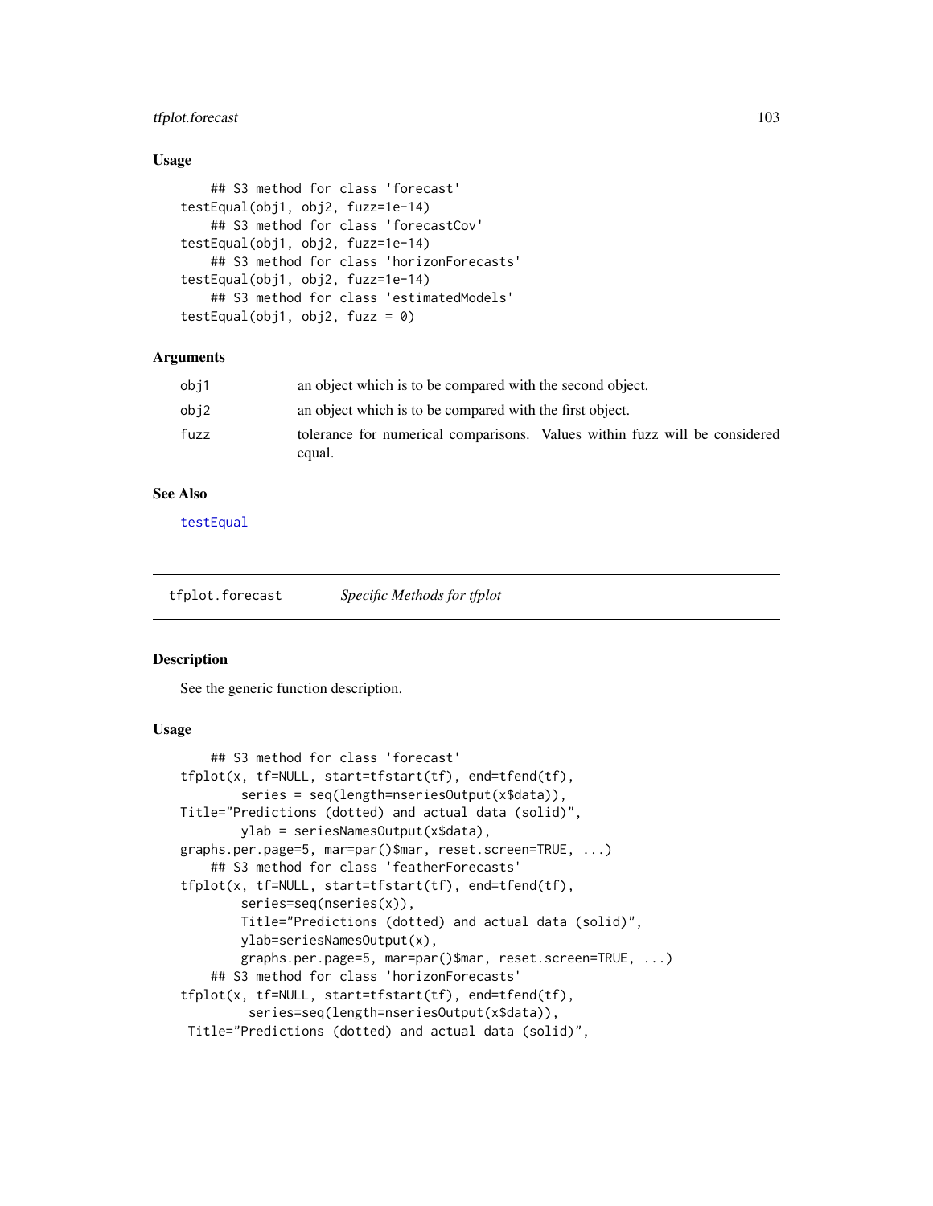### Usage

```
    ## S3 method for class 'forecast'
testEqual(obj1, obj2, fuzz=1e-14)
    ## S3 method for class 'forecastCov'
testEqual(obj1, obj2, fuzz=1e-14)
    ## S3 method for class 'horizonForecasts'
testEqual(obj1, obj2, fuzz=1e-14)
    ## S3 method for class 'estimatedModels'
testEqual(obj1, obj2, fuzz = 0)
```

### Arguments

| | |
|---|---|
| obj1 | an object which is to be compared with the second object. |
| obj2 | an object which is to be compared with the first object. |
| fuzz | tolerance for numerical comparisons. Values within fuzz will be considered equal. |

### See Also

testEqual

---

## tfplot.forecast *Specific Methods for tfplot*

### Description

See the generic function description.

### Usage

```
    ## S3 method for class 'forecast'
tfplot(x, tf=NULL, start=tfstart(tf), end=tfend(tf),
        series = seq(length=nseriesOutput(x$data)),
Title="Predictions (dotted) and actual data (solid)",
        ylab = seriesNamesOutput(x$data),
graphs.per.page=5, mar=par()$mar, reset.screen=TRUE, ...)
    ## S3 method for class 'featherForecasts'
tfplot(x, tf=NULL, start=tfstart(tf), end=tfend(tf),
        series=seq(nseries(x)),
        Title="Predictions (dotted) and actual data (solid)",
        ylab=seriesNamesOutput(x),
        graphs.per.page=5, mar=par()$mar, reset.screen=TRUE, ...)
    ## S3 method for class 'horizonForecasts'
tfplot(x, tf=NULL, start=tfstart(tf), end=tfend(tf),
         series=seq(length=nseriesOutput(x$data)),
 Title="Predictions (dotted) and actual data (solid)",
```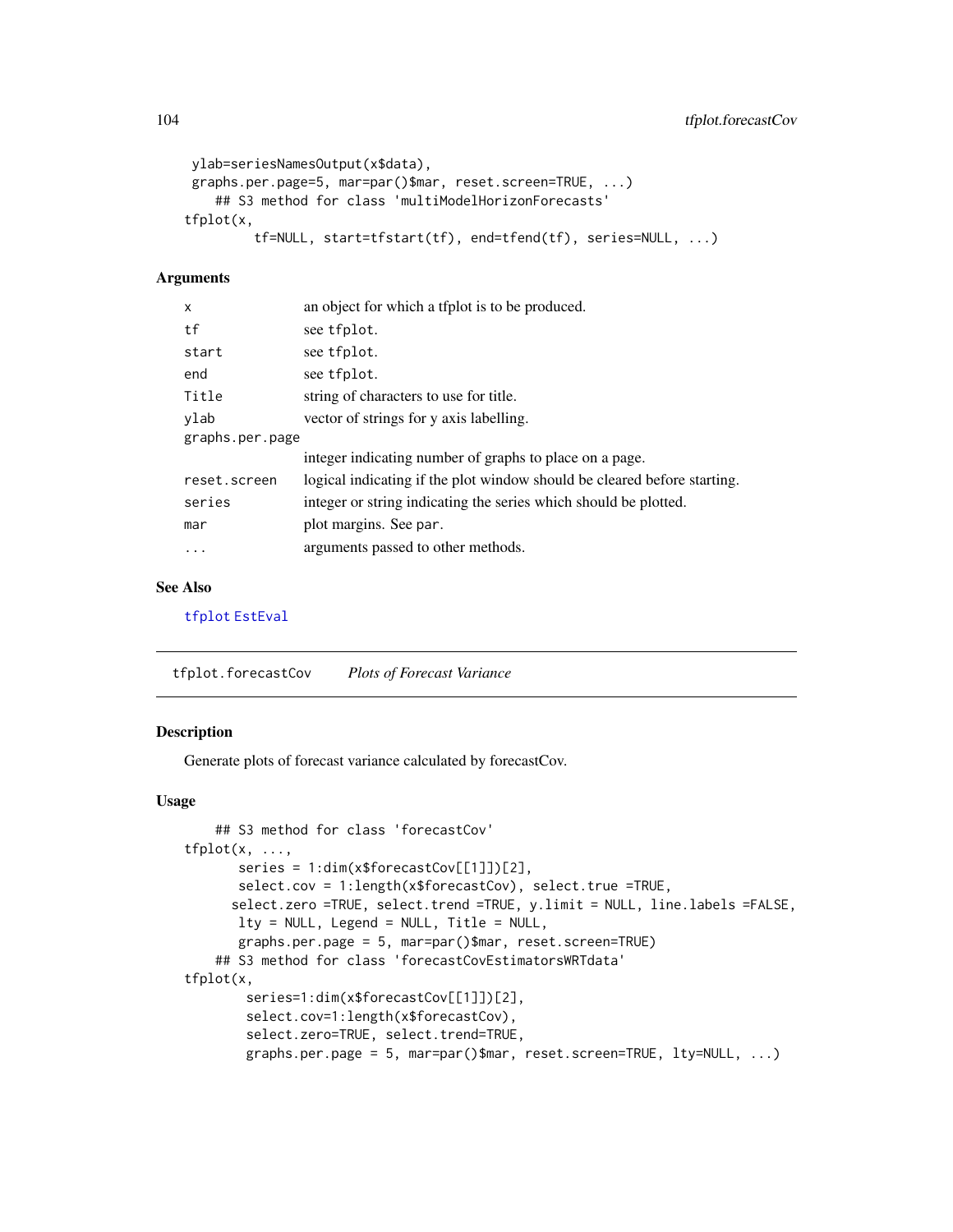```
 ylab=seriesNamesOutput(x$data),
 graphs.per.page=5, mar=par()$mar, reset.screen=TRUE, ...)
    ## S3 method for class 'multiModelHorizonForecasts'
tfplot(x,
        tf=NULL, start=tfstart(tf), end=tfend(tf), series=NULL, ...)
```

### Arguments

| | |
|---|---|
| x | an object for which a tfplot is to be produced. |
| tf | see tfplot. |
| start | see tfplot. |
| end | see tfplot. |
| Title | string of characters to use for title. |
| ylab | vector of strings for y axis labelling. |
| graphs.per.page | integer indicating number of graphs to place on a page. |
| reset.screen | logical indicating if the plot window should be cleared before starting. |
| series | integer or string indicating the series which should be plotted. |
| mar | plot margins. See par. |
| ... | arguments passed to other methods. |

### See Also

tfplot EstEval

---

## tfplot.forecastCov *Plots of Forecast Variance*

### Description

Generate plots of forecast variance calculated by forecastCov.

### Usage

```
    ## S3 method for class 'forecastCov'
tfplot(x, ...,
       series = 1:dim(x$forecastCov[[1]])[2],
       select.cov = 1:length(x$forecastCov), select.true =TRUE,
      select.zero =TRUE, select.trend =TRUE, y.limit = NULL, line.labels =FALSE,
       lty = NULL, Legend = NULL, Title = NULL,
       graphs.per.page = 5, mar=par()$mar, reset.screen=TRUE)
    ## S3 method for class 'forecastCovEstimatorsWRTdata'
tfplot(x,
        series=1:dim(x$forecastCov[[1]])[2],
        select.cov=1:length(x$forecastCov),
        select.zero=TRUE, select.trend=TRUE,
        graphs.per.page = 5, mar=par()$mar, reset.screen=TRUE, lty=NULL, ...)
```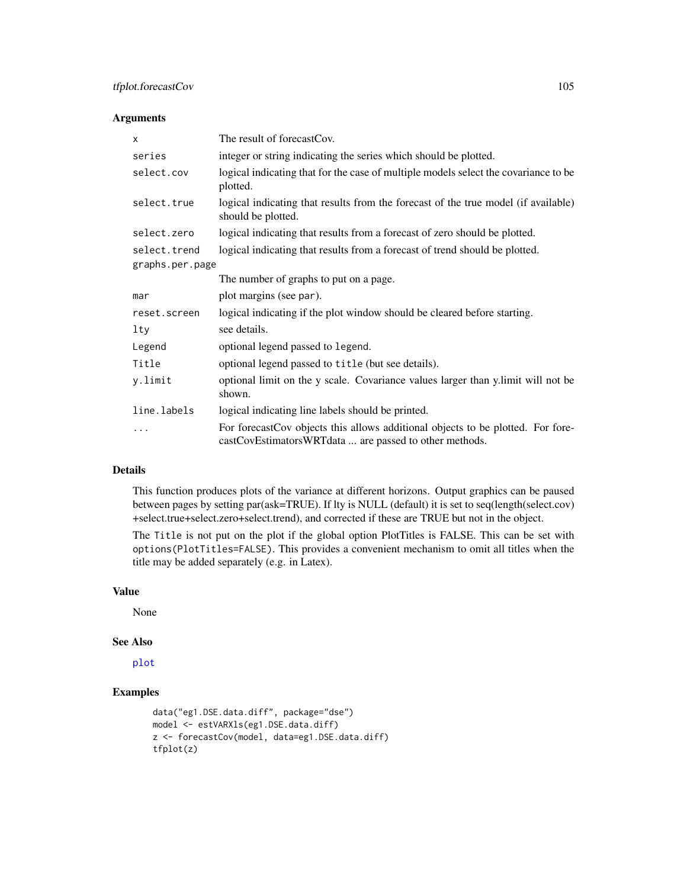## Arguments

| | |
|---|---|
| `x` | The result of forecastCov. |
| `series` | integer or string indicating the series which should be plotted. |
| `select.cov` | logical indicating that for the case of multiple models select the covariance to be plotted. |
| `select.true` | logical indicating that results from the forecast of the true model (if available) should be plotted. |
| `select.zero` | logical indicating that results from a forecast of zero should be plotted. |
| `select.trend` | logical indicating that results from a forecast of trend should be plotted. |
| `graphs.per.page` | The number of graphs to put on a page. |
| `mar` | plot margins (see `par`). |
| `reset.screen` | logical indicating if the plot window should be cleared before starting. |
| `lty` | see details. |
| `Legend` | optional legend passed to `legend`. |
| `Title` | optional legend passed to `title` (but see details). |
| `y.limit` | optional limit on the y scale. Covariance values larger than y.limit will not be shown. |
| `line.labels` | logical indicating line labels should be printed. |
| `...` | For forecastCov objects this allows additional objects to be plotted. For forecastCovEstimatorsWRTdata ... are passed to other methods. |

## Details

This function produces plots of the variance at different horizons. Output graphics can be paused between pages by setting par(ask=TRUE). If lty is NULL (default) it is set to seq(length(select.cov) +select.true+select.zero+select.trend), and corrected if these are TRUE but not in the object.

The `Title` is not put on the plot if the global option PlotTitles is FALSE. This can be set with `options(PlotTitles=FALSE)`. This provides a convenient mechanism to omit all titles when the title may be added separately (e.g. in Latex).

## Value

None

## See Also

`plot`

## Examples

```
data("eg1.DSE.data.diff", package="dse")
model <- estVARXls(eg1.DSE.data.diff)
z <- forecastCov(model, data=eg1.DSE.data.diff)
tfplot(z)
```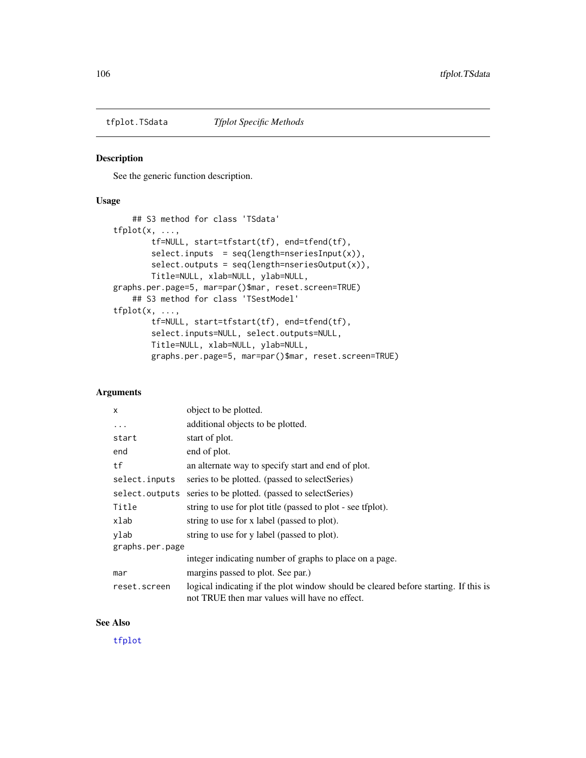tfplot.TSdata *Tfplot Specific Methods*

## Description

See the generic function description.

## Usage

```
    ## S3 method for class 'TSdata'
tfplot(x, ...,
        tf=NULL, start=tfstart(tf), end=tfend(tf),
        select.inputs  = seq(length=nseriesInput(x)),
        select.outputs = seq(length=nseriesOutput(x)),
        Title=NULL, xlab=NULL, ylab=NULL,
graphs.per.page=5, mar=par()$mar, reset.screen=TRUE)
    ## S3 method for class 'TSestModel'
tfplot(x, ...,
        tf=NULL, start=tfstart(tf), end=tfend(tf),
        select.inputs=NULL, select.outputs=NULL,
        Title=NULL, xlab=NULL, ylab=NULL,
        graphs.per.page=5, mar=par()$mar, reset.screen=TRUE)
```

## Arguments

| | |
|---|---|
| x | object to be plotted. |
| ... | additional objects to be plotted. |
| start | start of plot. |
| end | end of plot. |
| tf | an alternate way to specify start and end of plot. |
| select.inputs | series to be plotted. (passed to selectSeries) |
| select.outputs | series to be plotted. (passed to selectSeries) |
| Title | string to use for plot title (passed to plot - see tfplot). |
| xlab | string to use for x label (passed to plot). |
| ylab | string to use for y label (passed to plot). |
| graphs.per.page | integer indicating number of graphs to place on a page. |
| mar | margins passed to plot. See par.) |
| reset.screen | logical indicating if the plot window should be cleared before starting. If this is not TRUE then mar values will have no effect. |

## See Also

tfplot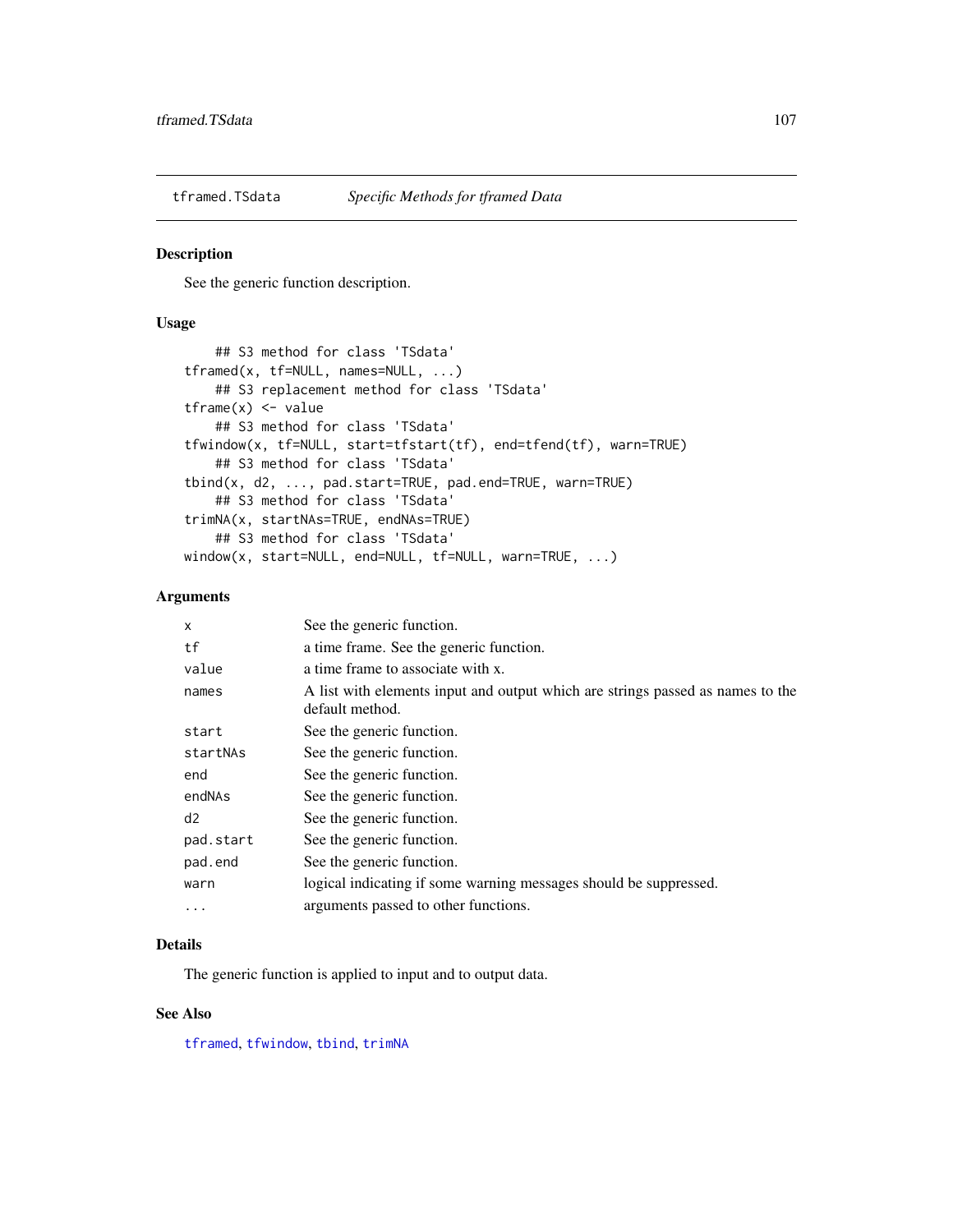# tframed.TSdata *Specific Methods for tframed Data*

## Description

See the generic function description.

## Usage

```
    ## S3 method for class 'TSdata'
tframed(x, tf=NULL, names=NULL, ...)
    ## S3 replacement method for class 'TSdata'
tframe(x) <- value
    ## S3 method for class 'TSdata'
tfwindow(x, tf=NULL, start=tfstart(tf), end=tfend(tf), warn=TRUE)
    ## S3 method for class 'TSdata'
tbind(x, d2, ..., pad.start=TRUE, pad.end=TRUE, warn=TRUE)
    ## S3 method for class 'TSdata'
trimNA(x, startNAs=TRUE, endNAs=TRUE)
    ## S3 method for class 'TSdata'
window(x, start=NULL, end=NULL, tf=NULL, warn=TRUE, ...)
```

## Arguments

| | |
|---|---|
| x | See the generic function. |
| tf | a time frame. See the generic function. |
| value | a time frame to associate with x. |
| names | A list with elements input and output which are strings passed as names to the default method. |
| start | See the generic function. |
| startNAs | See the generic function. |
| end | See the generic function. |
| endNAs | See the generic function. |
| d2 | See the generic function. |
| pad.start | See the generic function. |
| pad.end | See the generic function. |
| warn | logical indicating if some warning messages should be suppressed. |
| ... | arguments passed to other functions. |

## Details

The generic function is applied to input and to output data.

## See Also

tframed, tfwindow, tbind, trimNA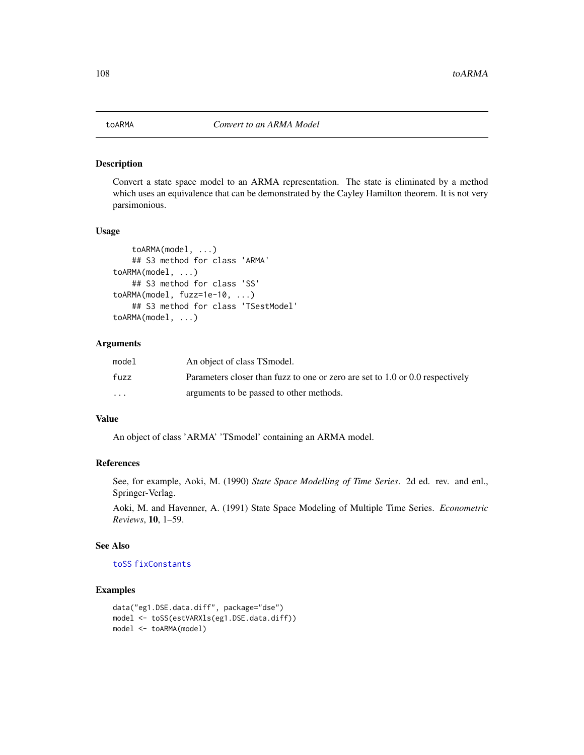# toARMA

*Convert to an ARMA Model*

## Description

Convert a state space model to an ARMA representation. The state is eliminated by a method which uses an equivalence that can be demonstrated by the Cayley Hamilton theorem. It is not very parsimonious.

## Usage

```
    toARMA(model, ...)
    ## S3 method for class 'ARMA'
toARMA(model, ...)
    ## S3 method for class 'SS'
toARMA(model, fuzz=1e-10, ...)
    ## S3 method for class 'TSestModel'
toARMA(model, ...)
```

## Arguments

| | |
|---|---|
| model | An object of class TSmodel. |
| fuzz | Parameters closer than fuzz to one or zero are set to 1.0 or 0.0 respectively |
| ... | arguments to be passed to other methods. |

## Value

An object of class 'ARMA' 'TSmodel' containing an ARMA model.

## References

See, for example, Aoki, M. (1990) *State Space Modelling of Time Series*. 2d ed. rev. and enl., Springer-Verlag.

Aoki, M. and Havenner, A. (1991) State Space Modeling of Multiple Time Series. *Econometric Reviews*, **10**, 1–59.

## See Also

toSS fixConstants

## Examples

```
data("eg1.DSE.data.diff", package="dse")
model <- toSS(estVARXls(eg1.DSE.data.diff))
model <- toARMA(model)
```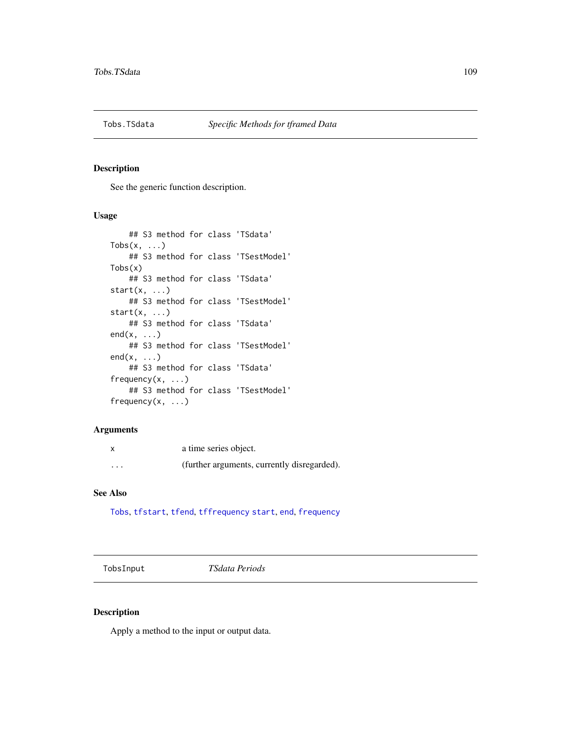## Tobs.TSdata *Specific Methods for tframed Data*

### Description

See the generic function description.

### Usage

```
    ## S3 method for class 'TSdata'
Tobs(x, ...)
    ## S3 method for class 'TSestModel'
Tobs(x)
    ## S3 method for class 'TSdata'
start(x, ...)
    ## S3 method for class 'TSestModel'
start(x, ...)
    ## S3 method for class 'TSdata'
end(x, ...)
    ## S3 method for class 'TSestModel'
end(x, ...)
    ## S3 method for class 'TSdata'
frequency(x, ...)
    ## S3 method for class 'TSestModel'
frequency(x, ...)
```

### Arguments

| | |
|---|---|
| x | a time series object. |
| ... | (further arguments, currently disregarded). |

### See Also

Tobs, tfstart, tfend, tffrequency start, end, frequency

## TobsInput *TSdata Periods*

### Description

Apply a method to the input or output data.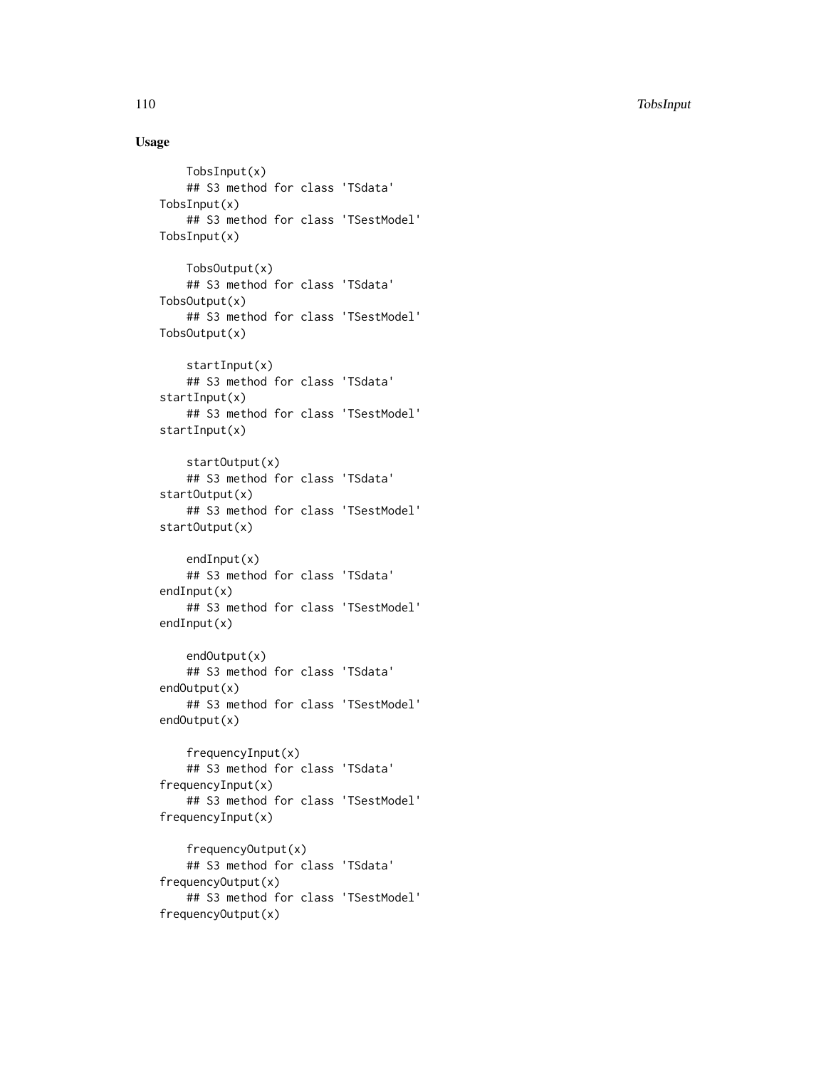### Usage

```
    TobsInput(x)
    ## S3 method for class 'TSdata'
TobsInput(x)
    ## S3 method for class 'TSestModel'
TobsInput(x)

    TobsOutput(x)
    ## S3 method for class 'TSdata'
TobsOutput(x)
    ## S3 method for class 'TSestModel'
TobsOutput(x)

    startInput(x)
    ## S3 method for class 'TSdata'
startInput(x)
    ## S3 method for class 'TSestModel'
startInput(x)

    startOutput(x)
    ## S3 method for class 'TSdata'
startOutput(x)
    ## S3 method for class 'TSestModel'
startOutput(x)

    endInput(x)
    ## S3 method for class 'TSdata'
endInput(x)
    ## S3 method for class 'TSestModel'
endInput(x)

    endOutput(x)
    ## S3 method for class 'TSdata'
endOutput(x)
    ## S3 method for class 'TSestModel'
endOutput(x)

    frequencyInput(x)
    ## S3 method for class 'TSdata'
frequencyInput(x)
    ## S3 method for class 'TSestModel'
frequencyInput(x)

    frequencyOutput(x)
    ## S3 method for class 'TSdata'
frequencyOutput(x)
    ## S3 method for class 'TSestModel'
frequencyOutput(x)
```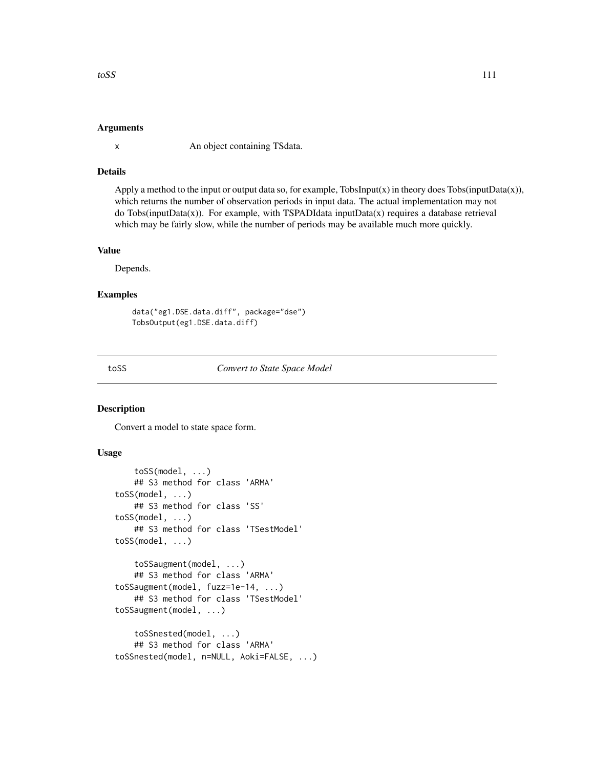### Arguments

x An object containing TSdata.

### Details

Apply a method to the input or output data so, for example, TobsInput(x) in theory does Tobs(inputData(x)), which returns the number of observation periods in input data. The actual implementation may not do Tobs(inputData(x)). For example, with TSPADIdata inputData(x) requires a database retrieval which may be fairly slow, while the number of periods may be available much more quickly.

### Value

Depends.

### Examples

```
data("eg1.DSE.data.diff", package="dse")
TobsOutput(eg1.DSE.data.diff)
```

---

## toSS *Convert to State Space Model*

### Description

Convert a model to state space form.

### Usage

```
    toSS(model, ...)
    ## S3 method for class 'ARMA'
toSS(model, ...)
    ## S3 method for class 'SS'
toSS(model, ...)
    ## S3 method for class 'TSestModel'
toSS(model, ...)

    toSSaugment(model, ...)
    ## S3 method for class 'ARMA'
toSSaugment(model, fuzz=1e-14, ...)
    ## S3 method for class 'TSestModel'
toSSaugment(model, ...)

    toSSnested(model, ...)
    ## S3 method for class 'ARMA'
toSSnested(model, n=NULL, Aoki=FALSE, ...)
```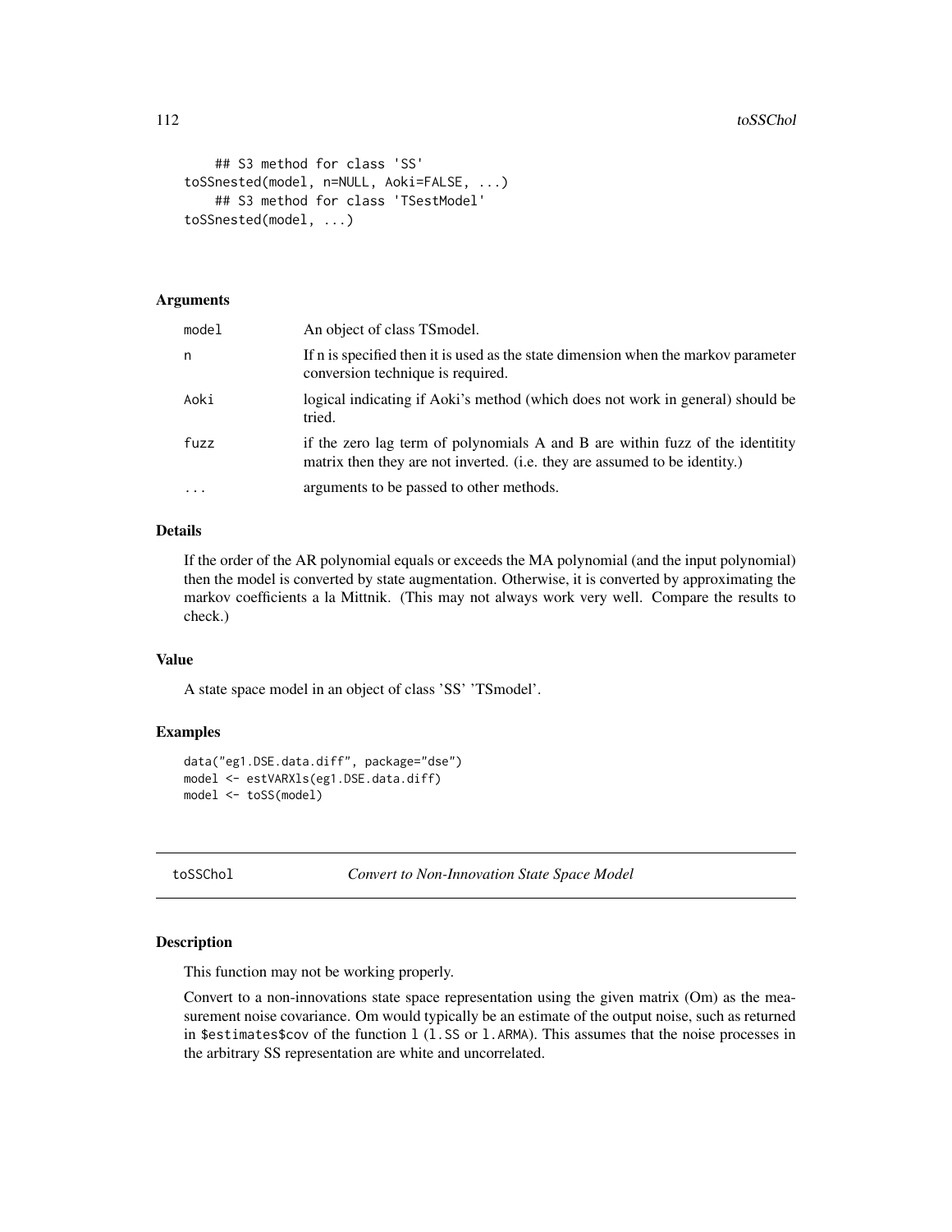```
    ## S3 method for class 'SS'
toSSnested(model, n=NULL, Aoki=FALSE, ...)
    ## S3 method for class 'TSestModel'
toSSnested(model, ...)
```

### Arguments

| | |
|---|---|
| model | An object of class TSmodel. |
| n | If n is specified then it is used as the state dimension when the markov parameter conversion technique is required. |
| Aoki | logical indicating if Aoki's method (which does not work in general) should be tried. |
| fuzz | if the zero lag term of polynomials A and B are within fuzz of the identitity matrix then they are not inverted. (i.e. they are assumed to be identity.) |
| ... | arguments to be passed to other methods. |

### Details

If the order of the AR polynomial equals or exceeds the MA polynomial (and the input polynomial) then the model is converted by state augmentation. Otherwise, it is converted by approximating the markov coefficients a la Mittnik. (This may not always work very well. Compare the results to check.)

### Value

A state space model in an object of class 'SS' 'TSmodel'.

### Examples

```
data("eg1.DSE.data.diff", package="dse")
model <- estVARXls(eg1.DSE.data.diff)
model <- toSS(model)
```

---

## toSSChol — *Convert to Non-Innovation State Space Model*

### Description

This function may not be working properly.

Convert to a non-innovations state space representation using the given matrix (Om) as the measurement noise covariance. Om would typically be an estimate of the output noise, such as returned in `$estimates$cov` of the function `l` (`l.SS` or `l.ARMA`). This assumes that the noise processes in the arbitrary SS representation are white and uncorrelated.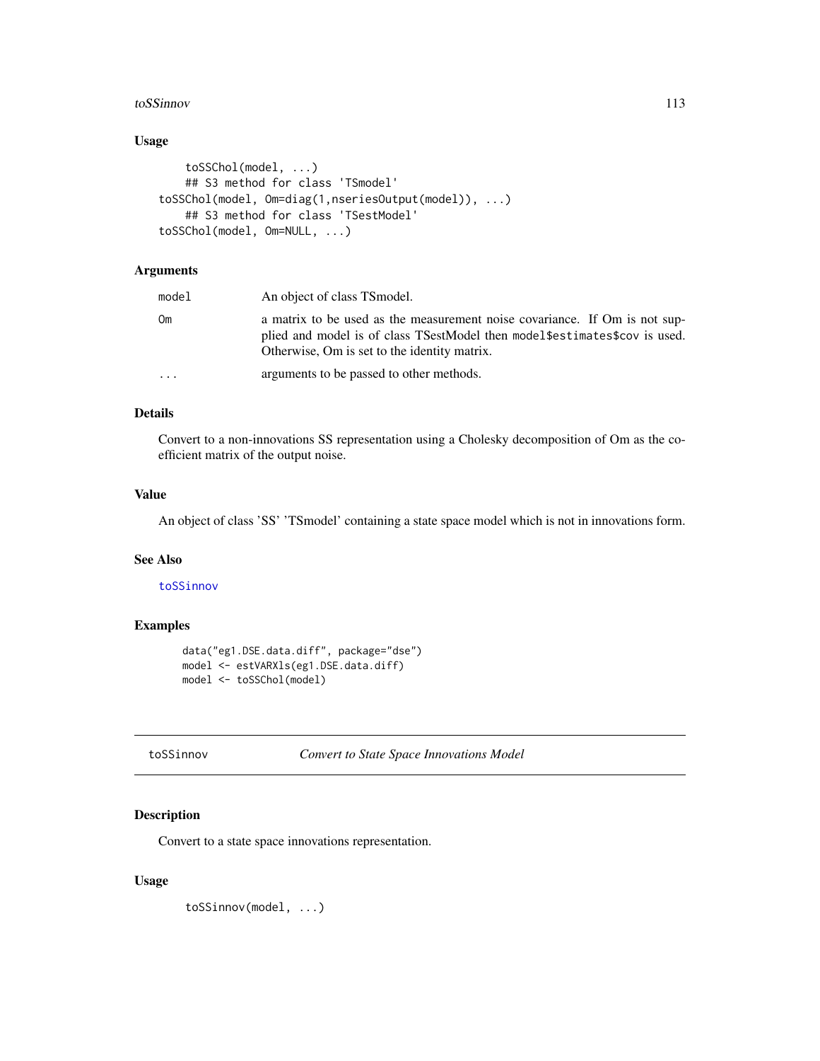### Usage

```
    toSSChol(model, ...)
    ## S3 method for class 'TSmodel'
toSSChol(model, Om=diag(1,nseriesOutput(model)), ...)
    ## S3 method for class 'TSestModel'
toSSChol(model, Om=NULL, ...)
```

### Arguments

| | |
|---|---|
| `model` | An object of class TSmodel. |
| `Om` | a matrix to be used as the measurement noise covariance. If Om is not supplied and model is of class TSestModel then `model$estimates$cov` is used. Otherwise, Om is set to the identity matrix. |
| `...` | arguments to be passed to other methods. |

### Details

Convert to a non-innovations SS representation using a Cholesky decomposition of Om as the coefficient matrix of the output noise.

### Value

An object of class 'SS' 'TSmodel' containing a state space model which is not in innovations form.

### See Also

toSSinnov

### Examples

```
data("eg1.DSE.data.diff", package="dse")
model <- estVARXls(eg1.DSE.data.diff)
model <- toSSChol(model)
```

---

## toSSinnov — *Convert to State Space Innovations Model*

---

### Description

Convert to a state space innovations representation.

### Usage

```
toSSinnov(model, ...)
```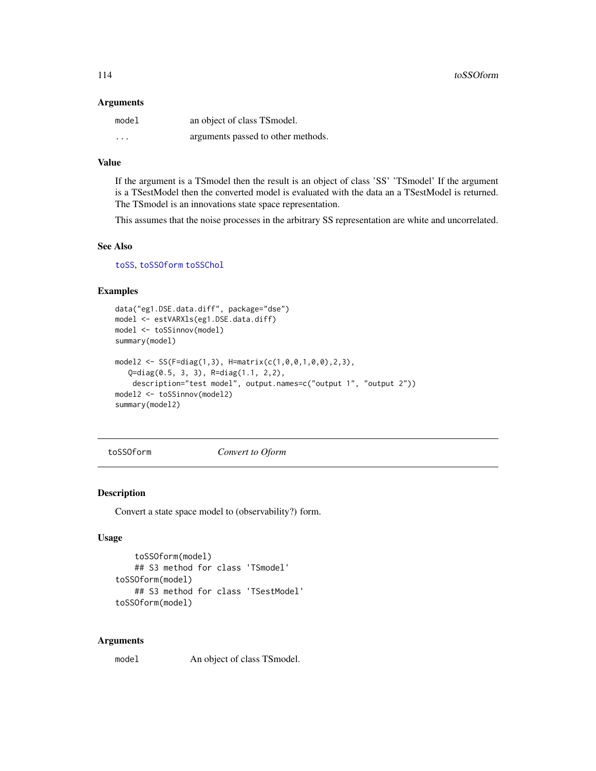### Arguments

| | |
|---|---|
| model | an object of class TSmodel. |
| ... | arguments passed to other methods. |

### Value

If the argument is a TSmodel then the result is an object of class 'SS' 'TSmodel' If the argument is a TSestModel then the converted model is evaluated with the data an a TSestModel is returned. The TSmodel is an innovations state space representation.

This assumes that the noise processes in the arbitrary SS representation are white and uncorrelated.

### See Also

toSS, toSSOform toSSChol

### Examples

```
data("eg1.DSE.data.diff", package="dse")
model <- estVARXls(eg1.DSE.data.diff)
model <- toSSinnov(model)
summary(model)

model2 <- SS(F=diag(1,3), H=matrix(c(1,0,0,1,0,0),2,3),
   Q=diag(0.5, 3, 3), R=diag(1.1, 2,2),
    description="test model", output.names=c("output 1", "output 2"))
model2 <- toSSinnov(model2)
summary(model2)
```

---

## toSSOform — *Convert to Oform*

### Description

Convert a state space model to (observability?) form.

### Usage

```
    toSSOform(model)
    ## S3 method for class 'TSmodel'
toSSOform(model)
    ## S3 method for class 'TSestModel'
toSSOform(model)
```

### Arguments

| | |
|---|---|
| model | An object of class TSmodel. |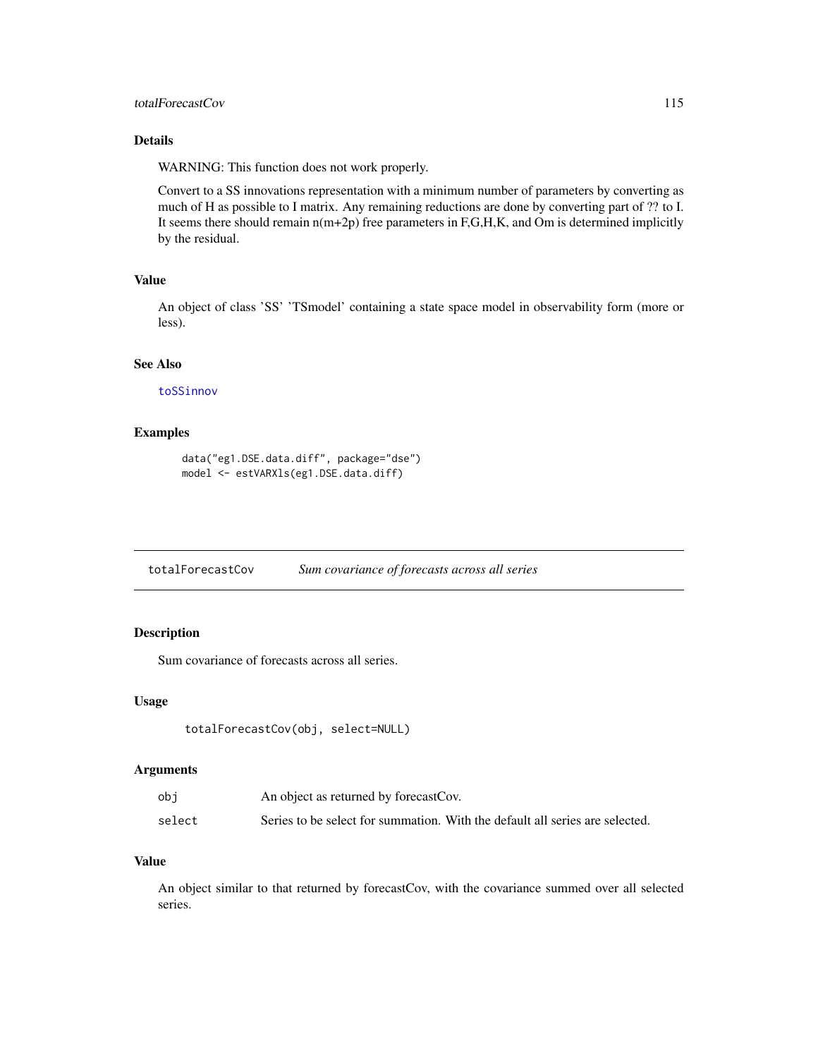## Details

WARNING: This function does not work properly.

Convert to a SS innovations representation with a minimum number of parameters by converting as much of H as possible to I matrix. Any remaining reductions are done by converting part of ?? to I. It seems there should remain n(m+2p) free parameters in F,G,H,K, and Om is determined implicitly by the residual.

## Value

An object of class 'SS' 'TSmodel' containing a state space model in observability form (more or less).

## See Also

toSSinnov

## Examples

```
data("eg1.DSE.data.diff", package="dse")
model <- estVARXls(eg1.DSE.data.diff)
```

---

# totalForecastCov *Sum covariance of forecasts across all series*

## Description

Sum covariance of forecasts across all series.

## Usage

```
totalForecastCov(obj, select=NULL)
```

## Arguments

| | |
|---|---|
| obj | An object as returned by forecastCov. |
| select | Series to be select for summation. With the default all series are selected. |

## Value

An object similar to that returned by forecastCov, with the covariance summed over all selected series.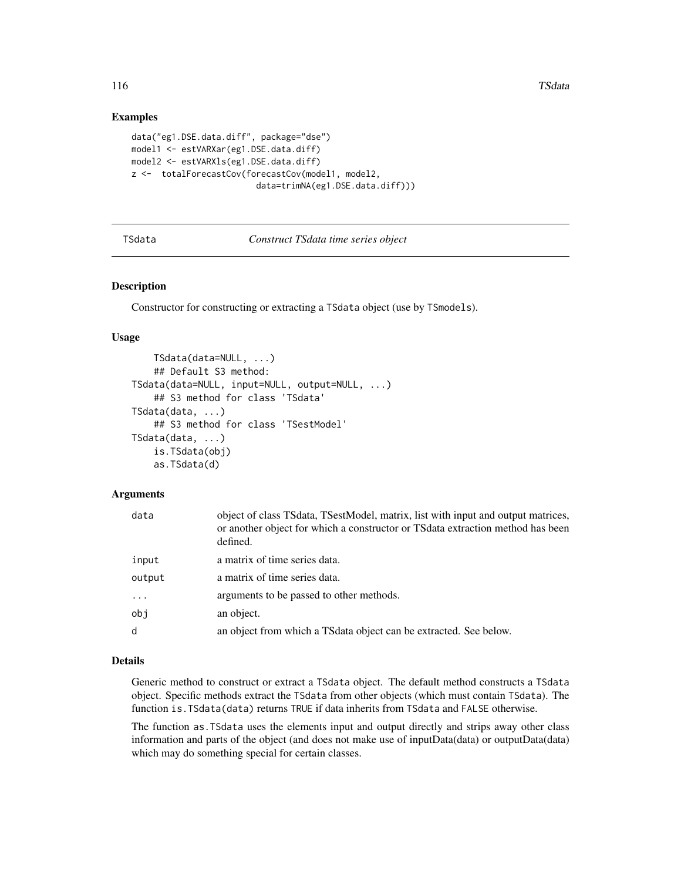## Examples

```
data("eg1.DSE.data.diff", package="dse")
model1 <- estVARXar(eg1.DSE.data.diff)
model2 <- estVARXls(eg1.DSE.data.diff)
z <-  totalForecastCov(forecastCov(model1, model2,
                       data=trimNA(eg1.DSE.data.diff)))
```

---

# TSdata *Construct TSdata time series object*

---

## Description

Constructor for constructing or extracting a TSdata object (use by TSmodels).

## Usage

```
    TSdata(data=NULL, ...)
    ## Default S3 method:
TSdata(data=NULL, input=NULL, output=NULL, ...)
    ## S3 method for class 'TSdata'
TSdata(data, ...)
    ## S3 method for class 'TSestModel'
TSdata(data, ...)
    is.TSdata(obj)
    as.TSdata(d)
```

## Arguments

| | |
|---|---|
| data | object of class TSdata, TSestModel, matrix, list with input and output matrices, or another object for which a constructor or TSdata extraction method has been defined. |
| input | a matrix of time series data. |
| output | a matrix of time series data. |
| ... | arguments to be passed to other methods. |
| obj | an object. |
| d | an object from which a TSdata object can be extracted. See below. |

## Details

Generic method to construct or extract a TSdata object. The default method constructs a TSdata object. Specific methods extract the TSdata from other objects (which must contain TSdata). The function is.TSdata(data) returns TRUE if data inherits from TSdata and FALSE otherwise.

The function as.TSdata uses the elements input and output directly and strips away other class information and parts of the object (and does not make use of inputData(data) or outputData(data) which may do something special for certain classes.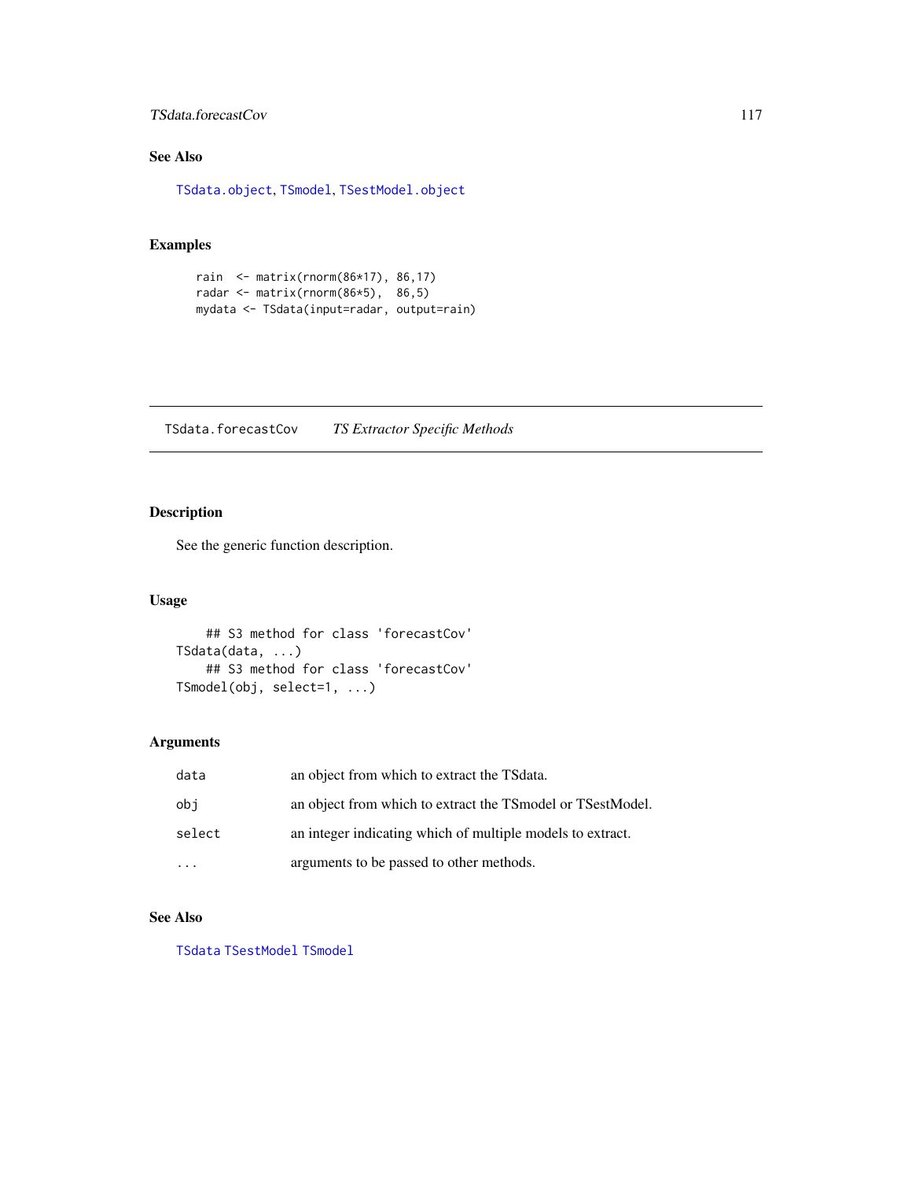## See Also

TSdata.object, TSmodel, TSestModel.object

## Examples

```
rain  <- matrix(rnorm(86*17), 86,17)
radar <- matrix(rnorm(86*5),  86,5)
mydata <- TSdata(input=radar, output=rain)
```

---

# TSdata.forecastCov &nbsp;&nbsp;&nbsp; *TS Extractor Specific Methods*

---

## Description

See the generic function description.

## Usage

```
    ## S3 method for class 'forecastCov'
TSdata(data, ...)
    ## S3 method for class 'forecastCov'
TSmodel(obj, select=1, ...)
```

## Arguments

| | |
|---|---|
| data | an object from which to extract the TSdata. |
| obj | an object from which to extract the TSmodel or TSestModel. |
| select | an integer indicating which of multiple models to extract. |
| ... | arguments to be passed to other methods. |

## See Also

TSdata TSestModel TSmodel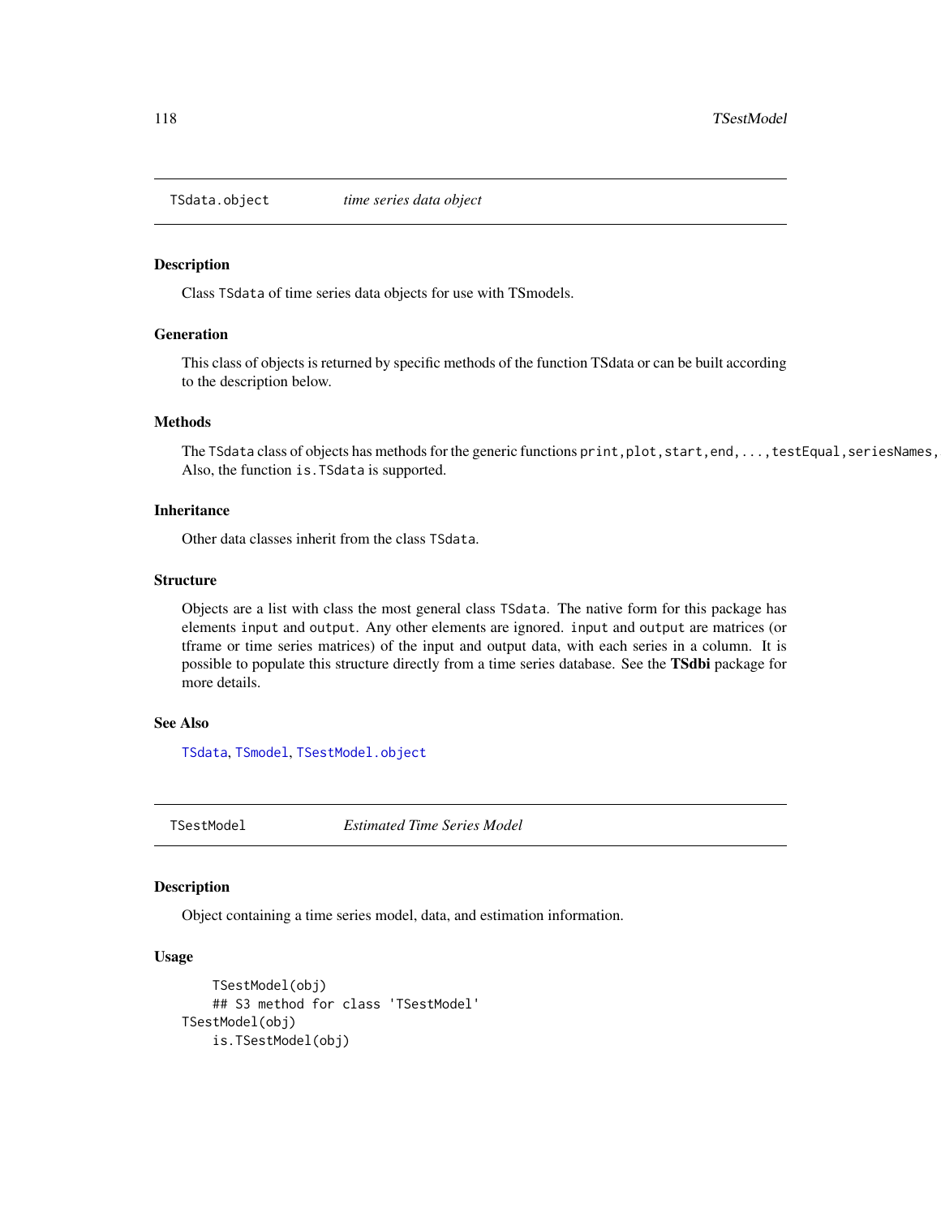## TSdata.object *time series data object*

### Description

Class `TSdata` of time series data objects for use with TSmodels.

### Generation

This class of objects is returned by specific methods of the function TSdata or can be built according to the description below.

### Methods

The `TSdata` class of objects has methods for the generic functions `print,plot,start,end,...,testEqual,seriesNames,` Also, the function `is.TSdata` is supported.

### Inheritance

Other data classes inherit from the class `TSdata`.

### Structure

Objects are a list with class the most general class `TSdata`. The native form for this package has elements `input` and `output`. Any other elements are ignored. `input` and `output` are matrices (or tframe or time series matrices) of the input and output data, with each series in a column. It is possible to populate this structure directly from a time series database. See the **TSdbi** package for more details.

### See Also

`TSdata`, `TSmodel`, `TSestModel.object`

## TSestModel *Estimated Time Series Model*

### Description

Object containing a time series model, data, and estimation information.

### Usage

```
    TSestModel(obj)
    ## S3 method for class 'TSestModel'
TSestModel(obj)
    is.TSestModel(obj)
```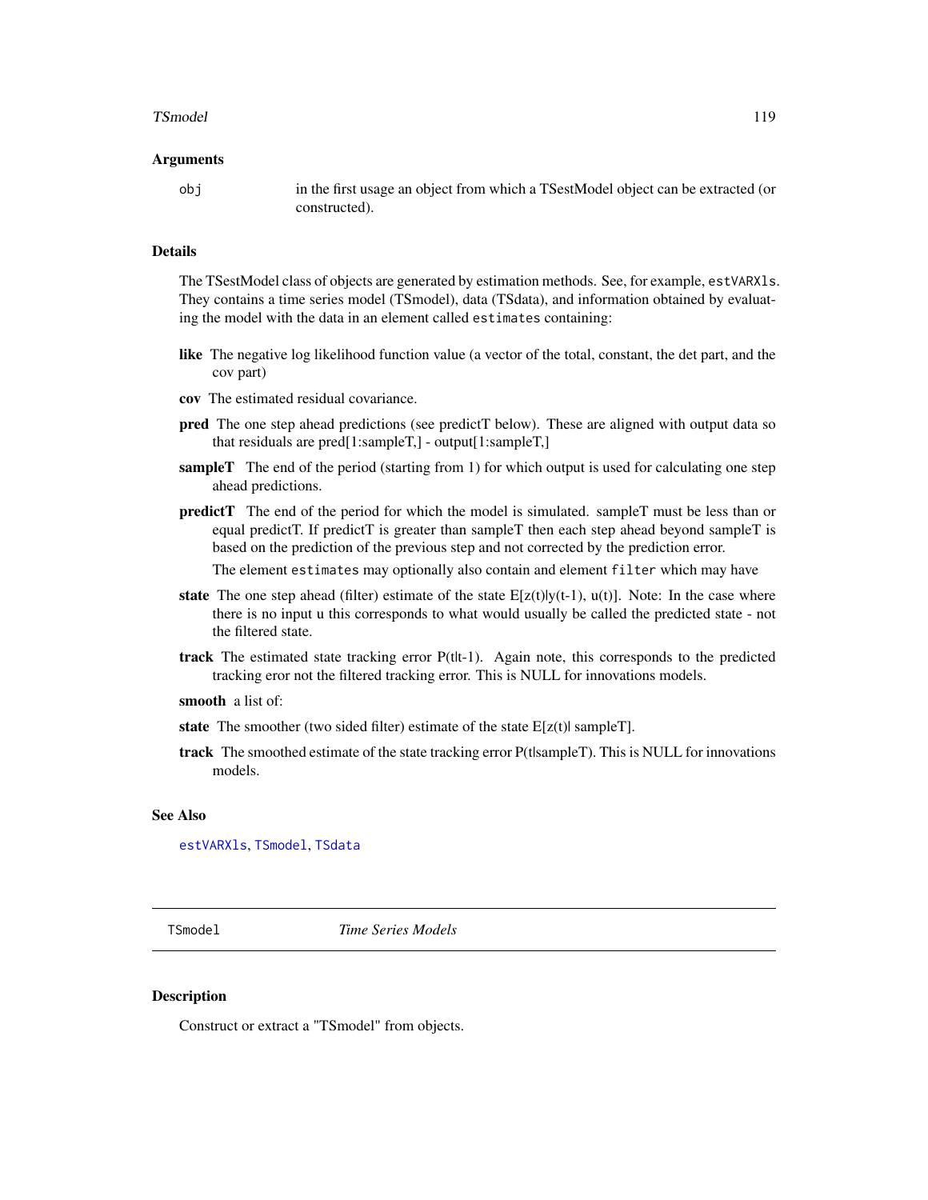### Arguments

`obj` in the first usage an object from which a TSestModel object can be extracted (or constructed).

### Details

The TSestModel class of objects are generated by estimation methods. See, for example, `estVARXls`. They contains a time series model (TSmodel), data (TSdata), and information obtained by evaluating the model with the data in an element called `estimates` containing:

- **like** The negative log likelihood function value (a vector of the total, constant, the det part, and the cov part)
- **cov** The estimated residual covariance.
- **pred** The one step ahead predictions (see predictT below). These are aligned with output data so that residuals are pred[1:sampleT,] - output[1:sampleT,]
- **sampleT** The end of the period (starting from 1) for which output is used for calculating one step ahead predictions.
- **predictT** The end of the period for which the model is simulated. sampleT must be less than or equal predictT. If predictT is greater than sampleT then each step ahead beyond sampleT is based on the prediction of the previous step and not corrected by the prediction error.

  The element `estimates` may optionally also contain and element `filter` which may have
- **state** The one step ahead (filter) estimate of the state E[z(t)|y(t-1), u(t)]. Note: In the case where there is no input u this corresponds to what would usually be called the predicted state - not the filtered state.
- **track** The estimated state tracking error P(t|t-1). Again note, this corresponds to the predicted tracking eror not the filtered tracking error. This is NULL for innovations models.
- **smooth** a list of:
- **state** The smoother (two sided filter) estimate of the state E[z(t)| sampleT].
- **track** The smoothed estimate of the state tracking error P(t|sampleT). This is NULL for innovations models.

### See Also

`estVARXls`, `TSmodel`, `TSdata`

---

## TSmodel — *Time Series Models*

### Description

Construct or extract a "TSmodel" from objects.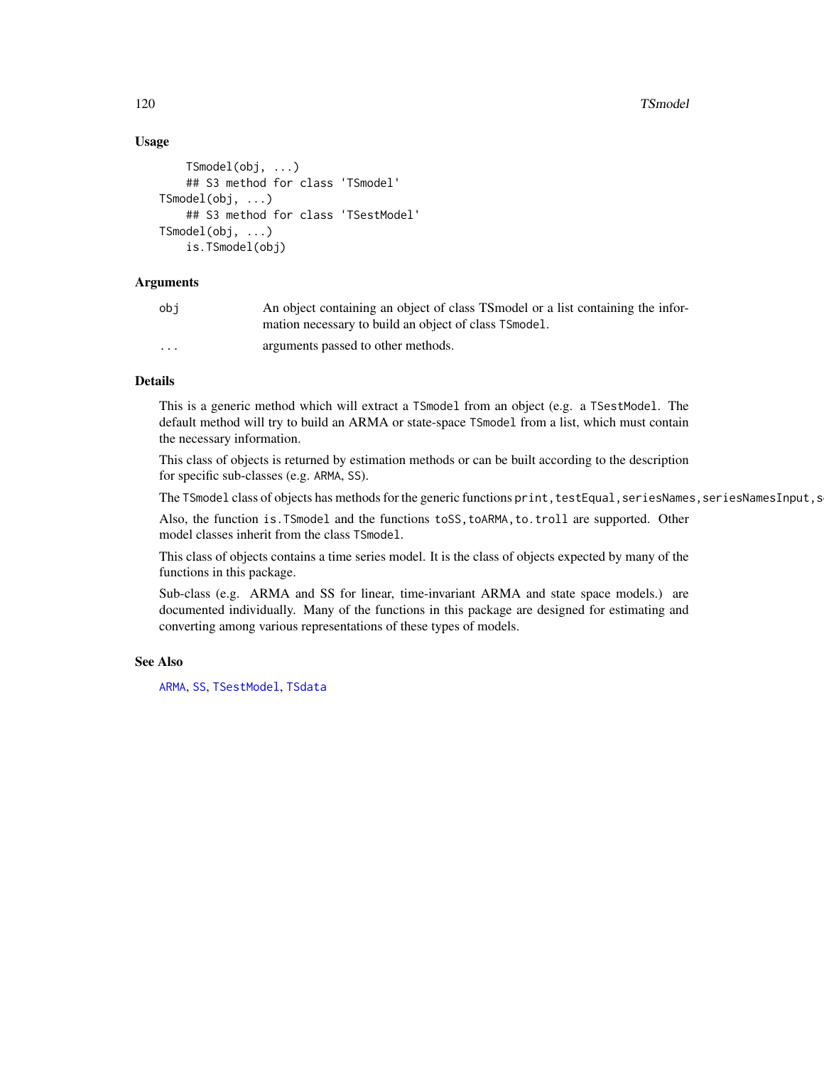## Usage

```
    TSmodel(obj, ...)
    ## S3 method for class 'TSmodel'
TSmodel(obj, ...)
    ## S3 method for class 'TSestModel'
TSmodel(obj, ...)
    is.TSmodel(obj)
```

## Arguments

| | |
|---|---|
| obj | An object containing an object of class TSmodel or a list containing the information necessary to build an object of class `TSmodel`. |
| ... | arguments passed to other methods. |

## Details

This is a generic method which will extract a `TSmodel` from an object (e.g. a `TSestModel`. The default method will try to build an ARMA or state-space `TSmodel` from a list, which must contain the necessary information.

This class of objects is returned by estimation methods or can be built according to the description for specific sub-classes (e.g. `ARMA`, `SS`).

The `TSmodel` class of objects has methods for the generic functions `print,testEqual,seriesNames,seriesNamesInput,s`

Also, the function `is.TSmodel` and the functions `toSS,toARMA,to.troll` are supported. Other model classes inherit from the class `TSmodel`.

This class of objects contains a time series model. It is the class of objects expected by many of the functions in this package.

Sub-class (e.g. ARMA and SS for linear, time-invariant ARMA and state space models.) are documented individually. Many of the functions in this package are designed for estimating and converting among various representations of these types of models.

## See Also

`ARMA`, `SS`, `TSestModel`, `TSdata`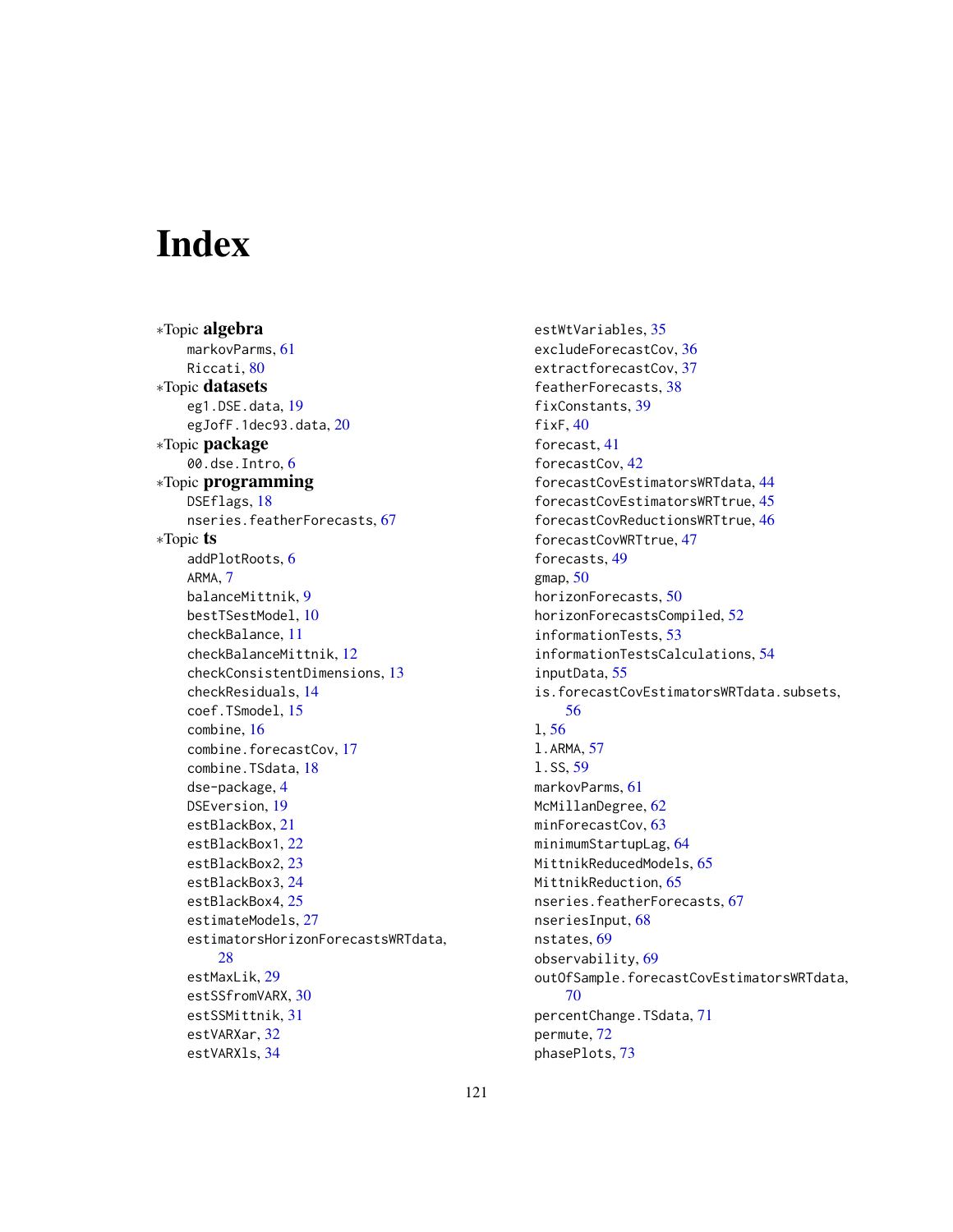# Index

*Topic **algebra**

markovParms, 61
Riccati, 80

*Topic **datasets**

eg1.DSE.data, 19
egJofF.1dec93.data, 20

*Topic **package**

00.dse.Intro, 6

*Topic **programming**

DSEflags, 18
nseries.featherForecasts, 67

*Topic **ts**

addPlotRoots, 6
ARMA, 7
balanceMittnik, 9
bestTSestModel, 10
checkBalance, 11
checkBalanceMittnik, 12
checkConsistentDimensions, 13
checkResiduals, 14
coef.TSmodel, 15
combine, 16
combine.forecastCov, 17
combine.TSdata, 18
dse-package, 4
DSEversion, 19
estBlackBox, 21
estBlackBox1, 22
estBlackBox2, 23
estBlackBox3, 24
estBlackBox4, 25
estimateModels, 27
estimatorsHorizonForecastsWRTdata, 28
estMaxLik, 29
estSSfromVARX, 30
estSSMittnik, 31
estVARXar, 32
estVARXls, 34
estWtVariables, 35
excludeForecastCov, 36
extractforecastCov, 37
featherForecasts, 38
fixConstants, 39
fixF, 40
forecast, 41
forecastCov, 42
forecastCovEstimatorsWRTdata, 44
forecastCovEstimatorsWRTtrue, 45
forecastCovReductionsWRTtrue, 46
forecastCovWRTtrue, 47
forecasts, 49
gmap, 50
horizonForecasts, 50
horizonForecastsCompiled, 52
informationTests, 53
informationTestsCalculations, 54
inputData, 55
is.forecastCovEstimatorsWRTdata.subsets, 56
l, 56
l.ARMA, 57
l.SS, 59
markovParms, 61
McMillanDegree, 62
minForecastCov, 63
minimumStartupLag, 64
MittnikReducedModels, 65
MittnikReduction, 65
nseries.featherForecasts, 67
nseriesInput, 68
nstates, 69
observability, 69
outOfSample.forecastCovEstimatorsWRTdata, 70
percentChange.TSdata, 71
permute, 72
phasePlots, 73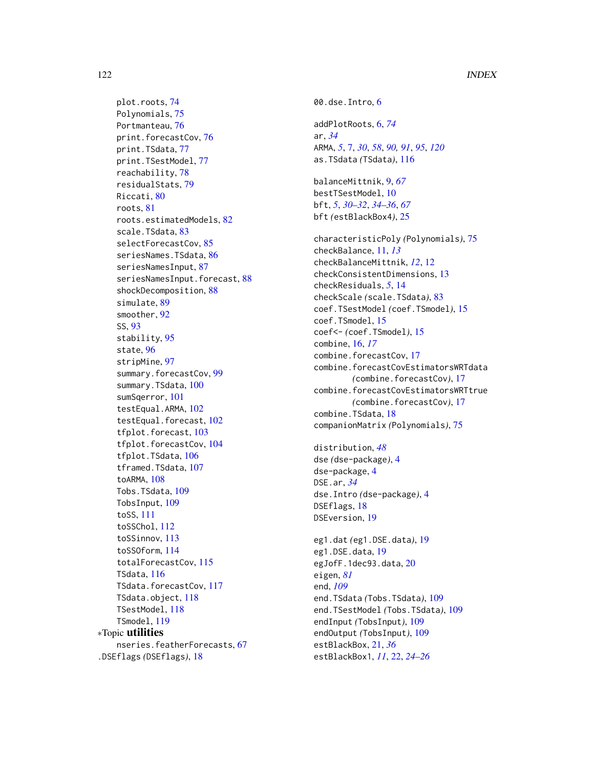plot.roots, 74
Polynomials, 75
Portmanteau, 76
print.forecastCov, 76
print.TSdata, 77
print.TSestModel, 77
reachability, 78
residualStats, 79
Riccati, 80
roots, 81
roots.estimatedModels, 82
scale.TSdata, 83
selectForecastCov, 85
seriesNames.TSdata, 86
seriesNamesInput, 87
seriesNamesInput.forecast, 88
shockDecomposition, 88
simulate, 89
smoother, 92
SS, 93
stability, 95
state, 96
stripMine, 97
summary.forecastCov, 99
summary.TSdata, 100
sumSqerror, 101
testEqual.ARMA, 102
testEqual.forecast, 102
tfplot.forecast, 103
tfplot.forecastCov, 104
tfplot.TSdata, 106
tframed.TSdata, 107
toARMA, 108
Tobs.TSdata, 109
TobsInput, 109
toSS, 111
toSSChol, 112
toSSinnov, 113
toSSOform, 114
totalForecastCov, 115
TSdata, 116
TSdata.forecastCov, 117
TSdata.object, 118
TSestModel, 118
TSmodel, 119

∗Topic **utilities**
nseries.featherForecasts, 67

.DSEflags (DSEflags), 18

00.dse.Intro, 6

addPlotRoots, 6, *74*
ar, *34*
ARMA, 5, 7, *30*, *58*, *90, 91*, *95*, *120*
as.TSdata (TSdata), 116

balanceMittnik, 9, *67*
bestTSestModel, 10
bft, *5*, *30–32*, *34–36*, *67*
bft (estBlackBox4), 25

characteristicPoly (Polynomials), 75
checkBalance, 11, *13*
checkBalanceMittnik, *12*, 12
checkConsistentDimensions, 13
checkResiduals, *5*, 14
checkScale (scale.TSdata), 83
coef.TSestModel (coef.TSmodel), 15
coef.TSmodel, 15
coef<- (coef.TSmodel), 15
combine, 16, *17*
combine.forecastCov, 17
combine.forecastCovEstimatorsWRTdata (combine.forecastCov), 17
combine.forecastCovEstimatorsWRTtrue (combine.forecastCov), 17
combine.TSdata, 18
companionMatrix (Polynomials), 75

distribution, *48*
dse (dse-package), 4
dse-package, 4
DSE.ar, *34*
dse.Intro (dse-package), 4
DSEflags, 18
DSEversion, 19

eg1.dat (eg1.DSE.data), 19
eg1.DSE.data, 19
egJofF.1dec93.data, 20
eigen, *81*
end, *109*
end.TSdata (Tobs.TSdata), 109
end.TSestModel (Tobs.TSdata), 109
endInput (TobsInput), 109
endOutput (TobsInput), 109
estBlackBox, 21, *36*
estBlackBox1, *11*, 22, *24–26*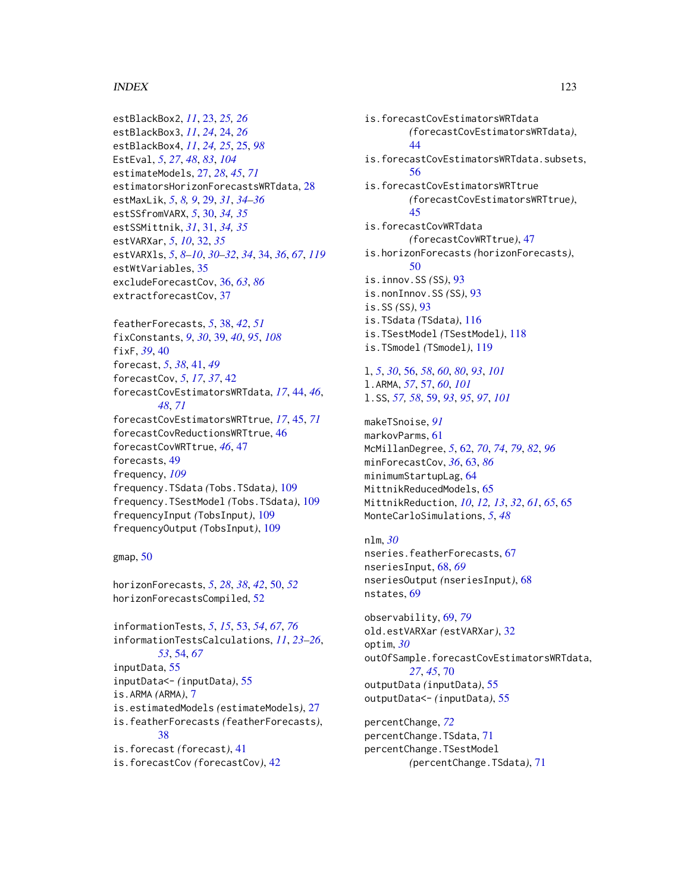estBlackBox2, *11*, 23, *25, 26*
estBlackBox3, *11*, *24*, 24, *26*
estBlackBox4, *11*, *24, 25*, 25, *98*
EstEval, *5*, *27*, *48*, *83*, *104*
estimateModels, 27, *28*, *45*, *71*
estimatorsHorizonForecastsWRTdata, 28
estMaxLik, *5*, *8, 9*, 29, *31*, *34–36*
estSSfromVARX, *5*, 30, *34, 35*
estSSMittnik, *31*, 31, *34, 35*
estVARXar, *5*, *10*, 32, *35*
estVARXls, *5*, *8–10*, *30–32*, *34*, 34, *36*, *67*, *119*
estWtVariables, 35
excludeForecastCov, 36, *63*, *86*
extractforecastCov, 37

featherForecasts, *5*, 38, *42*, *51*
fixConstants, *9*, *30*, 39, *40*, *95*, *108*
fixF, *39*, 40
forecast, *5*, *38*, 41, *49*
forecastCov, *5*, *17*, *37*, 42
forecastCovEstimatorsWRTdata, *17*, 44, *46*, *48*, *71*
forecastCovEstimatorsWRTtrue, *17*, 45, *71*
forecastCovReductionsWRTtrue, 46
forecastCovWRTtrue, *46*, 47
forecasts, 49
frequency, *109*
frequency.TSdata *(*Tobs.TSdata*)*, 109
frequency.TSestModel *(*Tobs.TSdata*)*, 109
frequencyInput *(*TobsInput*)*, 109
frequencyOutput *(*TobsInput*)*, 109

gmap, 50

horizonForecasts, *5*, *28*, *38*, *42*, 50, *52*
horizonForecastsCompiled, 52

informationTests, *5*, *15*, 53, *54*, *67*, *76*
informationTestsCalculations, *11*, *23–26*, *53*, 54, *67*
inputData, 55
inputData<- *(*inputData*)*, 55
is.ARMA *(*ARMA*)*, 7
is.estimatedModels *(*estimateModels*)*, 27
is.featherForecasts *(*featherForecasts*)*, 38
is.forecast *(*forecast*)*, 41
is.forecastCov *(*forecastCov*)*, 42
is.forecastCovEstimatorsWRTdata *(*forecastCovEstimatorsWRTdata*)*, 44
is.forecastCovEstimatorsWRTdata.subsets, 56
is.forecastCovEstimatorsWRTtrue *(*forecastCovEstimatorsWRTtrue*)*, 45
is.forecastCovWRTdata *(*forecastCovWRTtrue*)*, 47
is.horizonForecasts *(*horizonForecasts*)*, 50
is.innov.SS *(*SS*)*, 93
is.nonInnov.SS *(*SS*)*, 93
is.SS *(*SS*)*, 93
is.TSdata *(*TSdata*)*, 116
is.TSestModel *(*TSestModel*)*, 118
is.TSmodel *(*TSmodel*)*, 119

l, *5*, *30*, 56, *58*, *60*, *80*, *93*, *101*
l.ARMA, *57*, 57, *60*, *101*
l.SS, *57, 58*, 59, *93*, *95*, *97*, *101*

makeTSnoise, *91*
markovParms, 61
McMillanDegree, *5*, 62, *70*, *74*, *79*, *82*, *96*
minForecastCov, *36*, 63, *86*
minimumStartupLag, 64
MittnikReducedModels, 65
MittnikReduction, *10*, *12, 13*, *32*, *61*, *65*, 65
MonteCarloSimulations, *5*, *48*

nlm, *30*
nseries.featherForecasts, 67
nseriesInput, 68, *69*
nseriesOutput *(*nseriesInput*)*, 68
nstates, 69

observability, 69, *79*
old.estVARXar *(*estVARXar*)*, 32
optim, *30*
outOfSample.forecastCovEstimatorsWRTdata, *27*, *45*, 70
outputData *(*inputData*)*, 55
outputData<- *(*inputData*)*, 55

percentChange, *72*
percentChange.TSdata, 71
percentChange.TSestModel *(*percentChange.TSdata*)*, 71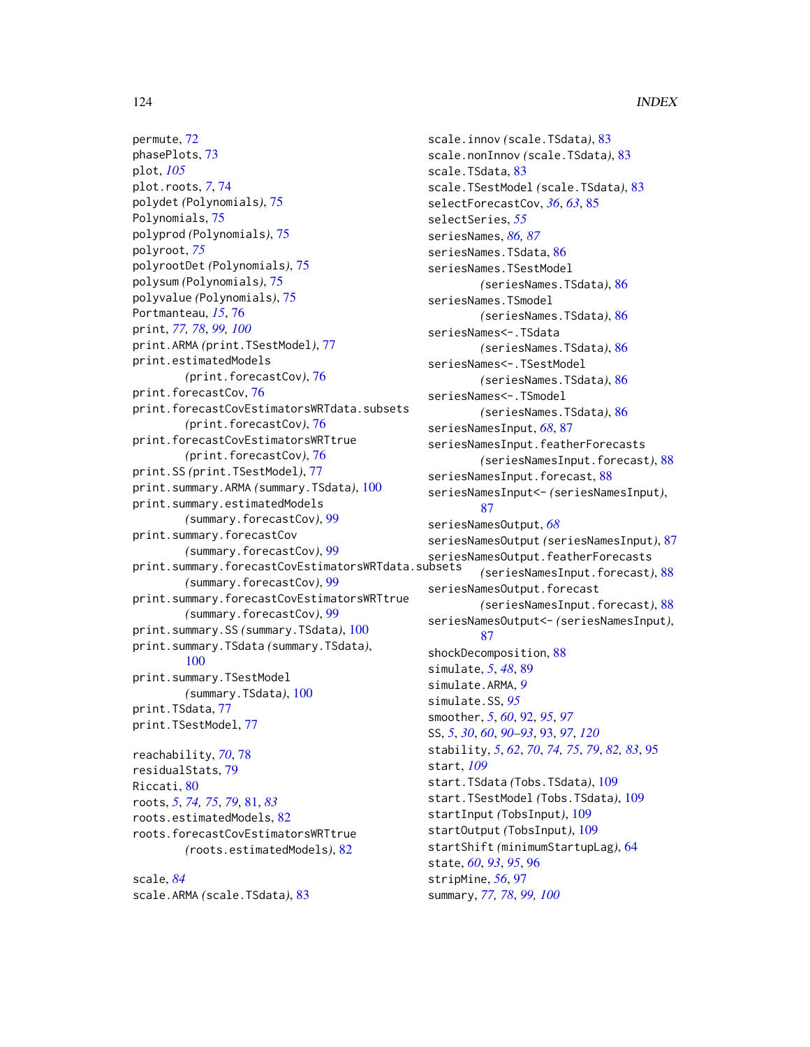permute, 72
phasePlots, 73
plot, *105*
plot.roots, *7*, 74
polydet *(*Polynomials*)*, 75
Polynomials, 75
polyprod *(*Polynomials*)*, 75
polyroot, *75*
polyrootDet *(*Polynomials*)*, 75
polysum *(*Polynomials*)*, 75
polyvalue *(*Polynomials*)*, 75
Portmanteau, *15*, 76
print, *77, 78*, *99, 100*
print.ARMA *(*print.TSestModel*)*, 77
print.estimatedModels *(*print.forecastCov*)*, 76
print.forecastCov, 76
print.forecastCovEstimatorsWRTdata.subsets *(*print.forecastCov*)*, 76
print.forecastCovEstimatorsWRTtrue *(*print.forecastCov*)*, 76
print.SS *(*print.TSestModel*)*, 77
print.summary.ARMA *(*summary.TSdata*)*, 100
print.summary.estimatedModels *(*summary.forecastCov*)*, 99
print.summary.forecastCov *(*summary.forecastCov*)*, 99
print.summary.forecastCovEstimatorsWRTdata.subsets *(*summary.forecastCov*)*, 99
print.summary.forecastCovEstimatorsWRTtrue *(*summary.forecastCov*)*, 99
print.summary.SS *(*summary.TSdata*)*, 100
print.summary.TSdata *(*summary.TSdata*)*, 100
print.summary.TSestModel *(*summary.TSdata*)*, 100
print.TSdata, 77
print.TSestModel, 77

reachability, *70*, 78
residualStats, 79
Riccati, 80
roots, *5*, *74, 75*, *79*, 81, *83*
roots.estimatedModels, 82
roots.forecastCovEstimatorsWRTtrue *(*roots.estimatedModels*)*, 82

scale, *84*
scale.ARMA *(*scale.TSdata*)*, 83
scale.innov *(*scale.TSdata*)*, 83
scale.nonInnov *(*scale.TSdata*)*, 83
scale.TSdata, 83
scale.TSestModel *(*scale.TSdata*)*, 83
selectForecastCov, *36*, *63*, 85
selectSeries, *55*
seriesNames, *86, 87*
seriesNames.TSdata, 86
seriesNames.TSestModel *(*seriesNames.TSdata*)*, 86
seriesNames.TSmodel *(*seriesNames.TSdata*)*, 86
seriesNames<-.TSdata *(*seriesNames.TSdata*)*, 86
seriesNames<-.TSestModel *(*seriesNames.TSdata*)*, 86
seriesNames<-.TSmodel *(*seriesNames.TSdata*)*, 86
seriesNamesInput, *68*, 87
seriesNamesInput.featherForecasts *(*seriesNamesInput.forecast*)*, 88
seriesNamesInput.forecast, 88
seriesNamesInput<- *(*seriesNamesInput*)*, 87
seriesNamesOutput, *68*
seriesNamesOutput *(*seriesNamesInput*)*, 87
seriesNamesOutput.featherForecasts *(*seriesNamesInput.forecast*)*, 88
seriesNamesOutput.forecast *(*seriesNamesInput.forecast*)*, 88
seriesNamesOutput<- *(*seriesNamesInput*)*, 87
shockDecomposition, 88
simulate, *5*, *48*, 89
simulate.ARMA, *9*
simulate.SS, *95*
smoother, *5*, *60*, 92, *95*, *97*
SS, *5*, *30*, *60*, *90–93*, 93, *97*, *120*
stability, *5*, *62*, *70*, *74, 75*, *79*, *82, 83*, 95
start, *109*
start.TSdata *(*Tobs.TSdata*)*, 109
start.TSestModel *(*Tobs.TSdata*)*, 109
startInput *(*TobsInput*)*, 109
startOutput *(*TobsInput*)*, 109
startShift *(*minimumStartupLag*)*, 64
state, *60*, *93*, *95*, 96
stripMine, *56*, 97
summary, *77, 78*, *99, 100*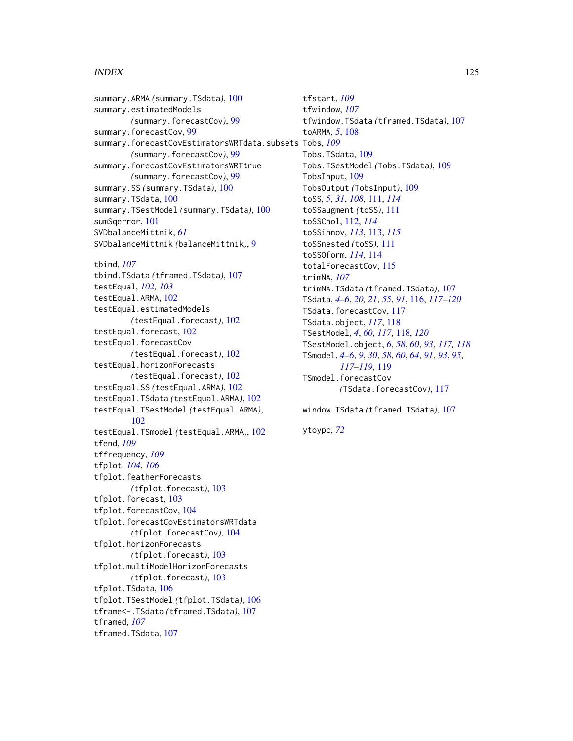summary.ARMA *(*summary.TSdata*)*, 100
summary.estimatedModels
*(*summary.forecastCov*)*, 99
summary.forecastCov, 99
summary.forecastCovEstimatorsWRTdata.subsets
*(*summary.forecastCov*)*, 99
summary.forecastCovEstimatorsWRTtrue
*(*summary.forecastCov*)*, 99
summary.SS *(*summary.TSdata*)*, 100
summary.TSdata, 100
summary.TSestModel *(*summary.TSdata*)*, 100
sumSqerror, 101
SVDbalanceMittnik, *61*
SVDbalanceMittnik *(*balanceMittnik*)*, 9

tbind, *107*
tbind.TSdata *(*tframed.TSdata*)*, 107
testEqual, *102, 103*
testEqual.ARMA, 102
testEqual.estimatedModels
*(*testEqual.forecast*)*, 102
testEqual.forecast, 102
testEqual.forecastCov
*(*testEqual.forecast*)*, 102
testEqual.horizonForecasts
*(*testEqual.forecast*)*, 102
testEqual.SS *(*testEqual.ARMA*)*, 102
testEqual.TSdata *(*testEqual.ARMA*)*, 102
testEqual.TSestModel *(*testEqual.ARMA*)*,
102
testEqual.TSmodel *(*testEqual.ARMA*)*, 102
tfend, *109*
tffrequency, *109*
tfplot, *104*, *106*
tfplot.featherForecasts
*(*tfplot.forecast*)*, 103
tfplot.forecast, 103
tfplot.forecastCov, 104
tfplot.forecastCovEstimatorsWRTdata
*(*tfplot.forecastCov*)*, 104
tfplot.horizonForecasts
*(*tfplot.forecast*)*, 103
tfplot.multiModelHorizonForecasts
*(*tfplot.forecast*)*, 103
tfplot.TSdata, 106
tfplot.TSestModel *(*tfplot.TSdata*)*, 106
tframe<-.TSdata *(*tframed.TSdata*)*, 107
tframed, *107*
tframed.TSdata, 107
tfstart, *109*
tfwindow, *107*
tfwindow.TSdata *(*tframed.TSdata*)*, 107
toARMA, *5*, 108
Tobs, *109*
Tobs.TSdata, 109
Tobs.TSestModel *(*Tobs.TSdata*)*, 109
TobsInput, 109
TobsOutput *(*TobsInput*)*, 109
toSS, *5*, *31*, *108*, 111, *114*
toSSaugment *(*toSS*)*, 111
toSSChol, 112, *114*
toSSinnov, *113*, 113, *115*
toSSnested *(*toSS*)*, 111
toSSOform, *114*, 114
totalForecastCov, 115
trimNA, *107*
trimNA.TSdata *(*tframed.TSdata*)*, 107
TSdata, *4–6*, *20, 21*, *55*, *91*, 116, *117–120*
TSdata.forecastCov, 117
TSdata.object, *117*, 118
TSestModel, *4*, *60*, *117*, 118, *120*
TSestModel.object, *6*, *58*, *60*, *93*, *117, 118*
TSmodel, *4–6*, *9*, *30*, *58*, *60*, *64*, *91*, *93*, *95*,
*117–119*, 119
TSmodel.forecastCov
*(*TSdata.forecastCov*)*, 117

window.TSdata *(*tframed.TSdata*)*, 107

ytoypc, *72*